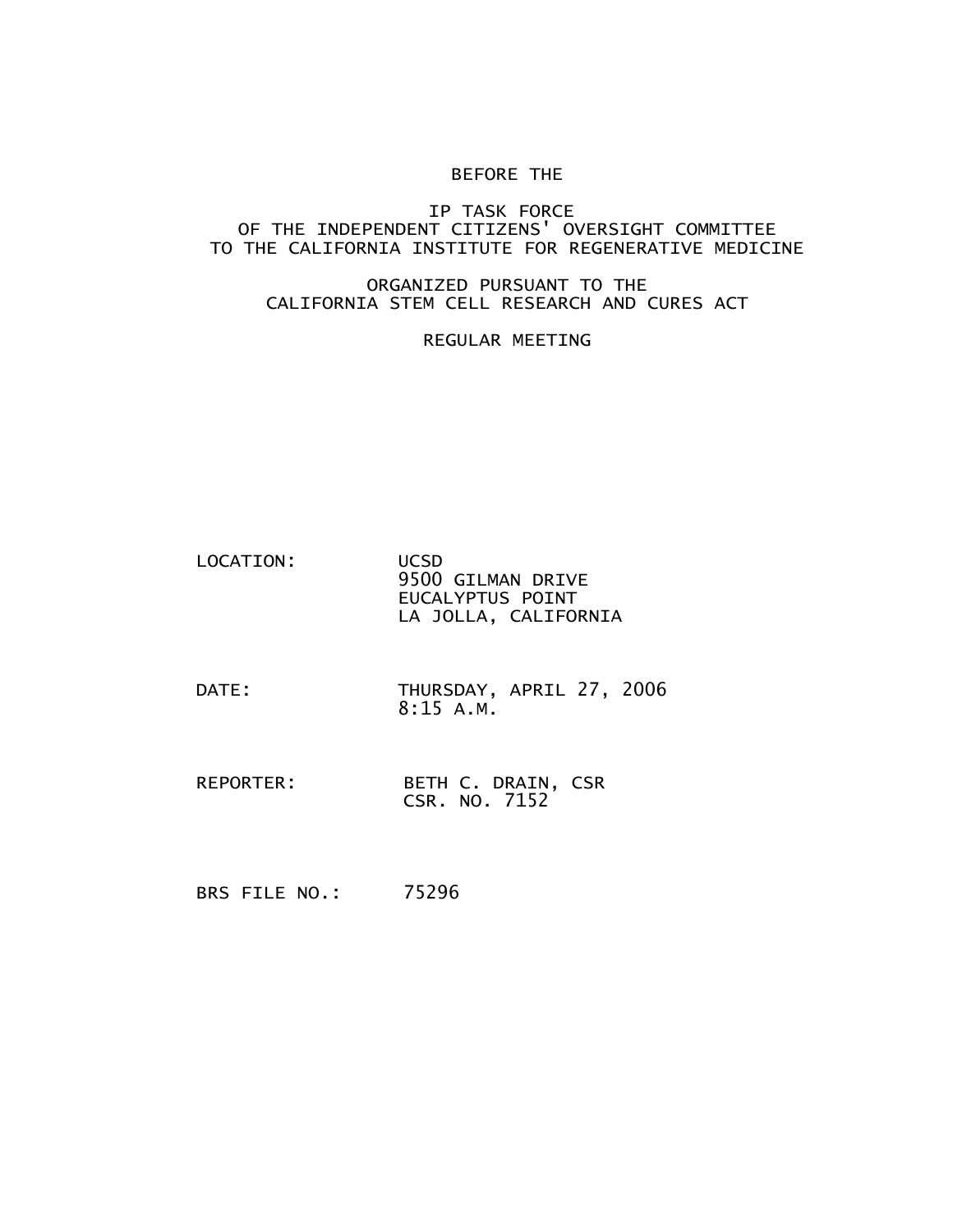BEFORE THE

IP TASK FORCE
OF THE INDEPENDENT CITIZENS' OVERSIGHT COMMITTEE
TO THE CALIFORNIA INSTITUTE FOR REGENERATIVE MEDICINE

ORGANIZED PURSUANT TO THE
CALIFORNIA STEM CELL RESEARCH AND CURES ACT

REGULAR MEETING

LOCATION: UCSD
9500 GILMAN DRIVE
EUCALYPTUS POINT
LA JOLLA, CALIFORNIA

DATE: THURSDAY, APRIL 27, 2006
8:15 A.M.

REPORTER: BETH C. DRAIN, CSR
CSR. NO. 7152

BRS FILE NO.: 75296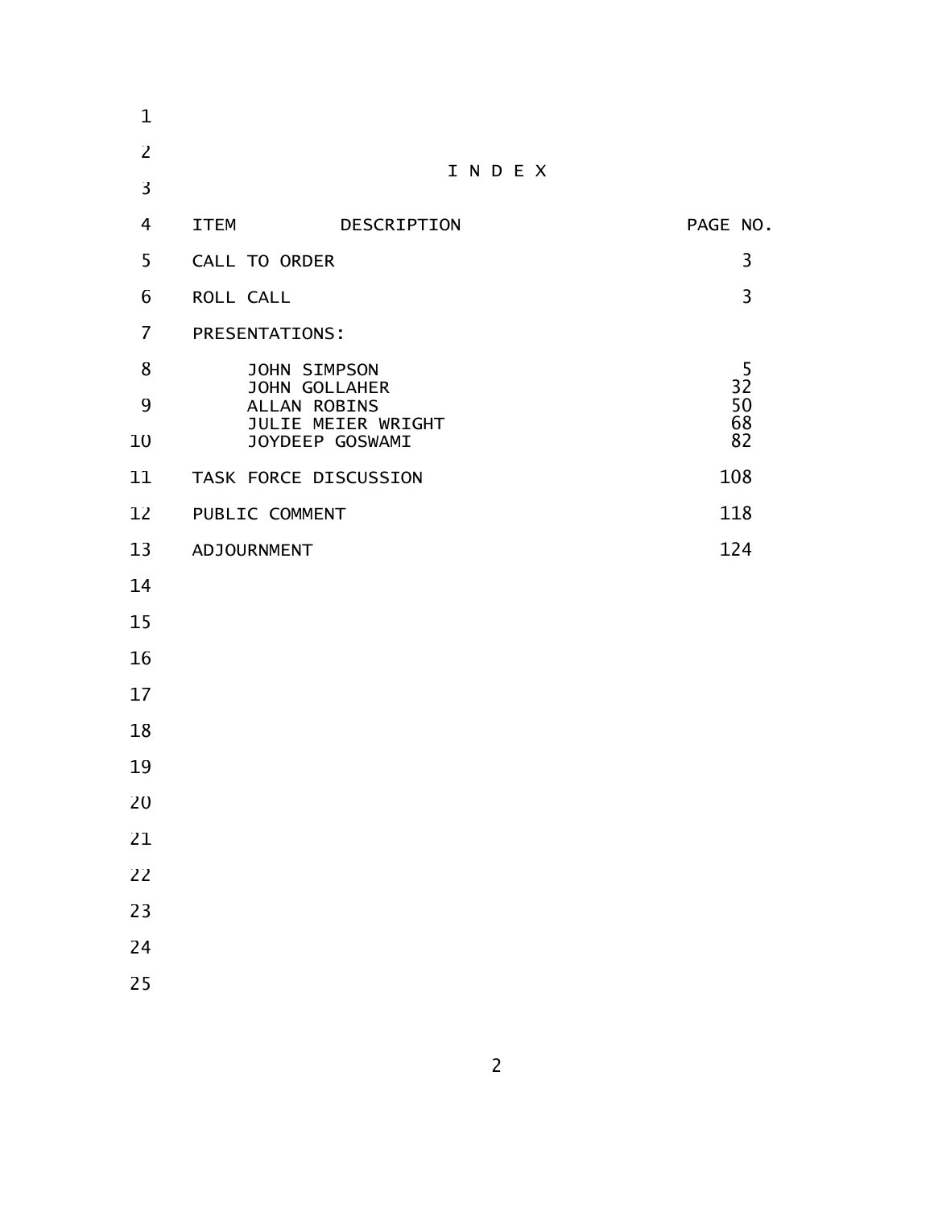# I N D E X

| ITEM DESCRIPTION | PAGE NO. |
|---|---|
| CALL TO ORDER | 3 |
| ROLL CALL | 3 |
| PRESENTATIONS: | |
| JOHN SIMPSON | 5 |
| JOHN GOLLAHER | 32 |
| ALLAN ROBINS | 50 |
| JULIE MEIER WRIGHT | 68 |
| JOYDEEP GOSWAMI | 82 |
| TASK FORCE DISCUSSION | 108 |
| PUBLIC COMMENT | 118 |
| ADJOURNMENT | 124 |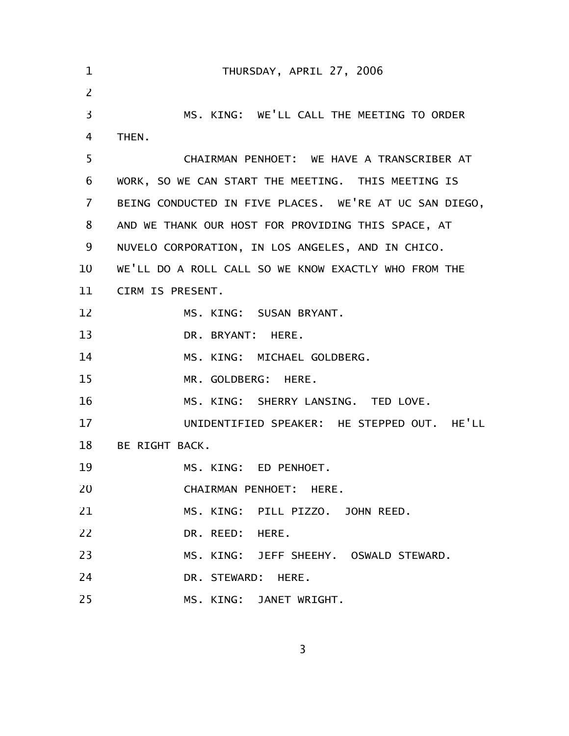THURSDAY, APRIL 27, 2006

MS. KING: WE'LL CALL THE MEETING TO ORDER THEN.

CHAIRMAN PENHOET: WE HAVE A TRANSCRIBER AT WORK, SO WE CAN START THE MEETING. THIS MEETING IS BEING CONDUCTED IN FIVE PLACES. WE'RE AT UC SAN DIEGO, AND WE THANK OUR HOST FOR PROVIDING THIS SPACE, AT NUVELO CORPORATION, IN LOS ANGELES, AND IN CHICO. WE'LL DO A ROLL CALL SO WE KNOW EXACTLY WHO FROM THE CIRM IS PRESENT.

MS. KING: SUSAN BRYANT.

DR. BRYANT: HERE.

MS. KING: MICHAEL GOLDBERG.

MR. GOLDBERG: HERE.

MS. KING: SHERRY LANSING. TED LOVE.

UNIDENTIFIED SPEAKER: HE STEPPED OUT. HE'LL BE RIGHT BACK.

MS. KING: ED PENHOET.

CHAIRMAN PENHOET: HERE.

MS. KING: PILL PIZZO. JOHN REED.

DR. REED: HERE.

MS. KING: JEFF SHEEHY. OSWALD STEWARD.

DR. STEWARD: HERE.

MS. KING: JANET WRIGHT.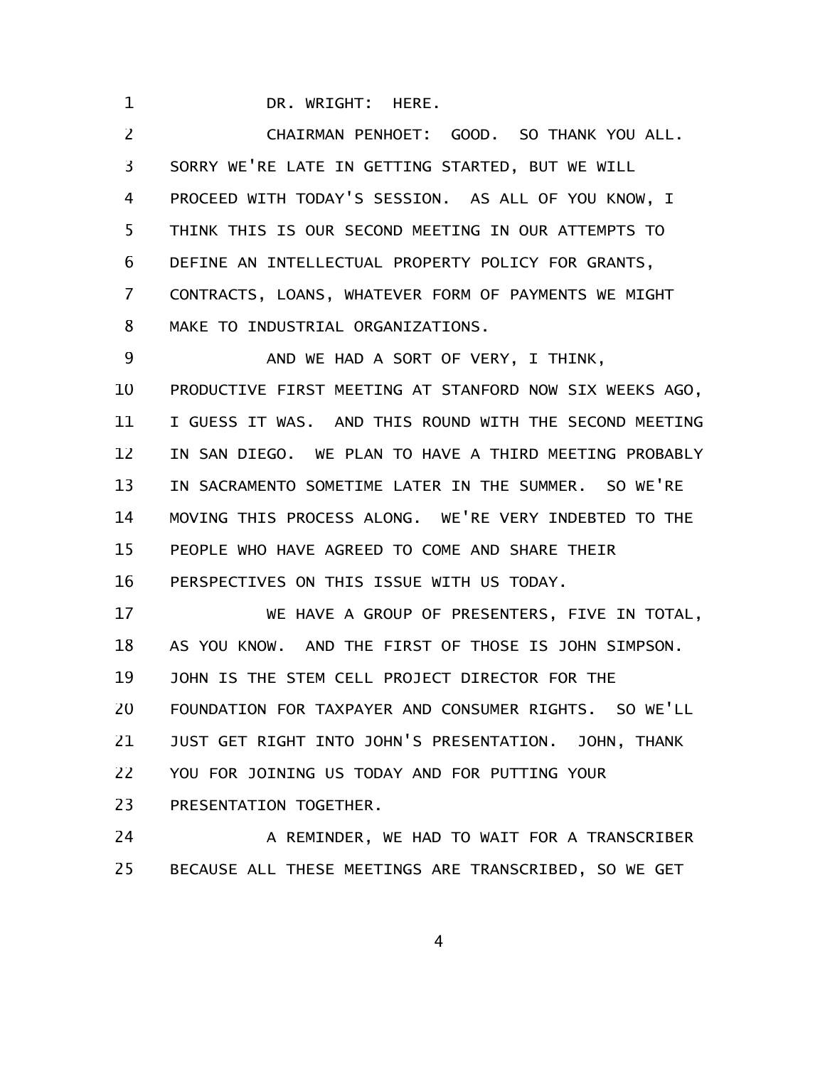DR. WRIGHT: HERE.

CHAIRMAN PENHOET: GOOD. SO THANK YOU ALL. SORRY WE'RE LATE IN GETTING STARTED, BUT WE WILL PROCEED WITH TODAY'S SESSION. AS ALL OF YOU KNOW, I THINK THIS IS OUR SECOND MEETING IN OUR ATTEMPTS TO DEFINE AN INTELLECTUAL PROPERTY POLICY FOR GRANTS, CONTRACTS, LOANS, WHATEVER FORM OF PAYMENTS WE MIGHT MAKE TO INDUSTRIAL ORGANIZATIONS.

AND WE HAD A SORT OF VERY, I THINK, PRODUCTIVE FIRST MEETING AT STANFORD NOW SIX WEEKS AGO, I GUESS IT WAS. AND THIS ROUND WITH THE SECOND MEETING IN SAN DIEGO. WE PLAN TO HAVE A THIRD MEETING PROBABLY IN SACRAMENTO SOMETIME LATER IN THE SUMMER. SO WE'RE MOVING THIS PROCESS ALONG. WE'RE VERY INDEBTED TO THE PEOPLE WHO HAVE AGREED TO COME AND SHARE THEIR PERSPECTIVES ON THIS ISSUE WITH US TODAY.

WE HAVE A GROUP OF PRESENTERS, FIVE IN TOTAL, AS YOU KNOW. AND THE FIRST OF THOSE IS JOHN SIMPSON. JOHN IS THE STEM CELL PROJECT DIRECTOR FOR THE FOUNDATION FOR TAXPAYER AND CONSUMER RIGHTS. SO WE'LL JUST GET RIGHT INTO JOHN'S PRESENTATION. JOHN, THANK YOU FOR JOINING US TODAY AND FOR PUTTING YOUR PRESENTATION TOGETHER.

A REMINDER, WE HAD TO WAIT FOR A TRANSCRIBER BECAUSE ALL THESE MEETINGS ARE TRANSCRIBED, SO WE GET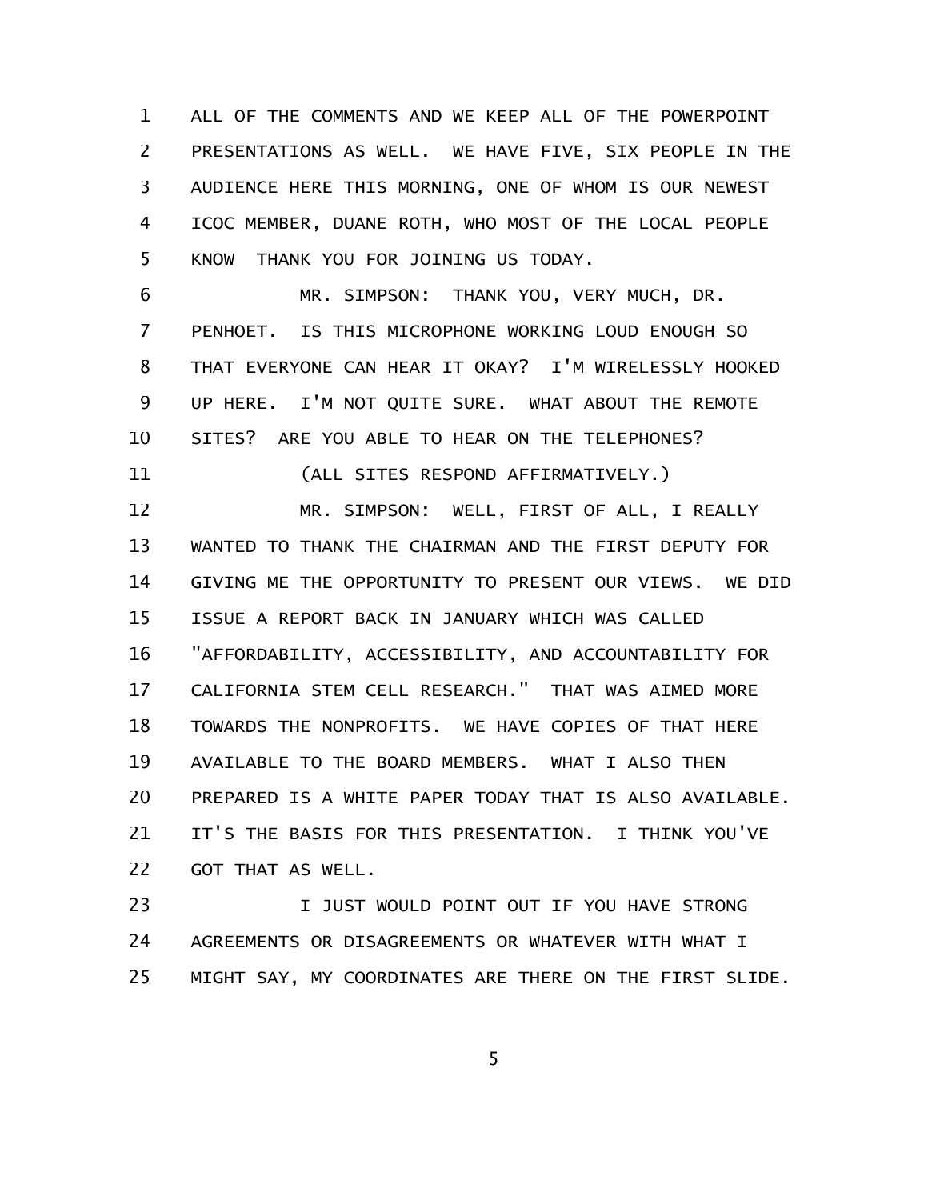ALL OF THE COMMENTS AND WE KEEP ALL OF THE POWERPOINT PRESENTATIONS AS WELL. WE HAVE FIVE, SIX PEOPLE IN THE AUDIENCE HERE THIS MORNING, ONE OF WHOM IS OUR NEWEST ICOC MEMBER, DUANE ROTH, WHO MOST OF THE LOCAL PEOPLE KNOW THANK YOU FOR JOINING US TODAY.

MR. SIMPSON: THANK YOU, VERY MUCH, DR. PENHOET. IS THIS MICROPHONE WORKING LOUD ENOUGH SO THAT EVERYONE CAN HEAR IT OKAY? I'M WIRELESSLY HOOKED UP HERE. I'M NOT QUITE SURE. WHAT ABOUT THE REMOTE SITES? ARE YOU ABLE TO HEAR ON THE TELEPHONES?

(ALL SITES RESPOND AFFIRMATIVELY.)

MR. SIMPSON: WELL, FIRST OF ALL, I REALLY WANTED TO THANK THE CHAIRMAN AND THE FIRST DEPUTY FOR GIVING ME THE OPPORTUNITY TO PRESENT OUR VIEWS. WE DID ISSUE A REPORT BACK IN JANUARY WHICH WAS CALLED "AFFORDABILITY, ACCESSIBILITY, AND ACCOUNTABILITY FOR CALIFORNIA STEM CELL RESEARCH." THAT WAS AIMED MORE TOWARDS THE NONPROFITS. WE HAVE COPIES OF THAT HERE AVAILABLE TO THE BOARD MEMBERS. WHAT I ALSO THEN PREPARED IS A WHITE PAPER TODAY THAT IS ALSO AVAILABLE. IT'S THE BASIS FOR THIS PRESENTATION. I THINK YOU'VE GOT THAT AS WELL.

I JUST WOULD POINT OUT IF YOU HAVE STRONG AGREEMENTS OR DISAGREEMENTS OR WHATEVER WITH WHAT I MIGHT SAY, MY COORDINATES ARE THERE ON THE FIRST SLIDE.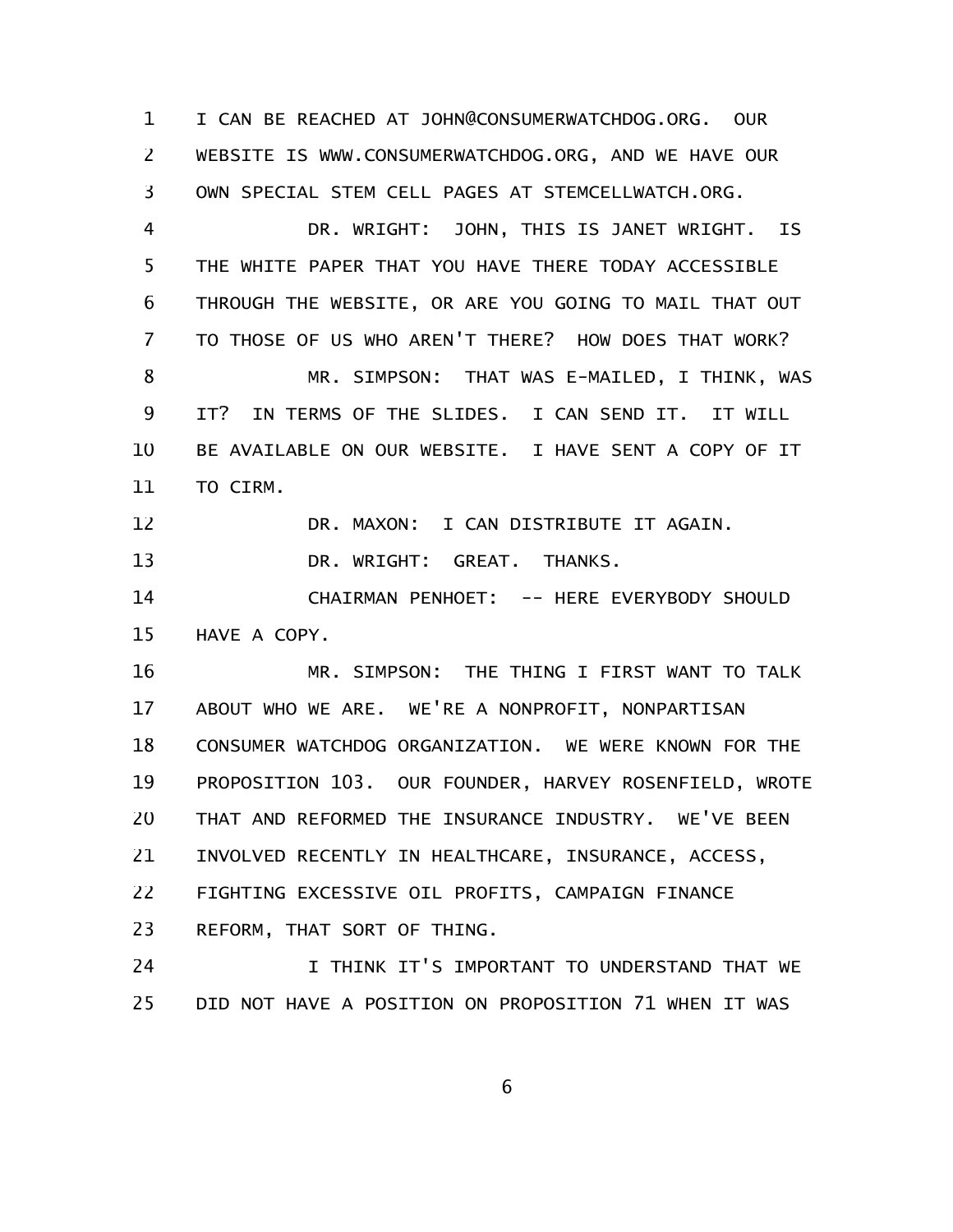I CAN BE REACHED AT JOHN@CONSUMERWATCHDOG.ORG. OUR WEBSITE IS WWW.CONSUMERWATCHDOG.ORG, AND WE HAVE OUR OWN SPECIAL STEM CELL PAGES AT STEMCELLWATCH.ORG.

DR. WRIGHT: JOHN, THIS IS JANET WRIGHT. IS THE WHITE PAPER THAT YOU HAVE THERE TODAY ACCESSIBLE THROUGH THE WEBSITE, OR ARE YOU GOING TO MAIL THAT OUT TO THOSE OF US WHO AREN'T THERE? HOW DOES THAT WORK?

MR. SIMPSON: THAT WAS E-MAILED, I THINK, WAS IT? IN TERMS OF THE SLIDES. I CAN SEND IT. IT WILL BE AVAILABLE ON OUR WEBSITE. I HAVE SENT A COPY OF IT TO CIRM.

DR. MAXON: I CAN DISTRIBUTE IT AGAIN.

DR. WRIGHT: GREAT. THANKS.

CHAIRMAN PENHOET: -- HERE EVERYBODY SHOULD HAVE A COPY.

MR. SIMPSON: THE THING I FIRST WANT TO TALK ABOUT WHO WE ARE. WE'RE A NONPROFIT, NONPARTISAN CONSUMER WATCHDOG ORGANIZATION. WE WERE KNOWN FOR THE PROPOSITION 103. OUR FOUNDER, HARVEY ROSENFIELD, WROTE THAT AND REFORMED THE INSURANCE INDUSTRY. WE'VE BEEN INVOLVED RECENTLY IN HEALTHCARE, INSURANCE, ACCESS, FIGHTING EXCESSIVE OIL PROFITS, CAMPAIGN FINANCE REFORM, THAT SORT OF THING.

I THINK IT'S IMPORTANT TO UNDERSTAND THAT WE DID NOT HAVE A POSITION ON PROPOSITION 71 WHEN IT WAS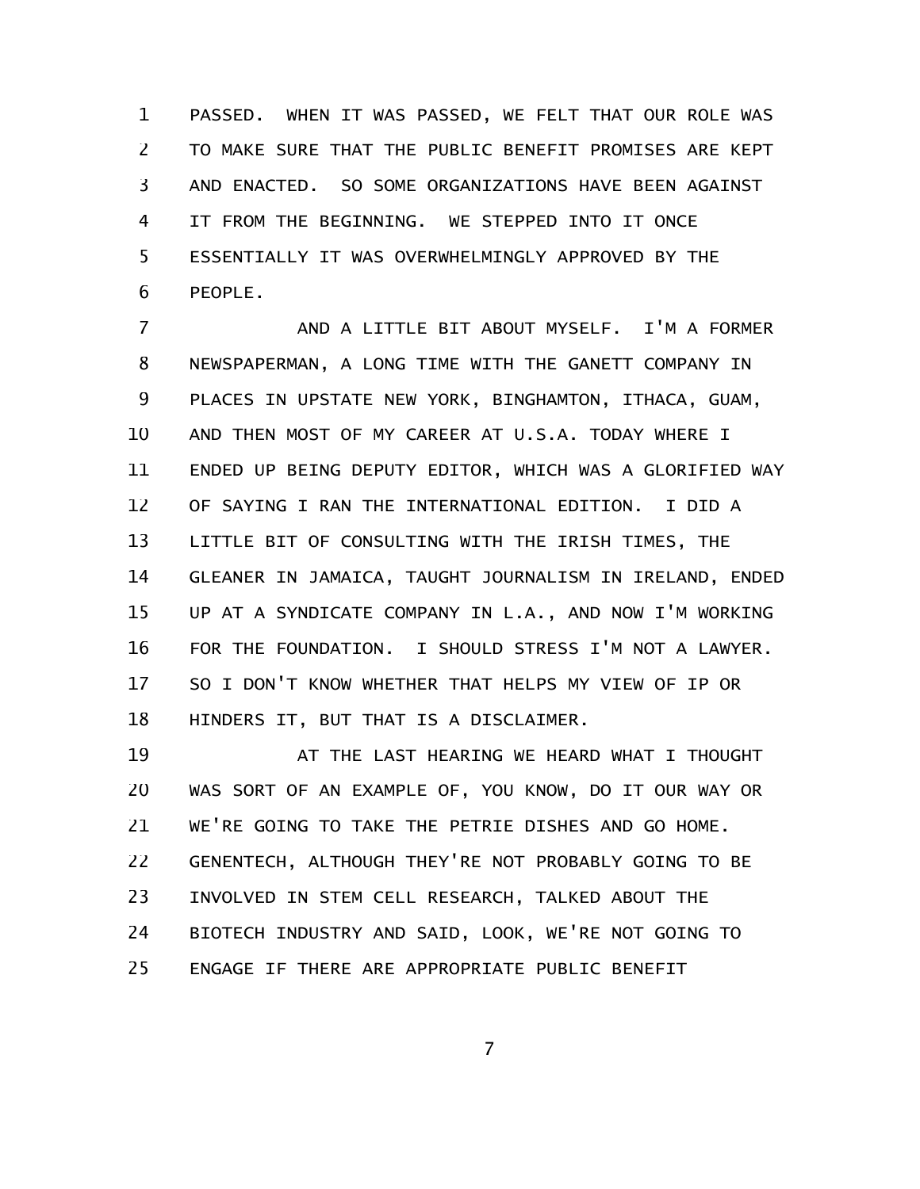PASSED. WHEN IT WAS PASSED, WE FELT THAT OUR ROLE WAS TO MAKE SURE THAT THE PUBLIC BENEFIT PROMISES ARE KEPT AND ENACTED. SO SOME ORGANIZATIONS HAVE BEEN AGAINST IT FROM THE BEGINNING. WE STEPPED INTO IT ONCE ESSENTIALLY IT WAS OVERWHELMINGLY APPROVED BY THE PEOPLE.

AND A LITTLE BIT ABOUT MYSELF. I'M A FORMER NEWSPAPERMAN, A LONG TIME WITH THE GANETT COMPANY IN PLACES IN UPSTATE NEW YORK, BINGHAMTON, ITHACA, GUAM, AND THEN MOST OF MY CAREER AT U.S.A. TODAY WHERE I ENDED UP BEING DEPUTY EDITOR, WHICH WAS A GLORIFIED WAY OF SAYING I RAN THE INTERNATIONAL EDITION. I DID A LITTLE BIT OF CONSULTING WITH THE IRISH TIMES, THE GLEANER IN JAMAICA, TAUGHT JOURNALISM IN IRELAND, ENDED UP AT A SYNDICATE COMPANY IN L.A., AND NOW I'M WORKING FOR THE FOUNDATION. I SHOULD STRESS I'M NOT A LAWYER. SO I DON'T KNOW WHETHER THAT HELPS MY VIEW OF IP OR HINDERS IT, BUT THAT IS A DISCLAIMER.

AT THE LAST HEARING WE HEARD WHAT I THOUGHT WAS SORT OF AN EXAMPLE OF, YOU KNOW, DO IT OUR WAY OR WE'RE GOING TO TAKE THE PETRIE DISHES AND GO HOME. GENENTECH, ALTHOUGH THEY'RE NOT PROBABLY GOING TO BE INVOLVED IN STEM CELL RESEARCH, TALKED ABOUT THE BIOTECH INDUSTRY AND SAID, LOOK, WE'RE NOT GOING TO ENGAGE IF THERE ARE APPROPRIATE PUBLIC BENEFIT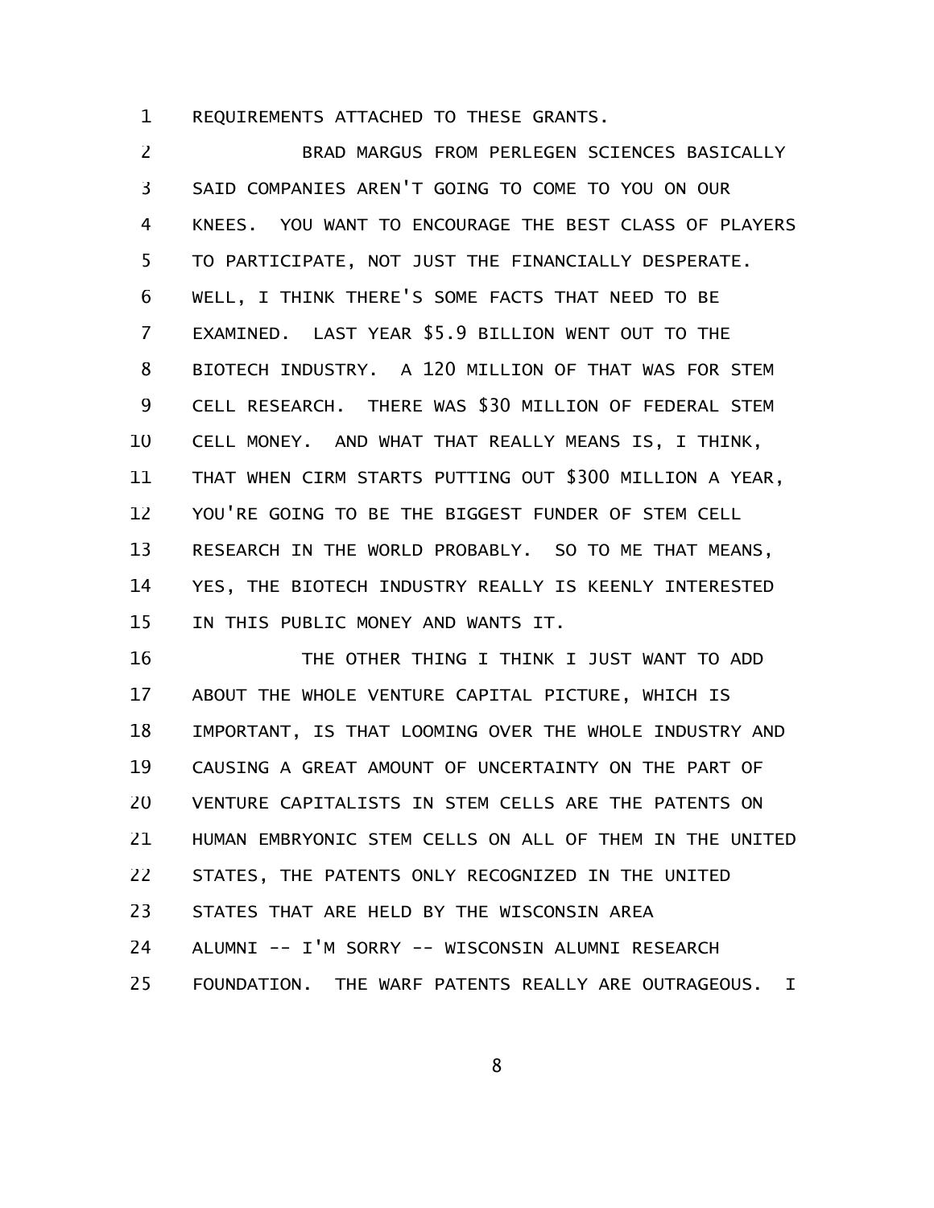REQUIREMENTS ATTACHED TO THESE GRANTS.

BRAD MARGUS FROM PERLEGEN SCIENCES BASICALLY SAID COMPANIES AREN'T GOING TO COME TO YOU ON OUR KNEES. YOU WANT TO ENCOURAGE THE BEST CLASS OF PLAYERS TO PARTICIPATE, NOT JUST THE FINANCIALLY DESPERATE. WELL, I THINK THERE'S SOME FACTS THAT NEED TO BE EXAMINED. LAST YEAR $5.9 BILLION WENT OUT TO THE BIOTECH INDUSTRY. A 120 MILLION OF THAT WAS FOR STEM CELL RESEARCH. THERE WAS $30 MILLION OF FEDERAL STEM CELL MONEY. AND WHAT THAT REALLY MEANS IS, I THINK, THAT WHEN CIRM STARTS PUTTING OUT $300 MILLION A YEAR, YOU'RE GOING TO BE THE BIGGEST FUNDER OF STEM CELL RESEARCH IN THE WORLD PROBABLY. SO TO ME THAT MEANS, YES, THE BIOTECH INDUSTRY REALLY IS KEENLY INTERESTED IN THIS PUBLIC MONEY AND WANTS IT.

THE OTHER THING I THINK I JUST WANT TO ADD ABOUT THE WHOLE VENTURE CAPITAL PICTURE, WHICH IS IMPORTANT, IS THAT LOOMING OVER THE WHOLE INDUSTRY AND CAUSING A GREAT AMOUNT OF UNCERTAINTY ON THE PART OF VENTURE CAPITALISTS IN STEM CELLS ARE THE PATENTS ON HUMAN EMBRYONIC STEM CELLS ON ALL OF THEM IN THE UNITED STATES, THE PATENTS ONLY RECOGNIZED IN THE UNITED STATES THAT ARE HELD BY THE WISCONSIN AREA ALUMNI -- I'M SORRY -- WISCONSIN ALUMNI RESEARCH FOUNDATION. THE WARF PATENTS REALLY ARE OUTRAGEOUS. I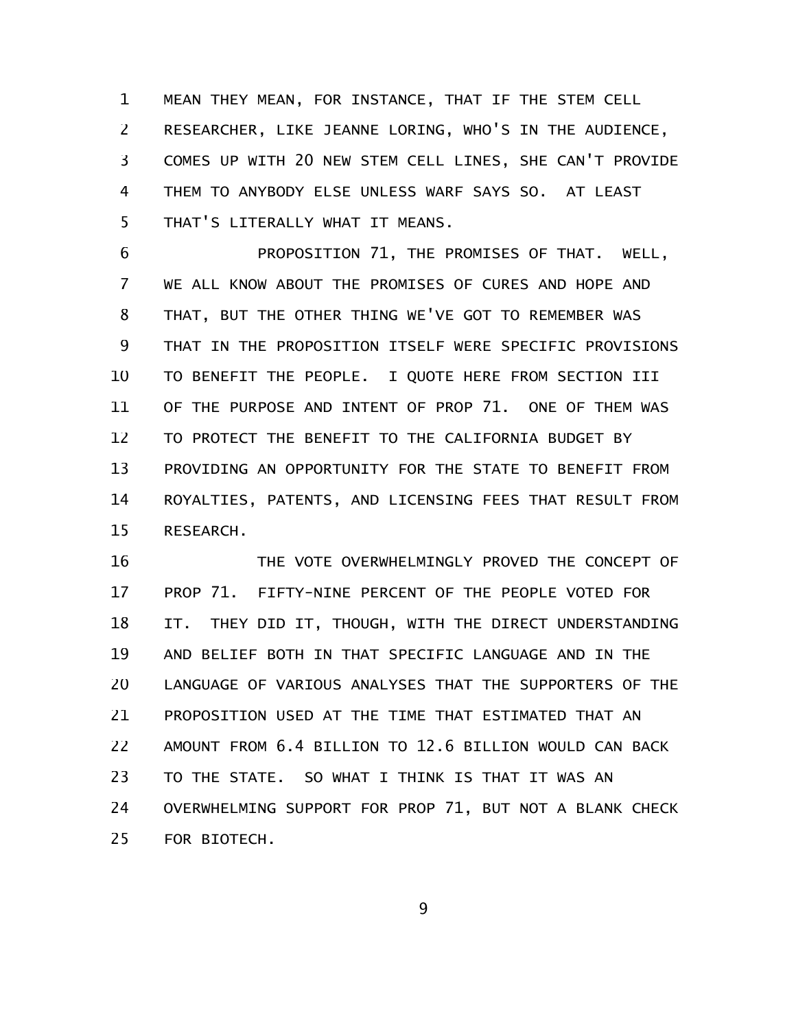MEAN THEY MEAN, FOR INSTANCE, THAT IF THE STEM CELL RESEARCHER, LIKE JEANNE LORING, WHO'S IN THE AUDIENCE, COMES UP WITH 20 NEW STEM CELL LINES, SHE CAN'T PROVIDE THEM TO ANYBODY ELSE UNLESS WARF SAYS SO. AT LEAST THAT'S LITERALLY WHAT IT MEANS.

PROPOSITION 71, THE PROMISES OF THAT. WELL, WE ALL KNOW ABOUT THE PROMISES OF CURES AND HOPE AND THAT, BUT THE OTHER THING WE'VE GOT TO REMEMBER WAS THAT IN THE PROPOSITION ITSELF WERE SPECIFIC PROVISIONS TO BENEFIT THE PEOPLE. I QUOTE HERE FROM SECTION III OF THE PURPOSE AND INTENT OF PROP 71. ONE OF THEM WAS TO PROTECT THE BENEFIT TO THE CALIFORNIA BUDGET BY PROVIDING AN OPPORTUNITY FOR THE STATE TO BENEFIT FROM ROYALTIES, PATENTS, AND LICENSING FEES THAT RESULT FROM RESEARCH.

THE VOTE OVERWHELMINGLY PROVED THE CONCEPT OF PROP 71. FIFTY-NINE PERCENT OF THE PEOPLE VOTED FOR IT. THEY DID IT, THOUGH, WITH THE DIRECT UNDERSTANDING AND BELIEF BOTH IN THAT SPECIFIC LANGUAGE AND IN THE LANGUAGE OF VARIOUS ANALYSES THAT THE SUPPORTERS OF THE PROPOSITION USED AT THE TIME THAT ESTIMATED THAT AN AMOUNT FROM 6.4 BILLION TO 12.6 BILLION WOULD CAN BACK TO THE STATE. SO WHAT I THINK IS THAT IT WAS AN OVERWHELMING SUPPORT FOR PROP 71, BUT NOT A BLANK CHECK FOR BIOTECH.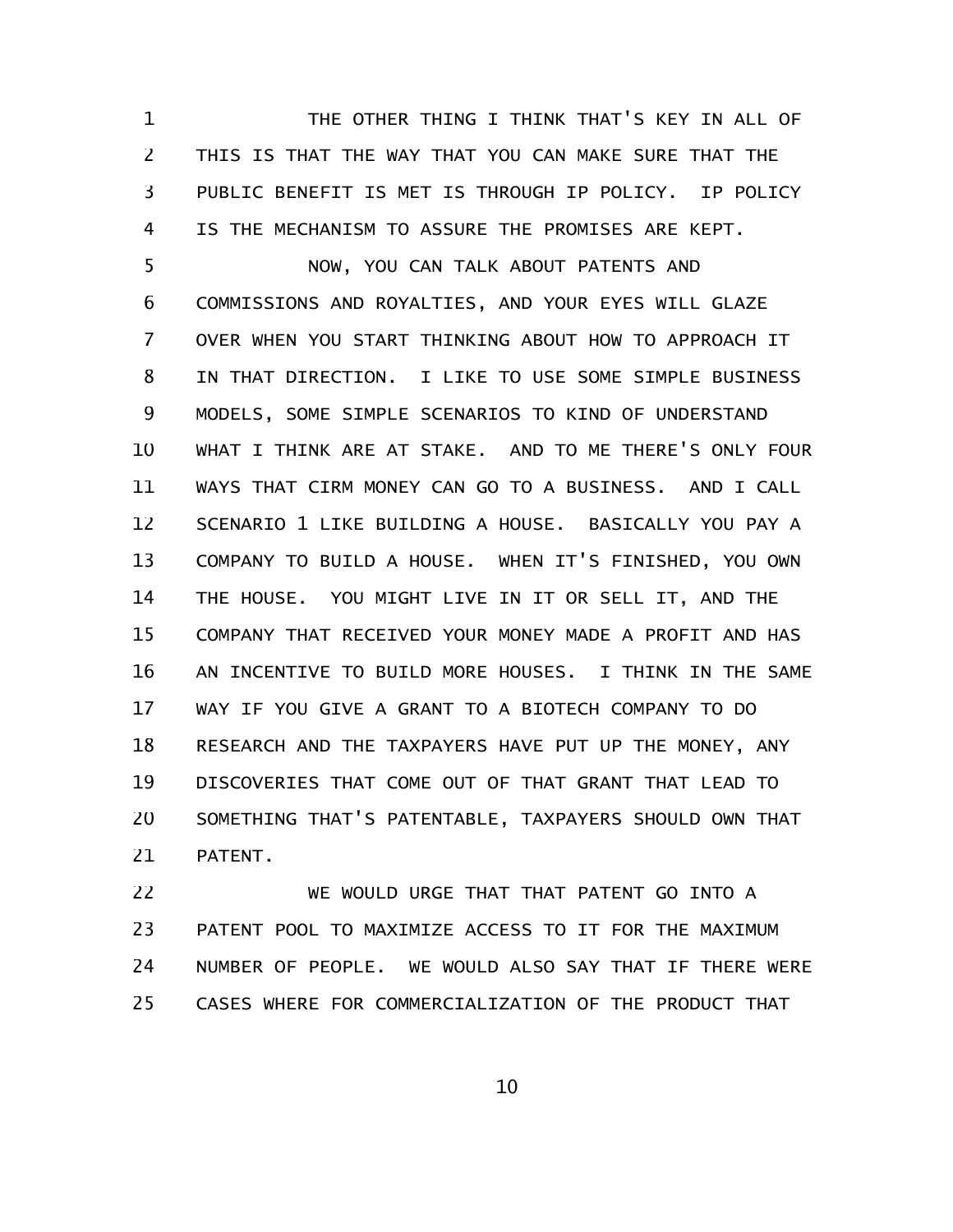THE OTHER THING I THINK THAT'S KEY IN ALL OF THIS IS THAT THE WAY THAT YOU CAN MAKE SURE THAT THE PUBLIC BENEFIT IS MET IS THROUGH IP POLICY. IP POLICY IS THE MECHANISM TO ASSURE THE PROMISES ARE KEPT.

NOW, YOU CAN TALK ABOUT PATENTS AND COMMISSIONS AND ROYALTIES, AND YOUR EYES WILL GLAZE OVER WHEN YOU START THINKING ABOUT HOW TO APPROACH IT IN THAT DIRECTION. I LIKE TO USE SOME SIMPLE BUSINESS MODELS, SOME SIMPLE SCENARIOS TO KIND OF UNDERSTAND WHAT I THINK ARE AT STAKE. AND TO ME THERE'S ONLY FOUR WAYS THAT CIRM MONEY CAN GO TO A BUSINESS. AND I CALL SCENARIO 1 LIKE BUILDING A HOUSE. BASICALLY YOU PAY A COMPANY TO BUILD A HOUSE. WHEN IT'S FINISHED, YOU OWN THE HOUSE. YOU MIGHT LIVE IN IT OR SELL IT, AND THE COMPANY THAT RECEIVED YOUR MONEY MADE A PROFIT AND HAS AN INCENTIVE TO BUILD MORE HOUSES. I THINK IN THE SAME WAY IF YOU GIVE A GRANT TO A BIOTECH COMPANY TO DO RESEARCH AND THE TAXPAYERS HAVE PUT UP THE MONEY, ANY DISCOVERIES THAT COME OUT OF THAT GRANT THAT LEAD TO SOMETHING THAT'S PATENTABLE, TAXPAYERS SHOULD OWN THAT PATENT.

WE WOULD URGE THAT THAT PATENT GO INTO A PATENT POOL TO MAXIMIZE ACCESS TO IT FOR THE MAXIMUM NUMBER OF PEOPLE. WE WOULD ALSO SAY THAT IF THERE WERE CASES WHERE FOR COMMERCIALIZATION OF THE PRODUCT THAT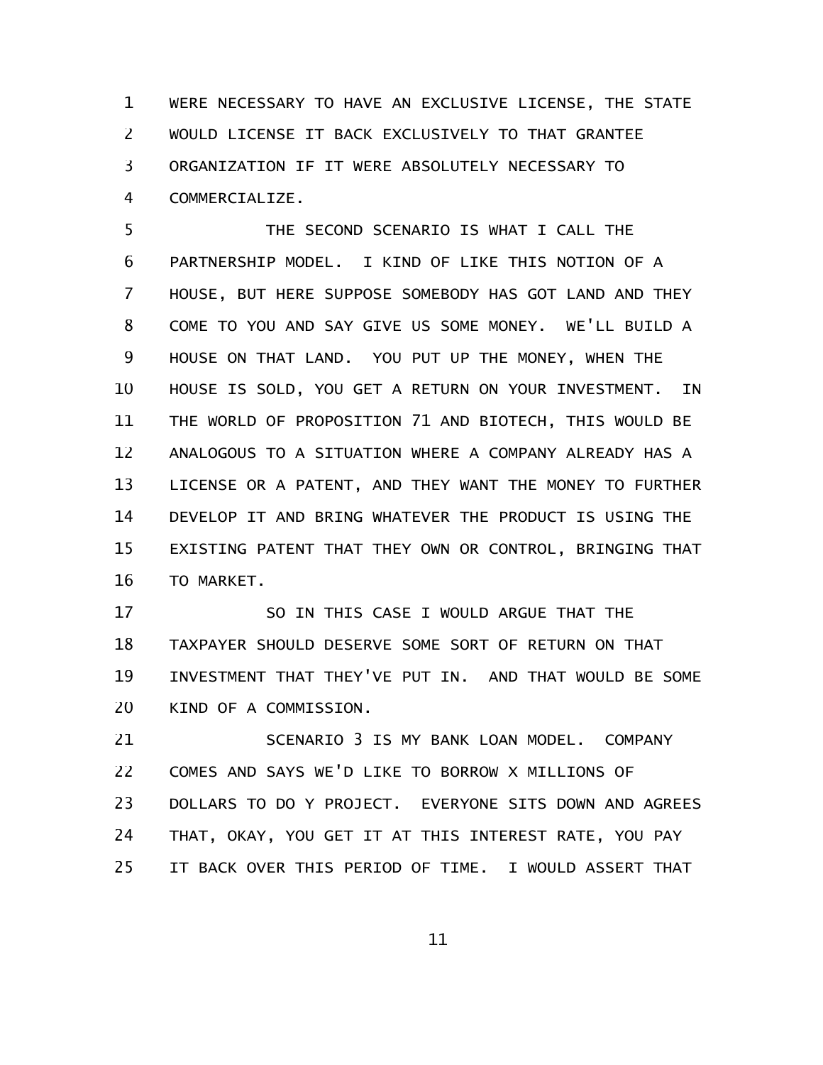WERE NECESSARY TO HAVE AN EXCLUSIVE LICENSE, THE STATE WOULD LICENSE IT BACK EXCLUSIVELY TO THAT GRANTEE ORGANIZATION IF IT WERE ABSOLUTELY NECESSARY TO COMMERCIALIZE.

THE SECOND SCENARIO IS WHAT I CALL THE PARTNERSHIP MODEL. I KIND OF LIKE THIS NOTION OF A HOUSE, BUT HERE SUPPOSE SOMEBODY HAS GOT LAND AND THEY COME TO YOU AND SAY GIVE US SOME MONEY. WE'LL BUILD A HOUSE ON THAT LAND. YOU PUT UP THE MONEY, WHEN THE HOUSE IS SOLD, YOU GET A RETURN ON YOUR INVESTMENT. IN THE WORLD OF PROPOSITION 71 AND BIOTECH, THIS WOULD BE ANALOGOUS TO A SITUATION WHERE A COMPANY ALREADY HAS A LICENSE OR A PATENT, AND THEY WANT THE MONEY TO FURTHER DEVELOP IT AND BRING WHATEVER THE PRODUCT IS USING THE EXISTING PATENT THAT THEY OWN OR CONTROL, BRINGING THAT TO MARKET.

SO IN THIS CASE I WOULD ARGUE THAT THE TAXPAYER SHOULD DESERVE SOME SORT OF RETURN ON THAT INVESTMENT THAT THEY'VE PUT IN. AND THAT WOULD BE SOME KIND OF A COMMISSION.

SCENARIO 3 IS MY BANK LOAN MODEL. COMPANY COMES AND SAYS WE'D LIKE TO BORROW X MILLIONS OF DOLLARS TO DO Y PROJECT. EVERYONE SITS DOWN AND AGREES THAT, OKAY, YOU GET IT AT THIS INTEREST RATE, YOU PAY IT BACK OVER THIS PERIOD OF TIME. I WOULD ASSERT THAT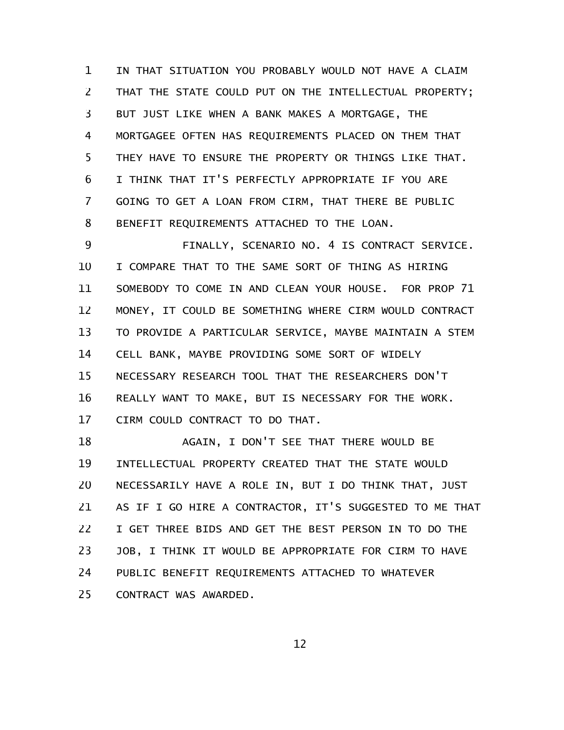IN THAT SITUATION YOU PROBABLY WOULD NOT HAVE A CLAIM THAT THE STATE COULD PUT ON THE INTELLECTUAL PROPERTY; BUT JUST LIKE WHEN A BANK MAKES A MORTGAGE, THE MORTGAGEE OFTEN HAS REQUIREMENTS PLACED ON THEM THAT THEY HAVE TO ENSURE THE PROPERTY OR THINGS LIKE THAT. I THINK THAT IT'S PERFECTLY APPROPRIATE IF YOU ARE GOING TO GET A LOAN FROM CIRM, THAT THERE BE PUBLIC BENEFIT REQUIREMENTS ATTACHED TO THE LOAN.

FINALLY, SCENARIO NO. 4 IS CONTRACT SERVICE. I COMPARE THAT TO THE SAME SORT OF THING AS HIRING SOMEBODY TO COME IN AND CLEAN YOUR HOUSE. FOR PROP 71 MONEY, IT COULD BE SOMETHING WHERE CIRM WOULD CONTRACT TO PROVIDE A PARTICULAR SERVICE, MAYBE MAINTAIN A STEM CELL BANK, MAYBE PROVIDING SOME SORT OF WIDELY NECESSARY RESEARCH TOOL THAT THE RESEARCHERS DON'T REALLY WANT TO MAKE, BUT IS NECESSARY FOR THE WORK. CIRM COULD CONTRACT TO DO THAT.

AGAIN, I DON'T SEE THAT THERE WOULD BE INTELLECTUAL PROPERTY CREATED THAT THE STATE WOULD NECESSARILY HAVE A ROLE IN, BUT I DO THINK THAT, JUST AS IF I GO HIRE A CONTRACTOR, IT'S SUGGESTED TO ME THAT I GET THREE BIDS AND GET THE BEST PERSON IN TO DO THE JOB, I THINK IT WOULD BE APPROPRIATE FOR CIRM TO HAVE PUBLIC BENEFIT REQUIREMENTS ATTACHED TO WHATEVER CONTRACT WAS AWARDED.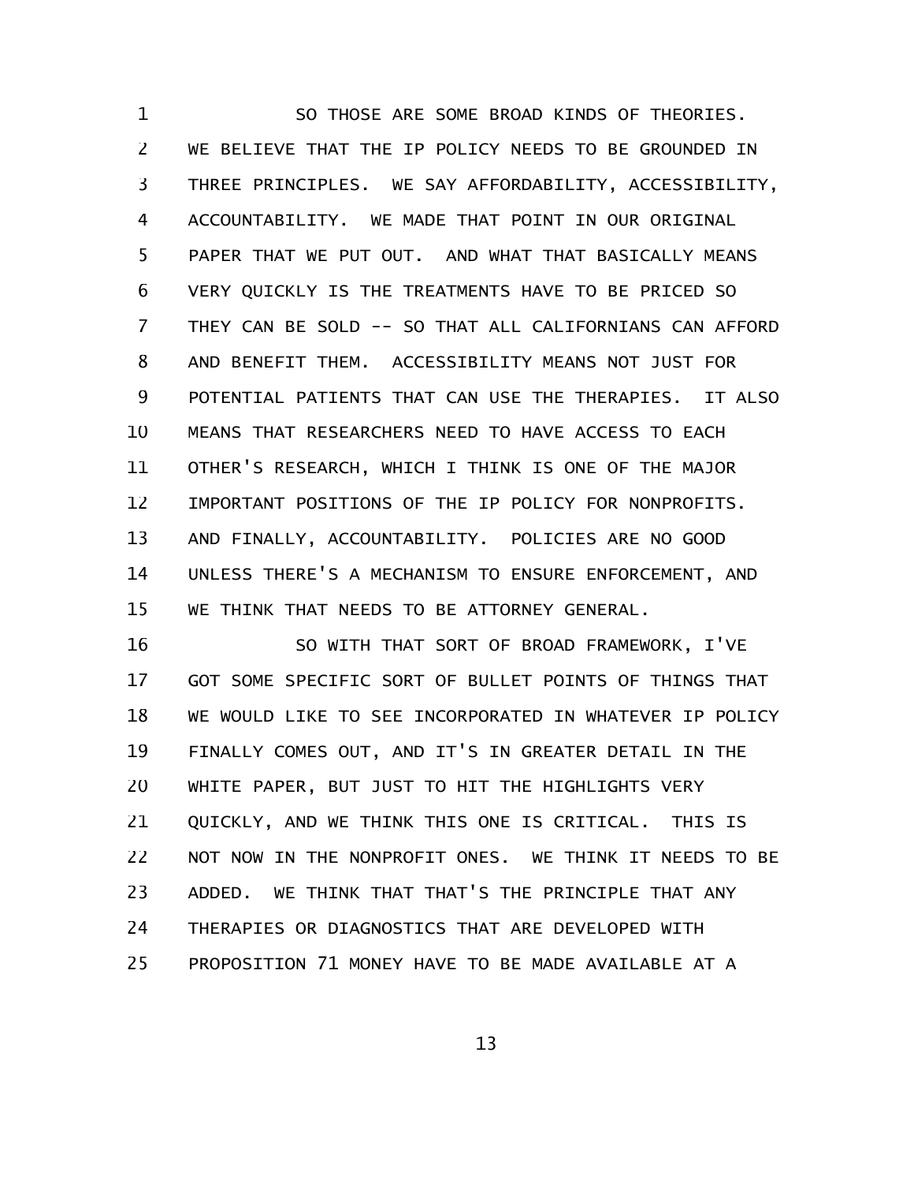SO THOSE ARE SOME BROAD KINDS OF THEORIES. WE BELIEVE THAT THE IP POLICY NEEDS TO BE GROUNDED IN THREE PRINCIPLES. WE SAY AFFORDABILITY, ACCESSIBILITY, ACCOUNTABILITY. WE MADE THAT POINT IN OUR ORIGINAL PAPER THAT WE PUT OUT. AND WHAT THAT BASICALLY MEANS VERY QUICKLY IS THE TREATMENTS HAVE TO BE PRICED SO THEY CAN BE SOLD -- SO THAT ALL CALIFORNIANS CAN AFFORD AND BENEFIT THEM. ACCESSIBILITY MEANS NOT JUST FOR POTENTIAL PATIENTS THAT CAN USE THE THERAPIES. IT ALSO MEANS THAT RESEARCHERS NEED TO HAVE ACCESS TO EACH OTHER'S RESEARCH, WHICH I THINK IS ONE OF THE MAJOR IMPORTANT POSITIONS OF THE IP POLICY FOR NONPROFITS. AND FINALLY, ACCOUNTABILITY. POLICIES ARE NO GOOD UNLESS THERE'S A MECHANISM TO ENSURE ENFORCEMENT, AND WE THINK THAT NEEDS TO BE ATTORNEY GENERAL.

SO WITH THAT SORT OF BROAD FRAMEWORK, I'VE GOT SOME SPECIFIC SORT OF BULLET POINTS OF THINGS THAT WE WOULD LIKE TO SEE INCORPORATED IN WHATEVER IP POLICY FINALLY COMES OUT, AND IT'S IN GREATER DETAIL IN THE WHITE PAPER, BUT JUST TO HIT THE HIGHLIGHTS VERY QUICKLY, AND WE THINK THIS ONE IS CRITICAL. THIS IS NOT NOW IN THE NONPROFIT ONES. WE THINK IT NEEDS TO BE ADDED. WE THINK THAT THAT'S THE PRINCIPLE THAT ANY THERAPIES OR DIAGNOSTICS THAT ARE DEVELOPED WITH PROPOSITION 71 MONEY HAVE TO BE MADE AVAILABLE AT A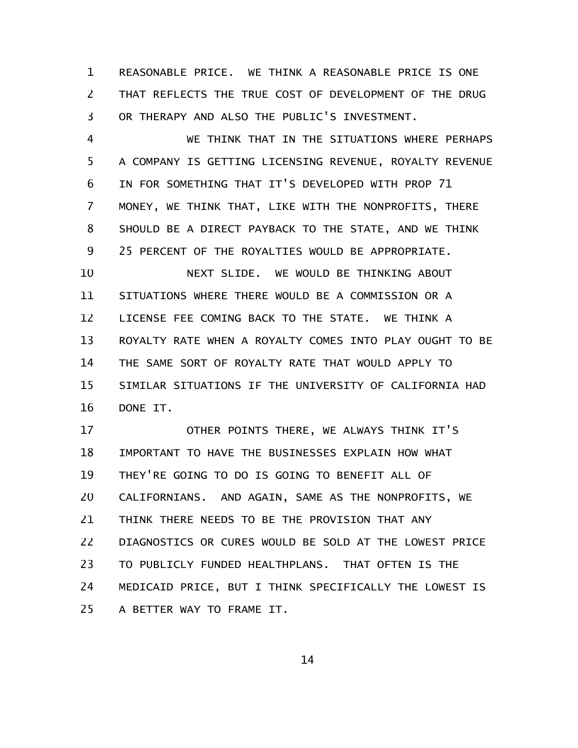REASONABLE PRICE. WE THINK A REASONABLE PRICE IS ONE THAT REFLECTS THE TRUE COST OF DEVELOPMENT OF THE DRUG OR THERAPY AND ALSO THE PUBLIC'S INVESTMENT.

WE THINK THAT IN THE SITUATIONS WHERE PERHAPS A COMPANY IS GETTING LICENSING REVENUE, ROYALTY REVENUE IN FOR SOMETHING THAT IT'S DEVELOPED WITH PROP 71 MONEY, WE THINK THAT, LIKE WITH THE NONPROFITS, THERE SHOULD BE A DIRECT PAYBACK TO THE STATE, AND WE THINK 25 PERCENT OF THE ROYALTIES WOULD BE APPROPRIATE.

NEXT SLIDE. WE WOULD BE THINKING ABOUT SITUATIONS WHERE THERE WOULD BE A COMMISSION OR A LICENSE FEE COMING BACK TO THE STATE. WE THINK A ROYALTY RATE WHEN A ROYALTY COMES INTO PLAY OUGHT TO BE THE SAME SORT OF ROYALTY RATE THAT WOULD APPLY TO SIMILAR SITUATIONS IF THE UNIVERSITY OF CALIFORNIA HAD DONE IT.

OTHER POINTS THERE, WE ALWAYS THINK IT'S IMPORTANT TO HAVE THE BUSINESSES EXPLAIN HOW WHAT THEY'RE GOING TO DO IS GOING TO BENEFIT ALL OF CALIFORNIANS. AND AGAIN, SAME AS THE NONPROFITS, WE THINK THERE NEEDS TO BE THE PROVISION THAT ANY DIAGNOSTICS OR CURES WOULD BE SOLD AT THE LOWEST PRICE TO PUBLICLY FUNDED HEALTHPLANS. THAT OFTEN IS THE MEDICAID PRICE, BUT I THINK SPECIFICALLY THE LOWEST IS A BETTER WAY TO FRAME IT.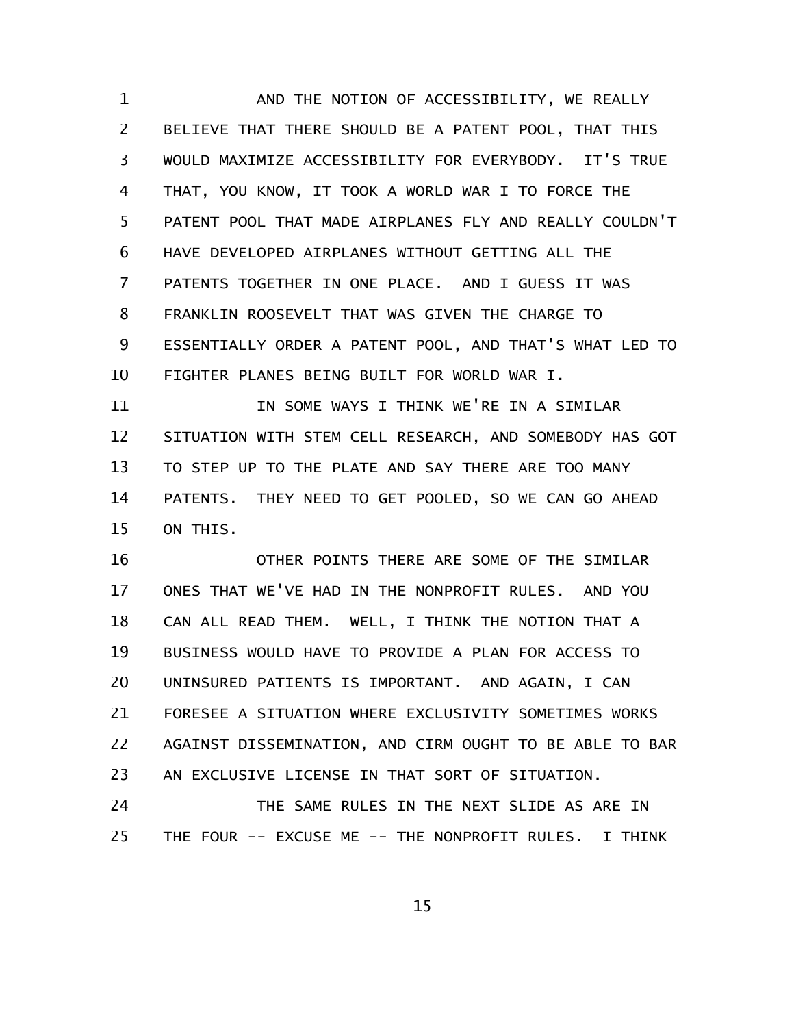AND THE NOTION OF ACCESSIBILITY, WE REALLY BELIEVE THAT THERE SHOULD BE A PATENT POOL, THAT THIS WOULD MAXIMIZE ACCESSIBILITY FOR EVERYBODY. IT'S TRUE THAT, YOU KNOW, IT TOOK A WORLD WAR I TO FORCE THE PATENT POOL THAT MADE AIRPLANES FLY AND REALLY COULDN'T HAVE DEVELOPED AIRPLANES WITHOUT GETTING ALL THE PATENTS TOGETHER IN ONE PLACE. AND I GUESS IT WAS FRANKLIN ROOSEVELT THAT WAS GIVEN THE CHARGE TO ESSENTIALLY ORDER A PATENT POOL, AND THAT'S WHAT LED TO FIGHTER PLANES BEING BUILT FOR WORLD WAR I.

IN SOME WAYS I THINK WE'RE IN A SIMILAR SITUATION WITH STEM CELL RESEARCH, AND SOMEBODY HAS GOT TO STEP UP TO THE PLATE AND SAY THERE ARE TOO MANY PATENTS. THEY NEED TO GET POOLED, SO WE CAN GO AHEAD ON THIS.

OTHER POINTS THERE ARE SOME OF THE SIMILAR ONES THAT WE'VE HAD IN THE NONPROFIT RULES. AND YOU CAN ALL READ THEM. WELL, I THINK THE NOTION THAT A BUSINESS WOULD HAVE TO PROVIDE A PLAN FOR ACCESS TO UNINSURED PATIENTS IS IMPORTANT. AND AGAIN, I CAN FORESEE A SITUATION WHERE EXCLUSIVITY SOMETIMES WORKS AGAINST DISSEMINATION, AND CIRM OUGHT TO BE ABLE TO BAR AN EXCLUSIVE LICENSE IN THAT SORT OF SITUATION.

THE SAME RULES IN THE NEXT SLIDE AS ARE IN THE FOUR -- EXCUSE ME -- THE NONPROFIT RULES. I THINK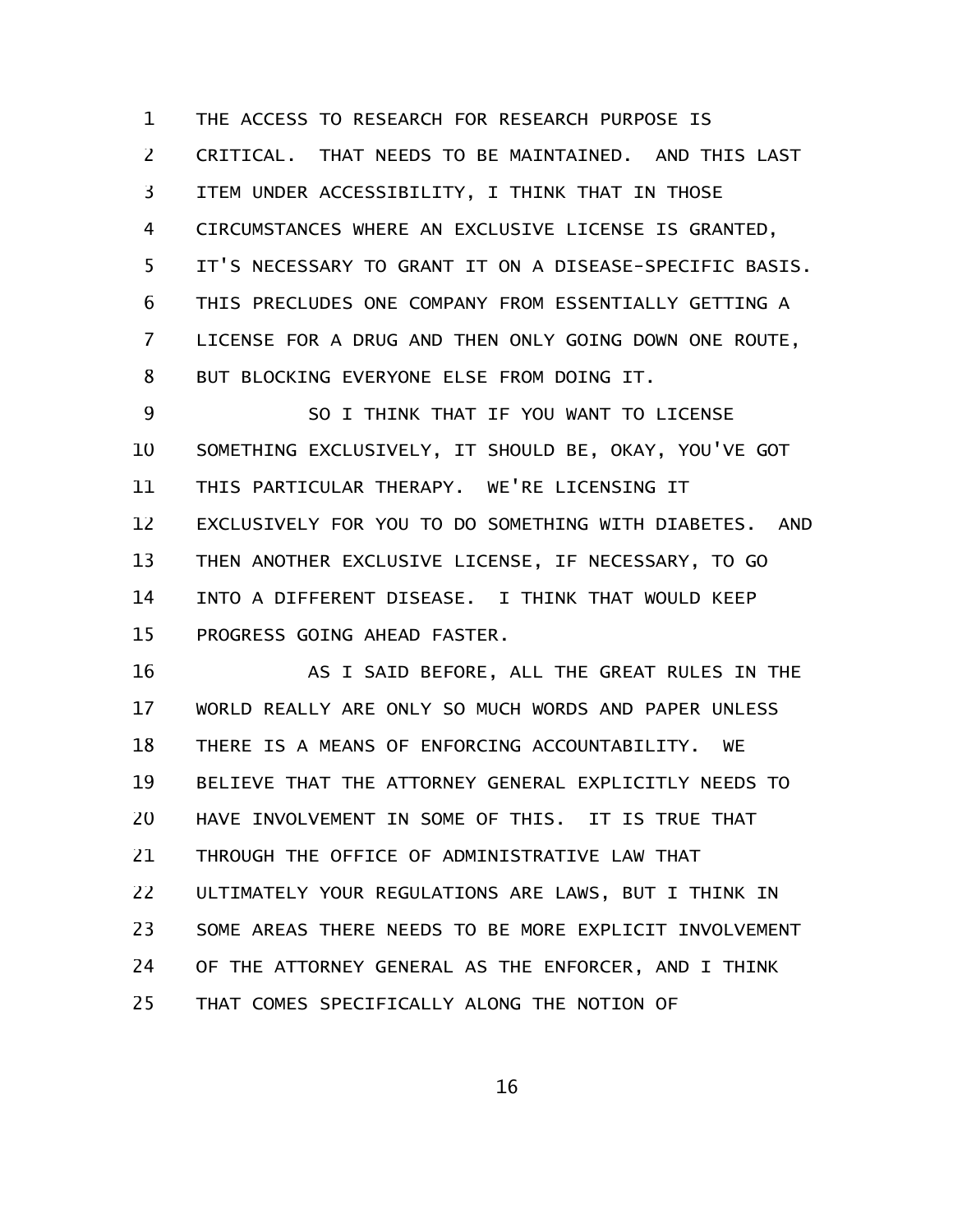THE ACCESS TO RESEARCH FOR RESEARCH PURPOSE IS CRITICAL. THAT NEEDS TO BE MAINTAINED. AND THIS LAST ITEM UNDER ACCESSIBILITY, I THINK THAT IN THOSE CIRCUMSTANCES WHERE AN EXCLUSIVE LICENSE IS GRANTED, IT'S NECESSARY TO GRANT IT ON A DISEASE-SPECIFIC BASIS. THIS PRECLUDES ONE COMPANY FROM ESSENTIALLY GETTING A LICENSE FOR A DRUG AND THEN ONLY GOING DOWN ONE ROUTE, BUT BLOCKING EVERYONE ELSE FROM DOING IT.

SO I THINK THAT IF YOU WANT TO LICENSE SOMETHING EXCLUSIVELY, IT SHOULD BE, OKAY, YOU'VE GOT THIS PARTICULAR THERAPY. WE'RE LICENSING IT EXCLUSIVELY FOR YOU TO DO SOMETHING WITH DIABETES. AND THEN ANOTHER EXCLUSIVE LICENSE, IF NECESSARY, TO GO INTO A DIFFERENT DISEASE. I THINK THAT WOULD KEEP PROGRESS GOING AHEAD FASTER.

AS I SAID BEFORE, ALL THE GREAT RULES IN THE WORLD REALLY ARE ONLY SO MUCH WORDS AND PAPER UNLESS THERE IS A MEANS OF ENFORCING ACCOUNTABILITY. WE BELIEVE THAT THE ATTORNEY GENERAL EXPLICITLY NEEDS TO HAVE INVOLVEMENT IN SOME OF THIS. IT IS TRUE THAT THROUGH THE OFFICE OF ADMINISTRATIVE LAW THAT ULTIMATELY YOUR REGULATIONS ARE LAWS, BUT I THINK IN SOME AREAS THERE NEEDS TO BE MORE EXPLICIT INVOLVEMENT OF THE ATTORNEY GENERAL AS THE ENFORCER, AND I THINK THAT COMES SPECIFICALLY ALONG THE NOTION OF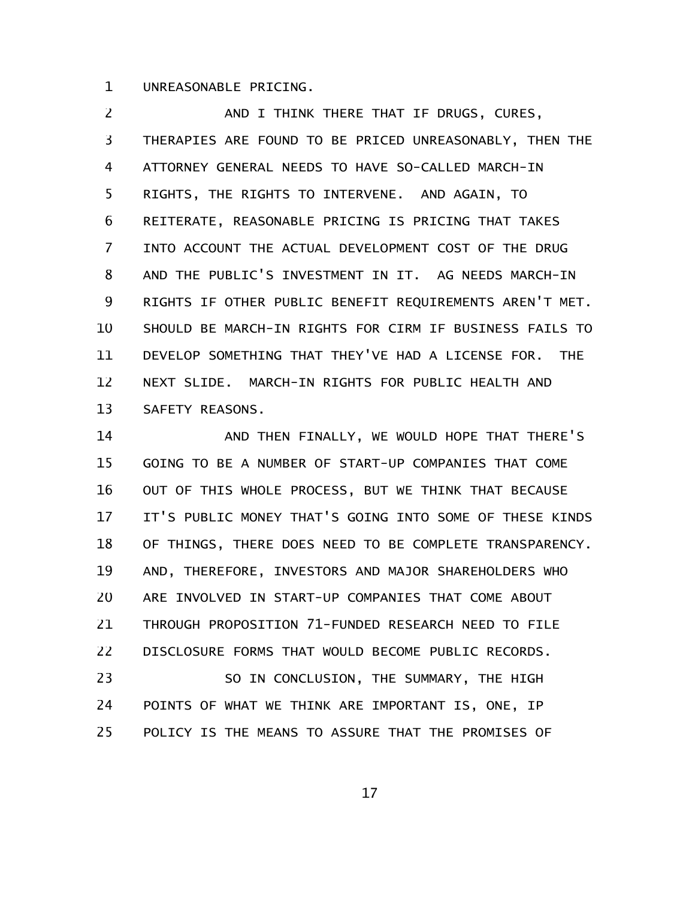UNREASONABLE PRICING.

AND I THINK THERE THAT IF DRUGS, CURES, THERAPIES ARE FOUND TO BE PRICED UNREASONABLY, THEN THE ATTORNEY GENERAL NEEDS TO HAVE SO-CALLED MARCH-IN RIGHTS, THE RIGHTS TO INTERVENE. AND AGAIN, TO REITERATE, REASONABLE PRICING IS PRICING THAT TAKES INTO ACCOUNT THE ACTUAL DEVELOPMENT COST OF THE DRUG AND THE PUBLIC'S INVESTMENT IN IT. AG NEEDS MARCH-IN RIGHTS IF OTHER PUBLIC BENEFIT REQUIREMENTS AREN'T MET. SHOULD BE MARCH-IN RIGHTS FOR CIRM IF BUSINESS FAILS TO DEVELOP SOMETHING THAT THEY'VE HAD A LICENSE FOR. THE NEXT SLIDE. MARCH-IN RIGHTS FOR PUBLIC HEALTH AND SAFETY REASONS.

AND THEN FINALLY, WE WOULD HOPE THAT THERE'S GOING TO BE A NUMBER OF START-UP COMPANIES THAT COME OUT OF THIS WHOLE PROCESS, BUT WE THINK THAT BECAUSE IT'S PUBLIC MONEY THAT'S GOING INTO SOME OF THESE KINDS OF THINGS, THERE DOES NEED TO BE COMPLETE TRANSPARENCY. AND, THEREFORE, INVESTORS AND MAJOR SHAREHOLDERS WHO ARE INVOLVED IN START-UP COMPANIES THAT COME ABOUT THROUGH PROPOSITION 71-FUNDED RESEARCH NEED TO FILE DISCLOSURE FORMS THAT WOULD BECOME PUBLIC RECORDS.

SO IN CONCLUSION, THE SUMMARY, THE HIGH POINTS OF WHAT WE THINK ARE IMPORTANT IS, ONE, IP POLICY IS THE MEANS TO ASSURE THAT THE PROMISES OF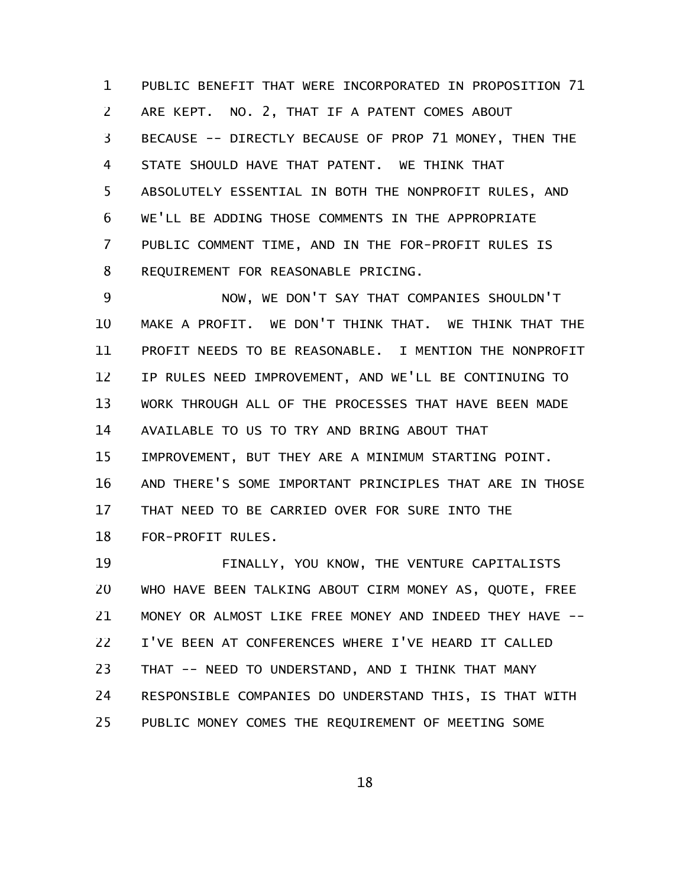PUBLIC BENEFIT THAT WERE INCORPORATED IN PROPOSITION 71 ARE KEPT. NO. 2, THAT IF A PATENT COMES ABOUT BECAUSE -- DIRECTLY BECAUSE OF PROP 71 MONEY, THEN THE STATE SHOULD HAVE THAT PATENT. WE THINK THAT ABSOLUTELY ESSENTIAL IN BOTH THE NONPROFIT RULES, AND WE'LL BE ADDING THOSE COMMENTS IN THE APPROPRIATE PUBLIC COMMENT TIME, AND IN THE FOR-PROFIT RULES IS REQUIREMENT FOR REASONABLE PRICING.

NOW, WE DON'T SAY THAT COMPANIES SHOULDN'T MAKE A PROFIT. WE DON'T THINK THAT. WE THINK THAT THE PROFIT NEEDS TO BE REASONABLE. I MENTION THE NONPROFIT IP RULES NEED IMPROVEMENT, AND WE'LL BE CONTINUING TO WORK THROUGH ALL OF THE PROCESSES THAT HAVE BEEN MADE AVAILABLE TO US TO TRY AND BRING ABOUT THAT IMPROVEMENT, BUT THEY ARE A MINIMUM STARTING POINT. AND THERE'S SOME IMPORTANT PRINCIPLES THAT ARE IN THOSE THAT NEED TO BE CARRIED OVER FOR SURE INTO THE FOR-PROFIT RULES.

FINALLY, YOU KNOW, THE VENTURE CAPITALISTS WHO HAVE BEEN TALKING ABOUT CIRM MONEY AS, QUOTE, FREE MONEY OR ALMOST LIKE FREE MONEY AND INDEED THEY HAVE -- I'VE BEEN AT CONFERENCES WHERE I'VE HEARD IT CALLED THAT -- NEED TO UNDERSTAND, AND I THINK THAT MANY RESPONSIBLE COMPANIES DO UNDERSTAND THIS, IS THAT WITH PUBLIC MONEY COMES THE REQUIREMENT OF MEETING SOME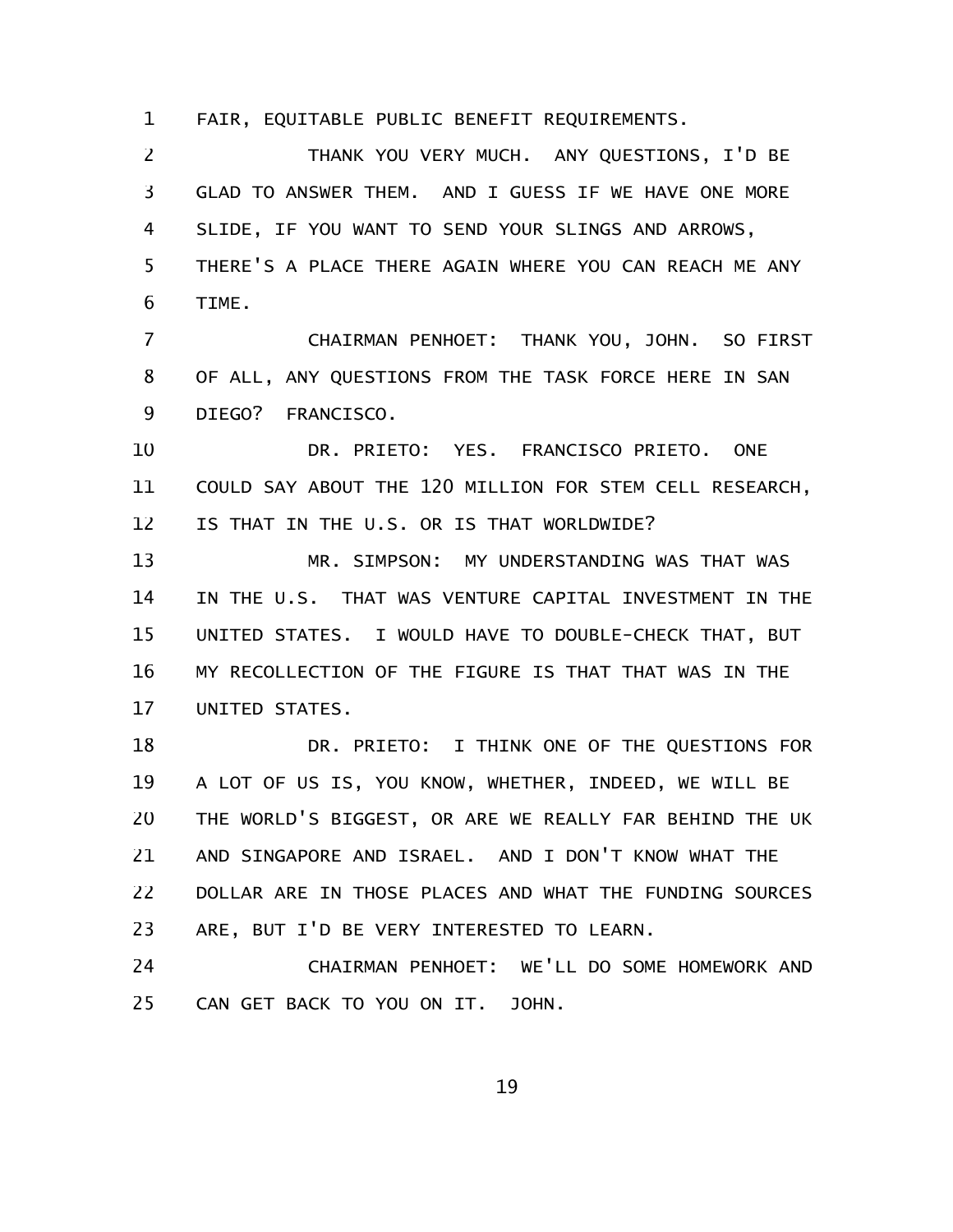FAIR, EQUITABLE PUBLIC BENEFIT REQUIREMENTS.

THANK YOU VERY MUCH. ANY QUESTIONS, I'D BE GLAD TO ANSWER THEM. AND I GUESS IF WE HAVE ONE MORE SLIDE, IF YOU WANT TO SEND YOUR SLINGS AND ARROWS, THERE'S A PLACE THERE AGAIN WHERE YOU CAN REACH ME ANY TIME.

CHAIRMAN PENHOET: THANK YOU, JOHN. SO FIRST OF ALL, ANY QUESTIONS FROM THE TASK FORCE HERE IN SAN DIEGO? FRANCISCO.

DR. PRIETO: YES. FRANCISCO PRIETO. ONE COULD SAY ABOUT THE 120 MILLION FOR STEM CELL RESEARCH, IS THAT IN THE U.S. OR IS THAT WORLDWIDE?

MR. SIMPSON: MY UNDERSTANDING WAS THAT WAS IN THE U.S. THAT WAS VENTURE CAPITAL INVESTMENT IN THE UNITED STATES. I WOULD HAVE TO DOUBLE-CHECK THAT, BUT MY RECOLLECTION OF THE FIGURE IS THAT THAT WAS IN THE UNITED STATES.

DR. PRIETO: I THINK ONE OF THE QUESTIONS FOR A LOT OF US IS, YOU KNOW, WHETHER, INDEED, WE WILL BE THE WORLD'S BIGGEST, OR ARE WE REALLY FAR BEHIND THE UK AND SINGAPORE AND ISRAEL. AND I DON'T KNOW WHAT THE DOLLAR ARE IN THOSE PLACES AND WHAT THE FUNDING SOURCES ARE, BUT I'D BE VERY INTERESTED TO LEARN.

CHAIRMAN PENHOET: WE'LL DO SOME HOMEWORK AND CAN GET BACK TO YOU ON IT. JOHN.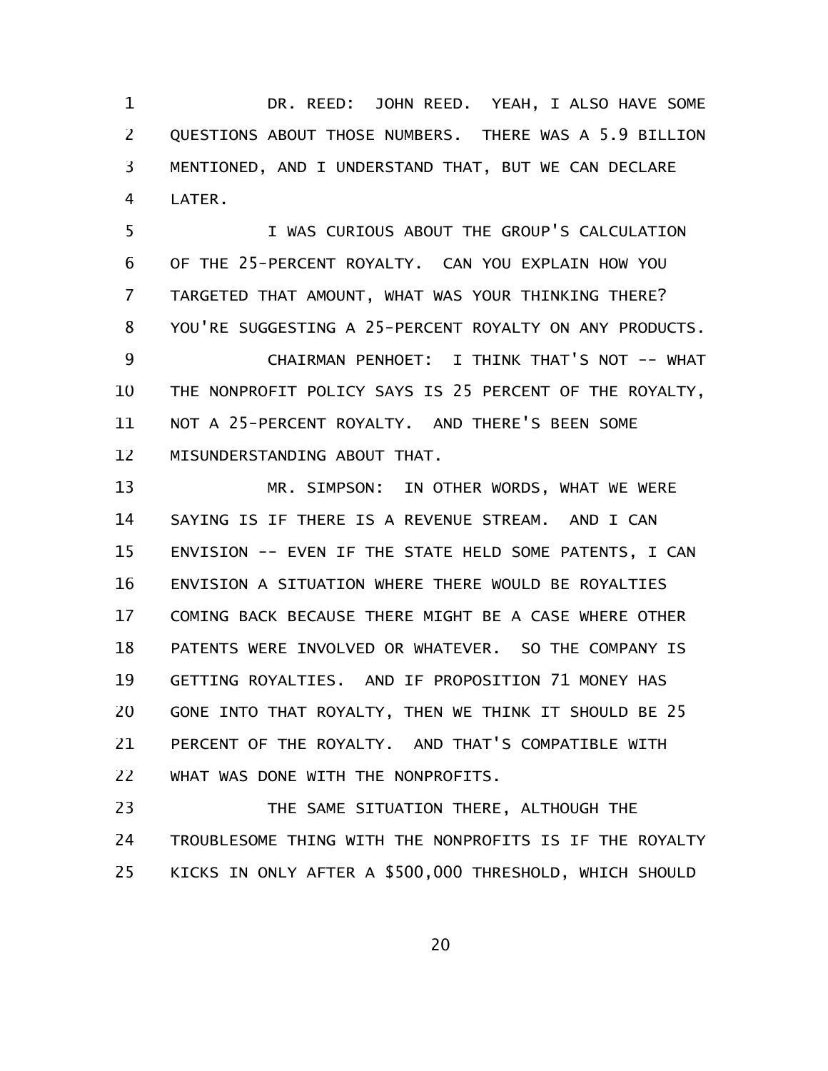DR. REED: JOHN REED. YEAH, I ALSO HAVE SOME QUESTIONS ABOUT THOSE NUMBERS. THERE WAS A 5.9 BILLION MENTIONED, AND I UNDERSTAND THAT, BUT WE CAN DECLARE LATER.

I WAS CURIOUS ABOUT THE GROUP'S CALCULATION OF THE 25-PERCENT ROYALTY. CAN YOU EXPLAIN HOW YOU TARGETED THAT AMOUNT, WHAT WAS YOUR THINKING THERE? YOU'RE SUGGESTING A 25-PERCENT ROYALTY ON ANY PRODUCTS.

CHAIRMAN PENHOET: I THINK THAT'S NOT -- WHAT THE NONPROFIT POLICY SAYS IS 25 PERCENT OF THE ROYALTY, NOT A 25-PERCENT ROYALTY. AND THERE'S BEEN SOME MISUNDERSTANDING ABOUT THAT.

MR. SIMPSON: IN OTHER WORDS, WHAT WE WERE SAYING IS IF THERE IS A REVENUE STREAM. AND I CAN ENVISION -- EVEN IF THE STATE HELD SOME PATENTS, I CAN ENVISION A SITUATION WHERE THERE WOULD BE ROYALTIES COMING BACK BECAUSE THERE MIGHT BE A CASE WHERE OTHER PATENTS WERE INVOLVED OR WHATEVER. SO THE COMPANY IS GETTING ROYALTIES. AND IF PROPOSITION 71 MONEY HAS GONE INTO THAT ROYALTY, THEN WE THINK IT SHOULD BE 25 PERCENT OF THE ROYALTY. AND THAT'S COMPATIBLE WITH WHAT WAS DONE WITH THE NONPROFITS.

THE SAME SITUATION THERE, ALTHOUGH THE TROUBLESOME THING WITH THE NONPROFITS IS IF THE ROYALTY KICKS IN ONLY AFTER A $500,000 THRESHOLD, WHICH SHOULD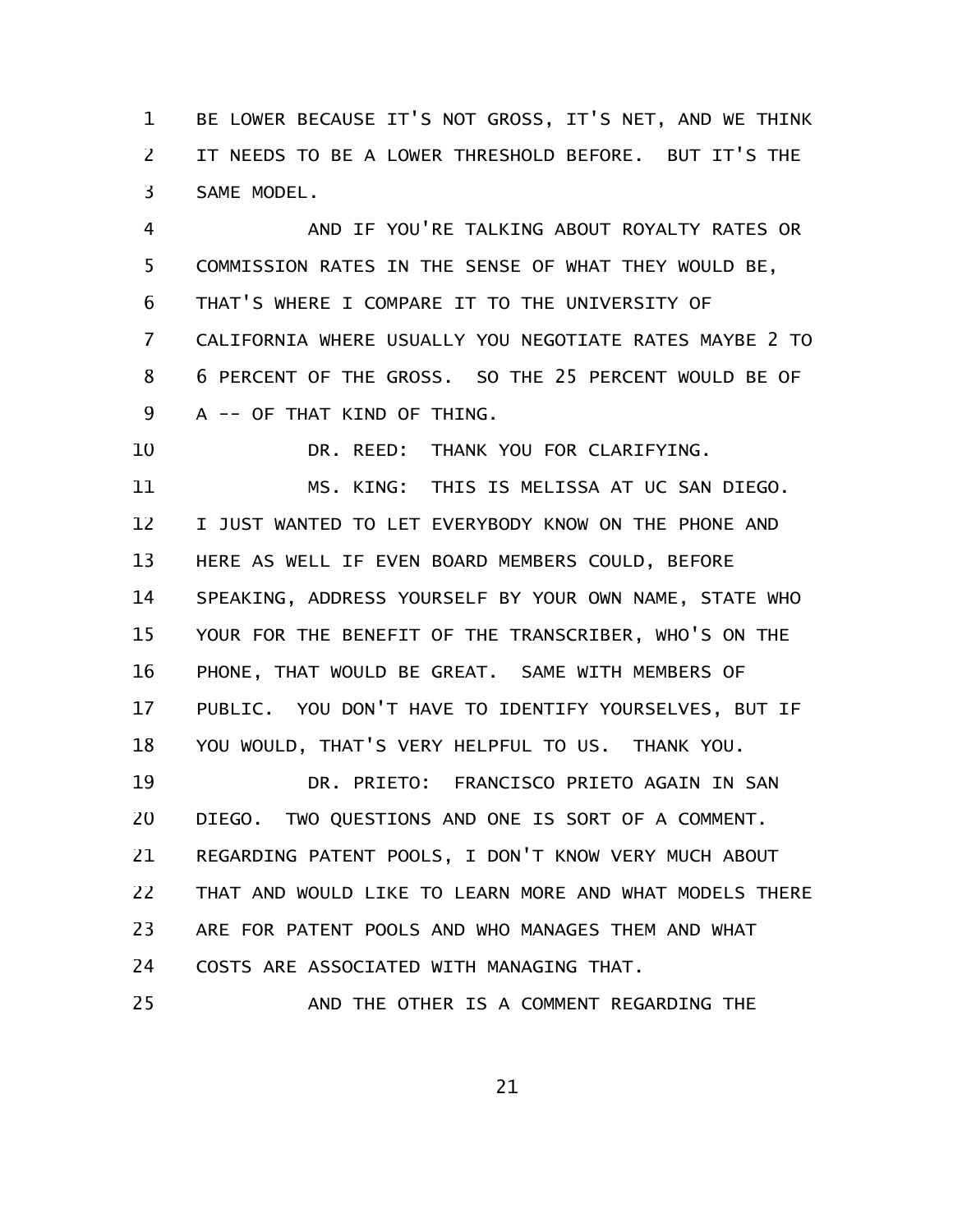BE LOWER BECAUSE IT'S NOT GROSS, IT'S NET, AND WE THINK IT NEEDS TO BE A LOWER THRESHOLD BEFORE. BUT IT'S THE SAME MODEL.

AND IF YOU'RE TALKING ABOUT ROYALTY RATES OR COMMISSION RATES IN THE SENSE OF WHAT THEY WOULD BE, THAT'S WHERE I COMPARE IT TO THE UNIVERSITY OF CALIFORNIA WHERE USUALLY YOU NEGOTIATE RATES MAYBE 2 TO 6 PERCENT OF THE GROSS. SO THE 25 PERCENT WOULD BE OF A -- OF THAT KIND OF THING.

DR. REED: THANK YOU FOR CLARIFYING.

MS. KING: THIS IS MELISSA AT UC SAN DIEGO. I JUST WANTED TO LET EVERYBODY KNOW ON THE PHONE AND HERE AS WELL IF EVEN BOARD MEMBERS COULD, BEFORE SPEAKING, ADDRESS YOURSELF BY YOUR OWN NAME, STATE WHO YOUR FOR THE BENEFIT OF THE TRANSCRIBER, WHO'S ON THE PHONE, THAT WOULD BE GREAT. SAME WITH MEMBERS OF PUBLIC. YOU DON'T HAVE TO IDENTIFY YOURSELVES, BUT IF YOU WOULD, THAT'S VERY HELPFUL TO US. THANK YOU.

DR. PRIETO: FRANCISCO PRIETO AGAIN IN SAN DIEGO. TWO QUESTIONS AND ONE IS SORT OF A COMMENT. REGARDING PATENT POOLS, I DON'T KNOW VERY MUCH ABOUT THAT AND WOULD LIKE TO LEARN MORE AND WHAT MODELS THERE ARE FOR PATENT POOLS AND WHO MANAGES THEM AND WHAT COSTS ARE ASSOCIATED WITH MANAGING THAT.

AND THE OTHER IS A COMMENT REGARDING THE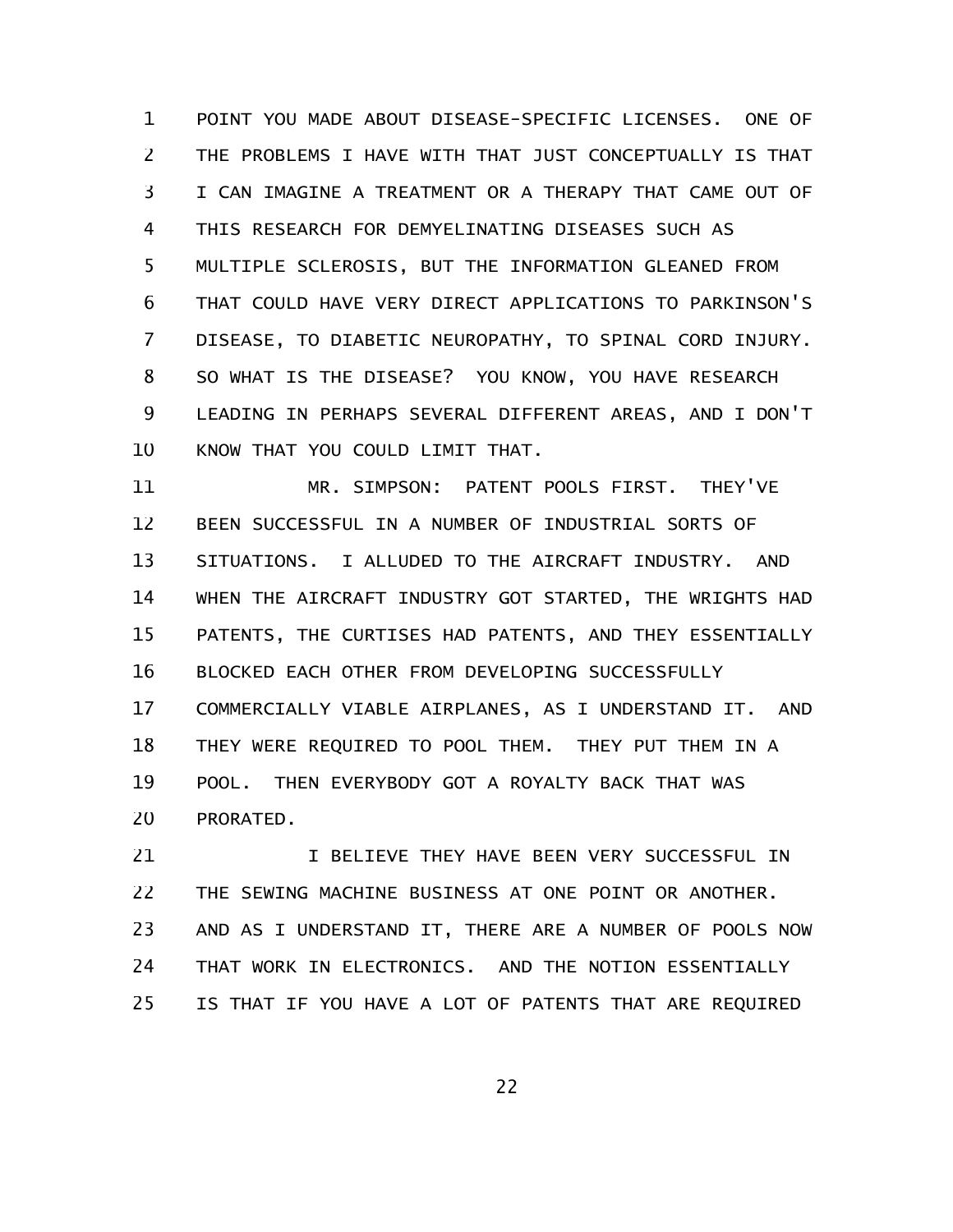POINT YOU MADE ABOUT DISEASE-SPECIFIC LICENSES. ONE OF THE PROBLEMS I HAVE WITH THAT JUST CONCEPTUALLY IS THAT I CAN IMAGINE A TREATMENT OR A THERAPY THAT CAME OUT OF THIS RESEARCH FOR DEMYELINATING DISEASES SUCH AS MULTIPLE SCLEROSIS, BUT THE INFORMATION GLEANED FROM THAT COULD HAVE VERY DIRECT APPLICATIONS TO PARKINSON'S DISEASE, TO DIABETIC NEUROPATHY, TO SPINAL CORD INJURY. SO WHAT IS THE DISEASE? YOU KNOW, YOU HAVE RESEARCH LEADING IN PERHAPS SEVERAL DIFFERENT AREAS, AND I DON'T KNOW THAT YOU COULD LIMIT THAT.

MR. SIMPSON: PATENT POOLS FIRST. THEY'VE BEEN SUCCESSFUL IN A NUMBER OF INDUSTRIAL SORTS OF SITUATIONS. I ALLUDED TO THE AIRCRAFT INDUSTRY. AND WHEN THE AIRCRAFT INDUSTRY GOT STARTED, THE WRIGHTS HAD PATENTS, THE CURTISES HAD PATENTS, AND THEY ESSENTIALLY BLOCKED EACH OTHER FROM DEVELOPING SUCCESSFULLY COMMERCIALLY VIABLE AIRPLANES, AS I UNDERSTAND IT. AND THEY WERE REQUIRED TO POOL THEM. THEY PUT THEM IN A POOL. THEN EVERYBODY GOT A ROYALTY BACK THAT WAS PRORATED.

I BELIEVE THEY HAVE BEEN VERY SUCCESSFUL IN THE SEWING MACHINE BUSINESS AT ONE POINT OR ANOTHER. AND AS I UNDERSTAND IT, THERE ARE A NUMBER OF POOLS NOW THAT WORK IN ELECTRONICS. AND THE NOTION ESSENTIALLY IS THAT IF YOU HAVE A LOT OF PATENTS THAT ARE REQUIRED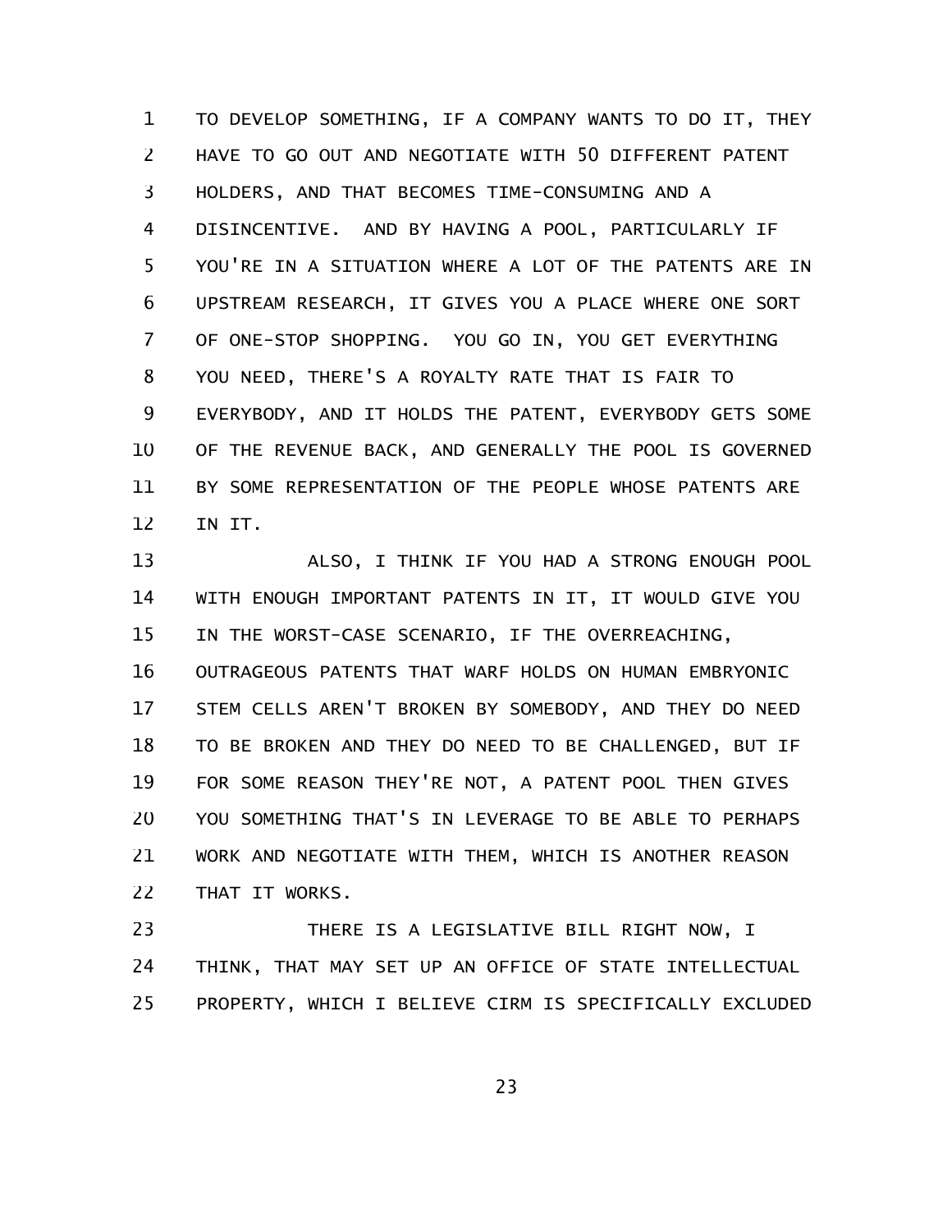TO DEVELOP SOMETHING, IF A COMPANY WANTS TO DO IT, THEY HAVE TO GO OUT AND NEGOTIATE WITH 50 DIFFERENT PATENT HOLDERS, AND THAT BECOMES TIME-CONSUMING AND A DISINCENTIVE. AND BY HAVING A POOL, PARTICULARLY IF YOU'RE IN A SITUATION WHERE A LOT OF THE PATENTS ARE IN UPSTREAM RESEARCH, IT GIVES YOU A PLACE WHERE ONE SORT OF ONE-STOP SHOPPING. YOU GO IN, YOU GET EVERYTHING YOU NEED, THERE'S A ROYALTY RATE THAT IS FAIR TO EVERYBODY, AND IT HOLDS THE PATENT, EVERYBODY GETS SOME OF THE REVENUE BACK, AND GENERALLY THE POOL IS GOVERNED BY SOME REPRESENTATION OF THE PEOPLE WHOSE PATENTS ARE IN IT.

ALSO, I THINK IF YOU HAD A STRONG ENOUGH POOL WITH ENOUGH IMPORTANT PATENTS IN IT, IT WOULD GIVE YOU IN THE WORST-CASE SCENARIO, IF THE OVERREACHING, OUTRAGEOUS PATENTS THAT WARF HOLDS ON HUMAN EMBRYONIC STEM CELLS AREN'T BROKEN BY SOMEBODY, AND THEY DO NEED TO BE BROKEN AND THEY DO NEED TO BE CHALLENGED, BUT IF FOR SOME REASON THEY'RE NOT, A PATENT POOL THEN GIVES YOU SOMETHING THAT'S IN LEVERAGE TO BE ABLE TO PERHAPS WORK AND NEGOTIATE WITH THEM, WHICH IS ANOTHER REASON THAT IT WORKS.

THERE IS A LEGISLATIVE BILL RIGHT NOW, I THINK, THAT MAY SET UP AN OFFICE OF STATE INTELLECTUAL PROPERTY, WHICH I BELIEVE CIRM IS SPECIFICALLY EXCLUDED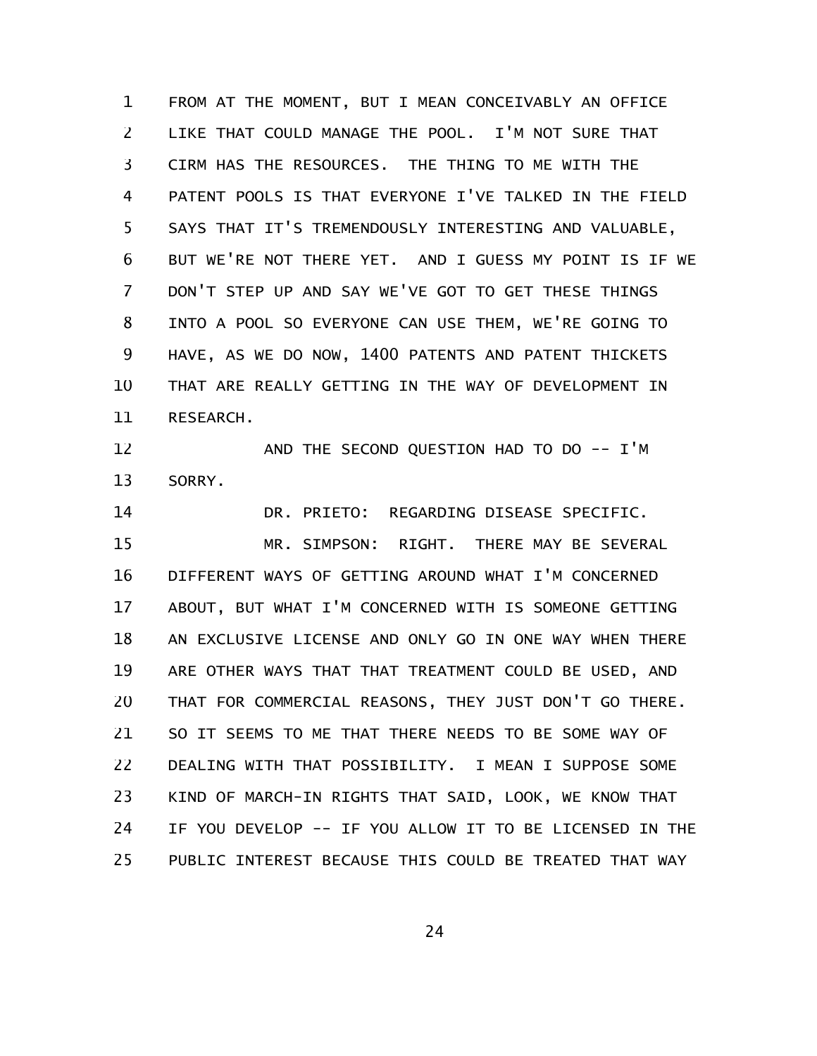FROM AT THE MOMENT, BUT I MEAN CONCEIVABLY AN OFFICE LIKE THAT COULD MANAGE THE POOL. I'M NOT SURE THAT CIRM HAS THE RESOURCES. THE THING TO ME WITH THE PATENT POOLS IS THAT EVERYONE I'VE TALKED IN THE FIELD SAYS THAT IT'S TREMENDOUSLY INTERESTING AND VALUABLE, BUT WE'RE NOT THERE YET. AND I GUESS MY POINT IS IF WE DON'T STEP UP AND SAY WE'VE GOT TO GET THESE THINGS INTO A POOL SO EVERYONE CAN USE THEM, WE'RE GOING TO HAVE, AS WE DO NOW, 1400 PATENTS AND PATENT THICKETS THAT ARE REALLY GETTING IN THE WAY OF DEVELOPMENT IN RESEARCH.

AND THE SECOND QUESTION HAD TO DO -- I'M SORRY.

DR. PRIETO: REGARDING DISEASE SPECIFIC.

MR. SIMPSON: RIGHT. THERE MAY BE SEVERAL DIFFERENT WAYS OF GETTING AROUND WHAT I'M CONCERNED ABOUT, BUT WHAT I'M CONCERNED WITH IS SOMEONE GETTING AN EXCLUSIVE LICENSE AND ONLY GO IN ONE WAY WHEN THERE ARE OTHER WAYS THAT THAT TREATMENT COULD BE USED, AND THAT FOR COMMERCIAL REASONS, THEY JUST DON'T GO THERE. SO IT SEEMS TO ME THAT THERE NEEDS TO BE SOME WAY OF DEALING WITH THAT POSSIBILITY. I MEAN I SUPPOSE SOME KIND OF MARCH-IN RIGHTS THAT SAID, LOOK, WE KNOW THAT IF YOU DEVELOP -- IF YOU ALLOW IT TO BE LICENSED IN THE PUBLIC INTEREST BECAUSE THIS COULD BE TREATED THAT WAY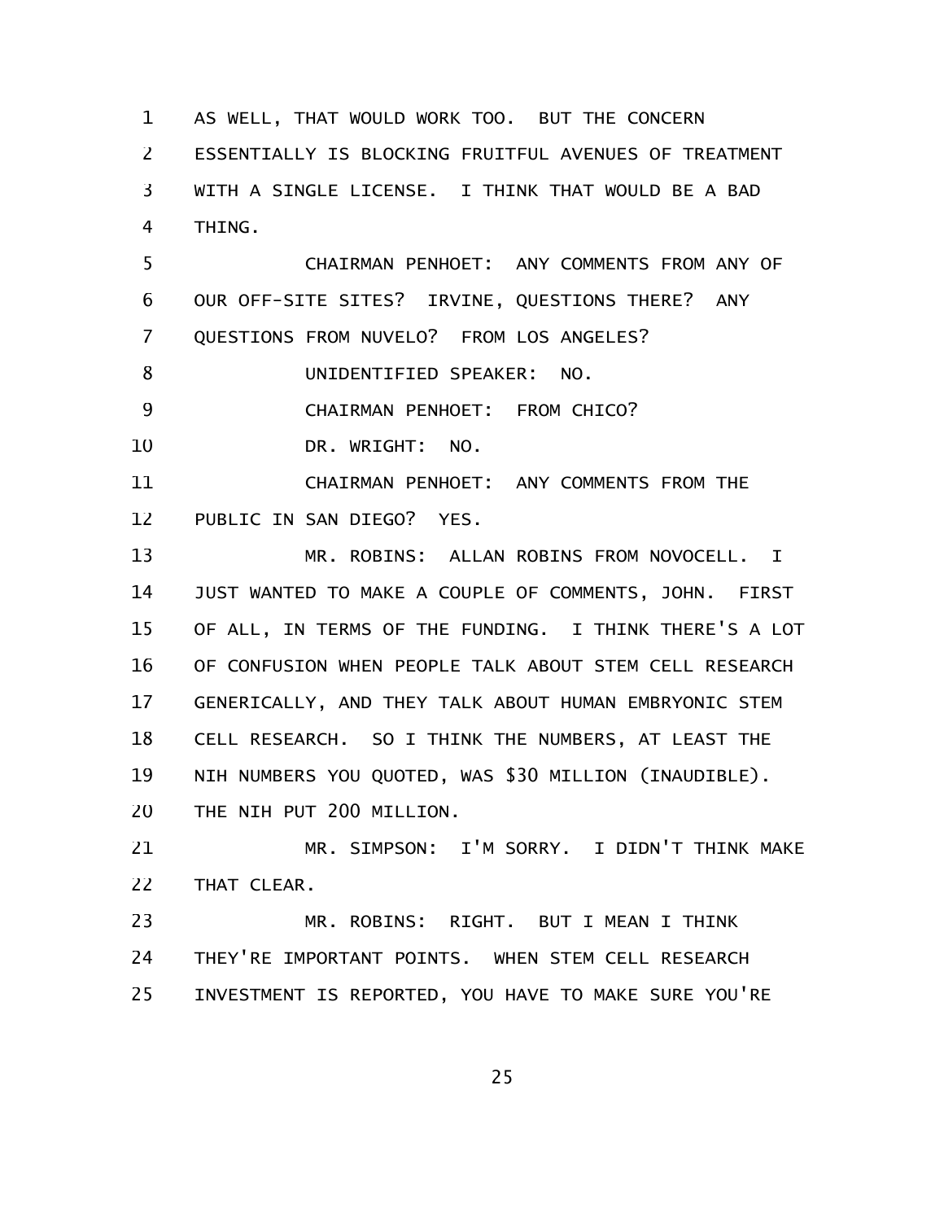AS WELL, THAT WOULD WORK TOO. BUT THE CONCERN ESSENTIALLY IS BLOCKING FRUITFUL AVENUES OF TREATMENT WITH A SINGLE LICENSE. I THINK THAT WOULD BE A BAD THING.

CHAIRMAN PENHOET: ANY COMMENTS FROM ANY OF OUR OFF-SITE SITES? IRVINE, QUESTIONS THERE? ANY QUESTIONS FROM NUVELO? FROM LOS ANGELES?

UNIDENTIFIED SPEAKER: NO.

CHAIRMAN PENHOET: FROM CHICO?

DR. WRIGHT: NO.

CHAIRMAN PENHOET: ANY COMMENTS FROM THE PUBLIC IN SAN DIEGO? YES.

MR. ROBINS: ALLAN ROBINS FROM NOVOCELL. I JUST WANTED TO MAKE A COUPLE OF COMMENTS, JOHN. FIRST OF ALL, IN TERMS OF THE FUNDING. I THINK THERE'S A LOT OF CONFUSION WHEN PEOPLE TALK ABOUT STEM CELL RESEARCH GENERICALLY, AND THEY TALK ABOUT HUMAN EMBRYONIC STEM CELL RESEARCH. SO I THINK THE NUMBERS, AT LEAST THE NIH NUMBERS YOU QUOTED, WAS $30 MILLION (INAUDIBLE). THE NIH PUT 200 MILLION.

MR. SIMPSON: I'M SORRY. I DIDN'T THINK MAKE THAT CLEAR.

MR. ROBINS: RIGHT. BUT I MEAN I THINK THEY'RE IMPORTANT POINTS. WHEN STEM CELL RESEARCH INVESTMENT IS REPORTED, YOU HAVE TO MAKE SURE YOU'RE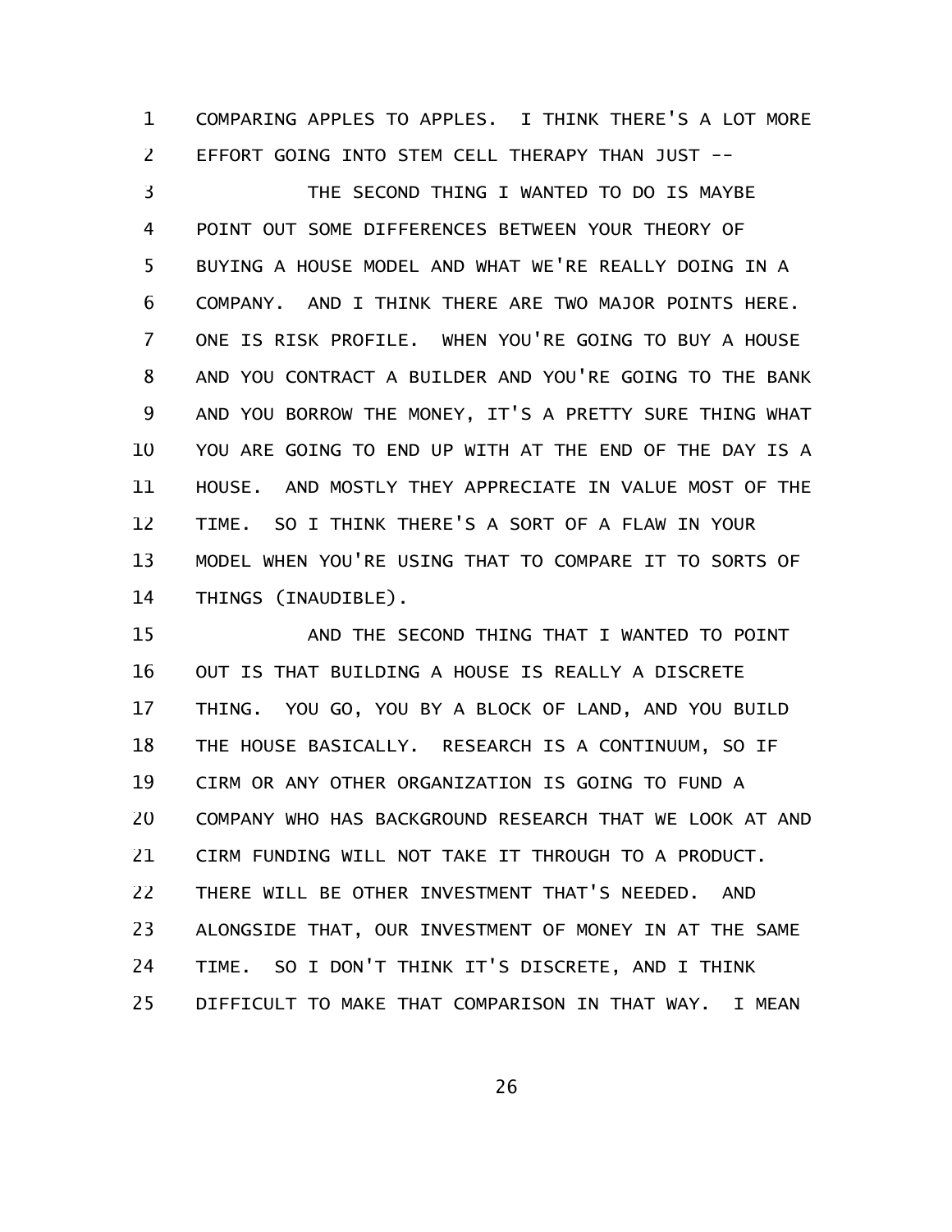COMPARING APPLES TO APPLES. I THINK THERE'S A LOT MORE EFFORT GOING INTO STEM CELL THERAPY THAN JUST --

THE SECOND THING I WANTED TO DO IS MAYBE POINT OUT SOME DIFFERENCES BETWEEN YOUR THEORY OF BUYING A HOUSE MODEL AND WHAT WE'RE REALLY DOING IN A COMPANY. AND I THINK THERE ARE TWO MAJOR POINTS HERE. ONE IS RISK PROFILE. WHEN YOU'RE GOING TO BUY A HOUSE AND YOU CONTRACT A BUILDER AND YOU'RE GOING TO THE BANK AND YOU BORROW THE MONEY, IT'S A PRETTY SURE THING WHAT YOU ARE GOING TO END UP WITH AT THE END OF THE DAY IS A HOUSE. AND MOSTLY THEY APPRECIATE IN VALUE MOST OF THE TIME. SO I THINK THERE'S A SORT OF A FLAW IN YOUR MODEL WHEN YOU'RE USING THAT TO COMPARE IT TO SORTS OF THINGS (INAUDIBLE).

AND THE SECOND THING THAT I WANTED TO POINT OUT IS THAT BUILDING A HOUSE IS REALLY A DISCRETE THING. YOU GO, YOU BY A BLOCK OF LAND, AND YOU BUILD THE HOUSE BASICALLY. RESEARCH IS A CONTINUUM, SO IF CIRM OR ANY OTHER ORGANIZATION IS GOING TO FUND A COMPANY WHO HAS BACKGROUND RESEARCH THAT WE LOOK AT AND CIRM FUNDING WILL NOT TAKE IT THROUGH TO A PRODUCT. THERE WILL BE OTHER INVESTMENT THAT'S NEEDED. AND ALONGSIDE THAT, OUR INVESTMENT OF MONEY IN AT THE SAME TIME. SO I DON'T THINK IT'S DISCRETE, AND I THINK DIFFICULT TO MAKE THAT COMPARISON IN THAT WAY. I MEAN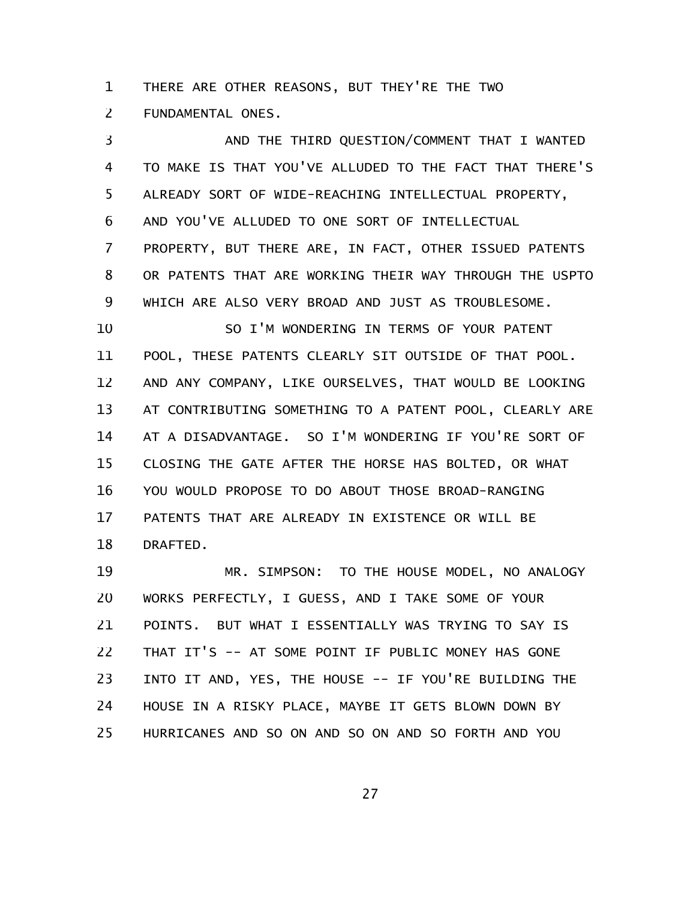THERE ARE OTHER REASONS, BUT THEY'RE THE TWO FUNDAMENTAL ONES.

AND THE THIRD QUESTION/COMMENT THAT I WANTED TO MAKE IS THAT YOU'VE ALLUDED TO THE FACT THAT THERE'S ALREADY SORT OF WIDE-REACHING INTELLECTUAL PROPERTY, AND YOU'VE ALLUDED TO ONE SORT OF INTELLECTUAL PROPERTY, BUT THERE ARE, IN FACT, OTHER ISSUED PATENTS OR PATENTS THAT ARE WORKING THEIR WAY THROUGH THE USPTO WHICH ARE ALSO VERY BROAD AND JUST AS TROUBLESOME.

SO I'M WONDERING IN TERMS OF YOUR PATENT POOL, THESE PATENTS CLEARLY SIT OUTSIDE OF THAT POOL. AND ANY COMPANY, LIKE OURSELVES, THAT WOULD BE LOOKING AT CONTRIBUTING SOMETHING TO A PATENT POOL, CLEARLY ARE AT A DISADVANTAGE. SO I'M WONDERING IF YOU'RE SORT OF CLOSING THE GATE AFTER THE HORSE HAS BOLTED, OR WHAT YOU WOULD PROPOSE TO DO ABOUT THOSE BROAD-RANGING PATENTS THAT ARE ALREADY IN EXISTENCE OR WILL BE DRAFTED.

MR. SIMPSON: TO THE HOUSE MODEL, NO ANALOGY WORKS PERFECTLY, I GUESS, AND I TAKE SOME OF YOUR POINTS. BUT WHAT I ESSENTIALLY WAS TRYING TO SAY IS THAT IT'S -- AT SOME POINT IF PUBLIC MONEY HAS GONE INTO IT AND, YES, THE HOUSE -- IF YOU'RE BUILDING THE HOUSE IN A RISKY PLACE, MAYBE IT GETS BLOWN DOWN BY HURRICANES AND SO ON AND SO ON AND SO FORTH AND YOU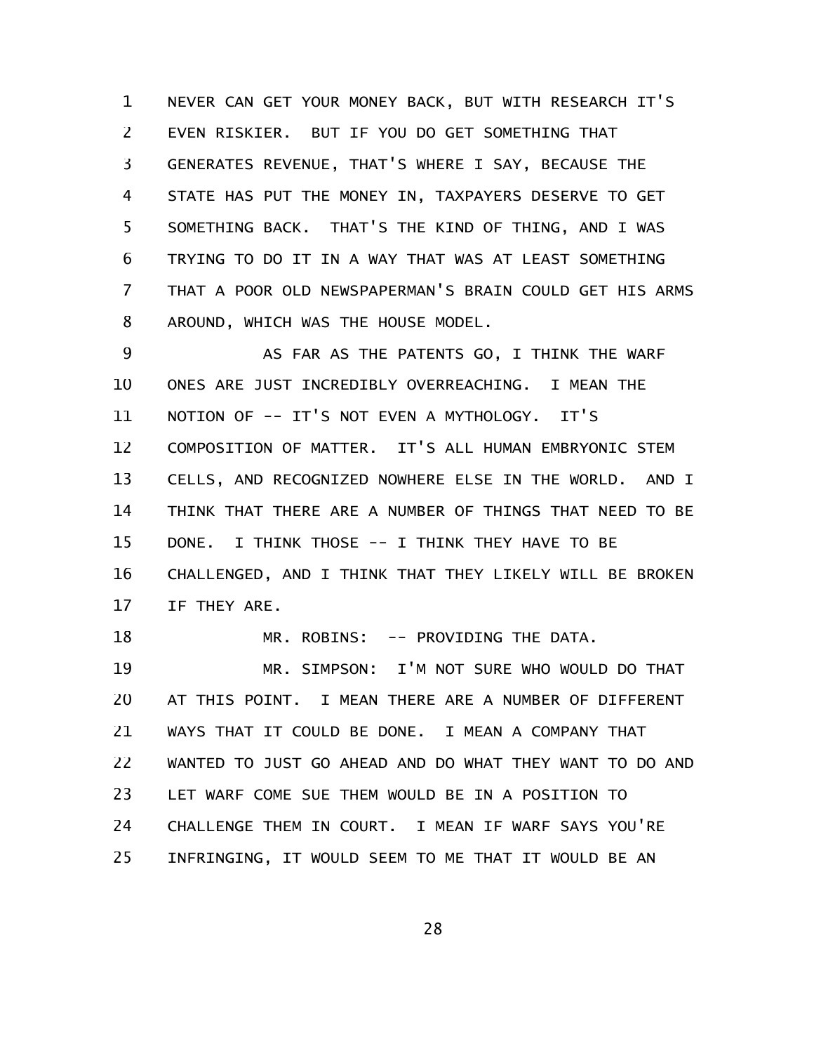NEVER CAN GET YOUR MONEY BACK, BUT WITH RESEARCH IT'S EVEN RISKIER. BUT IF YOU DO GET SOMETHING THAT GENERATES REVENUE, THAT'S WHERE I SAY, BECAUSE THE STATE HAS PUT THE MONEY IN, TAXPAYERS DESERVE TO GET SOMETHING BACK. THAT'S THE KIND OF THING, AND I WAS TRYING TO DO IT IN A WAY THAT WAS AT LEAST SOMETHING THAT A POOR OLD NEWSPAPERMAN'S BRAIN COULD GET HIS ARMS AROUND, WHICH WAS THE HOUSE MODEL.

AS FAR AS THE PATENTS GO, I THINK THE WARF ONES ARE JUST INCREDIBLY OVERREACHING. I MEAN THE NOTION OF -- IT'S NOT EVEN A MYTHOLOGY. IT'S COMPOSITION OF MATTER. IT'S ALL HUMAN EMBRYONIC STEM CELLS, AND RECOGNIZED NOWHERE ELSE IN THE WORLD. AND I THINK THAT THERE ARE A NUMBER OF THINGS THAT NEED TO BE DONE. I THINK THOSE -- I THINK THEY HAVE TO BE CHALLENGED, AND I THINK THAT THEY LIKELY WILL BE BROKEN IF THEY ARE.

MR. ROBINS: -- PROVIDING THE DATA.

MR. SIMPSON: I'M NOT SURE WHO WOULD DO THAT AT THIS POINT. I MEAN THERE ARE A NUMBER OF DIFFERENT WAYS THAT IT COULD BE DONE. I MEAN A COMPANY THAT WANTED TO JUST GO AHEAD AND DO WHAT THEY WANT TO DO AND LET WARF COME SUE THEM WOULD BE IN A POSITION TO CHALLENGE THEM IN COURT. I MEAN IF WARF SAYS YOU'RE INFRINGING, IT WOULD SEEM TO ME THAT IT WOULD BE AN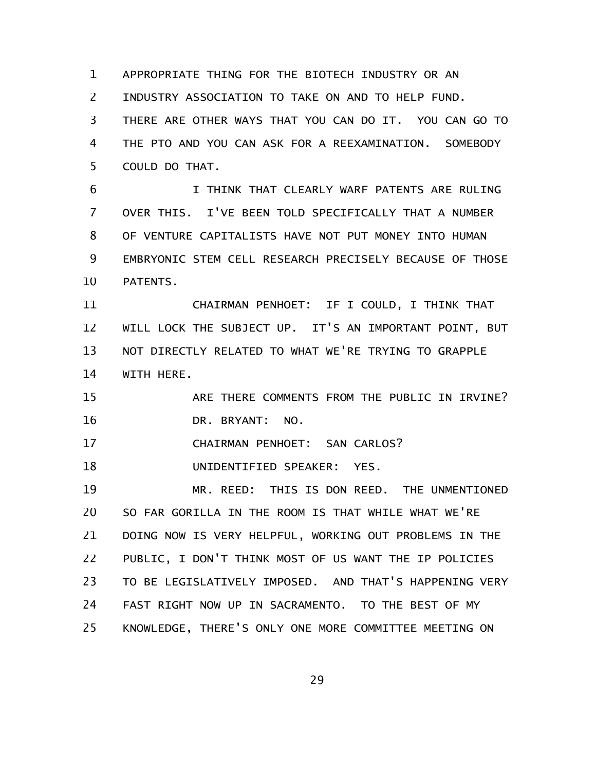APPROPRIATE THING FOR THE BIOTECH INDUSTRY OR AN INDUSTRY ASSOCIATION TO TAKE ON AND TO HELP FUND. THERE ARE OTHER WAYS THAT YOU CAN DO IT. YOU CAN GO TO THE PTO AND YOU CAN ASK FOR A REEXAMINATION. SOMEBODY COULD DO THAT.

I THINK THAT CLEARLY WARF PATENTS ARE RULING OVER THIS. I'VE BEEN TOLD SPECIFICALLY THAT A NUMBER OF VENTURE CAPITALISTS HAVE NOT PUT MONEY INTO HUMAN EMBRYONIC STEM CELL RESEARCH PRECISELY BECAUSE OF THOSE PATENTS.

CHAIRMAN PENHOET: IF I COULD, I THINK THAT WILL LOCK THE SUBJECT UP. IT'S AN IMPORTANT POINT, BUT NOT DIRECTLY RELATED TO WHAT WE'RE TRYING TO GRAPPLE WITH HERE.

ARE THERE COMMENTS FROM THE PUBLIC IN IRVINE?

DR. BRYANT: NO.

CHAIRMAN PENHOET: SAN CARLOS?

UNIDENTIFIED SPEAKER: YES.

MR. REED: THIS IS DON REED. THE UNMENTIONED SO FAR GORILLA IN THE ROOM IS THAT WHILE WHAT WE'RE DOING NOW IS VERY HELPFUL, WORKING OUT PROBLEMS IN THE PUBLIC, I DON'T THINK MOST OF US WANT THE IP POLICIES TO BE LEGISLATIVELY IMPOSED. AND THAT'S HAPPENING VERY FAST RIGHT NOW UP IN SACRAMENTO. TO THE BEST OF MY KNOWLEDGE, THERE'S ONLY ONE MORE COMMITTEE MEETING ON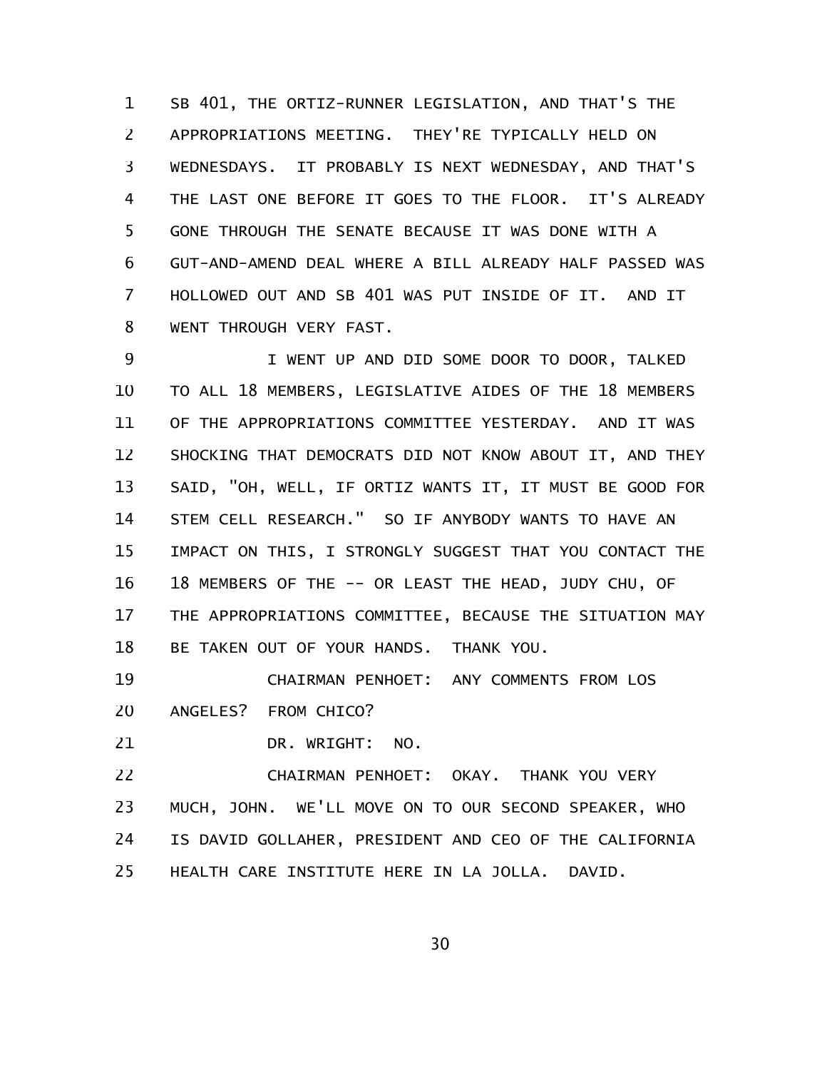SB 401, THE ORTIZ-RUNNER LEGISLATION, AND THAT'S THE APPROPRIATIONS MEETING. THEY'RE TYPICALLY HELD ON WEDNESDAYS. IT PROBABLY IS NEXT WEDNESDAY, AND THAT'S THE LAST ONE BEFORE IT GOES TO THE FLOOR. IT'S ALREADY GONE THROUGH THE SENATE BECAUSE IT WAS DONE WITH A GUT-AND-AMEND DEAL WHERE A BILL ALREADY HALF PASSED WAS HOLLOWED OUT AND SB 401 WAS PUT INSIDE OF IT. AND IT WENT THROUGH VERY FAST.

I WENT UP AND DID SOME DOOR TO DOOR, TALKED TO ALL 18 MEMBERS, LEGISLATIVE AIDES OF THE 18 MEMBERS OF THE APPROPRIATIONS COMMITTEE YESTERDAY. AND IT WAS SHOCKING THAT DEMOCRATS DID NOT KNOW ABOUT IT, AND THEY SAID, "OH, WELL, IF ORTIZ WANTS IT, IT MUST BE GOOD FOR STEM CELL RESEARCH." SO IF ANYBODY WANTS TO HAVE AN IMPACT ON THIS, I STRONGLY SUGGEST THAT YOU CONTACT THE 18 MEMBERS OF THE -- OR LEAST THE HEAD, JUDY CHU, OF THE APPROPRIATIONS COMMITTEE, BECAUSE THE SITUATION MAY BE TAKEN OUT OF YOUR HANDS. THANK YOU.

CHAIRMAN PENHOET: ANY COMMENTS FROM LOS ANGELES? FROM CHICO?

DR. WRIGHT: NO.

CHAIRMAN PENHOET: OKAY. THANK YOU VERY MUCH, JOHN. WE'LL MOVE ON TO OUR SECOND SPEAKER, WHO IS DAVID GOLLAHER, PRESIDENT AND CEO OF THE CALIFORNIA HEALTH CARE INSTITUTE HERE IN LA JOLLA. DAVID.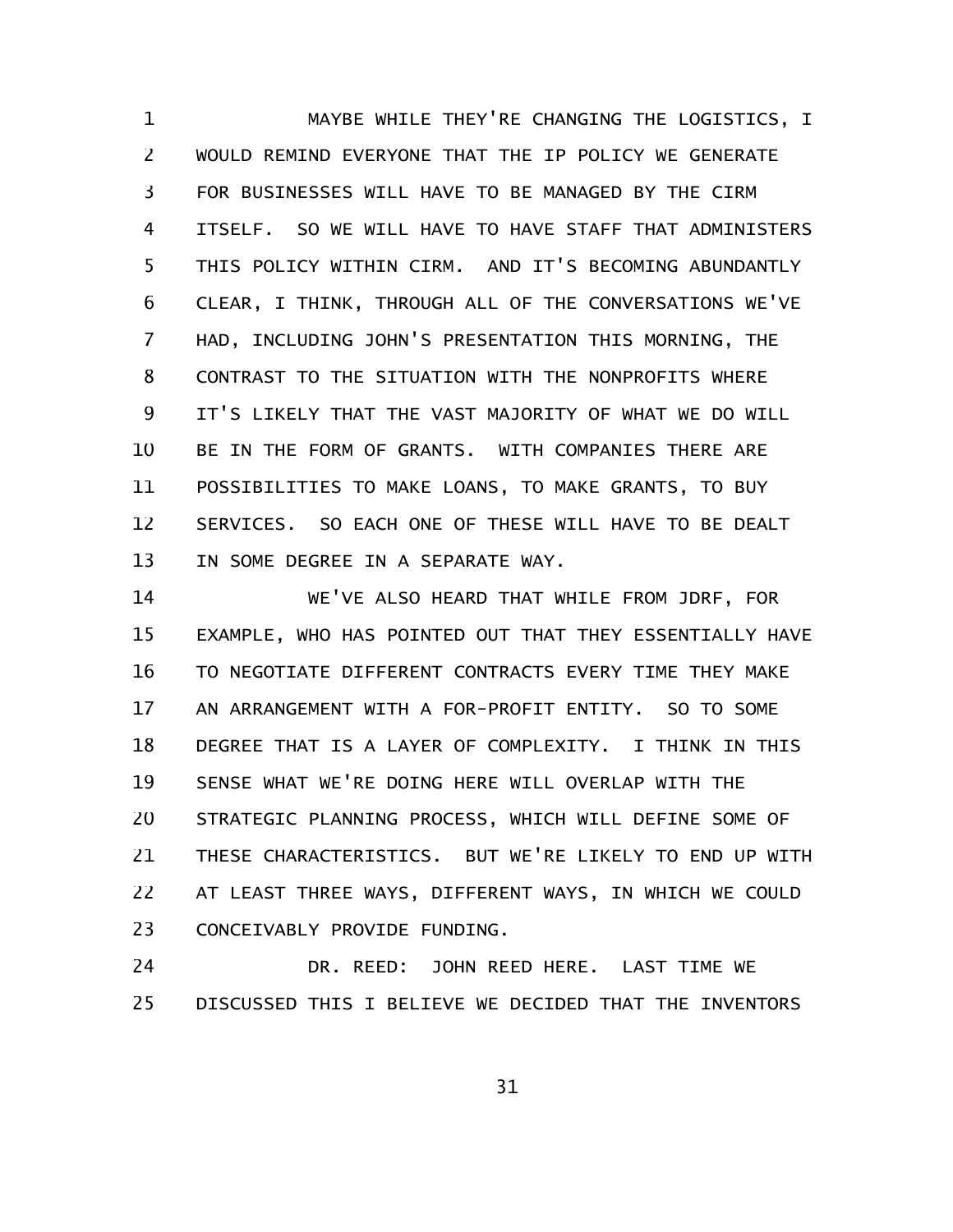MAYBE WHILE THEY'RE CHANGING THE LOGISTICS, I WOULD REMIND EVERYONE THAT THE IP POLICY WE GENERATE FOR BUSINESSES WILL HAVE TO BE MANAGED BY THE CIRM ITSELF. SO WE WILL HAVE TO HAVE STAFF THAT ADMINISTERS THIS POLICY WITHIN CIRM. AND IT'S BECOMING ABUNDANTLY CLEAR, I THINK, THROUGH ALL OF THE CONVERSATIONS WE'VE HAD, INCLUDING JOHN'S PRESENTATION THIS MORNING, THE CONTRAST TO THE SITUATION WITH THE NONPROFITS WHERE IT'S LIKELY THAT THE VAST MAJORITY OF WHAT WE DO WILL BE IN THE FORM OF GRANTS. WITH COMPANIES THERE ARE POSSIBILITIES TO MAKE LOANS, TO MAKE GRANTS, TO BUY SERVICES. SO EACH ONE OF THESE WILL HAVE TO BE DEALT IN SOME DEGREE IN A SEPARATE WAY.

WE'VE ALSO HEARD THAT WHILE FROM JDRF, FOR EXAMPLE, WHO HAS POINTED OUT THAT THEY ESSENTIALLY HAVE TO NEGOTIATE DIFFERENT CONTRACTS EVERY TIME THEY MAKE AN ARRANGEMENT WITH A FOR-PROFIT ENTITY. SO TO SOME DEGREE THAT IS A LAYER OF COMPLEXITY. I THINK IN THIS SENSE WHAT WE'RE DOING HERE WILL OVERLAP WITH THE STRATEGIC PLANNING PROCESS, WHICH WILL DEFINE SOME OF THESE CHARACTERISTICS. BUT WE'RE LIKELY TO END UP WITH AT LEAST THREE WAYS, DIFFERENT WAYS, IN WHICH WE COULD CONCEIVABLY PROVIDE FUNDING.

DR. REED: JOHN REED HERE. LAST TIME WE DISCUSSED THIS I BELIEVE WE DECIDED THAT THE INVENTORS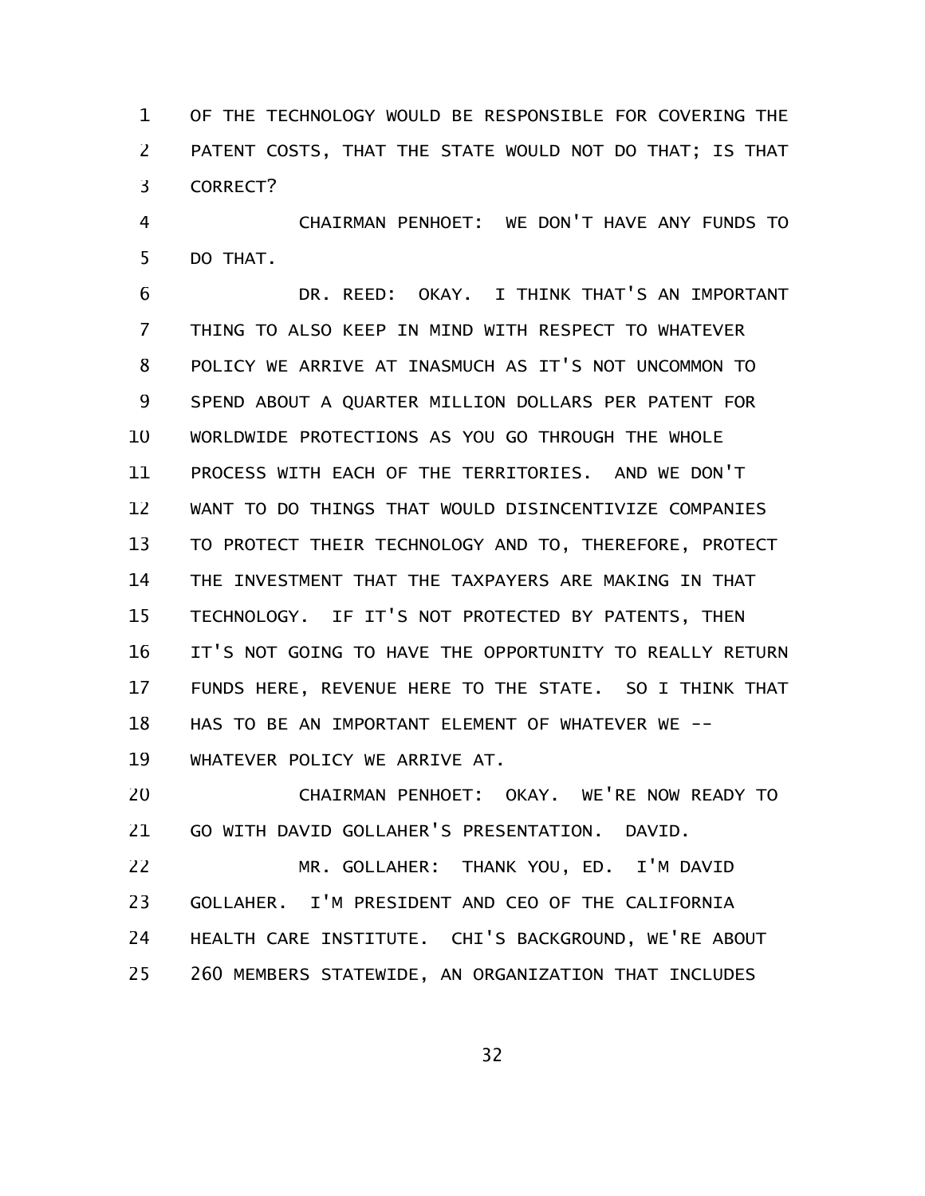OF THE TECHNOLOGY WOULD BE RESPONSIBLE FOR COVERING THE PATENT COSTS, THAT THE STATE WOULD NOT DO THAT; IS THAT CORRECT?

CHAIRMAN PENHOET: WE DON'T HAVE ANY FUNDS TO DO THAT.

DR. REED: OKAY. I THINK THAT'S AN IMPORTANT THING TO ALSO KEEP IN MIND WITH RESPECT TO WHATEVER POLICY WE ARRIVE AT INASMUCH AS IT'S NOT UNCOMMON TO SPEND ABOUT A QUARTER MILLION DOLLARS PER PATENT FOR WORLDWIDE PROTECTIONS AS YOU GO THROUGH THE WHOLE PROCESS WITH EACH OF THE TERRITORIES. AND WE DON'T WANT TO DO THINGS THAT WOULD DISINCENTIVIZE COMPANIES TO PROTECT THEIR TECHNOLOGY AND TO, THEREFORE, PROTECT THE INVESTMENT THAT THE TAXPAYERS ARE MAKING IN THAT TECHNOLOGY. IF IT'S NOT PROTECTED BY PATENTS, THEN IT'S NOT GOING TO HAVE THE OPPORTUNITY TO REALLY RETURN FUNDS HERE, REVENUE HERE TO THE STATE. SO I THINK THAT HAS TO BE AN IMPORTANT ELEMENT OF WHATEVER WE -- WHATEVER POLICY WE ARRIVE AT.

CHAIRMAN PENHOET: OKAY. WE'RE NOW READY TO GO WITH DAVID GOLLAHER'S PRESENTATION. DAVID.

MR. GOLLAHER: THANK YOU, ED. I'M DAVID GOLLAHER. I'M PRESIDENT AND CEO OF THE CALIFORNIA HEALTH CARE INSTITUTE. CHI'S BACKGROUND, WE'RE ABOUT 260 MEMBERS STATEWIDE, AN ORGANIZATION THAT INCLUDES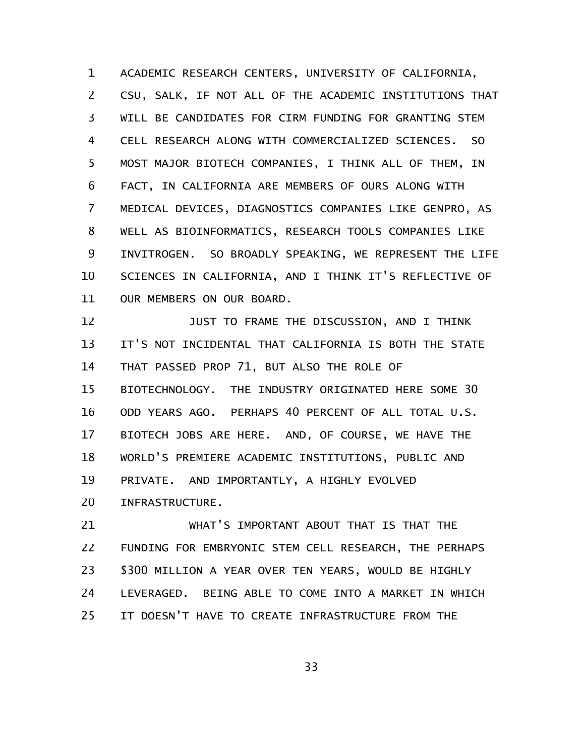ACADEMIC RESEARCH CENTERS, UNIVERSITY OF CALIFORNIA, CSU, SALK, IF NOT ALL OF THE ACADEMIC INSTITUTIONS THAT WILL BE CANDIDATES FOR CIRM FUNDING FOR GRANTING STEM CELL RESEARCH ALONG WITH COMMERCIALIZED SCIENCES. SO MOST MAJOR BIOTECH COMPANIES, I THINK ALL OF THEM, IN FACT, IN CALIFORNIA ARE MEMBERS OF OURS ALONG WITH MEDICAL DEVICES, DIAGNOSTICS COMPANIES LIKE GENPRO, AS WELL AS BIOINFORMATICS, RESEARCH TOOLS COMPANIES LIKE INVITROGEN. SO BROADLY SPEAKING, WE REPRESENT THE LIFE SCIENCES IN CALIFORNIA, AND I THINK IT'S REFLECTIVE OF OUR MEMBERS ON OUR BOARD.

JUST TO FRAME THE DISCUSSION, AND I THINK IT'S NOT INCIDENTAL THAT CALIFORNIA IS BOTH THE STATE THAT PASSED PROP 71, BUT ALSO THE ROLE OF BIOTECHNOLOGY. THE INDUSTRY ORIGINATED HERE SOME 30 ODD YEARS AGO. PERHAPS 40 PERCENT OF ALL TOTAL U.S. BIOTECH JOBS ARE HERE. AND, OF COURSE, WE HAVE THE WORLD'S PREMIERE ACADEMIC INSTITUTIONS, PUBLIC AND PRIVATE. AND IMPORTANTLY, A HIGHLY EVOLVED INFRASTRUCTURE.

WHAT'S IMPORTANT ABOUT THAT IS THAT THE FUNDING FOR EMBRYONIC STEM CELL RESEARCH, THE PERHAPS $300 MILLION A YEAR OVER TEN YEARS, WOULD BE HIGHLY LEVERAGED. BEING ABLE TO COME INTO A MARKET IN WHICH IT DOESN'T HAVE TO CREATE INFRASTRUCTURE FROM THE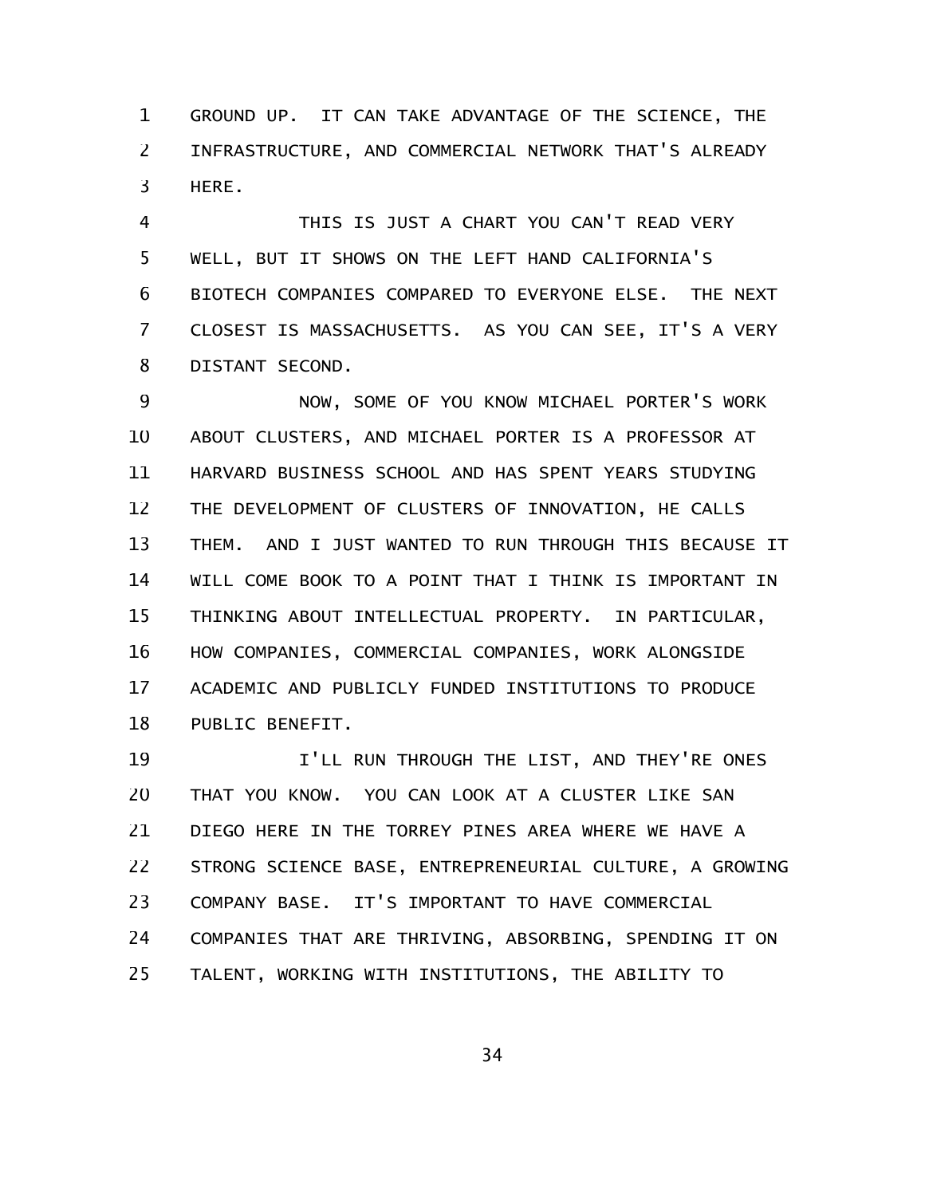GROUND UP. IT CAN TAKE ADVANTAGE OF THE SCIENCE, THE INFRASTRUCTURE, AND COMMERCIAL NETWORK THAT'S ALREADY HERE.

THIS IS JUST A CHART YOU CAN'T READ VERY WELL, BUT IT SHOWS ON THE LEFT HAND CALIFORNIA'S BIOTECH COMPANIES COMPARED TO EVERYONE ELSE. THE NEXT CLOSEST IS MASSACHUSETTS. AS YOU CAN SEE, IT'S A VERY DISTANT SECOND.

NOW, SOME OF YOU KNOW MICHAEL PORTER'S WORK ABOUT CLUSTERS, AND MICHAEL PORTER IS A PROFESSOR AT HARVARD BUSINESS SCHOOL AND HAS SPENT YEARS STUDYING THE DEVELOPMENT OF CLUSTERS OF INNOVATION, HE CALLS THEM. AND I JUST WANTED TO RUN THROUGH THIS BECAUSE IT WILL COME BOOK TO A POINT THAT I THINK IS IMPORTANT IN THINKING ABOUT INTELLECTUAL PROPERTY. IN PARTICULAR, HOW COMPANIES, COMMERCIAL COMPANIES, WORK ALONGSIDE ACADEMIC AND PUBLICLY FUNDED INSTITUTIONS TO PRODUCE PUBLIC BENEFIT.

I'LL RUN THROUGH THE LIST, AND THEY'RE ONES THAT YOU KNOW. YOU CAN LOOK AT A CLUSTER LIKE SAN DIEGO HERE IN THE TORREY PINES AREA WHERE WE HAVE A STRONG SCIENCE BASE, ENTREPRENEURIAL CULTURE, A GROWING COMPANY BASE. IT'S IMPORTANT TO HAVE COMMERCIAL COMPANIES THAT ARE THRIVING, ABSORBING, SPENDING IT ON TALENT, WORKING WITH INSTITUTIONS, THE ABILITY TO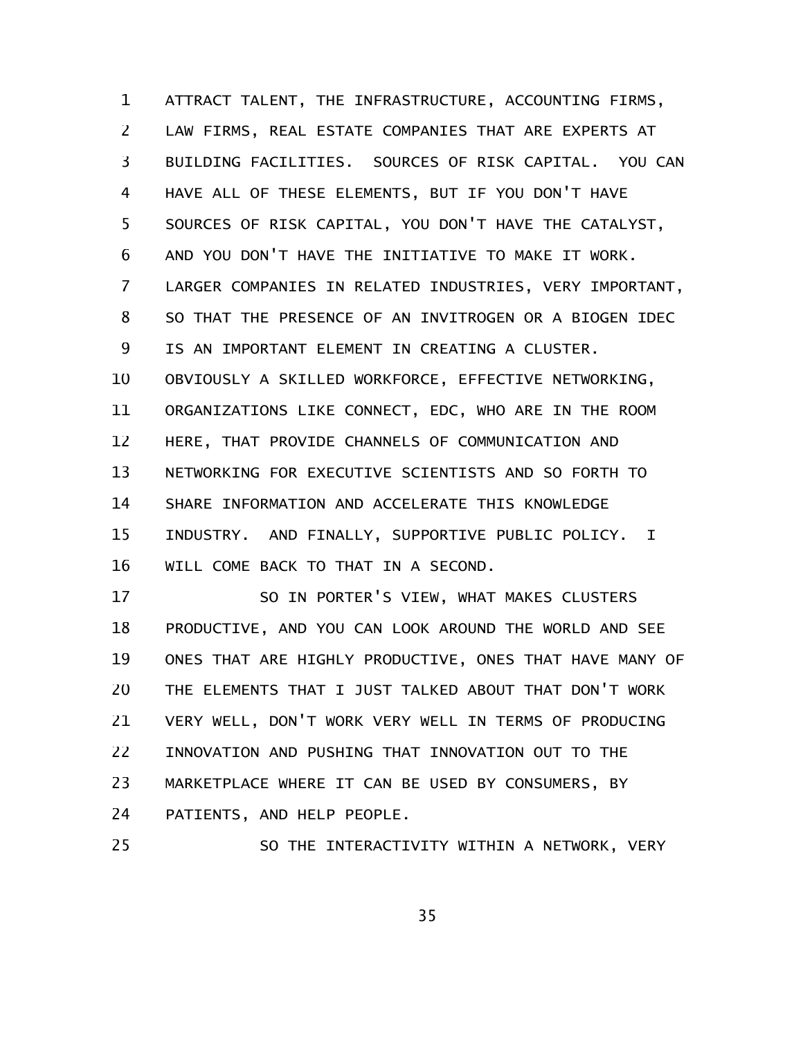ATTRACT TALENT, THE INFRASTRUCTURE, ACCOUNTING FIRMS, LAW FIRMS, REAL ESTATE COMPANIES THAT ARE EXPERTS AT BUILDING FACILITIES. SOURCES OF RISK CAPITAL. YOU CAN HAVE ALL OF THESE ELEMENTS, BUT IF YOU DON'T HAVE SOURCES OF RISK CAPITAL, YOU DON'T HAVE THE CATALYST, AND YOU DON'T HAVE THE INITIATIVE TO MAKE IT WORK. LARGER COMPANIES IN RELATED INDUSTRIES, VERY IMPORTANT, SO THAT THE PRESENCE OF AN INVITROGEN OR A BIOGEN IDEC IS AN IMPORTANT ELEMENT IN CREATING A CLUSTER. OBVIOUSLY A SKILLED WORKFORCE, EFFECTIVE NETWORKING, ORGANIZATIONS LIKE CONNECT, EDC, WHO ARE IN THE ROOM HERE, THAT PROVIDE CHANNELS OF COMMUNICATION AND NETWORKING FOR EXECUTIVE SCIENTISTS AND SO FORTH TO SHARE INFORMATION AND ACCELERATE THIS KNOWLEDGE INDUSTRY. AND FINALLY, SUPPORTIVE PUBLIC POLICY. I WILL COME BACK TO THAT IN A SECOND.

SO IN PORTER'S VIEW, WHAT MAKES CLUSTERS PRODUCTIVE, AND YOU CAN LOOK AROUND THE WORLD AND SEE ONES THAT ARE HIGHLY PRODUCTIVE, ONES THAT HAVE MANY OF THE ELEMENTS THAT I JUST TALKED ABOUT THAT DON'T WORK VERY WELL, DON'T WORK VERY WELL IN TERMS OF PRODUCING INNOVATION AND PUSHING THAT INNOVATION OUT TO THE MARKETPLACE WHERE IT CAN BE USED BY CONSUMERS, BY PATIENTS, AND HELP PEOPLE.

SO THE INTERACTIVITY WITHIN A NETWORK, VERY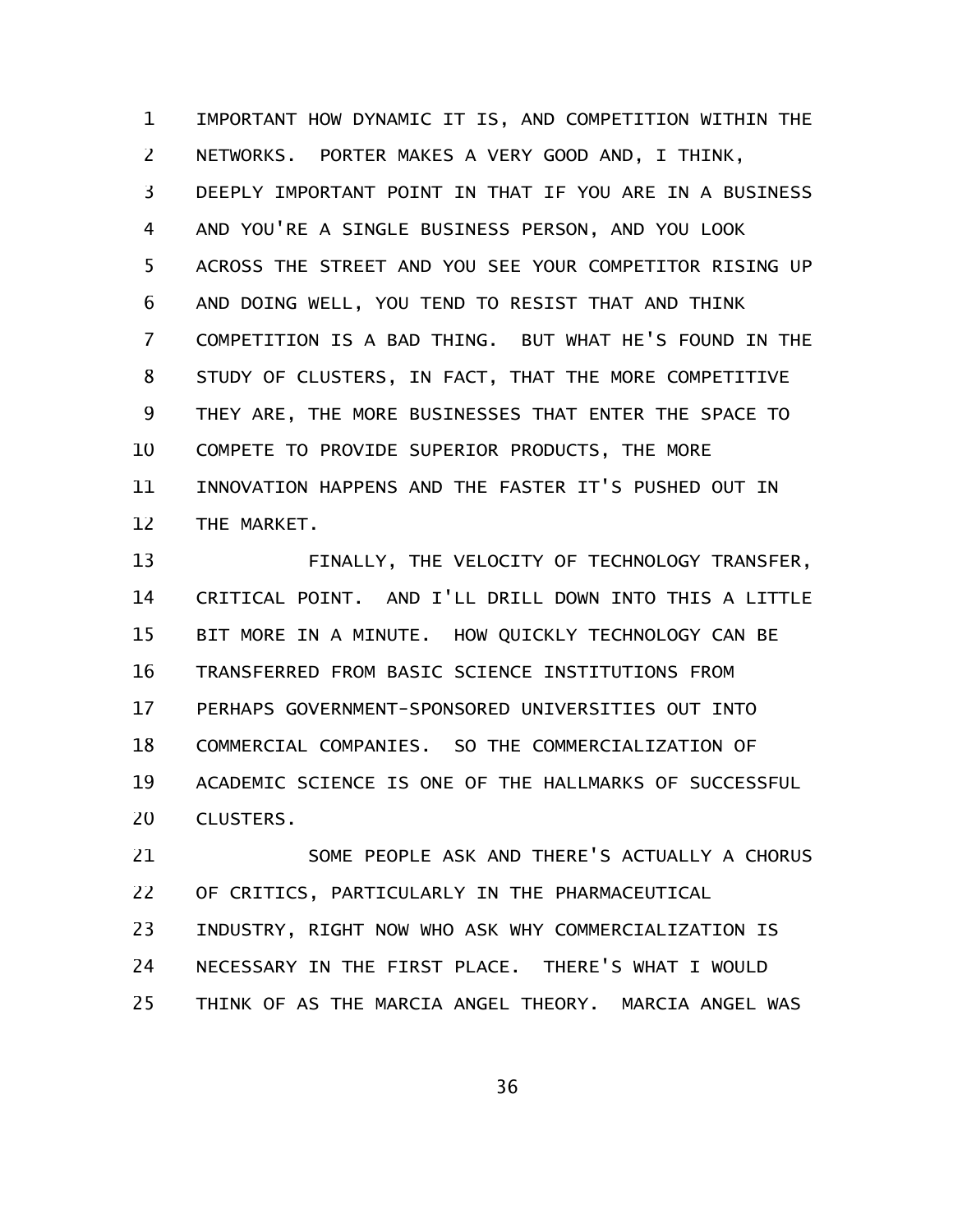IMPORTANT HOW DYNAMIC IT IS, AND COMPETITION WITHIN THE NETWORKS. PORTER MAKES A VERY GOOD AND, I THINK, DEEPLY IMPORTANT POINT IN THAT IF YOU ARE IN A BUSINESS AND YOU'RE A SINGLE BUSINESS PERSON, AND YOU LOOK ACROSS THE STREET AND YOU SEE YOUR COMPETITOR RISING UP AND DOING WELL, YOU TEND TO RESIST THAT AND THINK COMPETITION IS A BAD THING. BUT WHAT HE'S FOUND IN THE STUDY OF CLUSTERS, IN FACT, THAT THE MORE COMPETITIVE THEY ARE, THE MORE BUSINESSES THAT ENTER THE SPACE TO COMPETE TO PROVIDE SUPERIOR PRODUCTS, THE MORE INNOVATION HAPPENS AND THE FASTER IT'S PUSHED OUT IN THE MARKET.

FINALLY, THE VELOCITY OF TECHNOLOGY TRANSFER, CRITICAL POINT. AND I'LL DRILL DOWN INTO THIS A LITTLE BIT MORE IN A MINUTE. HOW QUICKLY TECHNOLOGY CAN BE TRANSFERRED FROM BASIC SCIENCE INSTITUTIONS FROM PERHAPS GOVERNMENT-SPONSORED UNIVERSITIES OUT INTO COMMERCIAL COMPANIES. SO THE COMMERCIALIZATION OF ACADEMIC SCIENCE IS ONE OF THE HALLMARKS OF SUCCESSFUL CLUSTERS.

SOME PEOPLE ASK AND THERE'S ACTUALLY A CHORUS OF CRITICS, PARTICULARLY IN THE PHARMACEUTICAL INDUSTRY, RIGHT NOW WHO ASK WHY COMMERCIALIZATION IS NECESSARY IN THE FIRST PLACE. THERE'S WHAT I WOULD THINK OF AS THE MARCIA ANGEL THEORY. MARCIA ANGEL WAS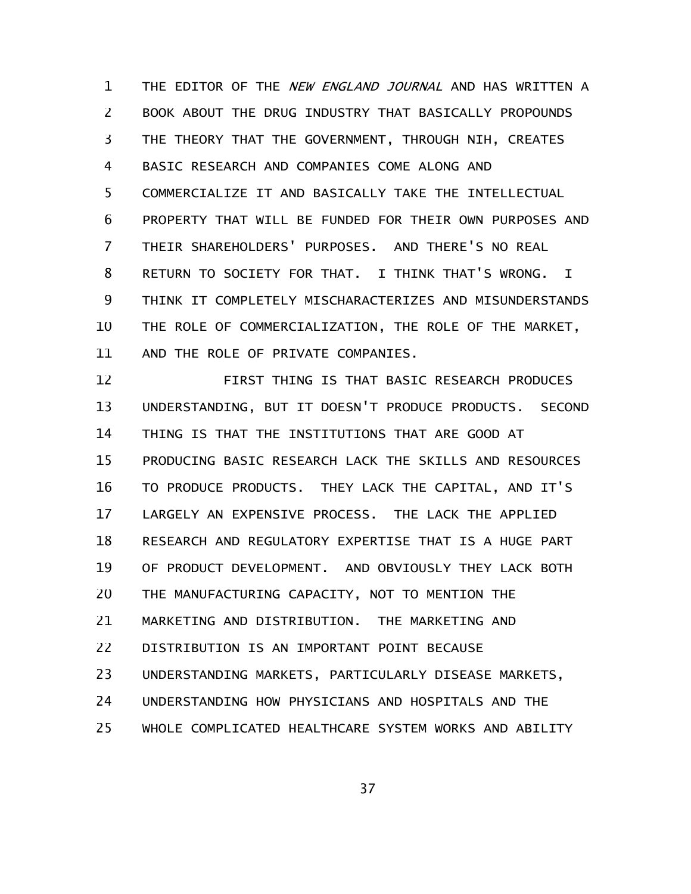THE EDITOR OF THE *NEW ENGLAND JOURNAL* AND HAS WRITTEN A BOOK ABOUT THE DRUG INDUSTRY THAT BASICALLY PROPOUNDS THE THEORY THAT THE GOVERNMENT, THROUGH NIH, CREATES BASIC RESEARCH AND COMPANIES COME ALONG AND COMMERCIALIZE IT AND BASICALLY TAKE THE INTELLECTUAL PROPERTY THAT WILL BE FUNDED FOR THEIR OWN PURPOSES AND THEIR SHAREHOLDERS' PURPOSES. AND THERE'S NO REAL RETURN TO SOCIETY FOR THAT. I THINK THAT'S WRONG. I THINK IT COMPLETELY MISCHARACTERIZES AND MISUNDERSTANDS THE ROLE OF COMMERCIALIZATION, THE ROLE OF THE MARKET, AND THE ROLE OF PRIVATE COMPANIES.

FIRST THING IS THAT BASIC RESEARCH PRODUCES UNDERSTANDING, BUT IT DOESN'T PRODUCE PRODUCTS. SECOND THING IS THAT THE INSTITUTIONS THAT ARE GOOD AT PRODUCING BASIC RESEARCH LACK THE SKILLS AND RESOURCES TO PRODUCE PRODUCTS. THEY LACK THE CAPITAL, AND IT'S LARGELY AN EXPENSIVE PROCESS. THE LACK THE APPLIED RESEARCH AND REGULATORY EXPERTISE THAT IS A HUGE PART OF PRODUCT DEVELOPMENT. AND OBVIOUSLY THEY LACK BOTH THE MANUFACTURING CAPACITY, NOT TO MENTION THE MARKETING AND DISTRIBUTION. THE MARKETING AND DISTRIBUTION IS AN IMPORTANT POINT BECAUSE UNDERSTANDING MARKETS, PARTICULARLY DISEASE MARKETS, UNDERSTANDING HOW PHYSICIANS AND HOSPITALS AND THE WHOLE COMPLICATED HEALTHCARE SYSTEM WORKS AND ABILITY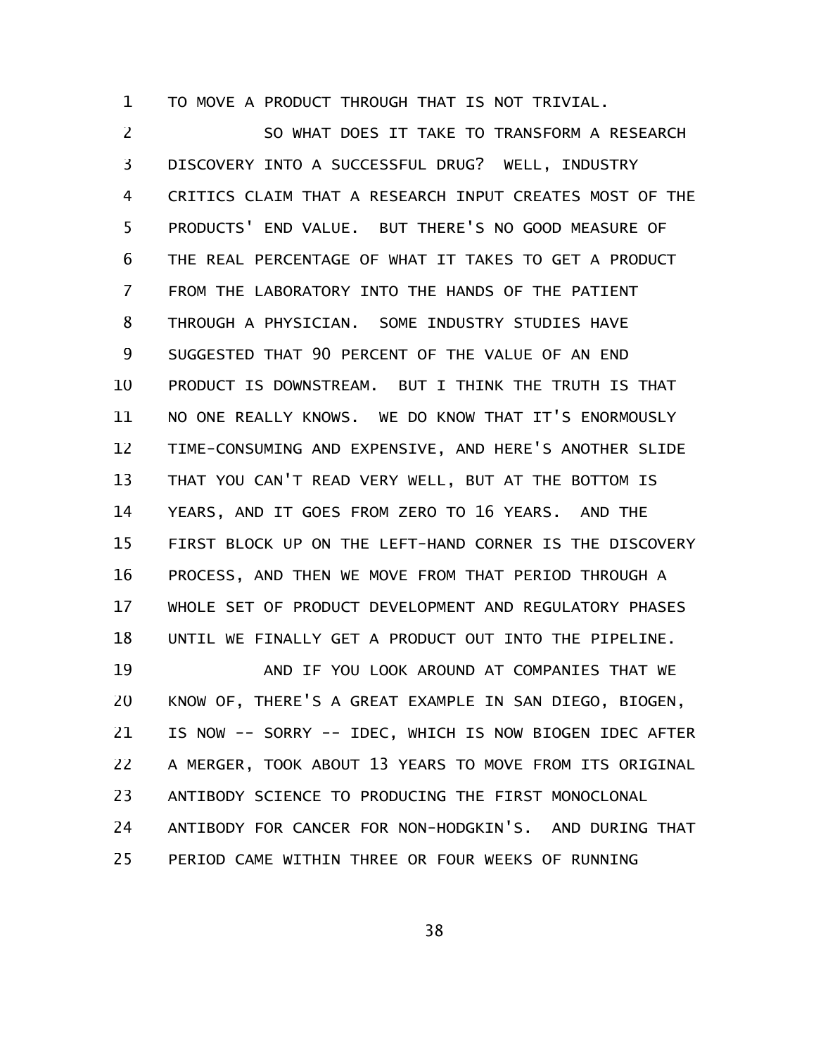TO MOVE A PRODUCT THROUGH THAT IS NOT TRIVIAL.

SO WHAT DOES IT TAKE TO TRANSFORM A RESEARCH DISCOVERY INTO A SUCCESSFUL DRUG? WELL, INDUSTRY CRITICS CLAIM THAT A RESEARCH INPUT CREATES MOST OF THE PRODUCTS' END VALUE. BUT THERE'S NO GOOD MEASURE OF THE REAL PERCENTAGE OF WHAT IT TAKES TO GET A PRODUCT FROM THE LABORATORY INTO THE HANDS OF THE PATIENT THROUGH A PHYSICIAN. SOME INDUSTRY STUDIES HAVE SUGGESTED THAT 90 PERCENT OF THE VALUE OF AN END PRODUCT IS DOWNSTREAM. BUT I THINK THE TRUTH IS THAT NO ONE REALLY KNOWS. WE DO KNOW THAT IT'S ENORMOUSLY TIME-CONSUMING AND EXPENSIVE, AND HERE'S ANOTHER SLIDE THAT YOU CAN'T READ VERY WELL, BUT AT THE BOTTOM IS YEARS, AND IT GOES FROM ZERO TO 16 YEARS. AND THE FIRST BLOCK UP ON THE LEFT-HAND CORNER IS THE DISCOVERY PROCESS, AND THEN WE MOVE FROM THAT PERIOD THROUGH A WHOLE SET OF PRODUCT DEVELOPMENT AND REGULATORY PHASES UNTIL WE FINALLY GET A PRODUCT OUT INTO THE PIPELINE.

AND IF YOU LOOK AROUND AT COMPANIES THAT WE KNOW OF, THERE'S A GREAT EXAMPLE IN SAN DIEGO, BIOGEN, IS NOW -- SORRY -- IDEC, WHICH IS NOW BIOGEN IDEC AFTER A MERGER, TOOK ABOUT 13 YEARS TO MOVE FROM ITS ORIGINAL ANTIBODY SCIENCE TO PRODUCING THE FIRST MONOCLONAL ANTIBODY FOR CANCER FOR NON-HODGKIN'S. AND DURING THAT PERIOD CAME WITHIN THREE OR FOUR WEEKS OF RUNNING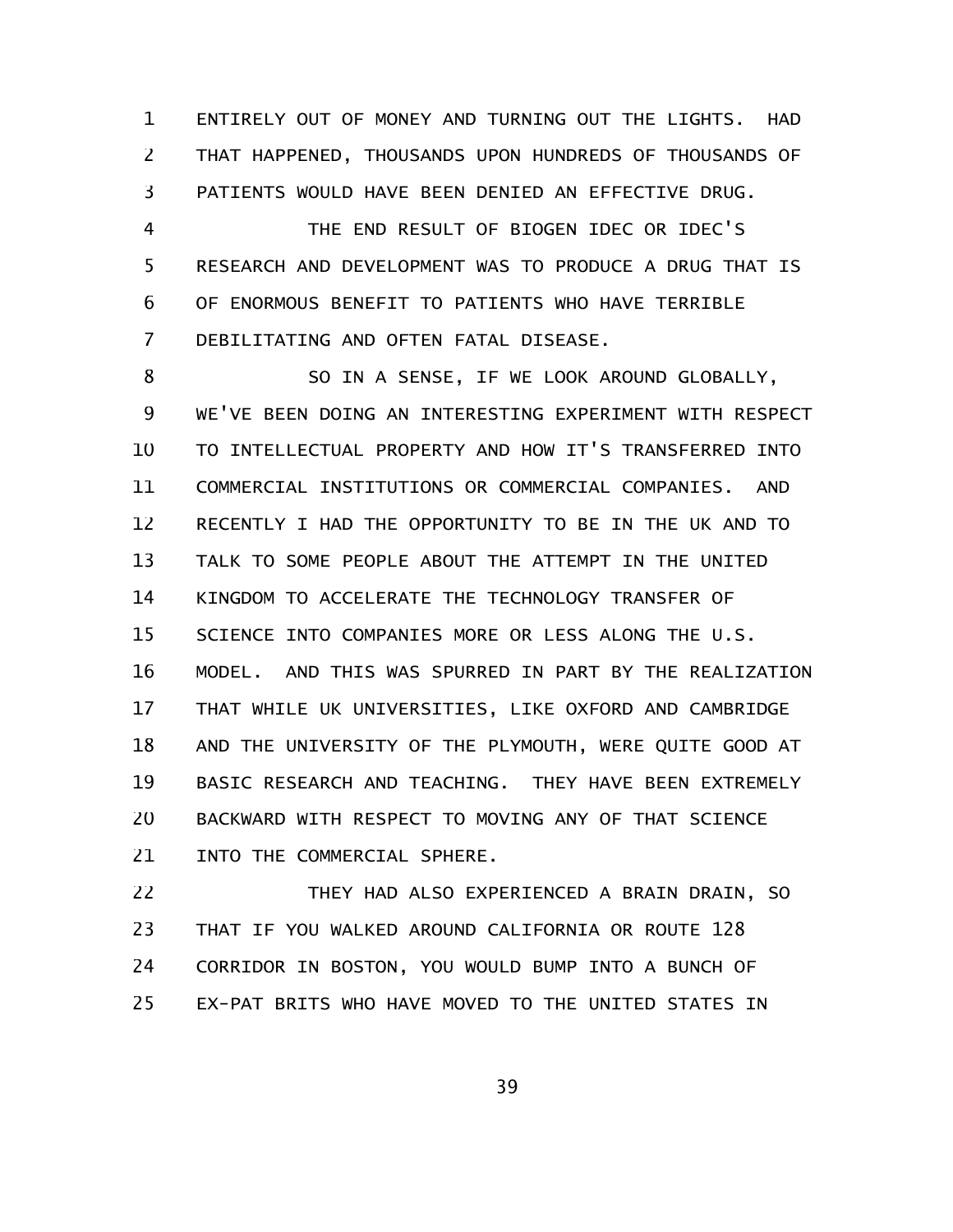ENTIRELY OUT OF MONEY AND TURNING OUT THE LIGHTS. HAD THAT HAPPENED, THOUSANDS UPON HUNDREDS OF THOUSANDS OF PATIENTS WOULD HAVE BEEN DENIED AN EFFECTIVE DRUG.

THE END RESULT OF BIOGEN IDEC OR IDEC'S RESEARCH AND DEVELOPMENT WAS TO PRODUCE A DRUG THAT IS OF ENORMOUS BENEFIT TO PATIENTS WHO HAVE TERRIBLE DEBILITATING AND OFTEN FATAL DISEASE.

SO IN A SENSE, IF WE LOOK AROUND GLOBALLY, WE'VE BEEN DOING AN INTERESTING EXPERIMENT WITH RESPECT TO INTELLECTUAL PROPERTY AND HOW IT'S TRANSFERRED INTO COMMERCIAL INSTITUTIONS OR COMMERCIAL COMPANIES. AND RECENTLY I HAD THE OPPORTUNITY TO BE IN THE UK AND TO TALK TO SOME PEOPLE ABOUT THE ATTEMPT IN THE UNITED KINGDOM TO ACCELERATE THE TECHNOLOGY TRANSFER OF SCIENCE INTO COMPANIES MORE OR LESS ALONG THE U.S. MODEL. AND THIS WAS SPURRED IN PART BY THE REALIZATION THAT WHILE UK UNIVERSITIES, LIKE OXFORD AND CAMBRIDGE AND THE UNIVERSITY OF THE PLYMOUTH, WERE QUITE GOOD AT BASIC RESEARCH AND TEACHING. THEY HAVE BEEN EXTREMELY BACKWARD WITH RESPECT TO MOVING ANY OF THAT SCIENCE INTO THE COMMERCIAL SPHERE.

THEY HAD ALSO EXPERIENCED A BRAIN DRAIN, SO THAT IF YOU WALKED AROUND CALIFORNIA OR ROUTE 128 CORRIDOR IN BOSTON, YOU WOULD BUMP INTO A BUNCH OF EX-PAT BRITS WHO HAVE MOVED TO THE UNITED STATES IN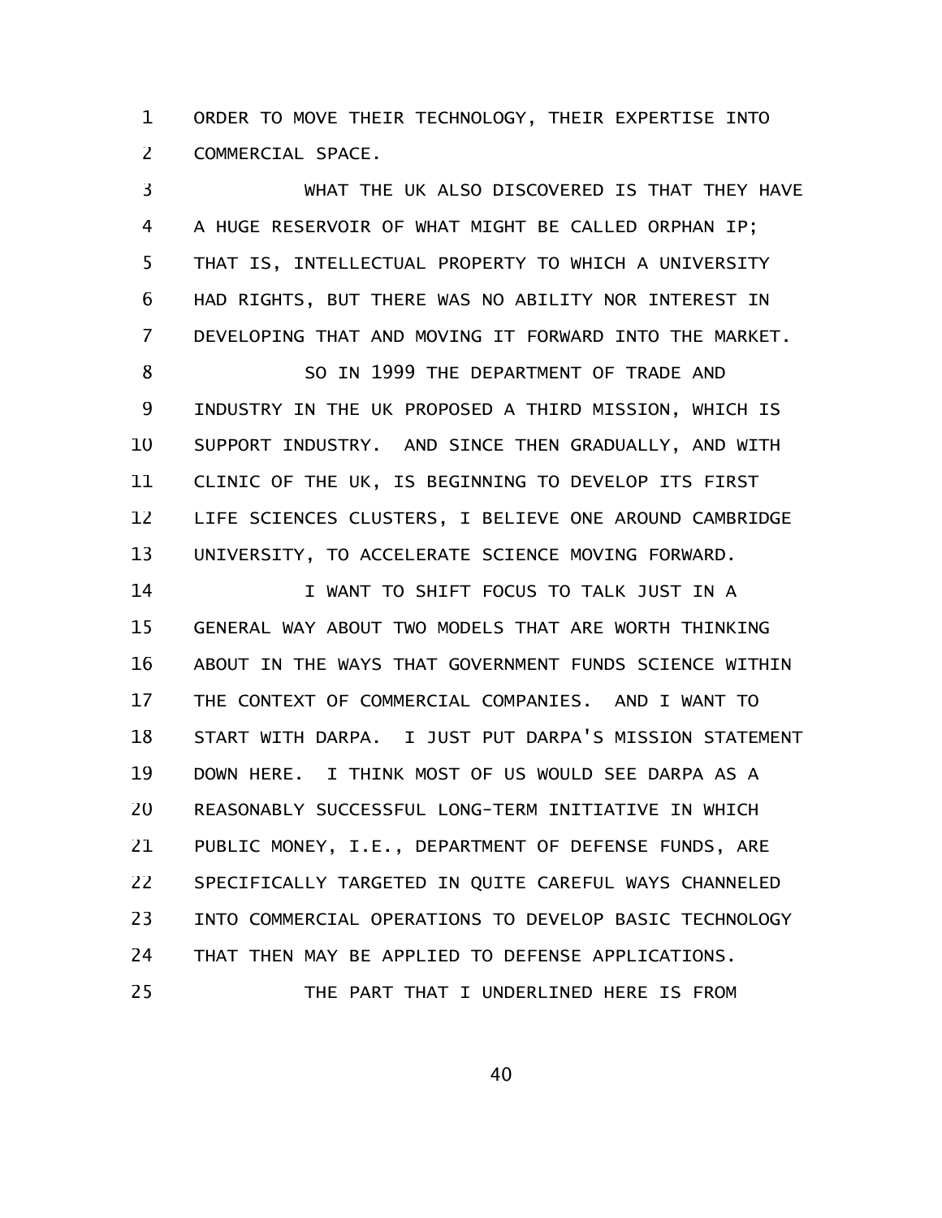ORDER TO MOVE THEIR TECHNOLOGY, THEIR EXPERTISE INTO COMMERCIAL SPACE.

WHAT THE UK ALSO DISCOVERED IS THAT THEY HAVE A HUGE RESERVOIR OF WHAT MIGHT BE CALLED ORPHAN IP; THAT IS, INTELLECTUAL PROPERTY TO WHICH A UNIVERSITY HAD RIGHTS, BUT THERE WAS NO ABILITY NOR INTEREST IN DEVELOPING THAT AND MOVING IT FORWARD INTO THE MARKET.

SO IN 1999 THE DEPARTMENT OF TRADE AND INDUSTRY IN THE UK PROPOSED A THIRD MISSION, WHICH IS SUPPORT INDUSTRY. AND SINCE THEN GRADUALLY, AND WITH CLINIC OF THE UK, IS BEGINNING TO DEVELOP ITS FIRST LIFE SCIENCES CLUSTERS, I BELIEVE ONE AROUND CAMBRIDGE UNIVERSITY, TO ACCELERATE SCIENCE MOVING FORWARD.

I WANT TO SHIFT FOCUS TO TALK JUST IN A GENERAL WAY ABOUT TWO MODELS THAT ARE WORTH THINKING ABOUT IN THE WAYS THAT GOVERNMENT FUNDS SCIENCE WITHIN THE CONTEXT OF COMMERCIAL COMPANIES. AND I WANT TO START WITH DARPA. I JUST PUT DARPA'S MISSION STATEMENT DOWN HERE. I THINK MOST OF US WOULD SEE DARPA AS A REASONABLY SUCCESSFUL LONG-TERM INITIATIVE IN WHICH PUBLIC MONEY, I.E., DEPARTMENT OF DEFENSE FUNDS, ARE SPECIFICALLY TARGETED IN QUITE CAREFUL WAYS CHANNELED INTO COMMERCIAL OPERATIONS TO DEVELOP BASIC TECHNOLOGY THAT THEN MAY BE APPLIED TO DEFENSE APPLICATIONS.

THE PART THAT I UNDERLINED HERE IS FROM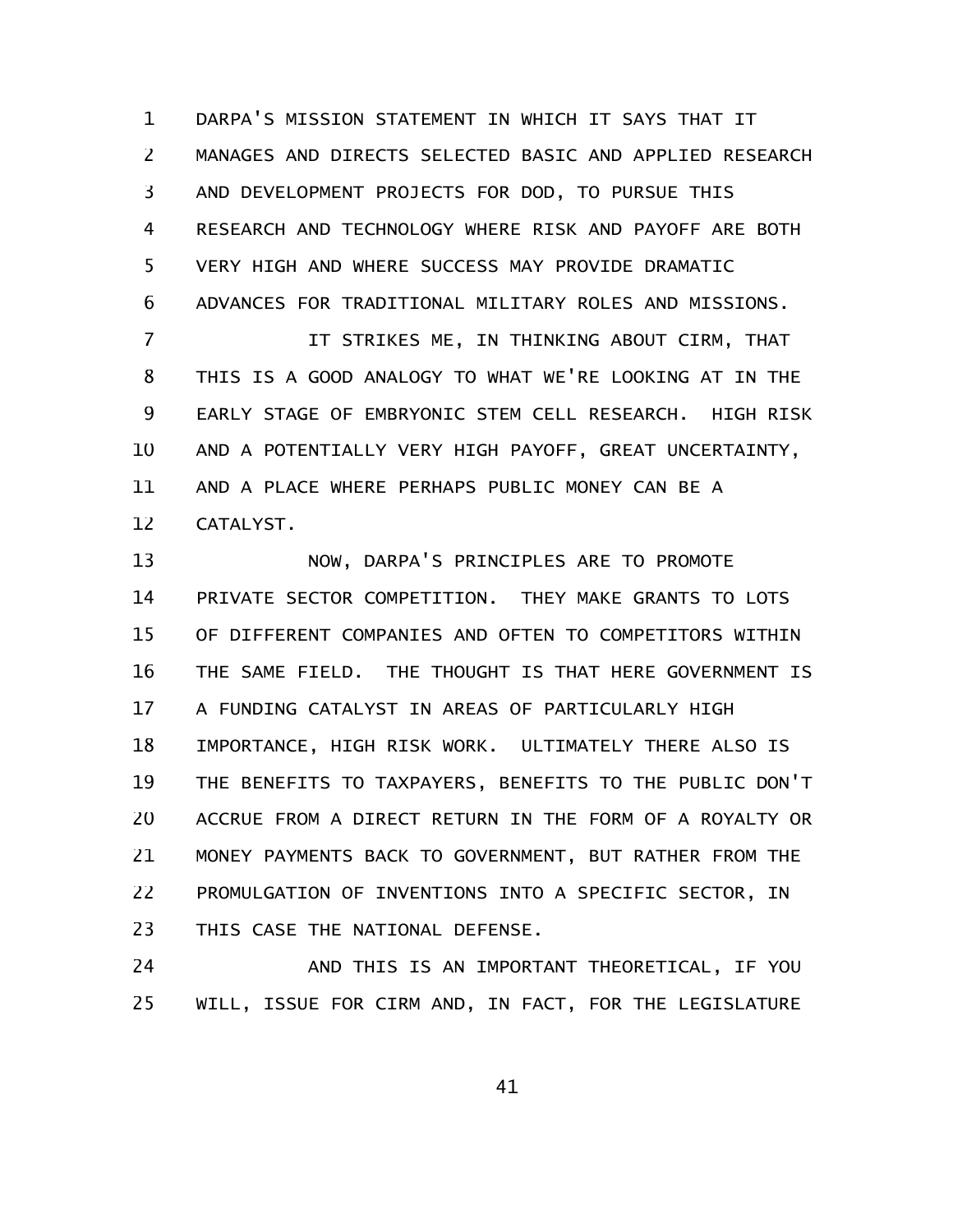DARPA'S MISSION STATEMENT IN WHICH IT SAYS THAT IT MANAGES AND DIRECTS SELECTED BASIC AND APPLIED RESEARCH AND DEVELOPMENT PROJECTS FOR DOD, TO PURSUE THIS RESEARCH AND TECHNOLOGY WHERE RISK AND PAYOFF ARE BOTH VERY HIGH AND WHERE SUCCESS MAY PROVIDE DRAMATIC ADVANCES FOR TRADITIONAL MILITARY ROLES AND MISSIONS.

IT STRIKES ME, IN THINKING ABOUT CIRM, THAT THIS IS A GOOD ANALOGY TO WHAT WE'RE LOOKING AT IN THE EARLY STAGE OF EMBRYONIC STEM CELL RESEARCH. HIGH RISK AND A POTENTIALLY VERY HIGH PAYOFF, GREAT UNCERTAINTY, AND A PLACE WHERE PERHAPS PUBLIC MONEY CAN BE A CATALYST.

NOW, DARPA'S PRINCIPLES ARE TO PROMOTE PRIVATE SECTOR COMPETITION. THEY MAKE GRANTS TO LOTS OF DIFFERENT COMPANIES AND OFTEN TO COMPETITORS WITHIN THE SAME FIELD. THE THOUGHT IS THAT HERE GOVERNMENT IS A FUNDING CATALYST IN AREAS OF PARTICULARLY HIGH IMPORTANCE, HIGH RISK WORK. ULTIMATELY THERE ALSO IS THE BENEFITS TO TAXPAYERS, BENEFITS TO THE PUBLIC DON'T ACCRUE FROM A DIRECT RETURN IN THE FORM OF A ROYALTY OR MONEY PAYMENTS BACK TO GOVERNMENT, BUT RATHER FROM THE PROMULGATION OF INVENTIONS INTO A SPECIFIC SECTOR, IN THIS CASE THE NATIONAL DEFENSE.

AND THIS IS AN IMPORTANT THEORETICAL, IF YOU WILL, ISSUE FOR CIRM AND, IN FACT, FOR THE LEGISLATURE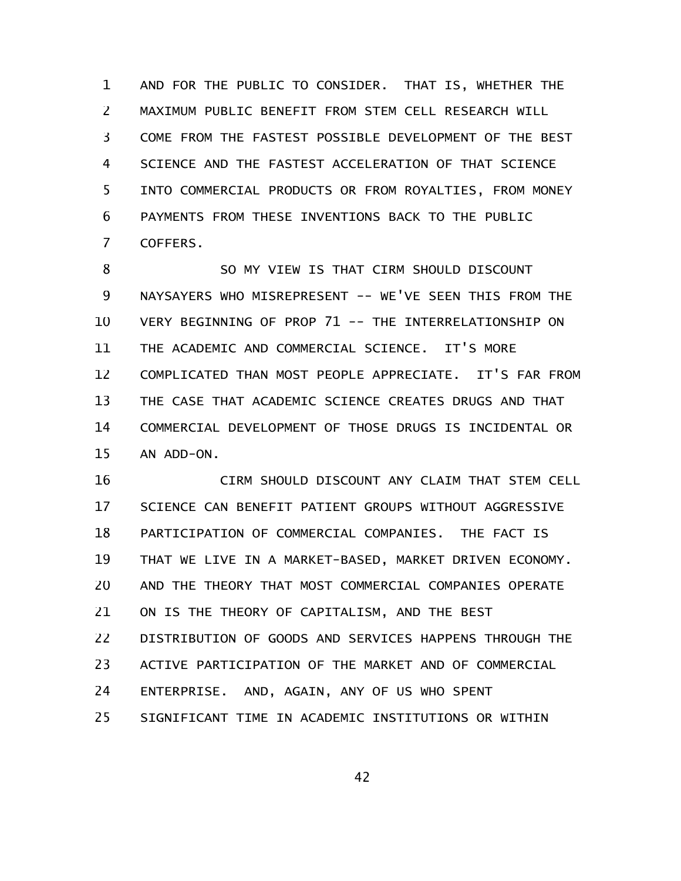AND FOR THE PUBLIC TO CONSIDER. THAT IS, WHETHER THE MAXIMUM PUBLIC BENEFIT FROM STEM CELL RESEARCH WILL COME FROM THE FASTEST POSSIBLE DEVELOPMENT OF THE BEST SCIENCE AND THE FASTEST ACCELERATION OF THAT SCIENCE INTO COMMERCIAL PRODUCTS OR FROM ROYALTIES, FROM MONEY PAYMENTS FROM THESE INVENTIONS BACK TO THE PUBLIC COFFERS.

SO MY VIEW IS THAT CIRM SHOULD DISCOUNT NAYSAYERS WHO MISREPRESENT -- WE'VE SEEN THIS FROM THE VERY BEGINNING OF PROP 71 -- THE INTERRELATIONSHIP ON THE ACADEMIC AND COMMERCIAL SCIENCE. IT'S MORE COMPLICATED THAN MOST PEOPLE APPRECIATE. IT'S FAR FROM THE CASE THAT ACADEMIC SCIENCE CREATES DRUGS AND THAT COMMERCIAL DEVELOPMENT OF THOSE DRUGS IS INCIDENTAL OR AN ADD-ON.

CIRM SHOULD DISCOUNT ANY CLAIM THAT STEM CELL SCIENCE CAN BENEFIT PATIENT GROUPS WITHOUT AGGRESSIVE PARTICIPATION OF COMMERCIAL COMPANIES. THE FACT IS THAT WE LIVE IN A MARKET-BASED, MARKET DRIVEN ECONOMY. AND THE THEORY THAT MOST COMMERCIAL COMPANIES OPERATE ON IS THE THEORY OF CAPITALISM, AND THE BEST DISTRIBUTION OF GOODS AND SERVICES HAPPENS THROUGH THE ACTIVE PARTICIPATION OF THE MARKET AND OF COMMERCIAL ENTERPRISE. AND, AGAIN, ANY OF US WHO SPENT SIGNIFICANT TIME IN ACADEMIC INSTITUTIONS OR WITHIN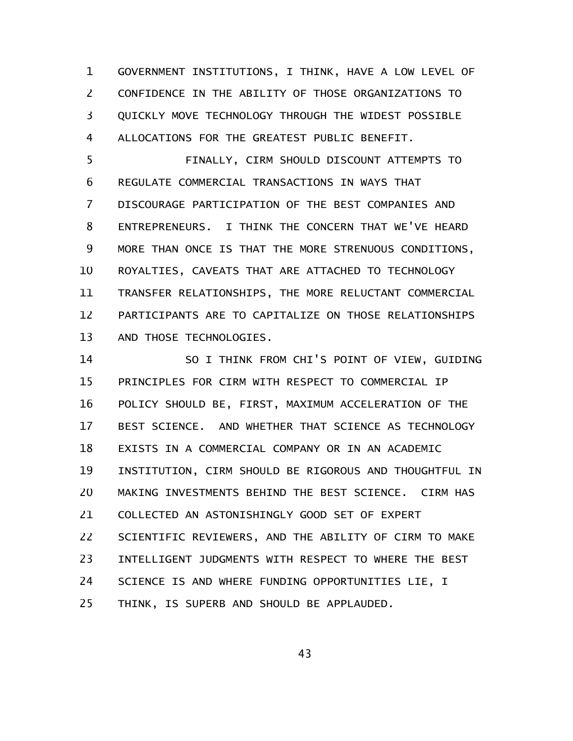GOVERNMENT INSTITUTIONS, I THINK, HAVE A LOW LEVEL OF CONFIDENCE IN THE ABILITY OF THOSE ORGANIZATIONS TO QUICKLY MOVE TECHNOLOGY THROUGH THE WIDEST POSSIBLE ALLOCATIONS FOR THE GREATEST PUBLIC BENEFIT.

FINALLY, CIRM SHOULD DISCOUNT ATTEMPTS TO REGULATE COMMERCIAL TRANSACTIONS IN WAYS THAT DISCOURAGE PARTICIPATION OF THE BEST COMPANIES AND ENTREPRENEURS. I THINK THE CONCERN THAT WE'VE HEARD MORE THAN ONCE IS THAT THE MORE STRENUOUS CONDITIONS, ROYALTIES, CAVEATS THAT ARE ATTACHED TO TECHNOLOGY TRANSFER RELATIONSHIPS, THE MORE RELUCTANT COMMERCIAL PARTICIPANTS ARE TO CAPITALIZE ON THOSE RELATIONSHIPS AND THOSE TECHNOLOGIES.

SO I THINK FROM CHI'S POINT OF VIEW, GUIDING PRINCIPLES FOR CIRM WITH RESPECT TO COMMERCIAL IP POLICY SHOULD BE, FIRST, MAXIMUM ACCELERATION OF THE BEST SCIENCE. AND WHETHER THAT SCIENCE AS TECHNOLOGY EXISTS IN A COMMERCIAL COMPANY OR IN AN ACADEMIC INSTITUTION, CIRM SHOULD BE RIGOROUS AND THOUGHTFUL IN MAKING INVESTMENTS BEHIND THE BEST SCIENCE. CIRM HAS COLLECTED AN ASTONISHINGLY GOOD SET OF EXPERT SCIENTIFIC REVIEWERS, AND THE ABILITY OF CIRM TO MAKE INTELLIGENT JUDGMENTS WITH RESPECT TO WHERE THE BEST SCIENCE IS AND WHERE FUNDING OPPORTUNITIES LIE, I THINK, IS SUPERB AND SHOULD BE APPLAUDED.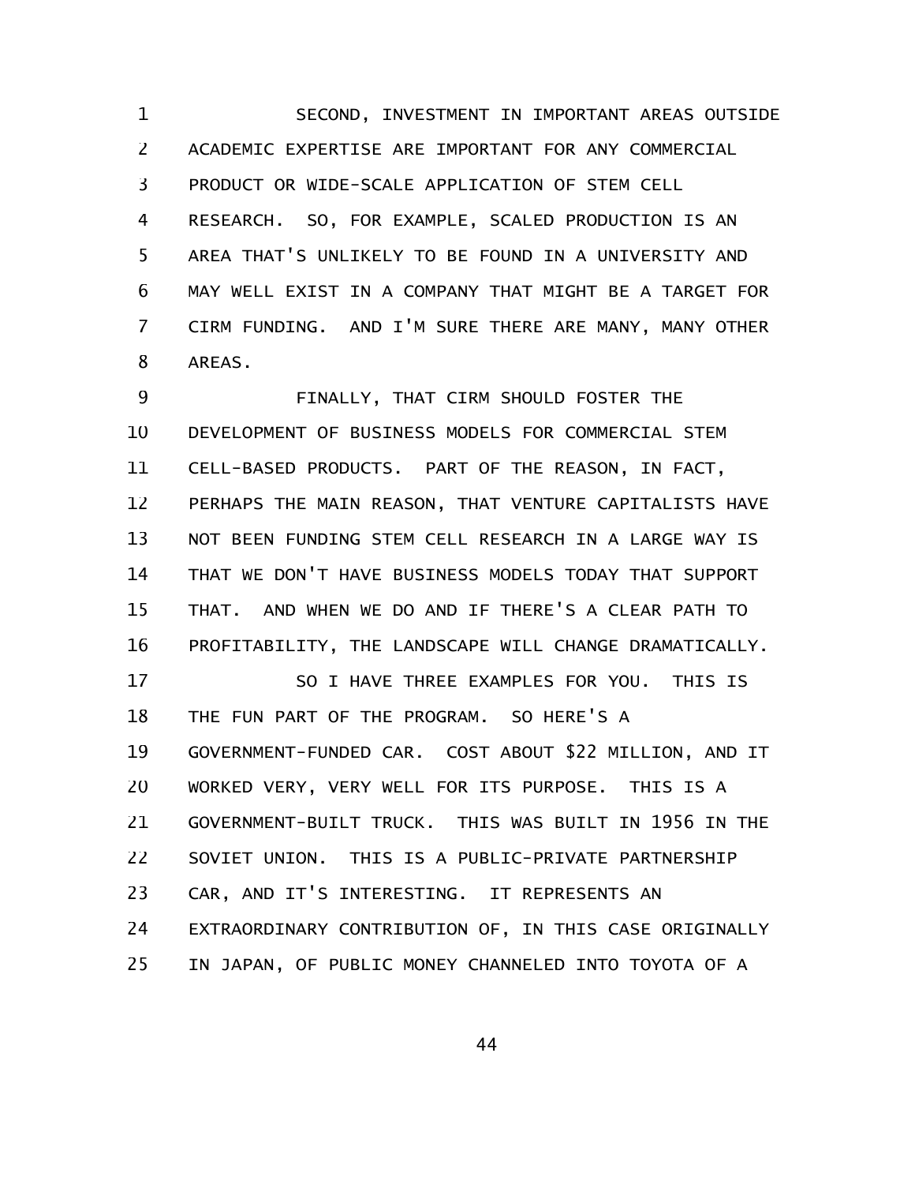SECOND, INVESTMENT IN IMPORTANT AREAS OUTSIDE ACADEMIC EXPERTISE ARE IMPORTANT FOR ANY COMMERCIAL PRODUCT OR WIDE-SCALE APPLICATION OF STEM CELL RESEARCH. SO, FOR EXAMPLE, SCALED PRODUCTION IS AN AREA THAT'S UNLIKELY TO BE FOUND IN A UNIVERSITY AND MAY WELL EXIST IN A COMPANY THAT MIGHT BE A TARGET FOR CIRM FUNDING. AND I'M SURE THERE ARE MANY, MANY OTHER AREAS.

FINALLY, THAT CIRM SHOULD FOSTER THE DEVELOPMENT OF BUSINESS MODELS FOR COMMERCIAL STEM CELL-BASED PRODUCTS. PART OF THE REASON, IN FACT, PERHAPS THE MAIN REASON, THAT VENTURE CAPITALISTS HAVE NOT BEEN FUNDING STEM CELL RESEARCH IN A LARGE WAY IS THAT WE DON'T HAVE BUSINESS MODELS TODAY THAT SUPPORT THAT. AND WHEN WE DO AND IF THERE'S A CLEAR PATH TO PROFITABILITY, THE LANDSCAPE WILL CHANGE DRAMATICALLY.

SO I HAVE THREE EXAMPLES FOR YOU. THIS IS THE FUN PART OF THE PROGRAM. SO HERE'S A GOVERNMENT-FUNDED CAR. COST ABOUT $22 MILLION, AND IT WORKED VERY, VERY WELL FOR ITS PURPOSE. THIS IS A GOVERNMENT-BUILT TRUCK. THIS WAS BUILT IN 1956 IN THE SOVIET UNION. THIS IS A PUBLIC-PRIVATE PARTNERSHIP CAR, AND IT'S INTERESTING. IT REPRESENTS AN EXTRAORDINARY CONTRIBUTION OF, IN THIS CASE ORIGINALLY IN JAPAN, OF PUBLIC MONEY CHANNELED INTO TOYOTA OF A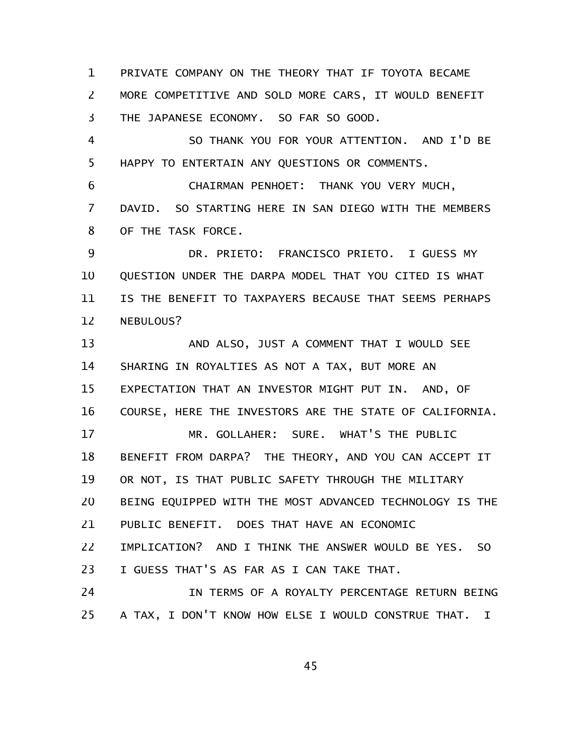PRIVATE COMPANY ON THE THEORY THAT IF TOYOTA BECAME MORE COMPETITIVE AND SOLD MORE CARS, IT WOULD BENEFIT THE JAPANESE ECONOMY. SO FAR SO GOOD.

SO THANK YOU FOR YOUR ATTENTION. AND I'D BE HAPPY TO ENTERTAIN ANY QUESTIONS OR COMMENTS.

CHAIRMAN PENHOET: THANK YOU VERY MUCH, DAVID. SO STARTING HERE IN SAN DIEGO WITH THE MEMBERS OF THE TASK FORCE.

DR. PRIETO: FRANCISCO PRIETO. I GUESS MY QUESTION UNDER THE DARPA MODEL THAT YOU CITED IS WHAT IS THE BENEFIT TO TAXPAYERS BECAUSE THAT SEEMS PERHAPS NEBULOUS?

AND ALSO, JUST A COMMENT THAT I WOULD SEE SHARING IN ROYALTIES AS NOT A TAX, BUT MORE AN EXPECTATION THAT AN INVESTOR MIGHT PUT IN. AND, OF COURSE, HERE THE INVESTORS ARE THE STATE OF CALIFORNIA.

MR. GOLLAHER: SURE. WHAT'S THE PUBLIC BENEFIT FROM DARPA? THE THEORY, AND YOU CAN ACCEPT IT OR NOT, IS THAT PUBLIC SAFETY THROUGH THE MILITARY BEING EQUIPPED WITH THE MOST ADVANCED TECHNOLOGY IS THE PUBLIC BENEFIT. DOES THAT HAVE AN ECONOMIC IMPLICATION? AND I THINK THE ANSWER WOULD BE YES. SO I GUESS THAT'S AS FAR AS I CAN TAKE THAT.

IN TERMS OF A ROYALTY PERCENTAGE RETURN BEING A TAX, I DON'T KNOW HOW ELSE I WOULD CONSTRUE THAT. I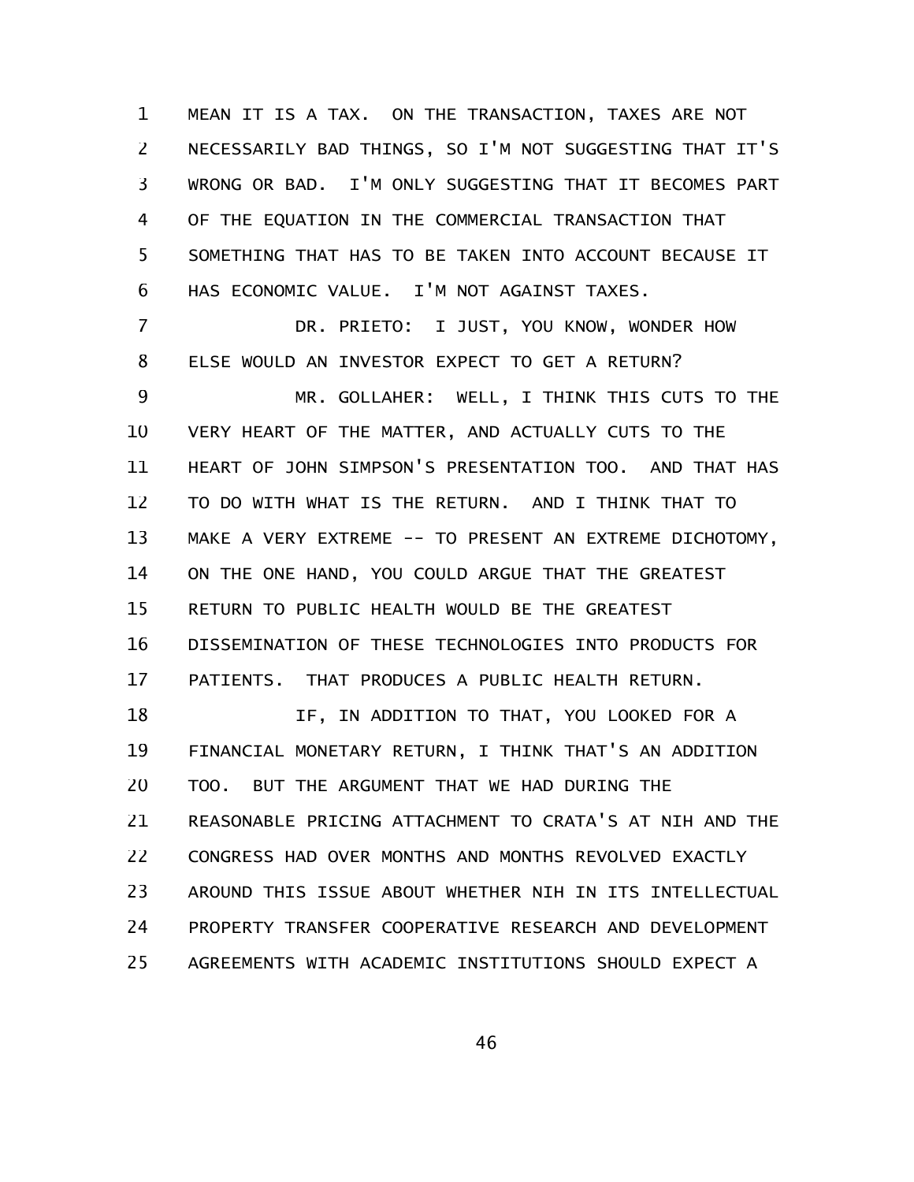MEAN IT IS A TAX. ON THE TRANSACTION, TAXES ARE NOT NECESSARILY BAD THINGS, SO I'M NOT SUGGESTING THAT IT'S WRONG OR BAD. I'M ONLY SUGGESTING THAT IT BECOMES PART OF THE EQUATION IN THE COMMERCIAL TRANSACTION THAT SOMETHING THAT HAS TO BE TAKEN INTO ACCOUNT BECAUSE IT HAS ECONOMIC VALUE. I'M NOT AGAINST TAXES.

DR. PRIETO: I JUST, YOU KNOW, WONDER HOW ELSE WOULD AN INVESTOR EXPECT TO GET A RETURN?

MR. GOLLAHER: WELL, I THINK THIS CUTS TO THE VERY HEART OF THE MATTER, AND ACTUALLY CUTS TO THE HEART OF JOHN SIMPSON'S PRESENTATION TOO. AND THAT HAS TO DO WITH WHAT IS THE RETURN. AND I THINK THAT TO MAKE A VERY EXTREME -- TO PRESENT AN EXTREME DICHOTOMY, ON THE ONE HAND, YOU COULD ARGUE THAT THE GREATEST RETURN TO PUBLIC HEALTH WOULD BE THE GREATEST DISSEMINATION OF THESE TECHNOLOGIES INTO PRODUCTS FOR PATIENTS. THAT PRODUCES A PUBLIC HEALTH RETURN.

IF, IN ADDITION TO THAT, YOU LOOKED FOR A FINANCIAL MONETARY RETURN, I THINK THAT'S AN ADDITION TOO. BUT THE ARGUMENT THAT WE HAD DURING THE REASONABLE PRICING ATTACHMENT TO CRATA'S AT NIH AND THE CONGRESS HAD OVER MONTHS AND MONTHS REVOLVED EXACTLY AROUND THIS ISSUE ABOUT WHETHER NIH IN ITS INTELLECTUAL PROPERTY TRANSFER COOPERATIVE RESEARCH AND DEVELOPMENT AGREEMENTS WITH ACADEMIC INSTITUTIONS SHOULD EXPECT A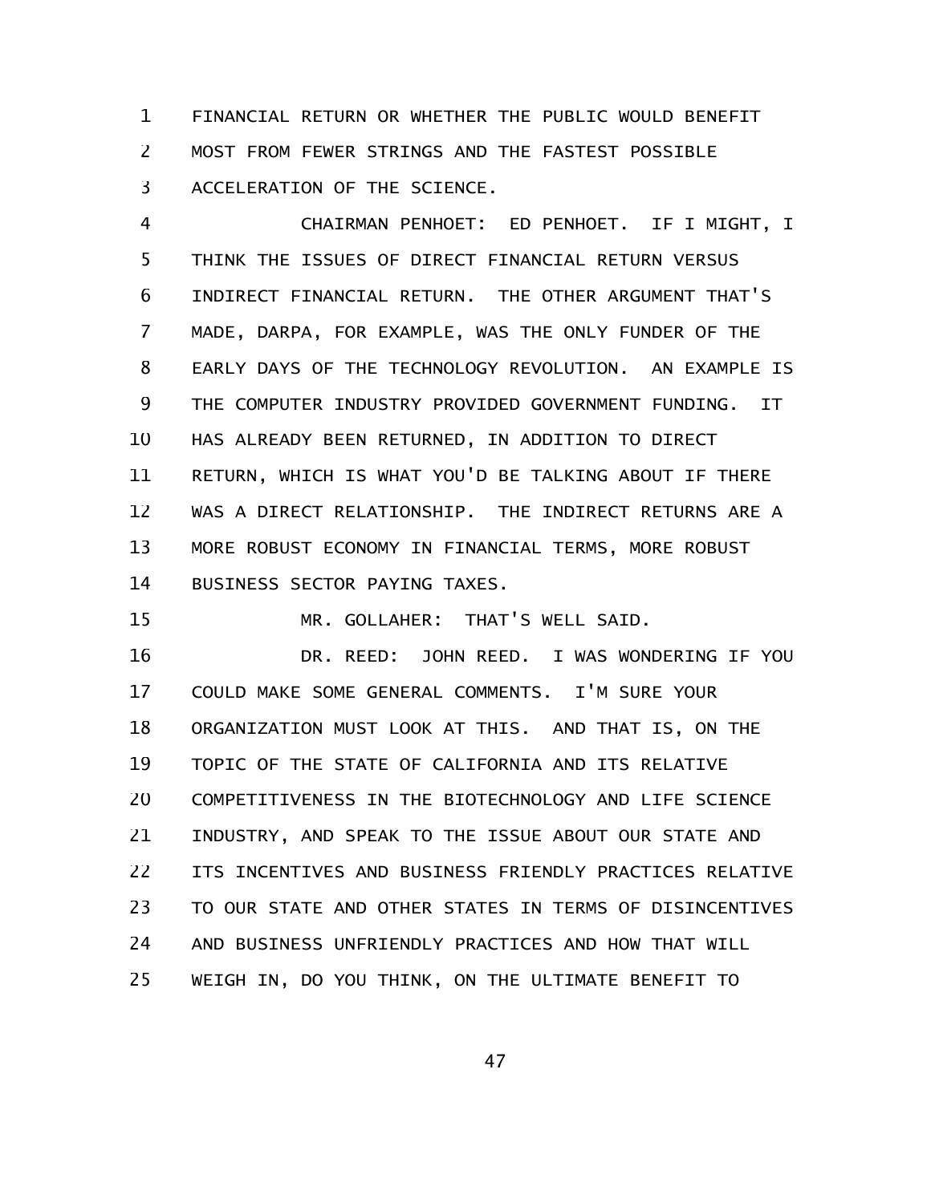FINANCIAL RETURN OR WHETHER THE PUBLIC WOULD BENEFIT MOST FROM FEWER STRINGS AND THE FASTEST POSSIBLE ACCELERATION OF THE SCIENCE.

CHAIRMAN PENHOET: ED PENHOET. IF I MIGHT, I THINK THE ISSUES OF DIRECT FINANCIAL RETURN VERSUS INDIRECT FINANCIAL RETURN. THE OTHER ARGUMENT THAT'S MADE, DARPA, FOR EXAMPLE, WAS THE ONLY FUNDER OF THE EARLY DAYS OF THE TECHNOLOGY REVOLUTION. AN EXAMPLE IS THE COMPUTER INDUSTRY PROVIDED GOVERNMENT FUNDING. IT HAS ALREADY BEEN RETURNED, IN ADDITION TO DIRECT RETURN, WHICH IS WHAT YOU'D BE TALKING ABOUT IF THERE WAS A DIRECT RELATIONSHIP. THE INDIRECT RETURNS ARE A MORE ROBUST ECONOMY IN FINANCIAL TERMS, MORE ROBUST BUSINESS SECTOR PAYING TAXES.

MR. GOLLAHER: THAT'S WELL SAID.

DR. REED: JOHN REED. I WAS WONDERING IF YOU COULD MAKE SOME GENERAL COMMENTS. I'M SURE YOUR ORGANIZATION MUST LOOK AT THIS. AND THAT IS, ON THE TOPIC OF THE STATE OF CALIFORNIA AND ITS RELATIVE COMPETITIVENESS IN THE BIOTECHNOLOGY AND LIFE SCIENCE INDUSTRY, AND SPEAK TO THE ISSUE ABOUT OUR STATE AND ITS INCENTIVES AND BUSINESS FRIENDLY PRACTICES RELATIVE TO OUR STATE AND OTHER STATES IN TERMS OF DISINCENTIVES AND BUSINESS UNFRIENDLY PRACTICES AND HOW THAT WILL WEIGH IN, DO YOU THINK, ON THE ULTIMATE BENEFIT TO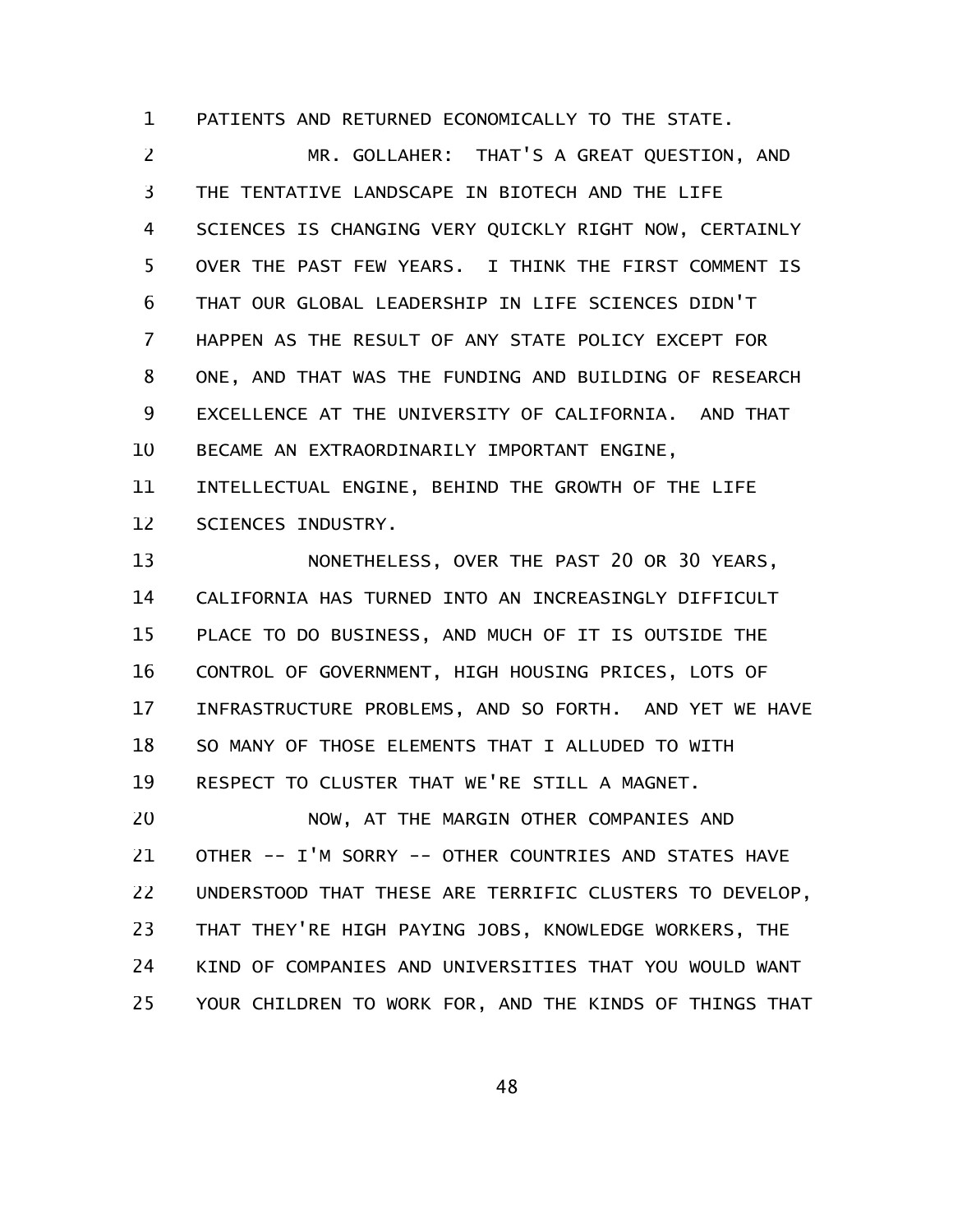PATIENTS AND RETURNED ECONOMICALLY TO THE STATE.

MR. GOLLAHER: THAT'S A GREAT QUESTION, AND THE TENTATIVE LANDSCAPE IN BIOTECH AND THE LIFE SCIENCES IS CHANGING VERY QUICKLY RIGHT NOW, CERTAINLY OVER THE PAST FEW YEARS. I THINK THE FIRST COMMENT IS THAT OUR GLOBAL LEADERSHIP IN LIFE SCIENCES DIDN'T HAPPEN AS THE RESULT OF ANY STATE POLICY EXCEPT FOR ONE, AND THAT WAS THE FUNDING AND BUILDING OF RESEARCH EXCELLENCE AT THE UNIVERSITY OF CALIFORNIA. AND THAT BECAME AN EXTRAORDINARILY IMPORTANT ENGINE, INTELLECTUAL ENGINE, BEHIND THE GROWTH OF THE LIFE SCIENCES INDUSTRY.

NONETHELESS, OVER THE PAST 20 OR 30 YEARS, CALIFORNIA HAS TURNED INTO AN INCREASINGLY DIFFICULT PLACE TO DO BUSINESS, AND MUCH OF IT IS OUTSIDE THE CONTROL OF GOVERNMENT, HIGH HOUSING PRICES, LOTS OF INFRASTRUCTURE PROBLEMS, AND SO FORTH. AND YET WE HAVE SO MANY OF THOSE ELEMENTS THAT I ALLUDED TO WITH RESPECT TO CLUSTER THAT WE'RE STILL A MAGNET.

NOW, AT THE MARGIN OTHER COMPANIES AND OTHER -- I'M SORRY -- OTHER COUNTRIES AND STATES HAVE UNDERSTOOD THAT THESE ARE TERRIFIC CLUSTERS TO DEVELOP, THAT THEY'RE HIGH PAYING JOBS, KNOWLEDGE WORKERS, THE KIND OF COMPANIES AND UNIVERSITIES THAT YOU WOULD WANT YOUR CHILDREN TO WORK FOR, AND THE KINDS OF THINGS THAT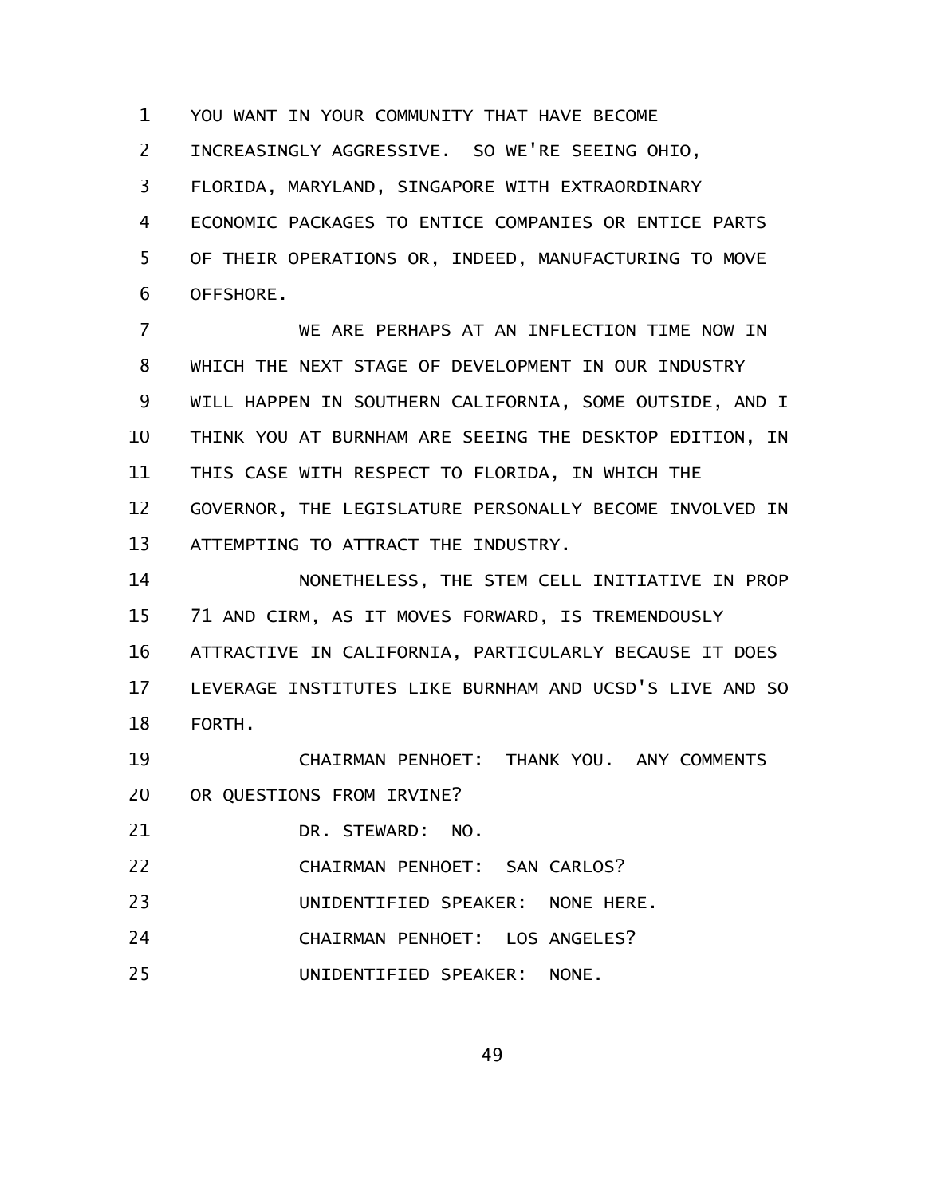YOU WANT IN YOUR COMMUNITY THAT HAVE BECOME INCREASINGLY AGGRESSIVE. SO WE'RE SEEING OHIO, FLORIDA, MARYLAND, SINGAPORE WITH EXTRAORDINARY ECONOMIC PACKAGES TO ENTICE COMPANIES OR ENTICE PARTS OF THEIR OPERATIONS OR, INDEED, MANUFACTURING TO MOVE OFFSHORE.

WE ARE PERHAPS AT AN INFLECTION TIME NOW IN WHICH THE NEXT STAGE OF DEVELOPMENT IN OUR INDUSTRY WILL HAPPEN IN SOUTHERN CALIFORNIA, SOME OUTSIDE, AND I THINK YOU AT BURNHAM ARE SEEING THE DESKTOP EDITION, IN THIS CASE WITH RESPECT TO FLORIDA, IN WHICH THE GOVERNOR, THE LEGISLATURE PERSONALLY BECOME INVOLVED IN ATTEMPTING TO ATTRACT THE INDUSTRY.

NONETHELESS, THE STEM CELL INITIATIVE IN PROP 71 AND CIRM, AS IT MOVES FORWARD, IS TREMENDOUSLY ATTRACTIVE IN CALIFORNIA, PARTICULARLY BECAUSE IT DOES LEVERAGE INSTITUTES LIKE BURNHAM AND UCSD'S LIVE AND SO FORTH.

CHAIRMAN PENHOET: THANK YOU. ANY COMMENTS OR QUESTIONS FROM IRVINE?

DR. STEWARD: NO.

CHAIRMAN PENHOET: SAN CARLOS?

UNIDENTIFIED SPEAKER: NONE HERE.

CHAIRMAN PENHOET: LOS ANGELES?

UNIDENTIFIED SPEAKER: NONE.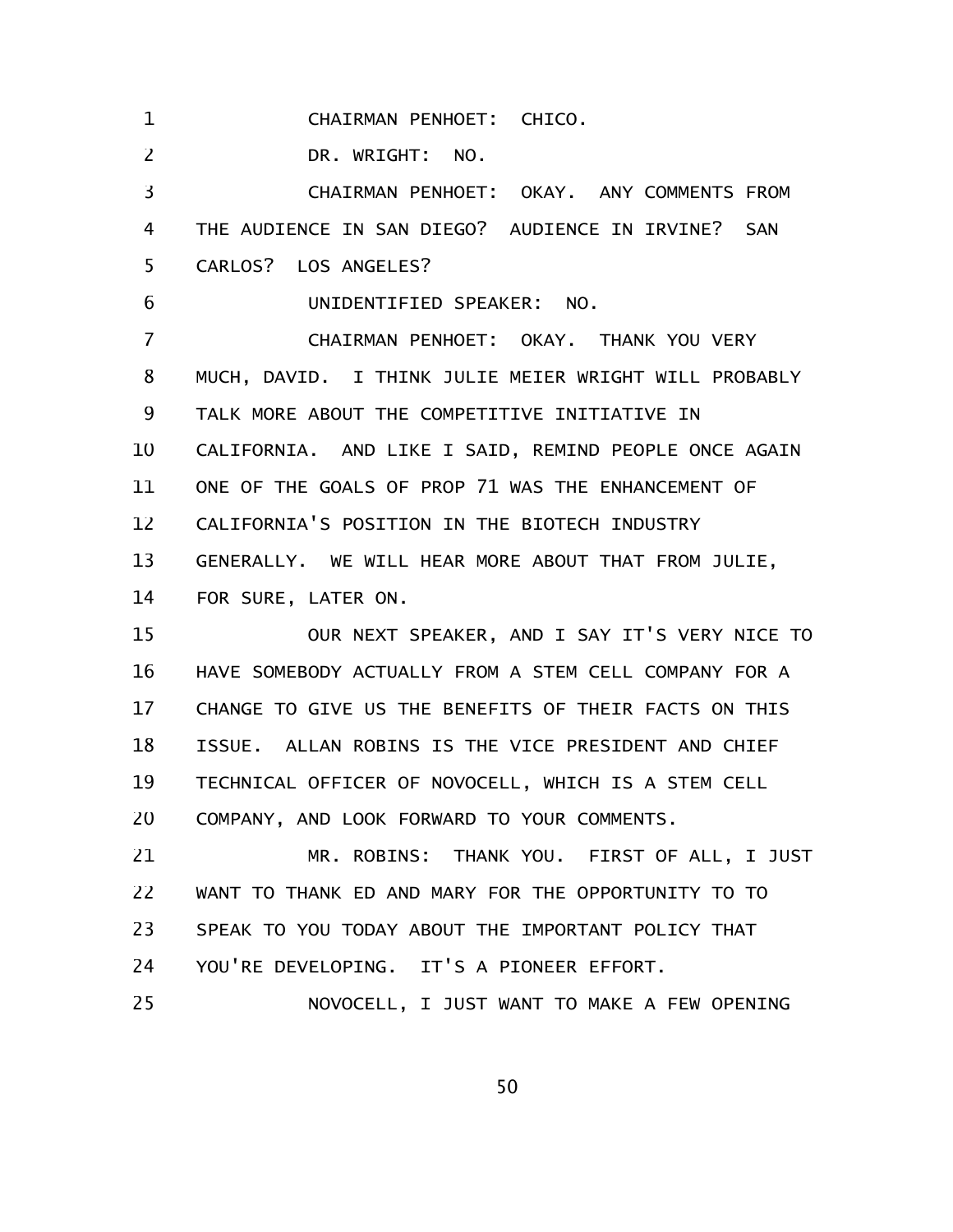CHAIRMAN PENHOET: CHICO.

DR. WRIGHT: NO.

CHAIRMAN PENHOET: OKAY. ANY COMMENTS FROM THE AUDIENCE IN SAN DIEGO? AUDIENCE IN IRVINE? SAN CARLOS? LOS ANGELES?

UNIDENTIFIED SPEAKER: NO.

CHAIRMAN PENHOET: OKAY. THANK YOU VERY MUCH, DAVID. I THINK JULIE MEIER WRIGHT WILL PROBABLY TALK MORE ABOUT THE COMPETITIVE INITIATIVE IN CALIFORNIA. AND LIKE I SAID, REMIND PEOPLE ONCE AGAIN ONE OF THE GOALS OF PROP 71 WAS THE ENHANCEMENT OF CALIFORNIA'S POSITION IN THE BIOTECH INDUSTRY GENERALLY. WE WILL HEAR MORE ABOUT THAT FROM JULIE, FOR SURE, LATER ON.

OUR NEXT SPEAKER, AND I SAY IT'S VERY NICE TO HAVE SOMEBODY ACTUALLY FROM A STEM CELL COMPANY FOR A CHANGE TO GIVE US THE BENEFITS OF THEIR FACTS ON THIS ISSUE. ALLAN ROBINS IS THE VICE PRESIDENT AND CHIEF TECHNICAL OFFICER OF NOVOCELL, WHICH IS A STEM CELL COMPANY, AND LOOK FORWARD TO YOUR COMMENTS.

MR. ROBINS: THANK YOU. FIRST OF ALL, I JUST WANT TO THANK ED AND MARY FOR THE OPPORTUNITY TO TO SPEAK TO YOU TODAY ABOUT THE IMPORTANT POLICY THAT YOU'RE DEVELOPING. IT'S A PIONEER EFFORT.

NOVOCELL, I JUST WANT TO MAKE A FEW OPENING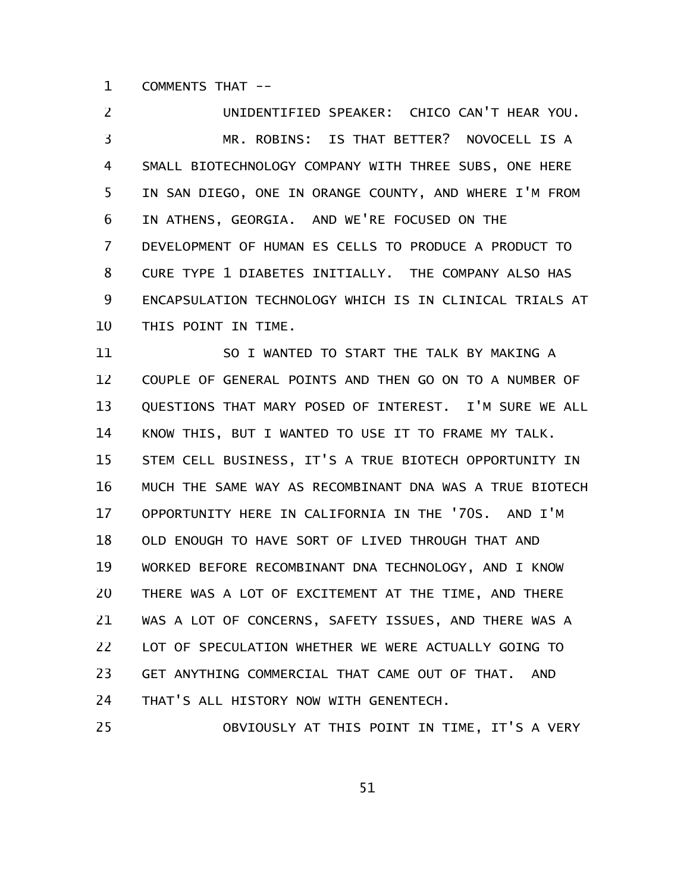COMMENTS THAT --

UNIDENTIFIED SPEAKER: CHICO CAN'T HEAR YOU.

MR. ROBINS: IS THAT BETTER? NOVOCELL IS A SMALL BIOTECHNOLOGY COMPANY WITH THREE SUBS, ONE HERE IN SAN DIEGO, ONE IN ORANGE COUNTY, AND WHERE I'M FROM IN ATHENS, GEORGIA. AND WE'RE FOCUSED ON THE DEVELOPMENT OF HUMAN ES CELLS TO PRODUCE A PRODUCT TO CURE TYPE 1 DIABETES INITIALLY. THE COMPANY ALSO HAS ENCAPSULATION TECHNOLOGY WHICH IS IN CLINICAL TRIALS AT THIS POINT IN TIME.

SO I WANTED TO START THE TALK BY MAKING A COUPLE OF GENERAL POINTS AND THEN GO ON TO A NUMBER OF QUESTIONS THAT MARY POSED OF INTEREST. I'M SURE WE ALL KNOW THIS, BUT I WANTED TO USE IT TO FRAME MY TALK. STEM CELL BUSINESS, IT'S A TRUE BIOTECH OPPORTUNITY IN MUCH THE SAME WAY AS RECOMBINANT DNA WAS A TRUE BIOTECH OPPORTUNITY HERE IN CALIFORNIA IN THE '70S. AND I'M OLD ENOUGH TO HAVE SORT OF LIVED THROUGH THAT AND WORKED BEFORE RECOMBINANT DNA TECHNOLOGY, AND I KNOW THERE WAS A LOT OF EXCITEMENT AT THE TIME, AND THERE WAS A LOT OF CONCERNS, SAFETY ISSUES, AND THERE WAS A LOT OF SPECULATION WHETHER WE WERE ACTUALLY GOING TO GET ANYTHING COMMERCIAL THAT CAME OUT OF THAT. AND THAT'S ALL HISTORY NOW WITH GENENTECH.

OBVIOUSLY AT THIS POINT IN TIME, IT'S A VERY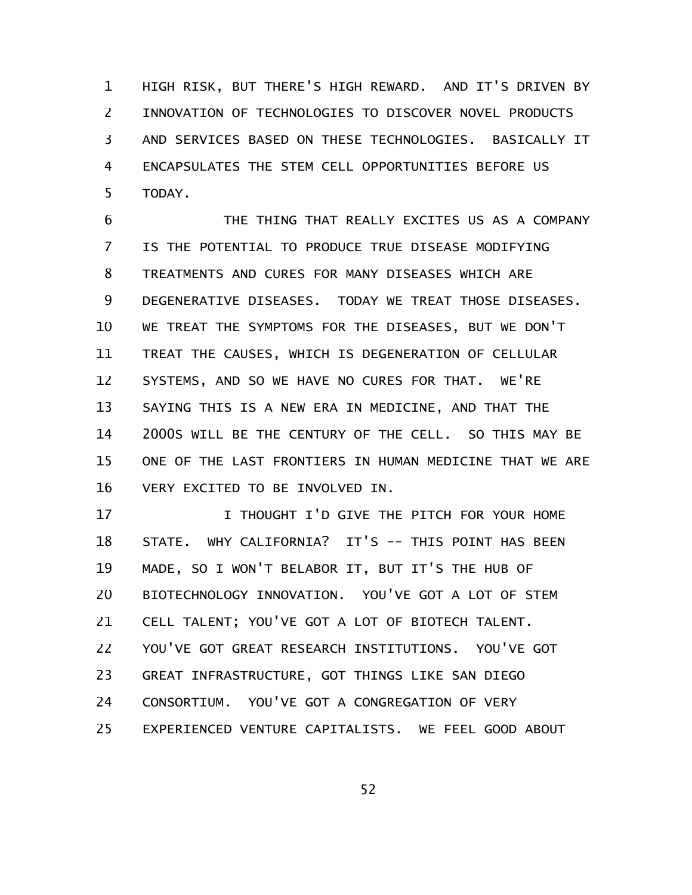HIGH RISK, BUT THERE'S HIGH REWARD. AND IT'S DRIVEN BY INNOVATION OF TECHNOLOGIES TO DISCOVER NOVEL PRODUCTS AND SERVICES BASED ON THESE TECHNOLOGIES. BASICALLY IT ENCAPSULATES THE STEM CELL OPPORTUNITIES BEFORE US TODAY.

THE THING THAT REALLY EXCITES US AS A COMPANY IS THE POTENTIAL TO PRODUCE TRUE DISEASE MODIFYING TREATMENTS AND CURES FOR MANY DISEASES WHICH ARE DEGENERATIVE DISEASES. TODAY WE TREAT THOSE DISEASES. WE TREAT THE SYMPTOMS FOR THE DISEASES, BUT WE DON'T TREAT THE CAUSES, WHICH IS DEGENERATION OF CELLULAR SYSTEMS, AND SO WE HAVE NO CURES FOR THAT. WE'RE SAYING THIS IS A NEW ERA IN MEDICINE, AND THAT THE 2000S WILL BE THE CENTURY OF THE CELL. SO THIS MAY BE ONE OF THE LAST FRONTIERS IN HUMAN MEDICINE THAT WE ARE VERY EXCITED TO BE INVOLVED IN.

I THOUGHT I'D GIVE THE PITCH FOR YOUR HOME STATE. WHY CALIFORNIA? IT'S -- THIS POINT HAS BEEN MADE, SO I WON'T BELABOR IT, BUT IT'S THE HUB OF BIOTECHNOLOGY INNOVATION. YOU'VE GOT A LOT OF STEM CELL TALENT; YOU'VE GOT A LOT OF BIOTECH TALENT. YOU'VE GOT GREAT RESEARCH INSTITUTIONS. YOU'VE GOT GREAT INFRASTRUCTURE, GOT THINGS LIKE SAN DIEGO CONSORTIUM. YOU'VE GOT A CONGREGATION OF VERY EXPERIENCED VENTURE CAPITALISTS. WE FEEL GOOD ABOUT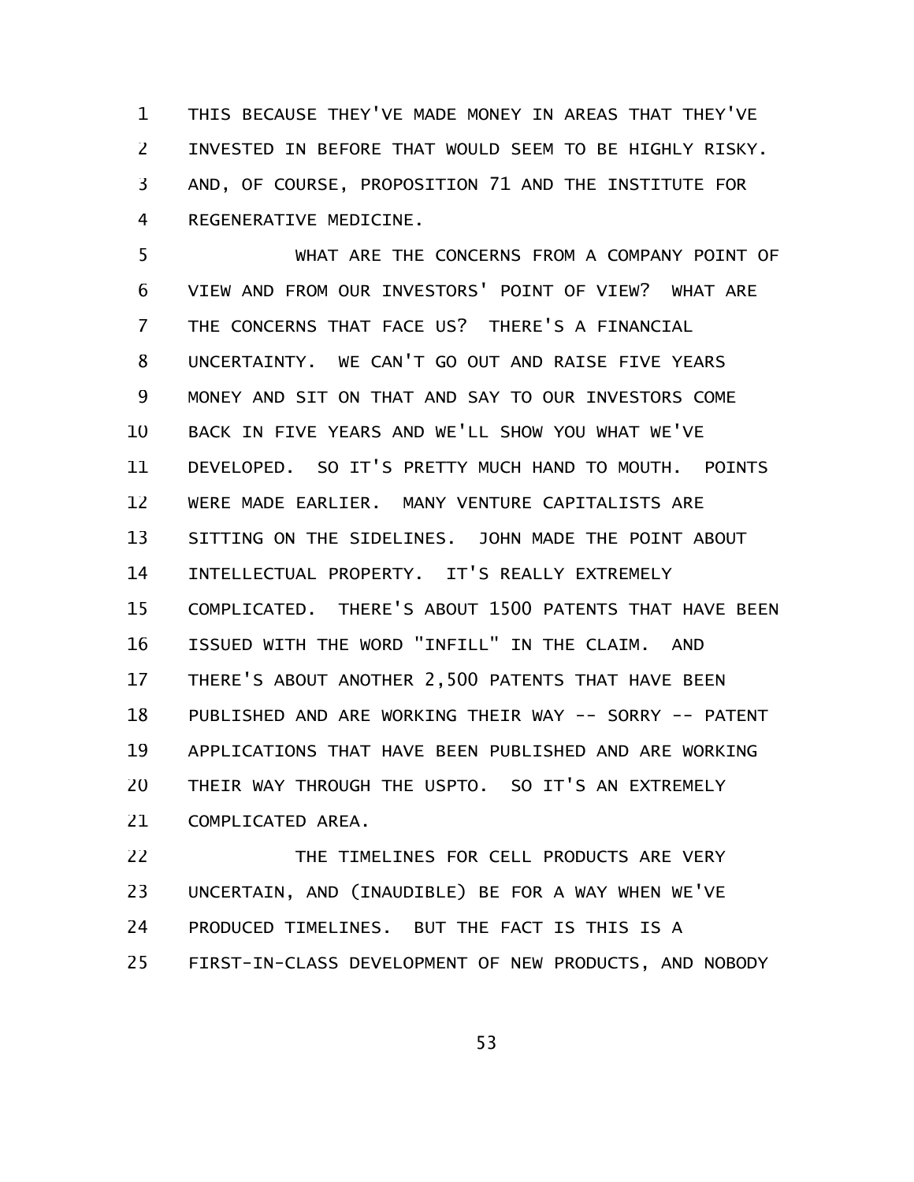THIS BECAUSE THEY'VE MADE MONEY IN AREAS THAT THEY'VE INVESTED IN BEFORE THAT WOULD SEEM TO BE HIGHLY RISKY. AND, OF COURSE, PROPOSITION 71 AND THE INSTITUTE FOR REGENERATIVE MEDICINE.

WHAT ARE THE CONCERNS FROM A COMPANY POINT OF VIEW AND FROM OUR INVESTORS' POINT OF VIEW? WHAT ARE THE CONCERNS THAT FACE US? THERE'S A FINANCIAL UNCERTAINTY. WE CAN'T GO OUT AND RAISE FIVE YEARS MONEY AND SIT ON THAT AND SAY TO OUR INVESTORS COME BACK IN FIVE YEARS AND WE'LL SHOW YOU WHAT WE'VE DEVELOPED. SO IT'S PRETTY MUCH HAND TO MOUTH. POINTS WERE MADE EARLIER. MANY VENTURE CAPITALISTS ARE SITTING ON THE SIDELINES. JOHN MADE THE POINT ABOUT INTELLECTUAL PROPERTY. IT'S REALLY EXTREMELY COMPLICATED. THERE'S ABOUT 1500 PATENTS THAT HAVE BEEN ISSUED WITH THE WORD "INFILL" IN THE CLAIM. AND THERE'S ABOUT ANOTHER 2,500 PATENTS THAT HAVE BEEN PUBLISHED AND ARE WORKING THEIR WAY -- SORRY -- PATENT APPLICATIONS THAT HAVE BEEN PUBLISHED AND ARE WORKING THEIR WAY THROUGH THE USPTO. SO IT'S AN EXTREMELY COMPLICATED AREA.

THE TIMELINES FOR CELL PRODUCTS ARE VERY UNCERTAIN, AND (INAUDIBLE) BE FOR A WAY WHEN WE'VE PRODUCED TIMELINES. BUT THE FACT IS THIS IS A FIRST-IN-CLASS DEVELOPMENT OF NEW PRODUCTS, AND NOBODY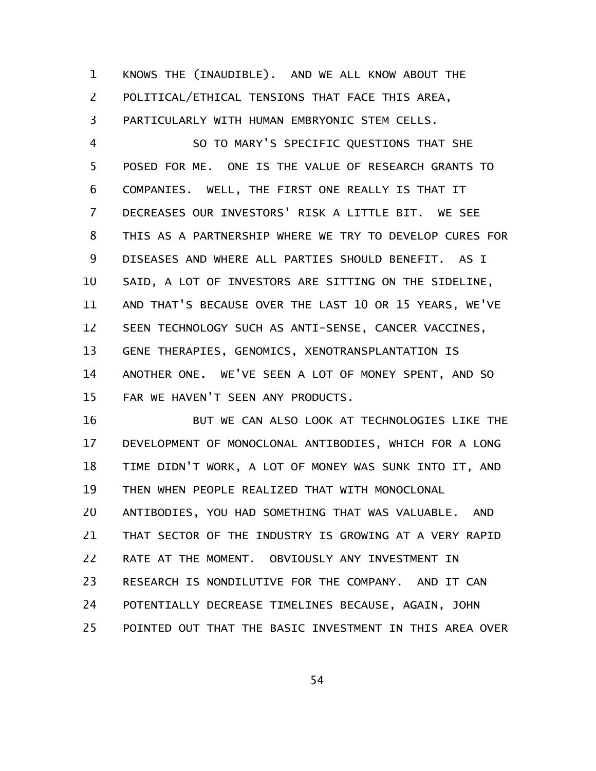KNOWS THE (INAUDIBLE). AND WE ALL KNOW ABOUT THE POLITICAL/ETHICAL TENSIONS THAT FACE THIS AREA, PARTICULARLY WITH HUMAN EMBRYONIC STEM CELLS.

SO TO MARY'S SPECIFIC QUESTIONS THAT SHE POSED FOR ME. ONE IS THE VALUE OF RESEARCH GRANTS TO COMPANIES. WELL, THE FIRST ONE REALLY IS THAT IT DECREASES OUR INVESTORS' RISK A LITTLE BIT. WE SEE THIS AS A PARTNERSHIP WHERE WE TRY TO DEVELOP CURES FOR DISEASES AND WHERE ALL PARTIES SHOULD BENEFIT. AS I SAID, A LOT OF INVESTORS ARE SITTING ON THE SIDELINE, AND THAT'S BECAUSE OVER THE LAST 10 OR 15 YEARS, WE'VE SEEN TECHNOLOGY SUCH AS ANTI-SENSE, CANCER VACCINES, GENE THERAPIES, GENOMICS, XENOTRANSPLANTATION IS ANOTHER ONE. WE'VE SEEN A LOT OF MONEY SPENT, AND SO FAR WE HAVEN'T SEEN ANY PRODUCTS.

BUT WE CAN ALSO LOOK AT TECHNOLOGIES LIKE THE DEVELOPMENT OF MONOCLONAL ANTIBODIES, WHICH FOR A LONG TIME DIDN'T WORK, A LOT OF MONEY WAS SUNK INTO IT, AND THEN WHEN PEOPLE REALIZED THAT WITH MONOCLONAL ANTIBODIES, YOU HAD SOMETHING THAT WAS VALUABLE. AND THAT SECTOR OF THE INDUSTRY IS GROWING AT A VERY RAPID RATE AT THE MOMENT. OBVIOUSLY ANY INVESTMENT IN RESEARCH IS NONDILUTIVE FOR THE COMPANY. AND IT CAN POTENTIALLY DECREASE TIMELINES BECAUSE, AGAIN, JOHN POINTED OUT THAT THE BASIC INVESTMENT IN THIS AREA OVER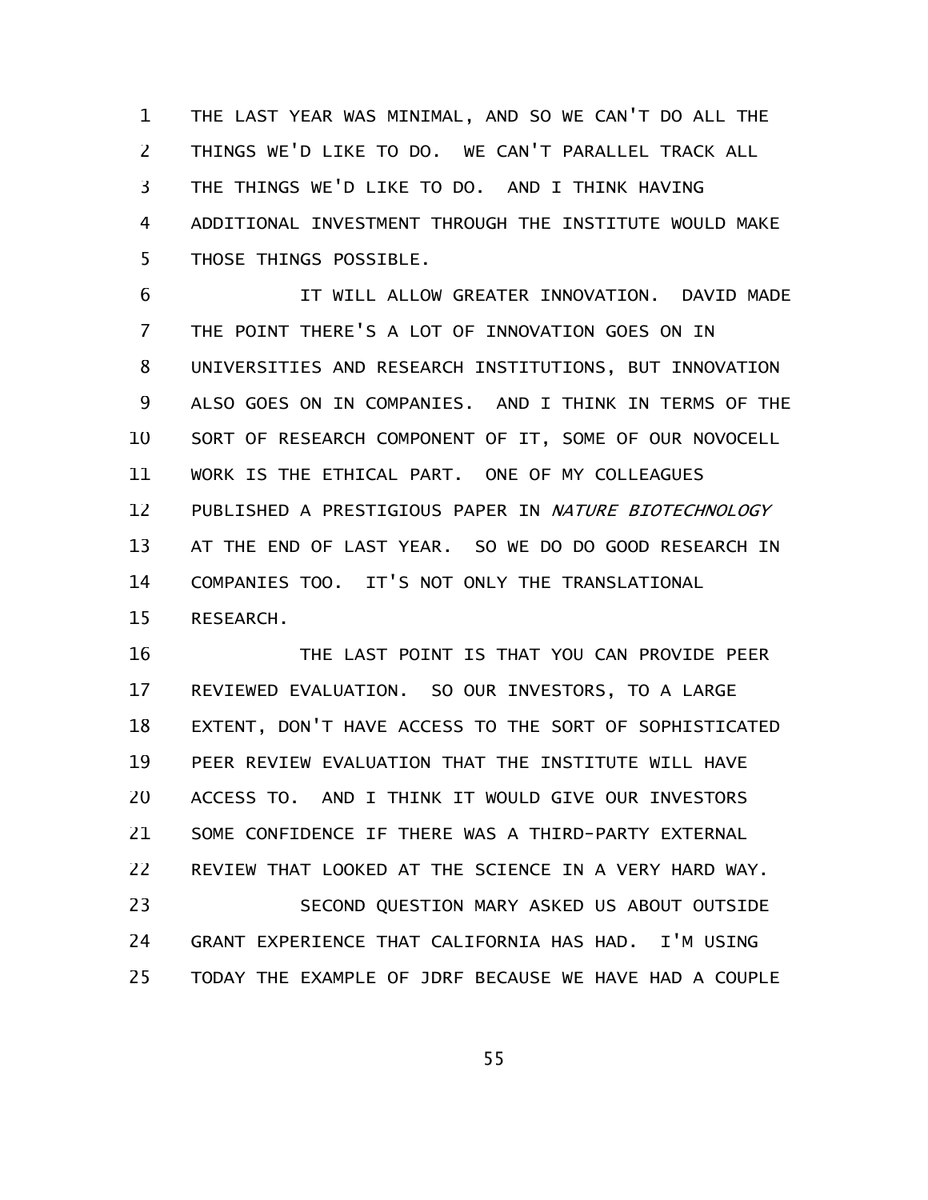THE LAST YEAR WAS MINIMAL, AND SO WE CAN'T DO ALL THE THINGS WE'D LIKE TO DO. WE CAN'T PARALLEL TRACK ALL THE THINGS WE'D LIKE TO DO. AND I THINK HAVING ADDITIONAL INVESTMENT THROUGH THE INSTITUTE WOULD MAKE THOSE THINGS POSSIBLE.

IT WILL ALLOW GREATER INNOVATION. DAVID MADE THE POINT THERE'S A LOT OF INNOVATION GOES ON IN UNIVERSITIES AND RESEARCH INSTITUTIONS, BUT INNOVATION ALSO GOES ON IN COMPANIES. AND I THINK IN TERMS OF THE SORT OF RESEARCH COMPONENT OF IT, SOME OF OUR NOVOCELL WORK IS THE ETHICAL PART. ONE OF MY COLLEAGUES PUBLISHED A PRESTIGIOUS PAPER IN *NATURE BIOTECHNOLOGY* AT THE END OF LAST YEAR. SO WE DO DO GOOD RESEARCH IN COMPANIES TOO. IT'S NOT ONLY THE TRANSLATIONAL RESEARCH.

THE LAST POINT IS THAT YOU CAN PROVIDE PEER REVIEWED EVALUATION. SO OUR INVESTORS, TO A LARGE EXTENT, DON'T HAVE ACCESS TO THE SORT OF SOPHISTICATED PEER REVIEW EVALUATION THAT THE INSTITUTE WILL HAVE ACCESS TO. AND I THINK IT WOULD GIVE OUR INVESTORS SOME CONFIDENCE IF THERE WAS A THIRD-PARTY EXTERNAL REVIEW THAT LOOKED AT THE SCIENCE IN A VERY HARD WAY.

SECOND QUESTION MARY ASKED US ABOUT OUTSIDE GRANT EXPERIENCE THAT CALIFORNIA HAS HAD. I'M USING TODAY THE EXAMPLE OF JDRF BECAUSE WE HAVE HAD A COUPLE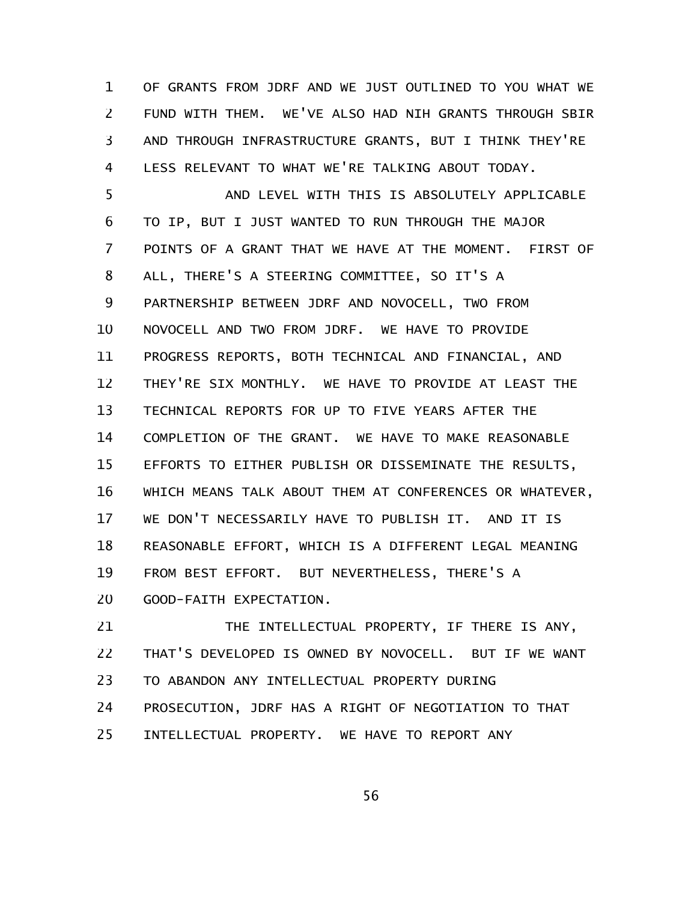OF GRANTS FROM JDRF AND WE JUST OUTLINED TO YOU WHAT WE FUND WITH THEM. WE'VE ALSO HAD NIH GRANTS THROUGH SBIR AND THROUGH INFRASTRUCTURE GRANTS, BUT I THINK THEY'RE LESS RELEVANT TO WHAT WE'RE TALKING ABOUT TODAY.

AND LEVEL WITH THIS IS ABSOLUTELY APPLICABLE TO IP, BUT I JUST WANTED TO RUN THROUGH THE MAJOR POINTS OF A GRANT THAT WE HAVE AT THE MOMENT. FIRST OF ALL, THERE'S A STEERING COMMITTEE, SO IT'S A PARTNERSHIP BETWEEN JDRF AND NOVOCELL, TWO FROM NOVOCELL AND TWO FROM JDRF. WE HAVE TO PROVIDE PROGRESS REPORTS, BOTH TECHNICAL AND FINANCIAL, AND THEY'RE SIX MONTHLY. WE HAVE TO PROVIDE AT LEAST THE TECHNICAL REPORTS FOR UP TO FIVE YEARS AFTER THE COMPLETION OF THE GRANT. WE HAVE TO MAKE REASONABLE EFFORTS TO EITHER PUBLISH OR DISSEMINATE THE RESULTS, WHICH MEANS TALK ABOUT THEM AT CONFERENCES OR WHATEVER, WE DON'T NECESSARILY HAVE TO PUBLISH IT. AND IT IS REASONABLE EFFORT, WHICH IS A DIFFERENT LEGAL MEANING FROM BEST EFFORT. BUT NEVERTHELESS, THERE'S A GOOD-FAITH EXPECTATION.

THE INTELLECTUAL PROPERTY, IF THERE IS ANY, THAT'S DEVELOPED IS OWNED BY NOVOCELL. BUT IF WE WANT TO ABANDON ANY INTELLECTUAL PROPERTY DURING PROSECUTION, JDRF HAS A RIGHT OF NEGOTIATION TO THAT INTELLECTUAL PROPERTY. WE HAVE TO REPORT ANY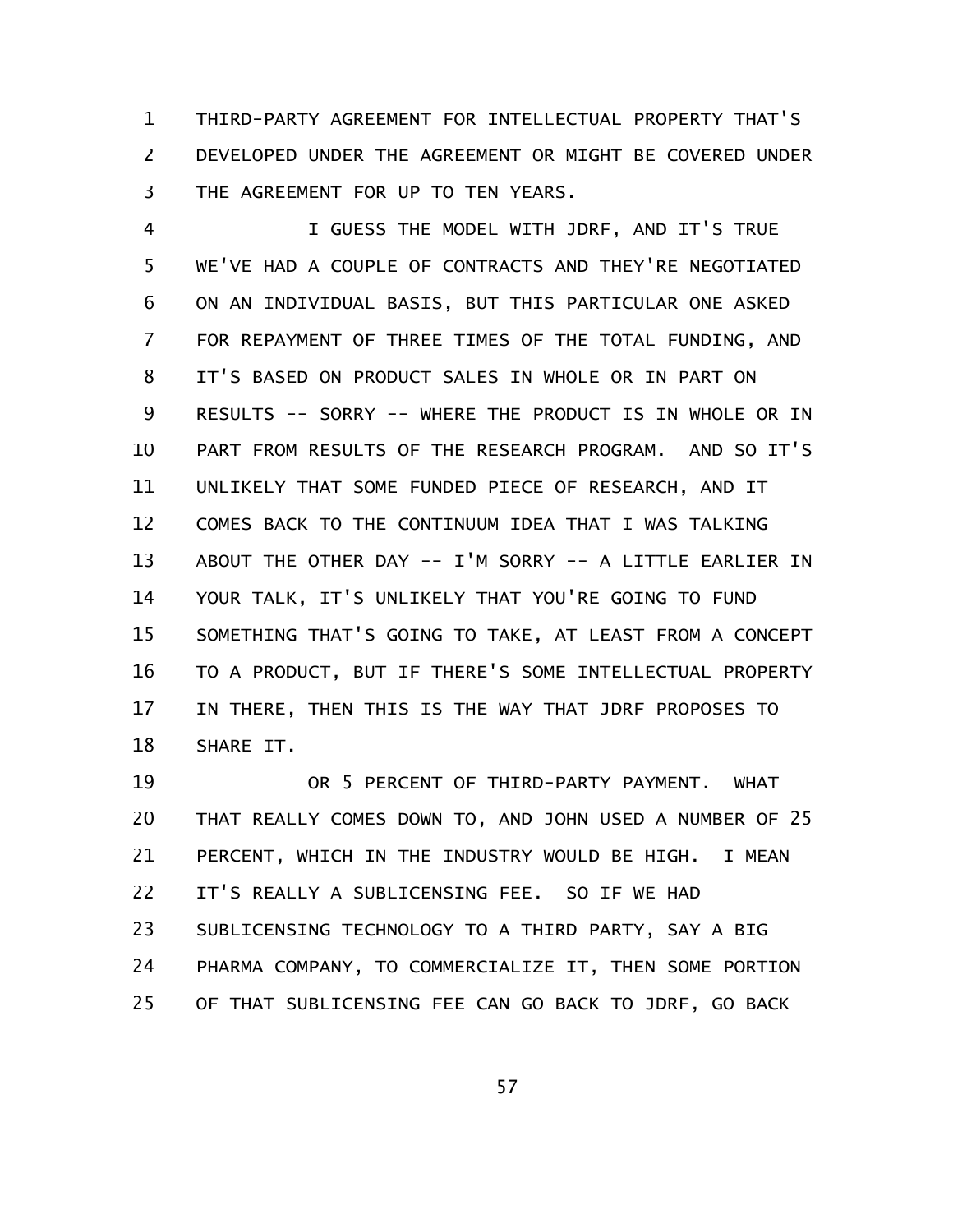THIRD-PARTY AGREEMENT FOR INTELLECTUAL PROPERTY THAT'S DEVELOPED UNDER THE AGREEMENT OR MIGHT BE COVERED UNDER THE AGREEMENT FOR UP TO TEN YEARS.

I GUESS THE MODEL WITH JDRF, AND IT'S TRUE WE'VE HAD A COUPLE OF CONTRACTS AND THEY'RE NEGOTIATED ON AN INDIVIDUAL BASIS, BUT THIS PARTICULAR ONE ASKED FOR REPAYMENT OF THREE TIMES OF THE TOTAL FUNDING, AND IT'S BASED ON PRODUCT SALES IN WHOLE OR IN PART ON RESULTS -- SORRY -- WHERE THE PRODUCT IS IN WHOLE OR IN PART FROM RESULTS OF THE RESEARCH PROGRAM. AND SO IT'S UNLIKELY THAT SOME FUNDED PIECE OF RESEARCH, AND IT COMES BACK TO THE CONTINUUM IDEA THAT I WAS TALKING ABOUT THE OTHER DAY -- I'M SORRY -- A LITTLE EARLIER IN YOUR TALK, IT'S UNLIKELY THAT YOU'RE GOING TO FUND SOMETHING THAT'S GOING TO TAKE, AT LEAST FROM A CONCEPT TO A PRODUCT, BUT IF THERE'S SOME INTELLECTUAL PROPERTY IN THERE, THEN THIS IS THE WAY THAT JDRF PROPOSES TO SHARE IT.

OR 5 PERCENT OF THIRD-PARTY PAYMENT. WHAT THAT REALLY COMES DOWN TO, AND JOHN USED A NUMBER OF 25 PERCENT, WHICH IN THE INDUSTRY WOULD BE HIGH. I MEAN IT'S REALLY A SUBLICENSING FEE. SO IF WE HAD SUBLICENSING TECHNOLOGY TO A THIRD PARTY, SAY A BIG PHARMA COMPANY, TO COMMERCIALIZE IT, THEN SOME PORTION OF THAT SUBLICENSING FEE CAN GO BACK TO JDRF, GO BACK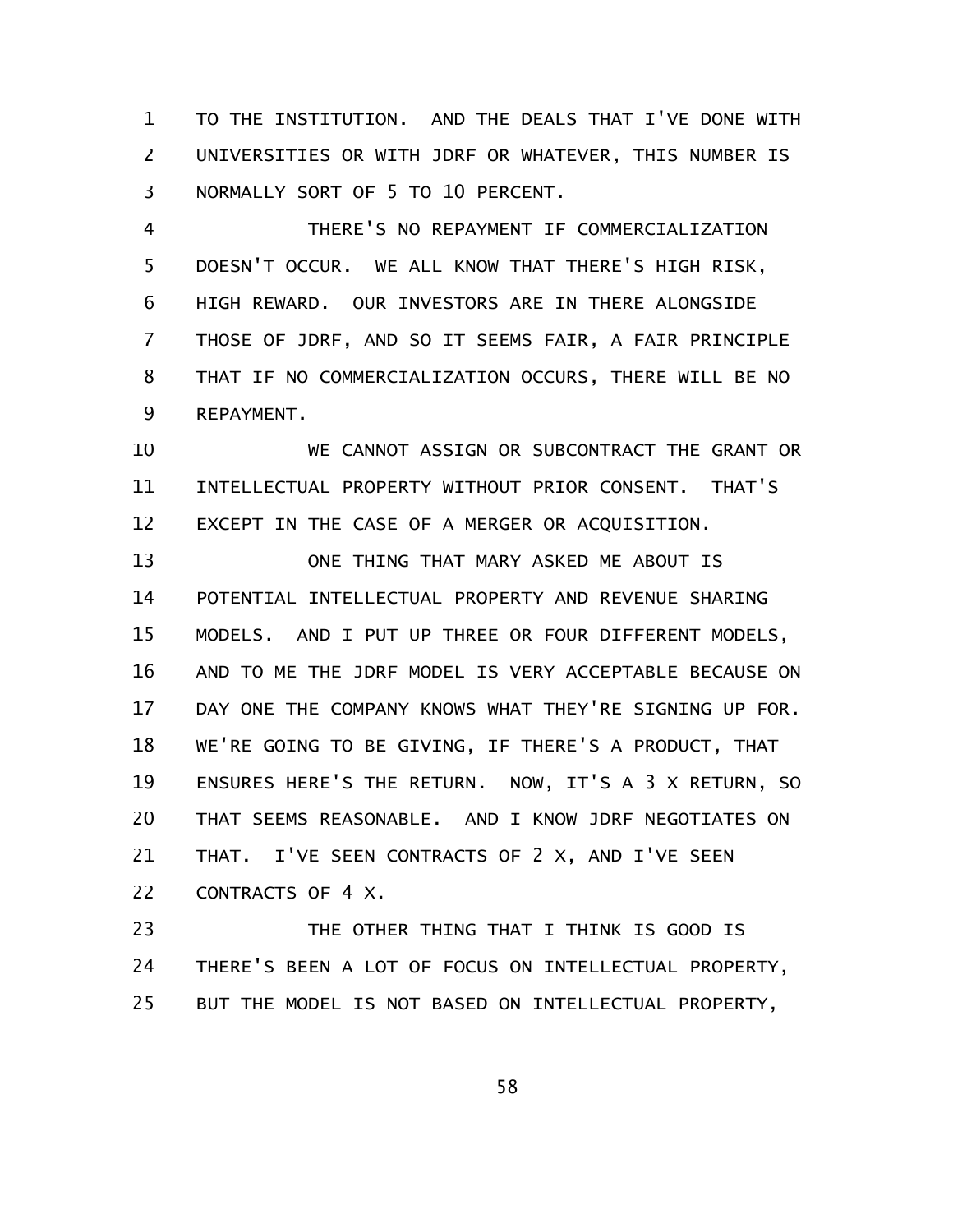TO THE INSTITUTION. AND THE DEALS THAT I'VE DONE WITH UNIVERSITIES OR WITH JDRF OR WHATEVER, THIS NUMBER IS NORMALLY SORT OF 5 TO 10 PERCENT.

THERE'S NO REPAYMENT IF COMMERCIALIZATION DOESN'T OCCUR. WE ALL KNOW THAT THERE'S HIGH RISK, HIGH REWARD. OUR INVESTORS ARE IN THERE ALONGSIDE THOSE OF JDRF, AND SO IT SEEMS FAIR, A FAIR PRINCIPLE THAT IF NO COMMERCIALIZATION OCCURS, THERE WILL BE NO REPAYMENT.

WE CANNOT ASSIGN OR SUBCONTRACT THE GRANT OR INTELLECTUAL PROPERTY WITHOUT PRIOR CONSENT. THAT'S EXCEPT IN THE CASE OF A MERGER OR ACQUISITION.

ONE THING THAT MARY ASKED ME ABOUT IS POTENTIAL INTELLECTUAL PROPERTY AND REVENUE SHARING MODELS. AND I PUT UP THREE OR FOUR DIFFERENT MODELS, AND TO ME THE JDRF MODEL IS VERY ACCEPTABLE BECAUSE ON DAY ONE THE COMPANY KNOWS WHAT THEY'RE SIGNING UP FOR. WE'RE GOING TO BE GIVING, IF THERE'S A PRODUCT, THAT ENSURES HERE'S THE RETURN. NOW, IT'S A 3 X RETURN, SO THAT SEEMS REASONABLE. AND I KNOW JDRF NEGOTIATES ON THAT. I'VE SEEN CONTRACTS OF 2 X, AND I'VE SEEN CONTRACTS OF 4 X.

THE OTHER THING THAT I THINK IS GOOD IS THERE'S BEEN A LOT OF FOCUS ON INTELLECTUAL PROPERTY, BUT THE MODEL IS NOT BASED ON INTELLECTUAL PROPERTY,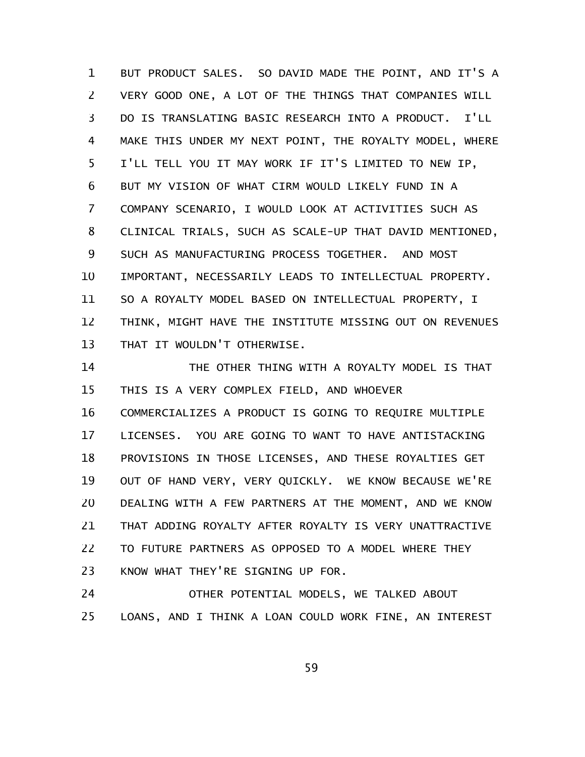BUT PRODUCT SALES. SO DAVID MADE THE POINT, AND IT'S A VERY GOOD ONE, A LOT OF THE THINGS THAT COMPANIES WILL DO IS TRANSLATING BASIC RESEARCH INTO A PRODUCT. I'LL MAKE THIS UNDER MY NEXT POINT, THE ROYALTY MODEL, WHERE I'LL TELL YOU IT MAY WORK IF IT'S LIMITED TO NEW IP, BUT MY VISION OF WHAT CIRM WOULD LIKELY FUND IN A COMPANY SCENARIO, I WOULD LOOK AT ACTIVITIES SUCH AS CLINICAL TRIALS, SUCH AS SCALE-UP THAT DAVID MENTIONED, SUCH AS MANUFACTURING PROCESS TOGETHER. AND MOST IMPORTANT, NECESSARILY LEADS TO INTELLECTUAL PROPERTY. SO A ROYALTY MODEL BASED ON INTELLECTUAL PROPERTY, I THINK, MIGHT HAVE THE INSTITUTE MISSING OUT ON REVENUES THAT IT WOULDN'T OTHERWISE.

THE OTHER THING WITH A ROYALTY MODEL IS THAT THIS IS A VERY COMPLEX FIELD, AND WHOEVER COMMERCIALIZES A PRODUCT IS GOING TO REQUIRE MULTIPLE LICENSES. YOU ARE GOING TO WANT TO HAVE ANTISTACKING PROVISIONS IN THOSE LICENSES, AND THESE ROYALTIES GET OUT OF HAND VERY, VERY QUICKLY. WE KNOW BECAUSE WE'RE DEALING WITH A FEW PARTNERS AT THE MOMENT, AND WE KNOW THAT ADDING ROYALTY AFTER ROYALTY IS VERY UNATTRACTIVE TO FUTURE PARTNERS AS OPPOSED TO A MODEL WHERE THEY KNOW WHAT THEY'RE SIGNING UP FOR.

OTHER POTENTIAL MODELS, WE TALKED ABOUT LOANS, AND I THINK A LOAN COULD WORK FINE, AN INTEREST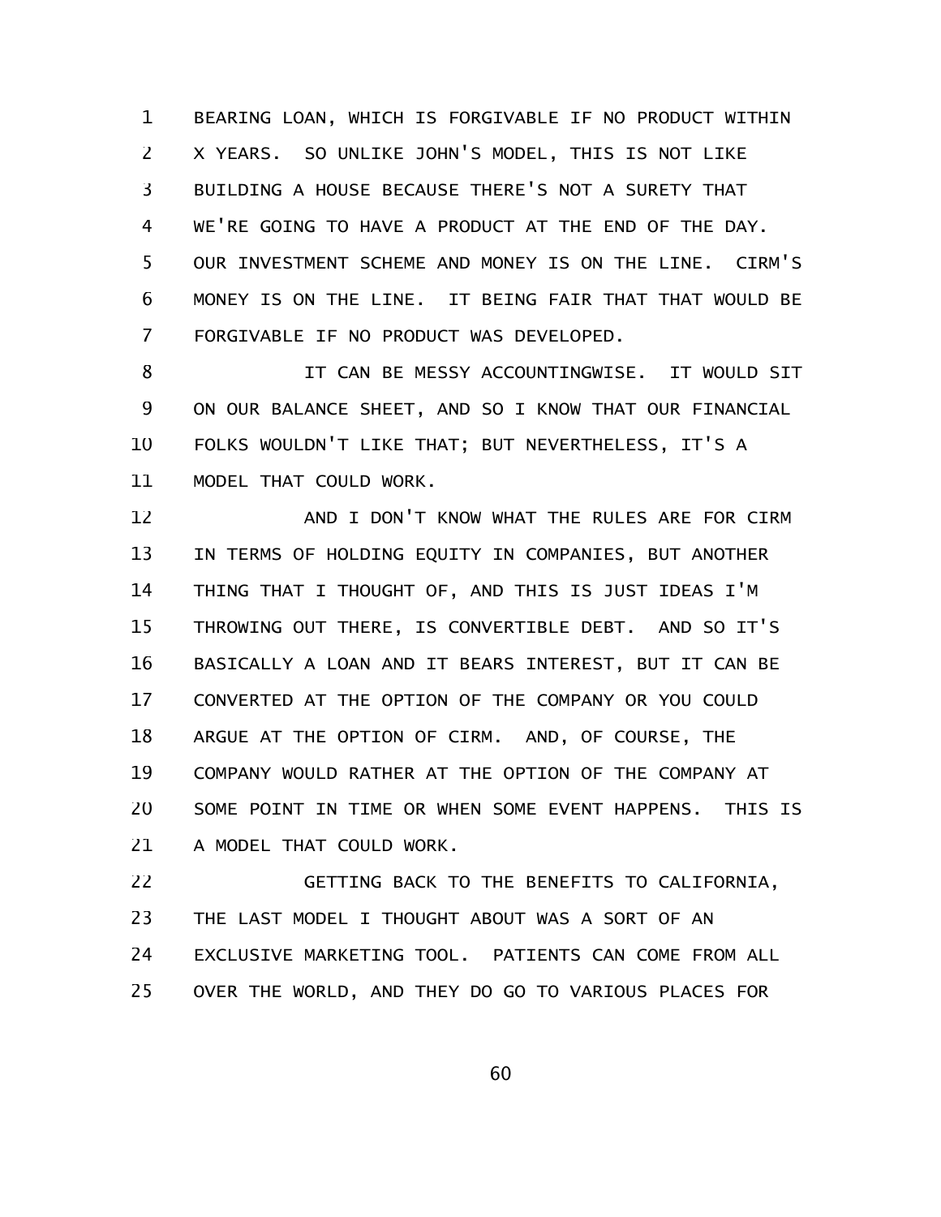BEARING LOAN, WHICH IS FORGIVABLE IF NO PRODUCT WITHIN X YEARS. SO UNLIKE JOHN'S MODEL, THIS IS NOT LIKE BUILDING A HOUSE BECAUSE THERE'S NOT A SURETY THAT WE'RE GOING TO HAVE A PRODUCT AT THE END OF THE DAY. OUR INVESTMENT SCHEME AND MONEY IS ON THE LINE. CIRM'S MONEY IS ON THE LINE. IT BEING FAIR THAT THAT WOULD BE FORGIVABLE IF NO PRODUCT WAS DEVELOPED.

IT CAN BE MESSY ACCOUNTINGWISE. IT WOULD SIT ON OUR BALANCE SHEET, AND SO I KNOW THAT OUR FINANCIAL FOLKS WOULDN'T LIKE THAT; BUT NEVERTHELESS, IT'S A MODEL THAT COULD WORK.

AND I DON'T KNOW WHAT THE RULES ARE FOR CIRM IN TERMS OF HOLDING EQUITY IN COMPANIES, BUT ANOTHER THING THAT I THOUGHT OF, AND THIS IS JUST IDEAS I'M THROWING OUT THERE, IS CONVERTIBLE DEBT. AND SO IT'S BASICALLY A LOAN AND IT BEARS INTEREST, BUT IT CAN BE CONVERTED AT THE OPTION OF THE COMPANY OR YOU COULD ARGUE AT THE OPTION OF CIRM. AND, OF COURSE, THE COMPANY WOULD RATHER AT THE OPTION OF THE COMPANY AT SOME POINT IN TIME OR WHEN SOME EVENT HAPPENS. THIS IS A MODEL THAT COULD WORK.

GETTING BACK TO THE BENEFITS TO CALIFORNIA, THE LAST MODEL I THOUGHT ABOUT WAS A SORT OF AN EXCLUSIVE MARKETING TOOL. PATIENTS CAN COME FROM ALL OVER THE WORLD, AND THEY DO GO TO VARIOUS PLACES FOR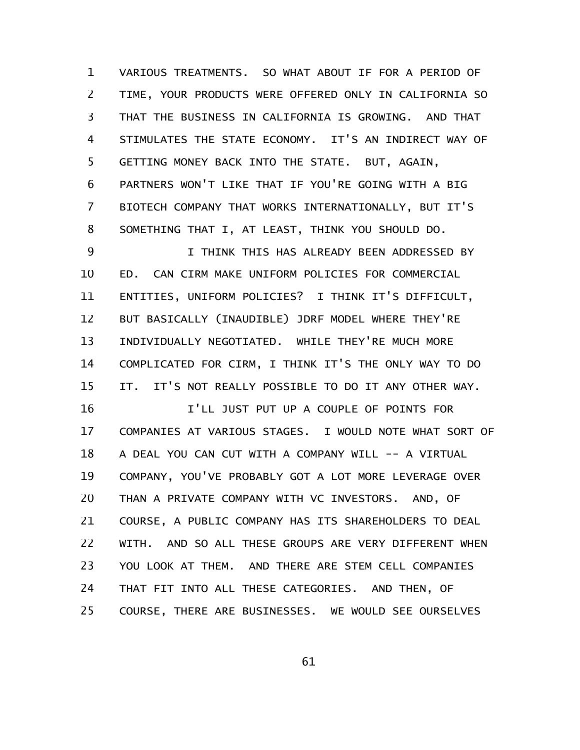VARIOUS TREATMENTS. SO WHAT ABOUT IF FOR A PERIOD OF TIME, YOUR PRODUCTS WERE OFFERED ONLY IN CALIFORNIA SO THAT THE BUSINESS IN CALIFORNIA IS GROWING. AND THAT STIMULATES THE STATE ECONOMY. IT'S AN INDIRECT WAY OF GETTING MONEY BACK INTO THE STATE. BUT, AGAIN, PARTNERS WON'T LIKE THAT IF YOU'RE GOING WITH A BIG BIOTECH COMPANY THAT WORKS INTERNATIONALLY, BUT IT'S SOMETHING THAT I, AT LEAST, THINK YOU SHOULD DO.

I THINK THIS HAS ALREADY BEEN ADDRESSED BY ED. CAN CIRM MAKE UNIFORM POLICIES FOR COMMERCIAL ENTITIES, UNIFORM POLICIES? I THINK IT'S DIFFICULT, BUT BASICALLY (INAUDIBLE) JDRF MODEL WHERE THEY'RE INDIVIDUALLY NEGOTIATED. WHILE THEY'RE MUCH MORE COMPLICATED FOR CIRM, I THINK IT'S THE ONLY WAY TO DO IT. IT'S NOT REALLY POSSIBLE TO DO IT ANY OTHER WAY.

I'LL JUST PUT UP A COUPLE OF POINTS FOR COMPANIES AT VARIOUS STAGES. I WOULD NOTE WHAT SORT OF A DEAL YOU CAN CUT WITH A COMPANY WILL -- A VIRTUAL COMPANY, YOU'VE PROBABLY GOT A LOT MORE LEVERAGE OVER THAN A PRIVATE COMPANY WITH VC INVESTORS. AND, OF COURSE, A PUBLIC COMPANY HAS ITS SHAREHOLDERS TO DEAL WITH. AND SO ALL THESE GROUPS ARE VERY DIFFERENT WHEN YOU LOOK AT THEM. AND THERE ARE STEM CELL COMPANIES THAT FIT INTO ALL THESE CATEGORIES. AND THEN, OF COURSE, THERE ARE BUSINESSES. WE WOULD SEE OURSELVES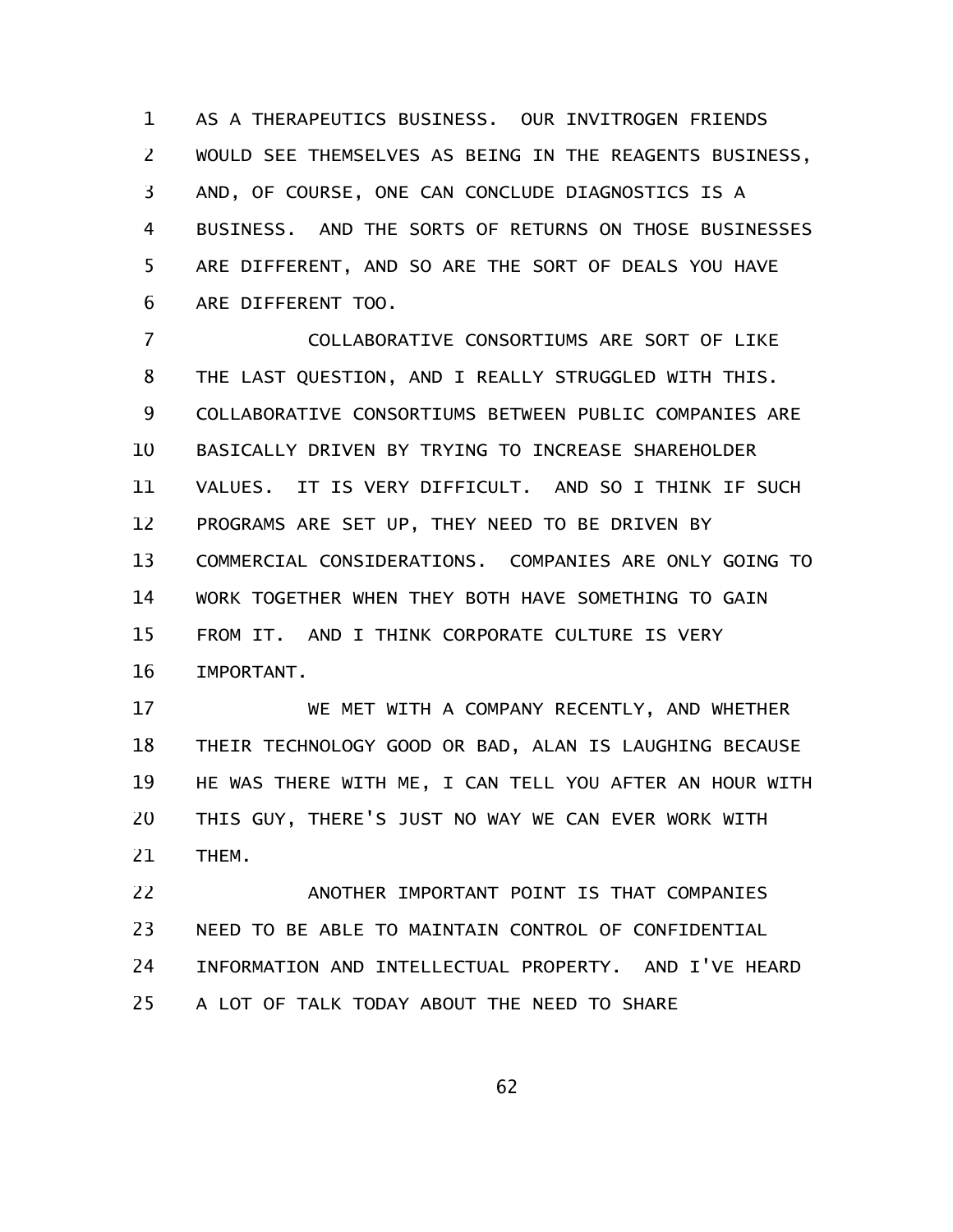AS A THERAPEUTICS BUSINESS. OUR INVITROGEN FRIENDS WOULD SEE THEMSELVES AS BEING IN THE REAGENTS BUSINESS, AND, OF COURSE, ONE CAN CONCLUDE DIAGNOSTICS IS A BUSINESS. AND THE SORTS OF RETURNS ON THOSE BUSINESSES ARE DIFFERENT, AND SO ARE THE SORT OF DEALS YOU HAVE ARE DIFFERENT TOO.

COLLABORATIVE CONSORTIUMS ARE SORT OF LIKE THE LAST QUESTION, AND I REALLY STRUGGLED WITH THIS. COLLABORATIVE CONSORTIUMS BETWEEN PUBLIC COMPANIES ARE BASICALLY DRIVEN BY TRYING TO INCREASE SHAREHOLDER VALUES. IT IS VERY DIFFICULT. AND SO I THINK IF SUCH PROGRAMS ARE SET UP, THEY NEED TO BE DRIVEN BY COMMERCIAL CONSIDERATIONS. COMPANIES ARE ONLY GOING TO WORK TOGETHER WHEN THEY BOTH HAVE SOMETHING TO GAIN FROM IT. AND I THINK CORPORATE CULTURE IS VERY IMPORTANT.

WE MET WITH A COMPANY RECENTLY, AND WHETHER THEIR TECHNOLOGY GOOD OR BAD, ALAN IS LAUGHING BECAUSE HE WAS THERE WITH ME, I CAN TELL YOU AFTER AN HOUR WITH THIS GUY, THERE'S JUST NO WAY WE CAN EVER WORK WITH THEM.

ANOTHER IMPORTANT POINT IS THAT COMPANIES NEED TO BE ABLE TO MAINTAIN CONTROL OF CONFIDENTIAL INFORMATION AND INTELLECTUAL PROPERTY. AND I'VE HEARD A LOT OF TALK TODAY ABOUT THE NEED TO SHARE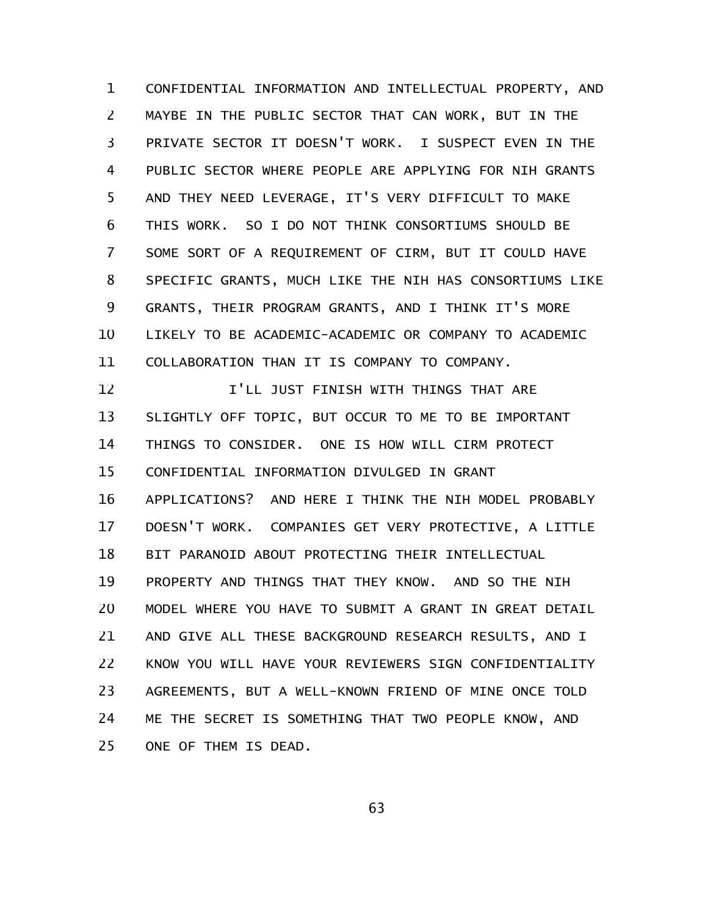CONFIDENTIAL INFORMATION AND INTELLECTUAL PROPERTY, AND MAYBE IN THE PUBLIC SECTOR THAT CAN WORK, BUT IN THE PRIVATE SECTOR IT DOESN'T WORK. I SUSPECT EVEN IN THE PUBLIC SECTOR WHERE PEOPLE ARE APPLYING FOR NIH GRANTS AND THEY NEED LEVERAGE, IT'S VERY DIFFICULT TO MAKE THIS WORK. SO I DO NOT THINK CONSORTIUMS SHOULD BE SOME SORT OF A REQUIREMENT OF CIRM, BUT IT COULD HAVE SPECIFIC GRANTS, MUCH LIKE THE NIH HAS CONSORTIUMS LIKE GRANTS, THEIR PROGRAM GRANTS, AND I THINK IT'S MORE LIKELY TO BE ACADEMIC-ACADEMIC OR COMPANY TO ACADEMIC COLLABORATION THAN IT IS COMPANY TO COMPANY.

I'LL JUST FINISH WITH THINGS THAT ARE SLIGHTLY OFF TOPIC, BUT OCCUR TO ME TO BE IMPORTANT THINGS TO CONSIDER. ONE IS HOW WILL CIRM PROTECT CONFIDENTIAL INFORMATION DIVULGED IN GRANT APPLICATIONS? AND HERE I THINK THE NIH MODEL PROBABLY DOESN'T WORK. COMPANIES GET VERY PROTECTIVE, A LITTLE BIT PARANOID ABOUT PROTECTING THEIR INTELLECTUAL PROPERTY AND THINGS THAT THEY KNOW. AND SO THE NIH MODEL WHERE YOU HAVE TO SUBMIT A GRANT IN GREAT DETAIL AND GIVE ALL THESE BACKGROUND RESEARCH RESULTS, AND I KNOW YOU WILL HAVE YOUR REVIEWERS SIGN CONFIDENTIALITY AGREEMENTS, BUT A WELL-KNOWN FRIEND OF MINE ONCE TOLD ME THE SECRET IS SOMETHING THAT TWO PEOPLE KNOW, AND ONE OF THEM IS DEAD.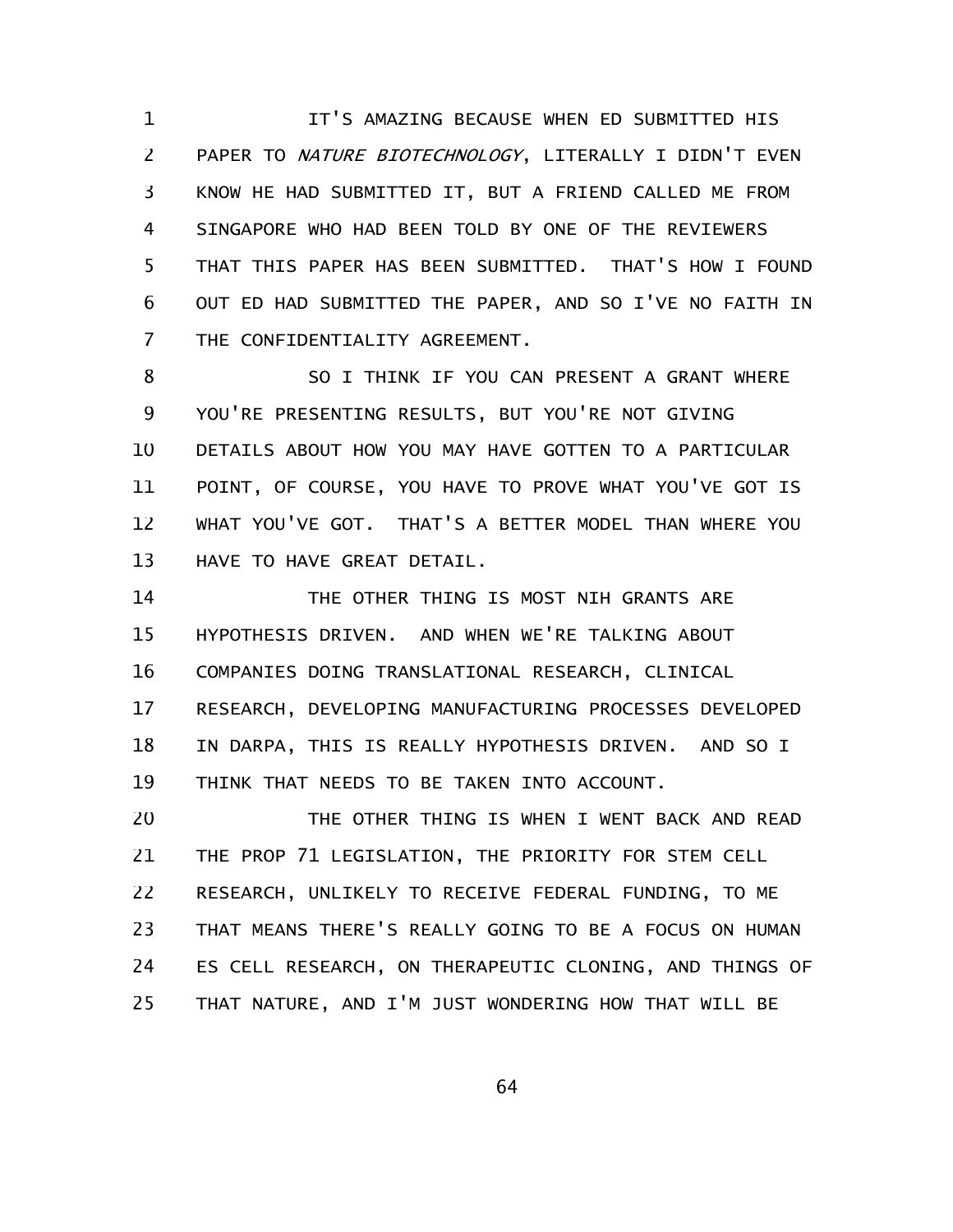IT'S AMAZING BECAUSE WHEN ED SUBMITTED HIS PAPER TO *NATURE BIOTECHNOLOGY*, LITERALLY I DIDN'T EVEN KNOW HE HAD SUBMITTED IT, BUT A FRIEND CALLED ME FROM SINGAPORE WHO HAD BEEN TOLD BY ONE OF THE REVIEWERS THAT THIS PAPER HAS BEEN SUBMITTED. THAT'S HOW I FOUND OUT ED HAD SUBMITTED THE PAPER, AND SO I'VE NO FAITH IN THE CONFIDENTIALITY AGREEMENT.

SO I THINK IF YOU CAN PRESENT A GRANT WHERE YOU'RE PRESENTING RESULTS, BUT YOU'RE NOT GIVING DETAILS ABOUT HOW YOU MAY HAVE GOTTEN TO A PARTICULAR POINT, OF COURSE, YOU HAVE TO PROVE WHAT YOU'VE GOT IS WHAT YOU'VE GOT. THAT'S A BETTER MODEL THAN WHERE YOU HAVE TO HAVE GREAT DETAIL.

THE OTHER THING IS MOST NIH GRANTS ARE HYPOTHESIS DRIVEN. AND WHEN WE'RE TALKING ABOUT COMPANIES DOING TRANSLATIONAL RESEARCH, CLINICAL RESEARCH, DEVELOPING MANUFACTURING PROCESSES DEVELOPED IN DARPA, THIS IS REALLY HYPOTHESIS DRIVEN. AND SO I THINK THAT NEEDS TO BE TAKEN INTO ACCOUNT.

THE OTHER THING IS WHEN I WENT BACK AND READ THE PROP 71 LEGISLATION, THE PRIORITY FOR STEM CELL RESEARCH, UNLIKELY TO RECEIVE FEDERAL FUNDING, TO ME THAT MEANS THERE'S REALLY GOING TO BE A FOCUS ON HUMAN ES CELL RESEARCH, ON THERAPEUTIC CLONING, AND THINGS OF THAT NATURE, AND I'M JUST WONDERING HOW THAT WILL BE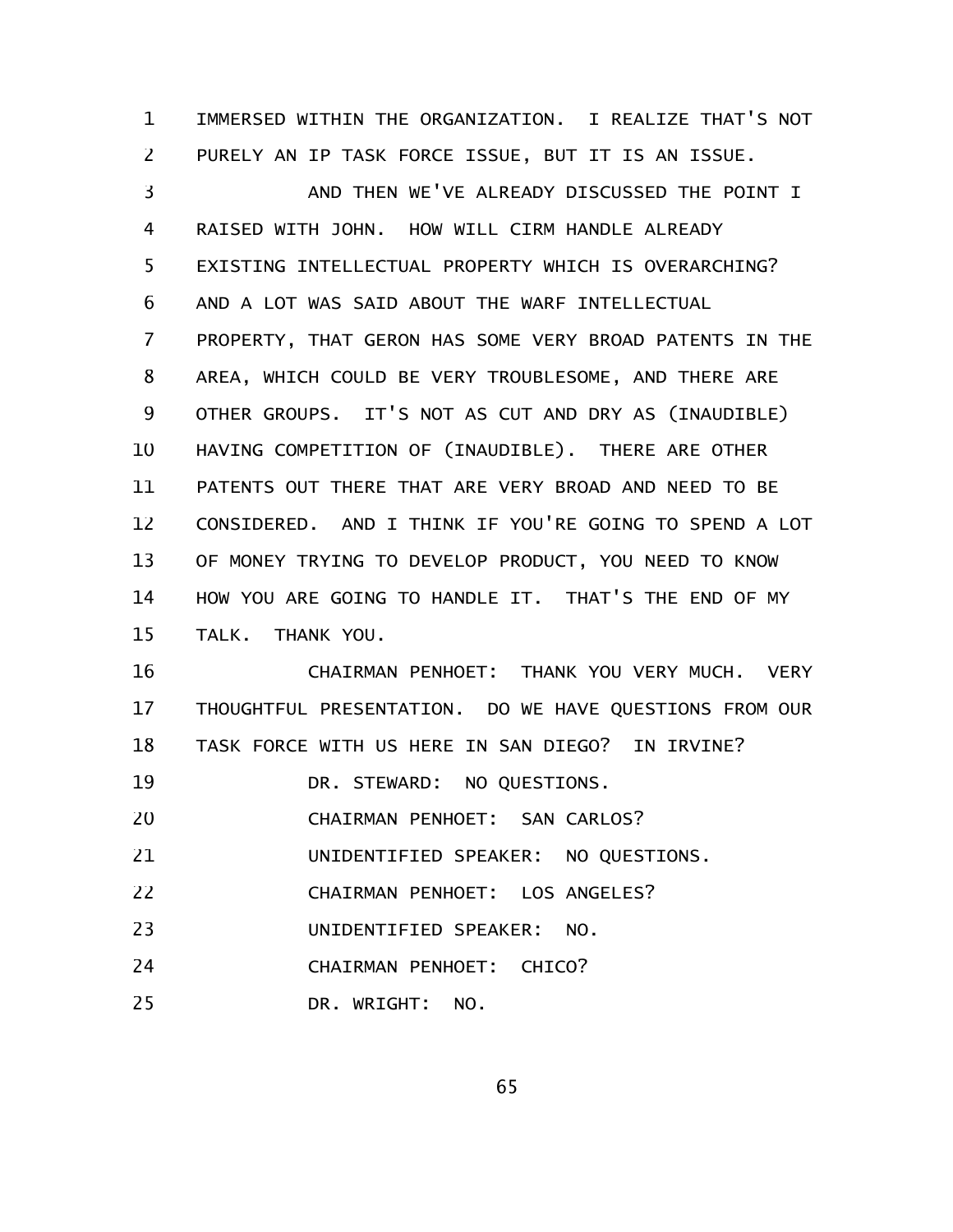IMMERSED WITHIN THE ORGANIZATION. I REALIZE THAT'S NOT PURELY AN IP TASK FORCE ISSUE, BUT IT IS AN ISSUE.

AND THEN WE'VE ALREADY DISCUSSED THE POINT I RAISED WITH JOHN. HOW WILL CIRM HANDLE ALREADY EXISTING INTELLECTUAL PROPERTY WHICH IS OVERARCHING? AND A LOT WAS SAID ABOUT THE WARF INTELLECTUAL PROPERTY, THAT GERON HAS SOME VERY BROAD PATENTS IN THE AREA, WHICH COULD BE VERY TROUBLESOME, AND THERE ARE OTHER GROUPS. IT'S NOT AS CUT AND DRY AS (INAUDIBLE) HAVING COMPETITION OF (INAUDIBLE). THERE ARE OTHER PATENTS OUT THERE THAT ARE VERY BROAD AND NEED TO BE CONSIDERED. AND I THINK IF YOU'RE GOING TO SPEND A LOT OF MONEY TRYING TO DEVELOP PRODUCT, YOU NEED TO KNOW HOW YOU ARE GOING TO HANDLE IT. THAT'S THE END OF MY TALK. THANK YOU.

CHAIRMAN PENHOET: THANK YOU VERY MUCH. VERY THOUGHTFUL PRESENTATION. DO WE HAVE QUESTIONS FROM OUR TASK FORCE WITH US HERE IN SAN DIEGO? IN IRVINE?

DR. STEWARD: NO QUESTIONS.

CHAIRMAN PENHOET: SAN CARLOS?

UNIDENTIFIED SPEAKER: NO QUESTIONS.

CHAIRMAN PENHOET: LOS ANGELES?

UNIDENTIFIED SPEAKER: NO.

CHAIRMAN PENHOET: CHICO?

DR. WRIGHT: NO.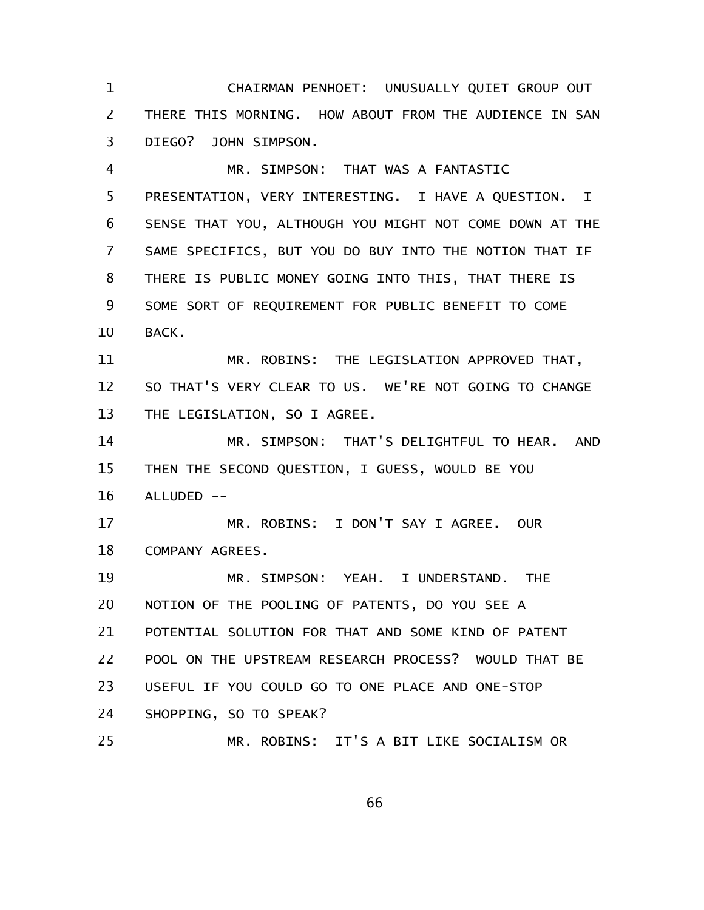CHAIRMAN PENHOET: UNUSUALLY QUIET GROUP OUT THERE THIS MORNING. HOW ABOUT FROM THE AUDIENCE IN SAN DIEGO? JOHN SIMPSON.

MR. SIMPSON: THAT WAS A FANTASTIC PRESENTATION, VERY INTERESTING. I HAVE A QUESTION. I SENSE THAT YOU, ALTHOUGH YOU MIGHT NOT COME DOWN AT THE SAME SPECIFICS, BUT YOU DO BUY INTO THE NOTION THAT IF THERE IS PUBLIC MONEY GOING INTO THIS, THAT THERE IS SOME SORT OF REQUIREMENT FOR PUBLIC BENEFIT TO COME BACK.

MR. ROBINS: THE LEGISLATION APPROVED THAT, SO THAT'S VERY CLEAR TO US. WE'RE NOT GOING TO CHANGE THE LEGISLATION, SO I AGREE.

MR. SIMPSON: THAT'S DELIGHTFUL TO HEAR. AND THEN THE SECOND QUESTION, I GUESS, WOULD BE YOU ALLUDED --

MR. ROBINS: I DON'T SAY I AGREE. OUR COMPANY AGREES.

MR. SIMPSON: YEAH. I UNDERSTAND. THE NOTION OF THE POOLING OF PATENTS, DO YOU SEE A POTENTIAL SOLUTION FOR THAT AND SOME KIND OF PATENT POOL ON THE UPSTREAM RESEARCH PROCESS? WOULD THAT BE USEFUL IF YOU COULD GO TO ONE PLACE AND ONE-STOP SHOPPING, SO TO SPEAK?

MR. ROBINS: IT'S A BIT LIKE SOCIALISM OR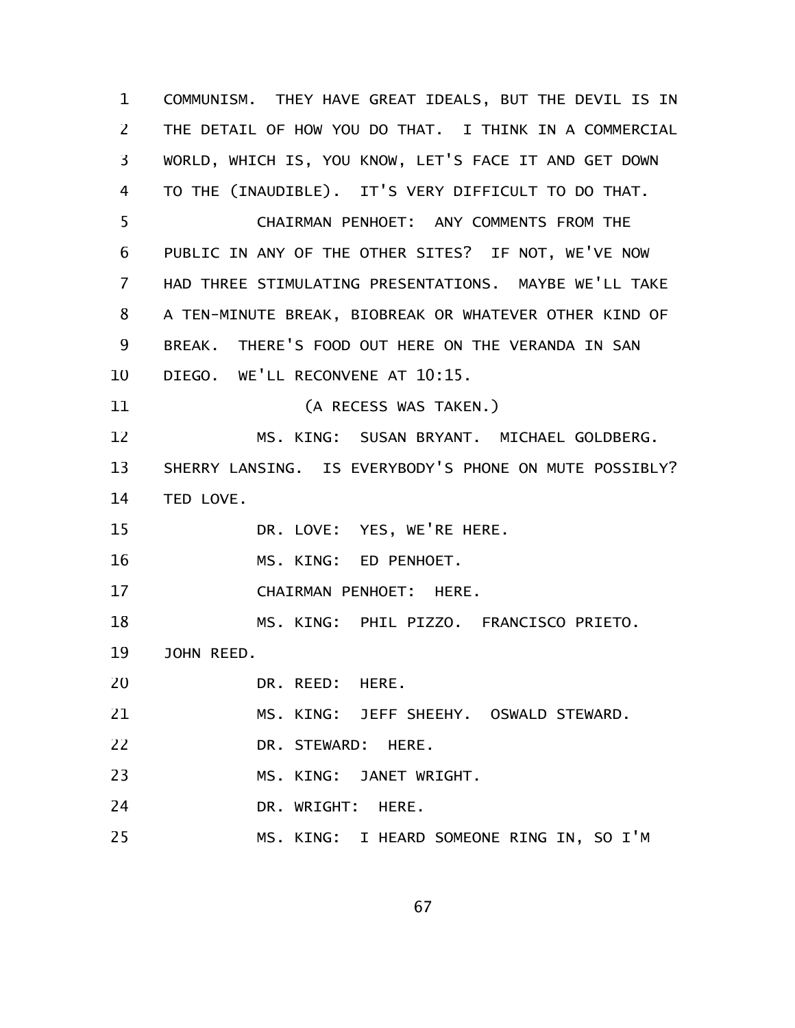COMMUNISM. THEY HAVE GREAT IDEALS, BUT THE DEVIL IS IN THE DETAIL OF HOW YOU DO THAT. I THINK IN A COMMERCIAL WORLD, WHICH IS, YOU KNOW, LET'S FACE IT AND GET DOWN TO THE (INAUDIBLE). IT'S VERY DIFFICULT TO DO THAT.

CHAIRMAN PENHOET: ANY COMMENTS FROM THE PUBLIC IN ANY OF THE OTHER SITES? IF NOT, WE'VE NOW HAD THREE STIMULATING PRESENTATIONS. MAYBE WE'LL TAKE A TEN-MINUTE BREAK, BIOBREAK OR WHATEVER OTHER KIND OF BREAK. THERE'S FOOD OUT HERE ON THE VERANDA IN SAN DIEGO. WE'LL RECONVENE AT 10:15.

(A RECESS WAS TAKEN.)

MS. KING: SUSAN BRYANT. MICHAEL GOLDBERG. SHERRY LANSING. IS EVERYBODY'S PHONE ON MUTE POSSIBLY? TED LOVE.

DR. LOVE: YES, WE'RE HERE.

MS. KING: ED PENHOET.

CHAIRMAN PENHOET: HERE.

MS. KING: PHIL PIZZO. FRANCISCO PRIETO. JOHN REED.

DR. REED: HERE.

MS. KING: JEFF SHEEHY. OSWALD STEWARD.

DR. STEWARD: HERE.

MS. KING: JANET WRIGHT.

DR. WRIGHT: HERE.

MS. KING: I HEARD SOMEONE RING IN, SO I'M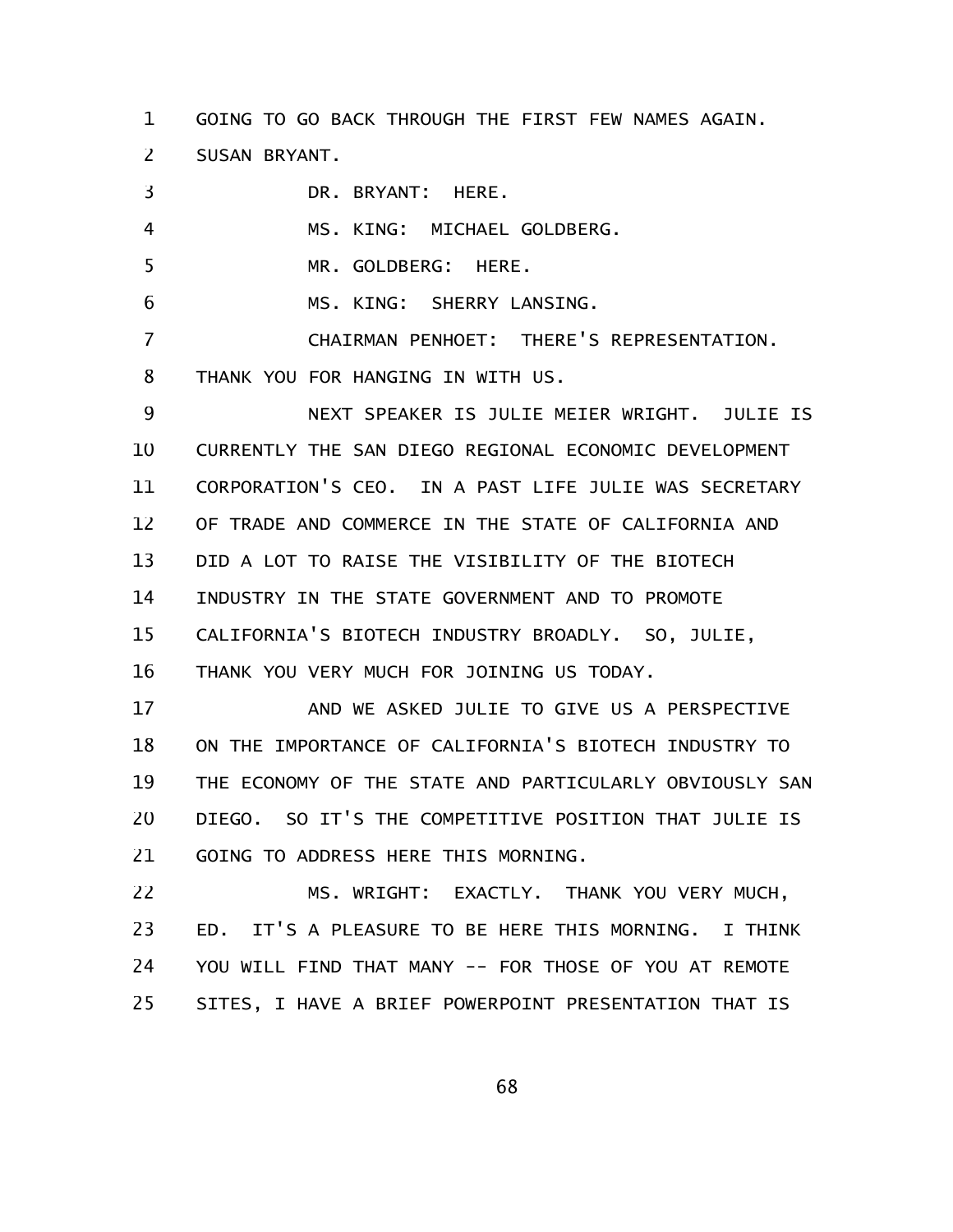GOING TO GO BACK THROUGH THE FIRST FEW NAMES AGAIN. SUSAN BRYANT.

DR. BRYANT: HERE.

MS. KING: MICHAEL GOLDBERG.

MR. GOLDBERG: HERE.

MS. KING: SHERRY LANSING.

CHAIRMAN PENHOET: THERE'S REPRESENTATION. THANK YOU FOR HANGING IN WITH US.

NEXT SPEAKER IS JULIE MEIER WRIGHT. JULIE IS CURRENTLY THE SAN DIEGO REGIONAL ECONOMIC DEVELOPMENT CORPORATION'S CEO. IN A PAST LIFE JULIE WAS SECRETARY OF TRADE AND COMMERCE IN THE STATE OF CALIFORNIA AND DID A LOT TO RAISE THE VISIBILITY OF THE BIOTECH INDUSTRY IN THE STATE GOVERNMENT AND TO PROMOTE CALIFORNIA'S BIOTECH INDUSTRY BROADLY. SO, JULIE, THANK YOU VERY MUCH FOR JOINING US TODAY.

AND WE ASKED JULIE TO GIVE US A PERSPECTIVE ON THE IMPORTANCE OF CALIFORNIA'S BIOTECH INDUSTRY TO THE ECONOMY OF THE STATE AND PARTICULARLY OBVIOUSLY SAN DIEGO. SO IT'S THE COMPETITIVE POSITION THAT JULIE IS GOING TO ADDRESS HERE THIS MORNING.

MS. WRIGHT: EXACTLY. THANK YOU VERY MUCH, ED. IT'S A PLEASURE TO BE HERE THIS MORNING. I THINK YOU WILL FIND THAT MANY -- FOR THOSE OF YOU AT REMOTE SITES, I HAVE A BRIEF POWERPOINT PRESENTATION THAT IS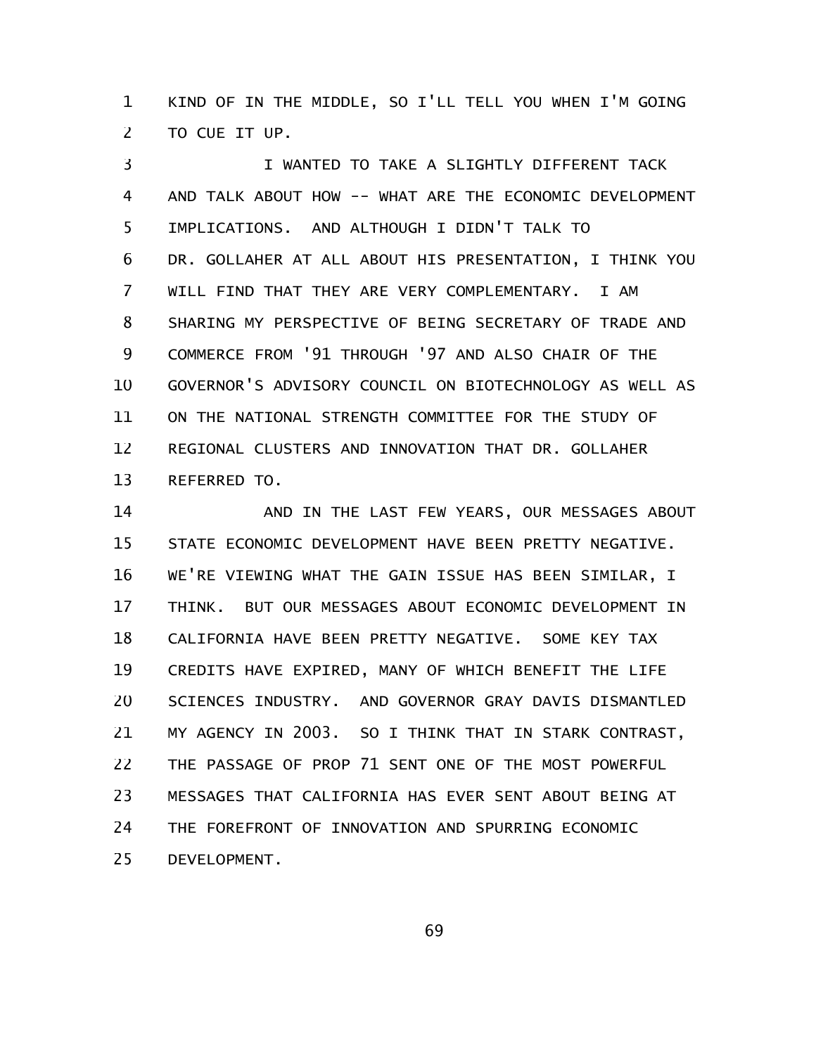KIND OF IN THE MIDDLE, SO I'LL TELL YOU WHEN I'M GOING TO CUE IT UP.

I WANTED TO TAKE A SLIGHTLY DIFFERENT TACK AND TALK ABOUT HOW -- WHAT ARE THE ECONOMIC DEVELOPMENT IMPLICATIONS. AND ALTHOUGH I DIDN'T TALK TO DR. GOLLAHER AT ALL ABOUT HIS PRESENTATION, I THINK YOU WILL FIND THAT THEY ARE VERY COMPLEMENTARY. I AM SHARING MY PERSPECTIVE OF BEING SECRETARY OF TRADE AND COMMERCE FROM '91 THROUGH '97 AND ALSO CHAIR OF THE GOVERNOR'S ADVISORY COUNCIL ON BIOTECHNOLOGY AS WELL AS ON THE NATIONAL STRENGTH COMMITTEE FOR THE STUDY OF REGIONAL CLUSTERS AND INNOVATION THAT DR. GOLLAHER REFERRED TO.

AND IN THE LAST FEW YEARS, OUR MESSAGES ABOUT STATE ECONOMIC DEVELOPMENT HAVE BEEN PRETTY NEGATIVE. WE'RE VIEWING WHAT THE GAIN ISSUE HAS BEEN SIMILAR, I THINK. BUT OUR MESSAGES ABOUT ECONOMIC DEVELOPMENT IN CALIFORNIA HAVE BEEN PRETTY NEGATIVE. SOME KEY TAX CREDITS HAVE EXPIRED, MANY OF WHICH BENEFIT THE LIFE SCIENCES INDUSTRY. AND GOVERNOR GRAY DAVIS DISMANTLED MY AGENCY IN 2003. SO I THINK THAT IN STARK CONTRAST, THE PASSAGE OF PROP 71 SENT ONE OF THE MOST POWERFUL MESSAGES THAT CALIFORNIA HAS EVER SENT ABOUT BEING AT THE FOREFRONT OF INNOVATION AND SPURRING ECONOMIC DEVELOPMENT.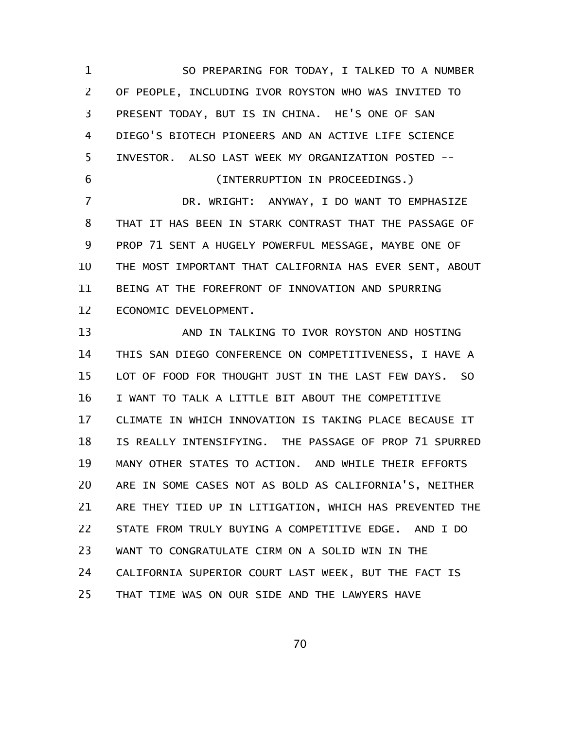SO PREPARING FOR TODAY, I TALKED TO A NUMBER OF PEOPLE, INCLUDING IVOR ROYSTON WHO WAS INVITED TO PRESENT TODAY, BUT IS IN CHINA. HE'S ONE OF SAN DIEGO'S BIOTECH PIONEERS AND AN ACTIVE LIFE SCIENCE INVESTOR. ALSO LAST WEEK MY ORGANIZATION POSTED --

(INTERRUPTION IN PROCEEDINGS.)

DR. WRIGHT: ANYWAY, I DO WANT TO EMPHASIZE THAT IT HAS BEEN IN STARK CONTRAST THAT THE PASSAGE OF PROP 71 SENT A HUGELY POWERFUL MESSAGE, MAYBE ONE OF THE MOST IMPORTANT THAT CALIFORNIA HAS EVER SENT, ABOUT BEING AT THE FOREFRONT OF INNOVATION AND SPURRING ECONOMIC DEVELOPMENT.

AND IN TALKING TO IVOR ROYSTON AND HOSTING THIS SAN DIEGO CONFERENCE ON COMPETITIVENESS, I HAVE A LOT OF FOOD FOR THOUGHT JUST IN THE LAST FEW DAYS. SO I WANT TO TALK A LITTLE BIT ABOUT THE COMPETITIVE CLIMATE IN WHICH INNOVATION IS TAKING PLACE BECAUSE IT IS REALLY INTENSIFYING. THE PASSAGE OF PROP 71 SPURRED MANY OTHER STATES TO ACTION. AND WHILE THEIR EFFORTS ARE IN SOME CASES NOT AS BOLD AS CALIFORNIA'S, NEITHER ARE THEY TIED UP IN LITIGATION, WHICH HAS PREVENTED THE STATE FROM TRULY BUYING A COMPETITIVE EDGE. AND I DO WANT TO CONGRATULATE CIRM ON A SOLID WIN IN THE CALIFORNIA SUPERIOR COURT LAST WEEK, BUT THE FACT IS THAT TIME WAS ON OUR SIDE AND THE LAWYERS HAVE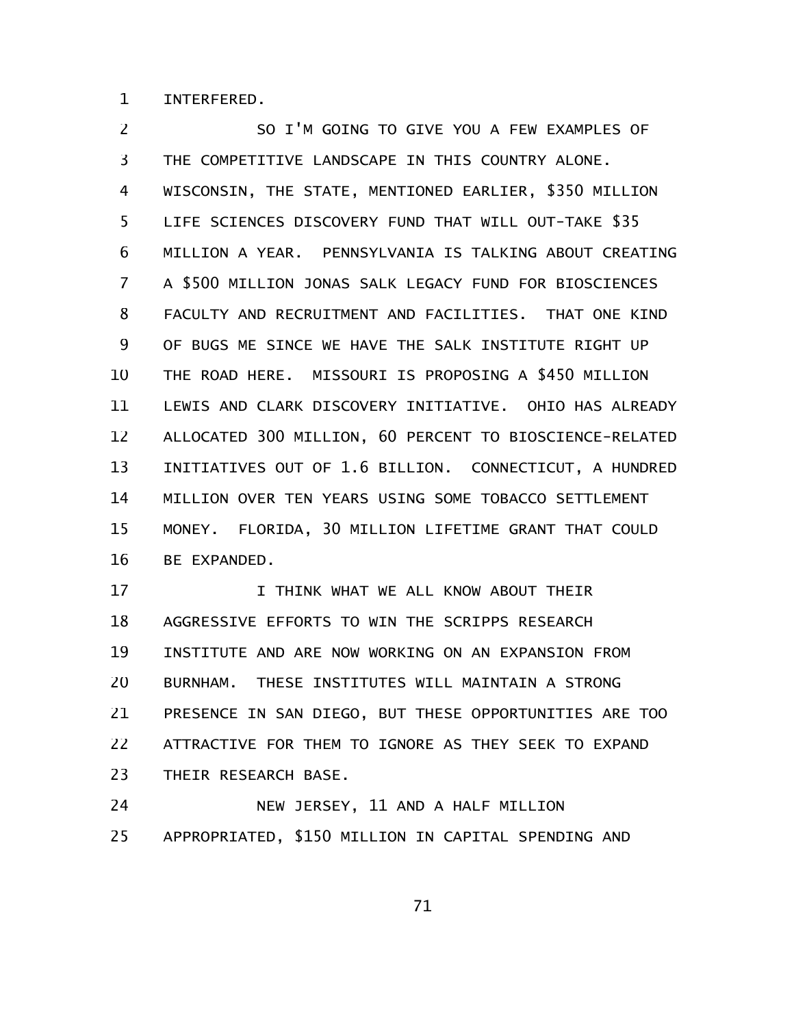INTERFERED.

SO I'M GOING TO GIVE YOU A FEW EXAMPLES OF THE COMPETITIVE LANDSCAPE IN THIS COUNTRY ALONE. WISCONSIN, THE STATE, MENTIONED EARLIER, $350 MILLION LIFE SCIENCES DISCOVERY FUND THAT WILL OUT-TAKE $35 MILLION A YEAR. PENNSYLVANIA IS TALKING ABOUT CREATING A $500 MILLION JONAS SALK LEGACY FUND FOR BIOSCIENCES FACULTY AND RECRUITMENT AND FACILITIES. THAT ONE KIND OF BUGS ME SINCE WE HAVE THE SALK INSTITUTE RIGHT UP THE ROAD HERE. MISSOURI IS PROPOSING A $450 MILLION LEWIS AND CLARK DISCOVERY INITIATIVE. OHIO HAS ALREADY ALLOCATED 300 MILLION, 60 PERCENT TO BIOSCIENCE-RELATED INITIATIVES OUT OF 1.6 BILLION. CONNECTICUT, A HUNDRED MILLION OVER TEN YEARS USING SOME TOBACCO SETTLEMENT MONEY. FLORIDA, 30 MILLION LIFETIME GRANT THAT COULD BE EXPANDED.

I THINK WHAT WE ALL KNOW ABOUT THEIR AGGRESSIVE EFFORTS TO WIN THE SCRIPPS RESEARCH INSTITUTE AND ARE NOW WORKING ON AN EXPANSION FROM BURNHAM. THESE INSTITUTES WILL MAINTAIN A STRONG PRESENCE IN SAN DIEGO, BUT THESE OPPORTUNITIES ARE TOO ATTRACTIVE FOR THEM TO IGNORE AS THEY SEEK TO EXPAND THEIR RESEARCH BASE.

NEW JERSEY, 11 AND A HALF MILLION APPROPRIATED, $150 MILLION IN CAPITAL SPENDING AND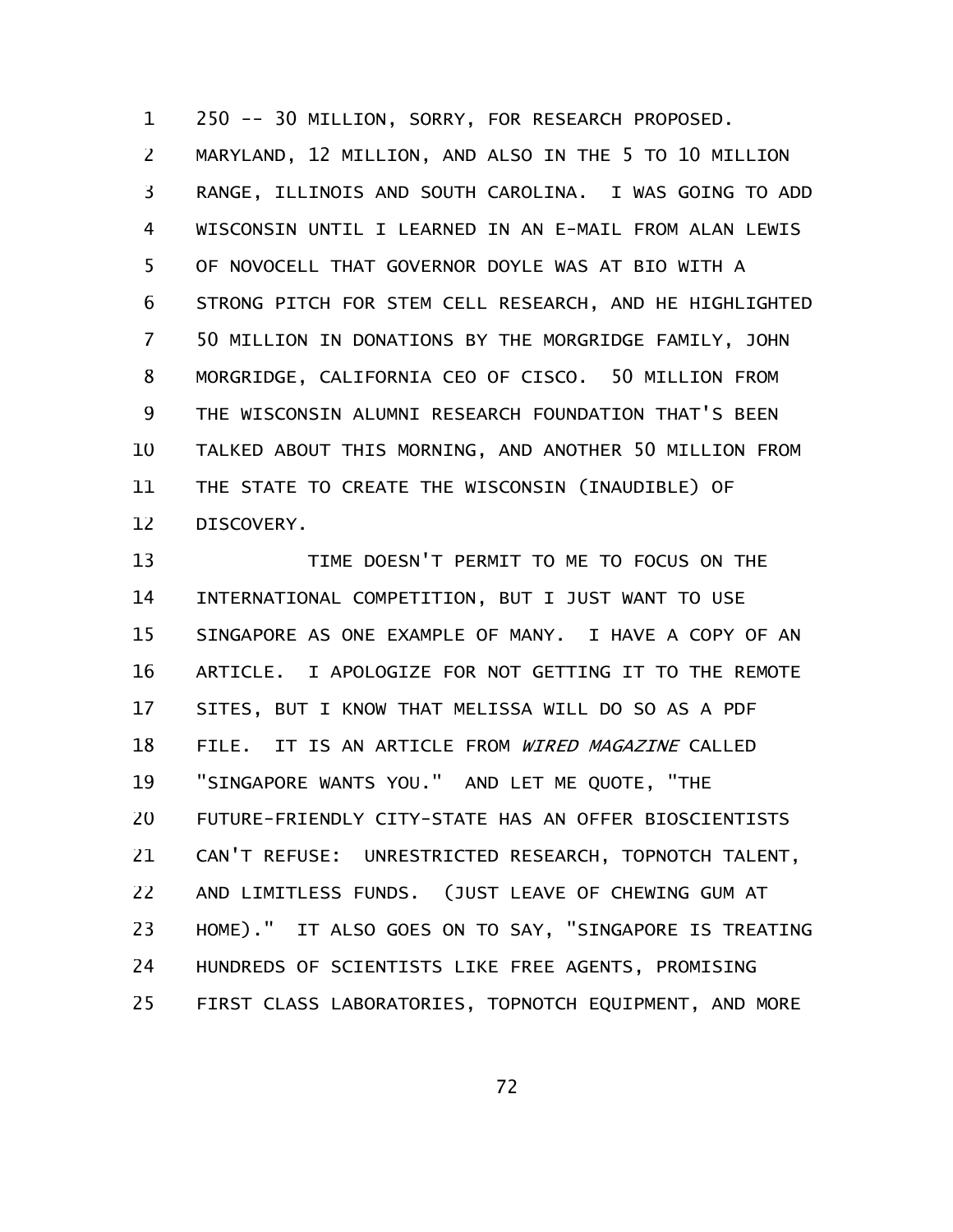250 -- 30 MILLION, SORRY, FOR RESEARCH PROPOSED. MARYLAND, 12 MILLION, AND ALSO IN THE 5 TO 10 MILLION RANGE, ILLINOIS AND SOUTH CAROLINA. I WAS GOING TO ADD WISCONSIN UNTIL I LEARNED IN AN E-MAIL FROM ALAN LEWIS OF NOVOCELL THAT GOVERNOR DOYLE WAS AT BIO WITH A STRONG PITCH FOR STEM CELL RESEARCH, AND HE HIGHLIGHTED 50 MILLION IN DONATIONS BY THE MORGRIDGE FAMILY, JOHN MORGRIDGE, CALIFORNIA CEO OF CISCO. 50 MILLION FROM THE WISCONSIN ALUMNI RESEARCH FOUNDATION THAT'S BEEN TALKED ABOUT THIS MORNING, AND ANOTHER 50 MILLION FROM THE STATE TO CREATE THE WISCONSIN (INAUDIBLE) OF DISCOVERY.

TIME DOESN'T PERMIT TO ME TO FOCUS ON THE INTERNATIONAL COMPETITION, BUT I JUST WANT TO USE SINGAPORE AS ONE EXAMPLE OF MANY. I HAVE A COPY OF AN ARTICLE. I APOLOGIZE FOR NOT GETTING IT TO THE REMOTE SITES, BUT I KNOW THAT MELISSA WILL DO SO AS A PDF FILE. IT IS AN ARTICLE FROM *WIRED MAGAZINE* CALLED "SINGAPORE WANTS YOU." AND LET ME QUOTE, "THE FUTURE-FRIENDLY CITY-STATE HAS AN OFFER BIOSCIENTISTS CAN'T REFUSE: UNRESTRICTED RESEARCH, TOPNOTCH TALENT, AND LIMITLESS FUNDS. (JUST LEAVE OF CHEWING GUM AT HOME)." IT ALSO GOES ON TO SAY, "SINGAPORE IS TREATING HUNDREDS OF SCIENTISTS LIKE FREE AGENTS, PROMISING FIRST CLASS LABORATORIES, TOPNOTCH EQUIPMENT, AND MORE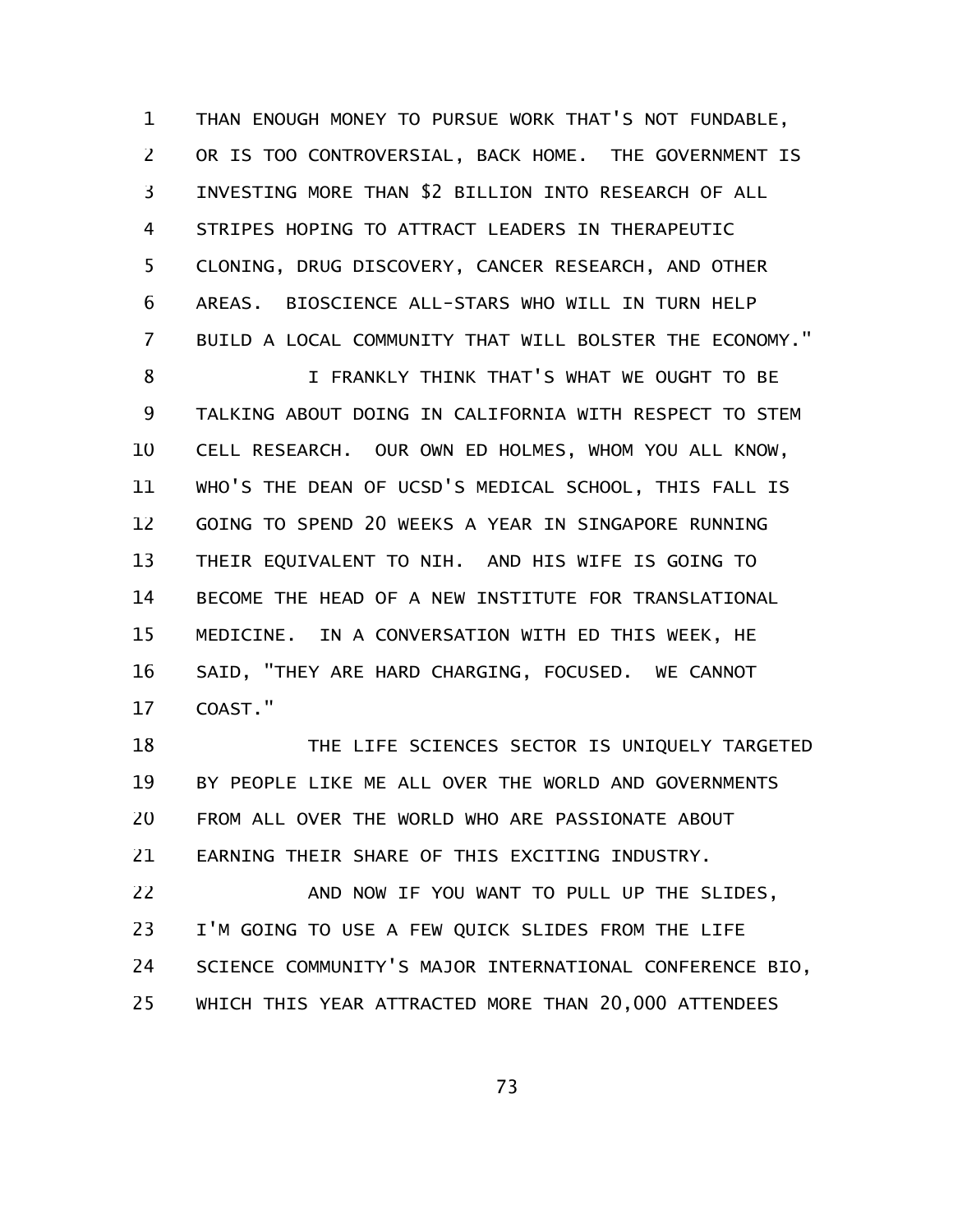THAN ENOUGH MONEY TO PURSUE WORK THAT'S NOT FUNDABLE, OR IS TOO CONTROVERSIAL, BACK HOME. THE GOVERNMENT IS INVESTING MORE THAN $2 BILLION INTO RESEARCH OF ALL STRIPES HOPING TO ATTRACT LEADERS IN THERAPEUTIC CLONING, DRUG DISCOVERY, CANCER RESEARCH, AND OTHER AREAS. BIOSCIENCE ALL-STARS WHO WILL IN TURN HELP BUILD A LOCAL COMMUNITY THAT WILL BOLSTER THE ECONOMY."

I FRANKLY THINK THAT'S WHAT WE OUGHT TO BE TALKING ABOUT DOING IN CALIFORNIA WITH RESPECT TO STEM CELL RESEARCH. OUR OWN ED HOLMES, WHOM YOU ALL KNOW, WHO'S THE DEAN OF UCSD'S MEDICAL SCHOOL, THIS FALL IS GOING TO SPEND 20 WEEKS A YEAR IN SINGAPORE RUNNING THEIR EQUIVALENT TO NIH. AND HIS WIFE IS GOING TO BECOME THE HEAD OF A NEW INSTITUTE FOR TRANSLATIONAL MEDICINE. IN A CONVERSATION WITH ED THIS WEEK, HE SAID, "THEY ARE HARD CHARGING, FOCUSED. WE CANNOT COAST."

THE LIFE SCIENCES SECTOR IS UNIQUELY TARGETED BY PEOPLE LIKE ME ALL OVER THE WORLD AND GOVERNMENTS FROM ALL OVER THE WORLD WHO ARE PASSIONATE ABOUT EARNING THEIR SHARE OF THIS EXCITING INDUSTRY.

AND NOW IF YOU WANT TO PULL UP THE SLIDES, I'M GOING TO USE A FEW QUICK SLIDES FROM THE LIFE SCIENCE COMMUNITY'S MAJOR INTERNATIONAL CONFERENCE BIO, WHICH THIS YEAR ATTRACTED MORE THAN 20,000 ATTENDEES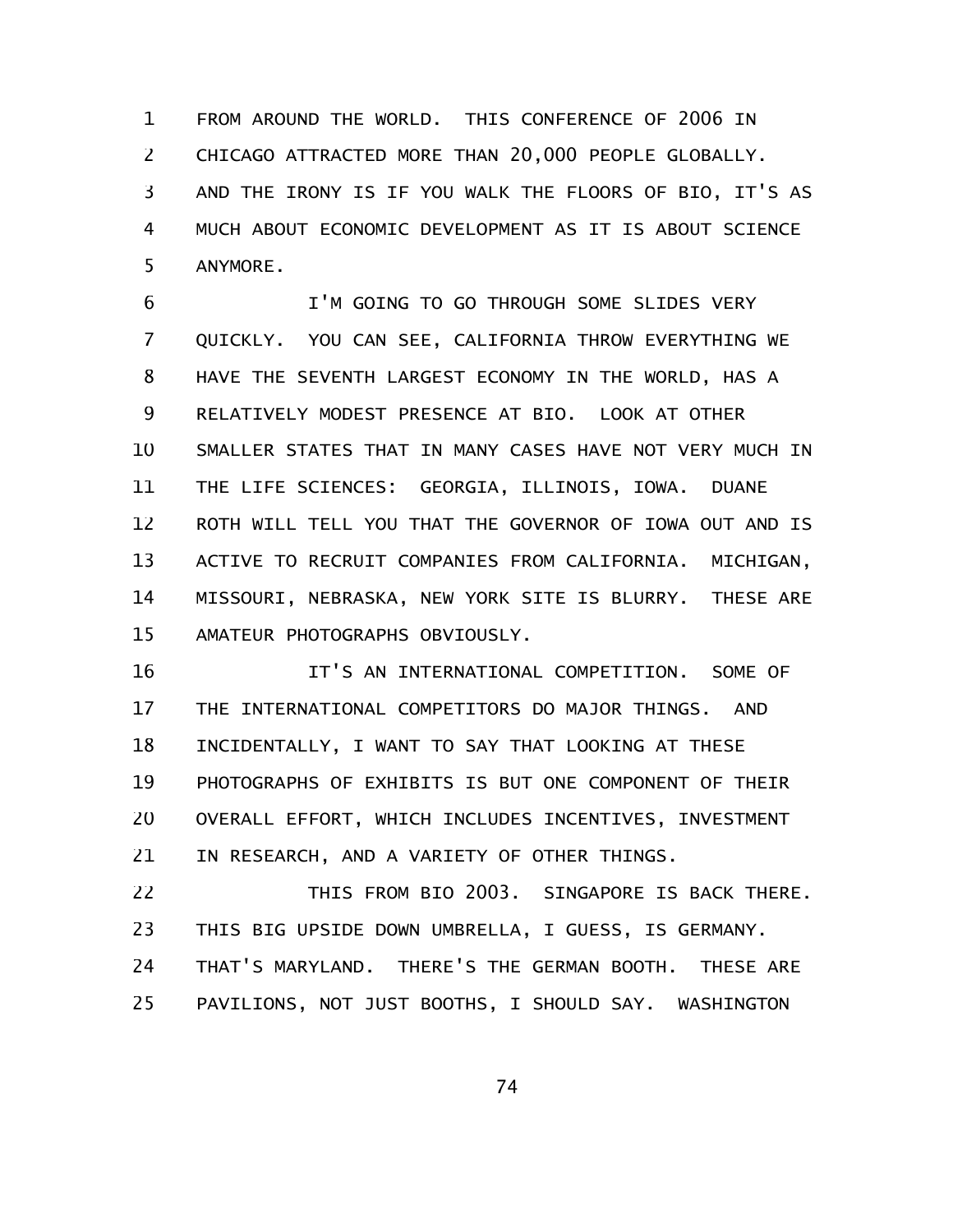FROM AROUND THE WORLD. THIS CONFERENCE OF 2006 IN CHICAGO ATTRACTED MORE THAN 20,000 PEOPLE GLOBALLY. AND THE IRONY IS IF YOU WALK THE FLOORS OF BIO, IT'S AS MUCH ABOUT ECONOMIC DEVELOPMENT AS IT IS ABOUT SCIENCE ANYMORE.

I'M GOING TO GO THROUGH SOME SLIDES VERY QUICKLY. YOU CAN SEE, CALIFORNIA THROW EVERYTHING WE HAVE THE SEVENTH LARGEST ECONOMY IN THE WORLD, HAS A RELATIVELY MODEST PRESENCE AT BIO. LOOK AT OTHER SMALLER STATES THAT IN MANY CASES HAVE NOT VERY MUCH IN THE LIFE SCIENCES: GEORGIA, ILLINOIS, IOWA. DUANE ROTH WILL TELL YOU THAT THE GOVERNOR OF IOWA OUT AND IS ACTIVE TO RECRUIT COMPANIES FROM CALIFORNIA. MICHIGAN, MISSOURI, NEBRASKA, NEW YORK SITE IS BLURRY. THESE ARE AMATEUR PHOTOGRAPHS OBVIOUSLY.

IT'S AN INTERNATIONAL COMPETITION. SOME OF THE INTERNATIONAL COMPETITORS DO MAJOR THINGS. AND INCIDENTALLY, I WANT TO SAY THAT LOOKING AT THESE PHOTOGRAPHS OF EXHIBITS IS BUT ONE COMPONENT OF THEIR OVERALL EFFORT, WHICH INCLUDES INCENTIVES, INVESTMENT IN RESEARCH, AND A VARIETY OF OTHER THINGS.

THIS FROM BIO 2003. SINGAPORE IS BACK THERE. THIS BIG UPSIDE DOWN UMBRELLA, I GUESS, IS GERMANY. THAT'S MARYLAND. THERE'S THE GERMAN BOOTH. THESE ARE PAVILIONS, NOT JUST BOOTHS, I SHOULD SAY. WASHINGTON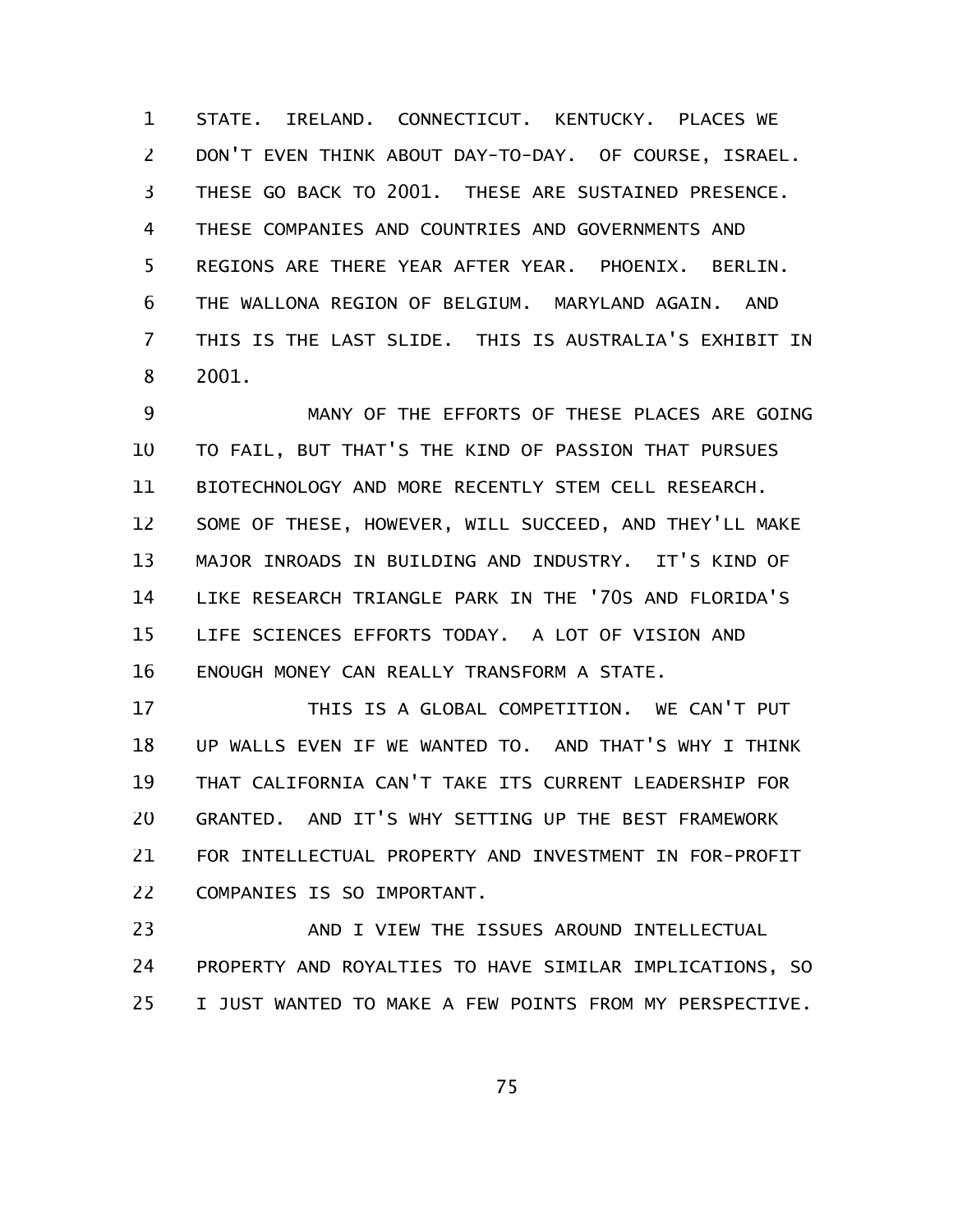STATE. IRELAND. CONNECTICUT. KENTUCKY. PLACES WE DON'T EVEN THINK ABOUT DAY-TO-DAY. OF COURSE, ISRAEL. THESE GO BACK TO 2001. THESE ARE SUSTAINED PRESENCE. THESE COMPANIES AND COUNTRIES AND GOVERNMENTS AND REGIONS ARE THERE YEAR AFTER YEAR. PHOENIX. BERLIN. THE WALLONA REGION OF BELGIUM. MARYLAND AGAIN. AND THIS IS THE LAST SLIDE. THIS IS AUSTRALIA'S EXHIBIT IN 2001.

MANY OF THE EFFORTS OF THESE PLACES ARE GOING TO FAIL, BUT THAT'S THE KIND OF PASSION THAT PURSUES BIOTECHNOLOGY AND MORE RECENTLY STEM CELL RESEARCH. SOME OF THESE, HOWEVER, WILL SUCCEED, AND THEY'LL MAKE MAJOR INROADS IN BUILDING AND INDUSTRY. IT'S KIND OF LIKE RESEARCH TRIANGLE PARK IN THE '70S AND FLORIDA'S LIFE SCIENCES EFFORTS TODAY. A LOT OF VISION AND ENOUGH MONEY CAN REALLY TRANSFORM A STATE.

THIS IS A GLOBAL COMPETITION. WE CAN'T PUT UP WALLS EVEN IF WE WANTED TO. AND THAT'S WHY I THINK THAT CALIFORNIA CAN'T TAKE ITS CURRENT LEADERSHIP FOR GRANTED. AND IT'S WHY SETTING UP THE BEST FRAMEWORK FOR INTELLECTUAL PROPERTY AND INVESTMENT IN FOR-PROFIT COMPANIES IS SO IMPORTANT.

AND I VIEW THE ISSUES AROUND INTELLECTUAL PROPERTY AND ROYALTIES TO HAVE SIMILAR IMPLICATIONS, SO I JUST WANTED TO MAKE A FEW POINTS FROM MY PERSPECTIVE.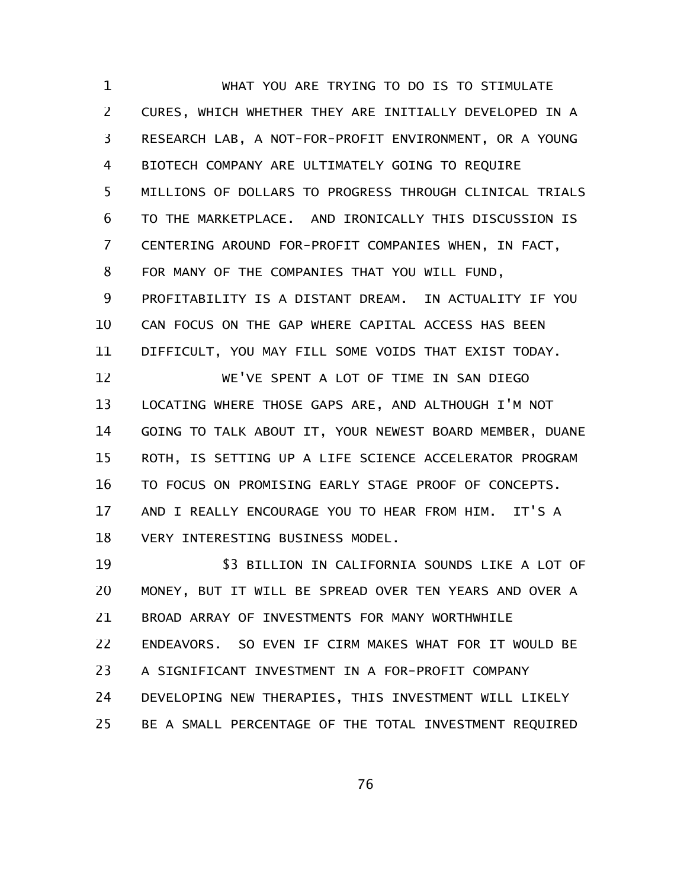WHAT YOU ARE TRYING TO DO IS TO STIMULATE CURES, WHICH WHETHER THEY ARE INITIALLY DEVELOPED IN A RESEARCH LAB, A NOT-FOR-PROFIT ENVIRONMENT, OR A YOUNG BIOTECH COMPANY ARE ULTIMATELY GOING TO REQUIRE MILLIONS OF DOLLARS TO PROGRESS THROUGH CLINICAL TRIALS TO THE MARKETPLACE. AND IRONICALLY THIS DISCUSSION IS CENTERING AROUND FOR-PROFIT COMPANIES WHEN, IN FACT, FOR MANY OF THE COMPANIES THAT YOU WILL FUND, PROFITABILITY IS A DISTANT DREAM. IN ACTUALITY IF YOU CAN FOCUS ON THE GAP WHERE CAPITAL ACCESS HAS BEEN DIFFICULT, YOU MAY FILL SOME VOIDS THAT EXIST TODAY.

WE'VE SPENT A LOT OF TIME IN SAN DIEGO LOCATING WHERE THOSE GAPS ARE, AND ALTHOUGH I'M NOT GOING TO TALK ABOUT IT, YOUR NEWEST BOARD MEMBER, DUANE ROTH, IS SETTING UP A LIFE SCIENCE ACCELERATOR PROGRAM TO FOCUS ON PROMISING EARLY STAGE PROOF OF CONCEPTS. AND I REALLY ENCOURAGE YOU TO HEAR FROM HIM. IT'S A VERY INTERESTING BUSINESS MODEL.

$3 BILLION IN CALIFORNIA SOUNDS LIKE A LOT OF MONEY, BUT IT WILL BE SPREAD OVER TEN YEARS AND OVER A BROAD ARRAY OF INVESTMENTS FOR MANY WORTHWHILE ENDEAVORS. SO EVEN IF CIRM MAKES WHAT FOR IT WOULD BE A SIGNIFICANT INVESTMENT IN A FOR-PROFIT COMPANY DEVELOPING NEW THERAPIES, THIS INVESTMENT WILL LIKELY BE A SMALL PERCENTAGE OF THE TOTAL INVESTMENT REQUIRED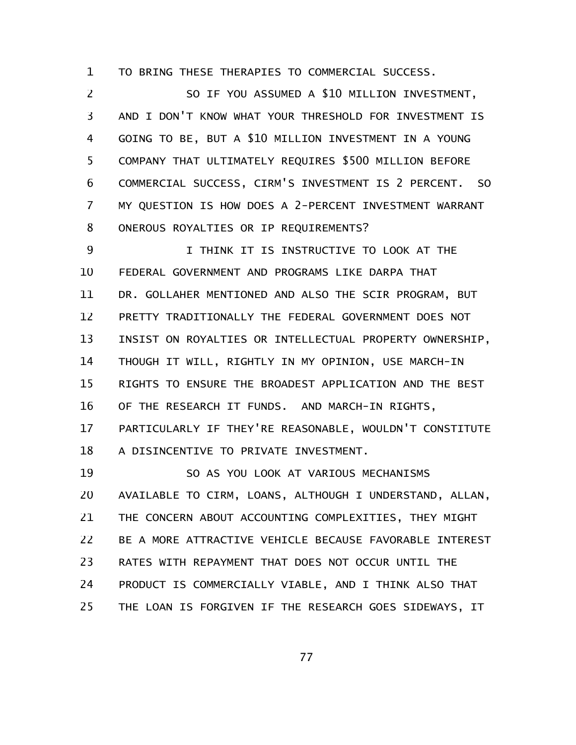TO BRING THESE THERAPIES TO COMMERCIAL SUCCESS.

SO IF YOU ASSUMED A $10 MILLION INVESTMENT, AND I DON'T KNOW WHAT YOUR THRESHOLD FOR INVESTMENT IS GOING TO BE, BUT A $10 MILLION INVESTMENT IN A YOUNG COMPANY THAT ULTIMATELY REQUIRES $500 MILLION BEFORE COMMERCIAL SUCCESS, CIRM'S INVESTMENT IS 2 PERCENT. SO MY QUESTION IS HOW DOES A 2-PERCENT INVESTMENT WARRANT ONEROUS ROYALTIES OR IP REQUIREMENTS?

I THINK IT IS INSTRUCTIVE TO LOOK AT THE FEDERAL GOVERNMENT AND PROGRAMS LIKE DARPA THAT DR. GOLLAHER MENTIONED AND ALSO THE SCIR PROGRAM, BUT PRETTY TRADITIONALLY THE FEDERAL GOVERNMENT DOES NOT INSIST ON ROYALTIES OR INTELLECTUAL PROPERTY OWNERSHIP, THOUGH IT WILL, RIGHTLY IN MY OPINION, USE MARCH-IN RIGHTS TO ENSURE THE BROADEST APPLICATION AND THE BEST OF THE RESEARCH IT FUNDS. AND MARCH-IN RIGHTS, PARTICULARLY IF THEY'RE REASONABLE, WOULDN'T CONSTITUTE A DISINCENTIVE TO PRIVATE INVESTMENT.

SO AS YOU LOOK AT VARIOUS MECHANISMS AVAILABLE TO CIRM, LOANS, ALTHOUGH I UNDERSTAND, ALLAN, THE CONCERN ABOUT ACCOUNTING COMPLEXITIES, THEY MIGHT BE A MORE ATTRACTIVE VEHICLE BECAUSE FAVORABLE INTEREST RATES WITH REPAYMENT THAT DOES NOT OCCUR UNTIL THE PRODUCT IS COMMERCIALLY VIABLE, AND I THINK ALSO THAT THE LOAN IS FORGIVEN IF THE RESEARCH GOES SIDEWAYS, IT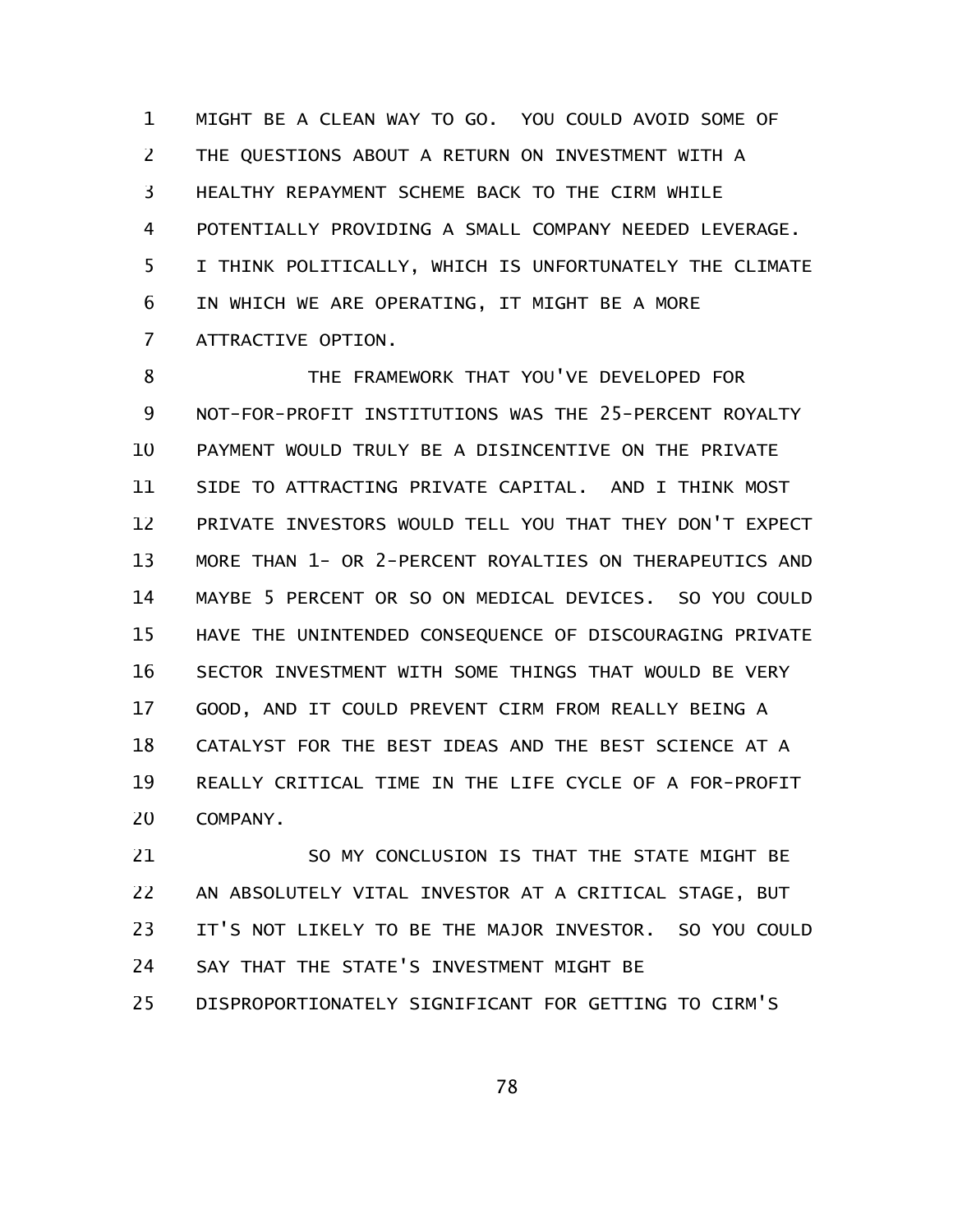MIGHT BE A CLEAN WAY TO GO. YOU COULD AVOID SOME OF THE QUESTIONS ABOUT A RETURN ON INVESTMENT WITH A HEALTHY REPAYMENT SCHEME BACK TO THE CIRM WHILE POTENTIALLY PROVIDING A SMALL COMPANY NEEDED LEVERAGE. I THINK POLITICALLY, WHICH IS UNFORTUNATELY THE CLIMATE IN WHICH WE ARE OPERATING, IT MIGHT BE A MORE ATTRACTIVE OPTION.

THE FRAMEWORK THAT YOU'VE DEVELOPED FOR NOT-FOR-PROFIT INSTITUTIONS WAS THE 25-PERCENT ROYALTY PAYMENT WOULD TRULY BE A DISINCENTIVE ON THE PRIVATE SIDE TO ATTRACTING PRIVATE CAPITAL. AND I THINK MOST PRIVATE INVESTORS WOULD TELL YOU THAT THEY DON'T EXPECT MORE THAN 1- OR 2-PERCENT ROYALTIES ON THERAPEUTICS AND MAYBE 5 PERCENT OR SO ON MEDICAL DEVICES. SO YOU COULD HAVE THE UNINTENDED CONSEQUENCE OF DISCOURAGING PRIVATE SECTOR INVESTMENT WITH SOME THINGS THAT WOULD BE VERY GOOD, AND IT COULD PREVENT CIRM FROM REALLY BEING A CATALYST FOR THE BEST IDEAS AND THE BEST SCIENCE AT A REALLY CRITICAL TIME IN THE LIFE CYCLE OF A FOR-PROFIT COMPANY.

SO MY CONCLUSION IS THAT THE STATE MIGHT BE AN ABSOLUTELY VITAL INVESTOR AT A CRITICAL STAGE, BUT IT'S NOT LIKELY TO BE THE MAJOR INVESTOR. SO YOU COULD SAY THAT THE STATE'S INVESTMENT MIGHT BE DISPROPORTIONATELY SIGNIFICANT FOR GETTING TO CIRM'S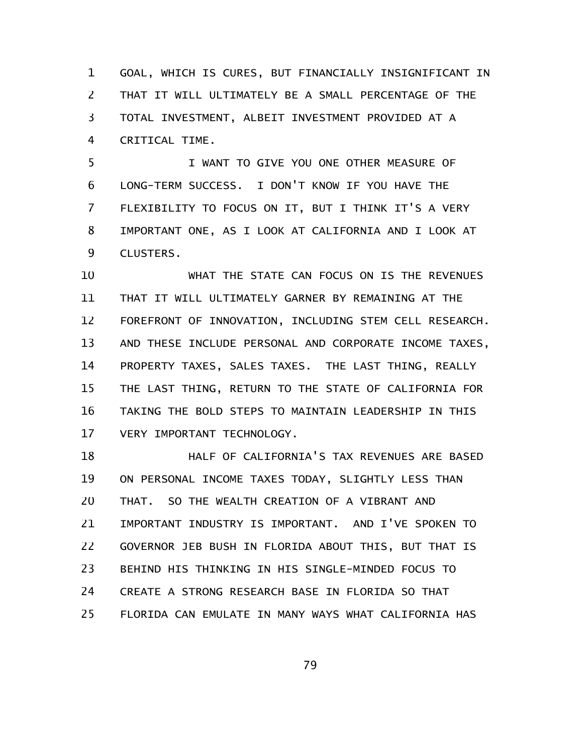GOAL, WHICH IS CURES, BUT FINANCIALLY INSIGNIFICANT IN THAT IT WILL ULTIMATELY BE A SMALL PERCENTAGE OF THE TOTAL INVESTMENT, ALBEIT INVESTMENT PROVIDED AT A CRITICAL TIME.

I WANT TO GIVE YOU ONE OTHER MEASURE OF LONG-TERM SUCCESS. I DON'T KNOW IF YOU HAVE THE FLEXIBILITY TO FOCUS ON IT, BUT I THINK IT'S A VERY IMPORTANT ONE, AS I LOOK AT CALIFORNIA AND I LOOK AT CLUSTERS.

WHAT THE STATE CAN FOCUS ON IS THE REVENUES THAT IT WILL ULTIMATELY GARNER BY REMAINING AT THE FOREFRONT OF INNOVATION, INCLUDING STEM CELL RESEARCH. AND THESE INCLUDE PERSONAL AND CORPORATE INCOME TAXES, PROPERTY TAXES, SALES TAXES. THE LAST THING, REALLY THE LAST THING, RETURN TO THE STATE OF CALIFORNIA FOR TAKING THE BOLD STEPS TO MAINTAIN LEADERSHIP IN THIS VERY IMPORTANT TECHNOLOGY.

HALF OF CALIFORNIA'S TAX REVENUES ARE BASED ON PERSONAL INCOME TAXES TODAY, SLIGHTLY LESS THAN THAT. SO THE WEALTH CREATION OF A VIBRANT AND IMPORTANT INDUSTRY IS IMPORTANT. AND I'VE SPOKEN TO GOVERNOR JEB BUSH IN FLORIDA ABOUT THIS, BUT THAT IS BEHIND HIS THINKING IN HIS SINGLE-MINDED FOCUS TO CREATE A STRONG RESEARCH BASE IN FLORIDA SO THAT FLORIDA CAN EMULATE IN MANY WAYS WHAT CALIFORNIA HAS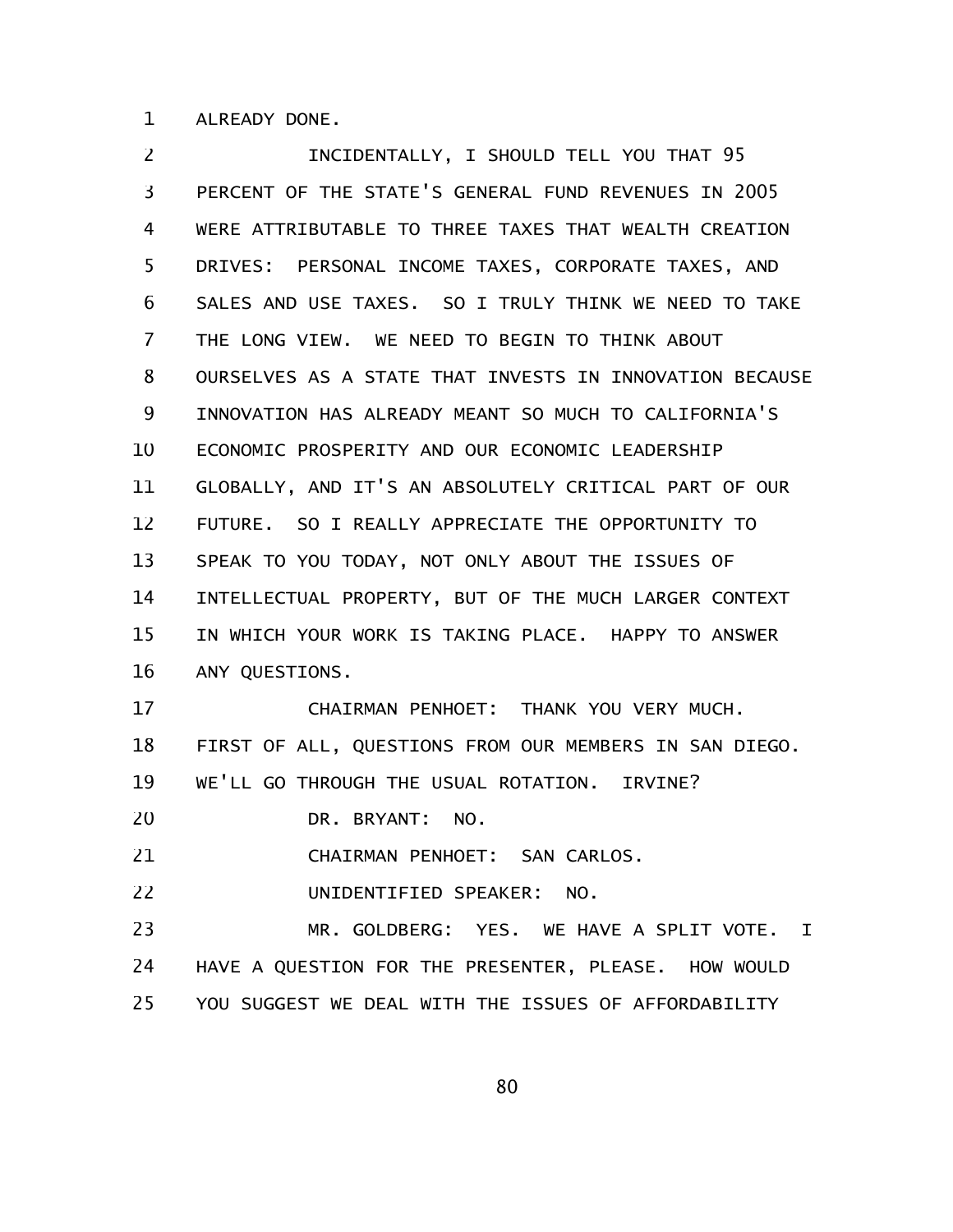ALREADY DONE.

INCIDENTALLY, I SHOULD TELL YOU THAT 95 PERCENT OF THE STATE'S GENERAL FUND REVENUES IN 2005 WERE ATTRIBUTABLE TO THREE TAXES THAT WEALTH CREATION DRIVES: PERSONAL INCOME TAXES, CORPORATE TAXES, AND SALES AND USE TAXES. SO I TRULY THINK WE NEED TO TAKE THE LONG VIEW. WE NEED TO BEGIN TO THINK ABOUT OURSELVES AS A STATE THAT INVESTS IN INNOVATION BECAUSE INNOVATION HAS ALREADY MEANT SO MUCH TO CALIFORNIA'S ECONOMIC PROSPERITY AND OUR ECONOMIC LEADERSHIP GLOBALLY, AND IT'S AN ABSOLUTELY CRITICAL PART OF OUR FUTURE. SO I REALLY APPRECIATE THE OPPORTUNITY TO SPEAK TO YOU TODAY, NOT ONLY ABOUT THE ISSUES OF INTELLECTUAL PROPERTY, BUT OF THE MUCH LARGER CONTEXT IN WHICH YOUR WORK IS TAKING PLACE. HAPPY TO ANSWER ANY QUESTIONS.

CHAIRMAN PENHOET: THANK YOU VERY MUCH. FIRST OF ALL, QUESTIONS FROM OUR MEMBERS IN SAN DIEGO. WE'LL GO THROUGH THE USUAL ROTATION. IRVINE?

DR. BRYANT: NO.

CHAIRMAN PENHOET: SAN CARLOS.

UNIDENTIFIED SPEAKER: NO.

MR. GOLDBERG: YES. WE HAVE A SPLIT VOTE. I HAVE A QUESTION FOR THE PRESENTER, PLEASE. HOW WOULD YOU SUGGEST WE DEAL WITH THE ISSUES OF AFFORDABILITY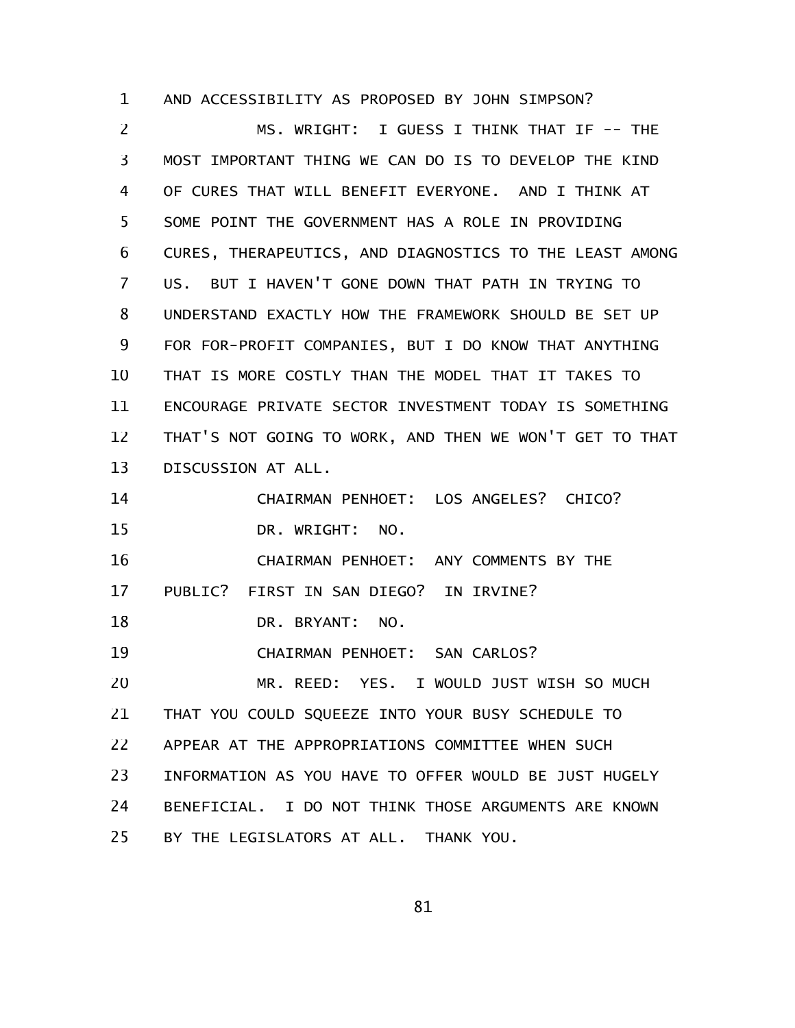AND ACCESSIBILITY AS PROPOSED BY JOHN SIMPSON?

MS. WRIGHT: I GUESS I THINK THAT IF -- THE MOST IMPORTANT THING WE CAN DO IS TO DEVELOP THE KIND OF CURES THAT WILL BENEFIT EVERYONE. AND I THINK AT SOME POINT THE GOVERNMENT HAS A ROLE IN PROVIDING CURES, THERAPEUTICS, AND DIAGNOSTICS TO THE LEAST AMONG US. BUT I HAVEN'T GONE DOWN THAT PATH IN TRYING TO UNDERSTAND EXACTLY HOW THE FRAMEWORK SHOULD BE SET UP FOR FOR-PROFIT COMPANIES, BUT I DO KNOW THAT ANYTHING THAT IS MORE COSTLY THAN THE MODEL THAT IT TAKES TO ENCOURAGE PRIVATE SECTOR INVESTMENT TODAY IS SOMETHING THAT'S NOT GOING TO WORK, AND THEN WE WON'T GET TO THAT DISCUSSION AT ALL.

CHAIRMAN PENHOET: LOS ANGELES? CHICO?

DR. WRIGHT: NO.

CHAIRMAN PENHOET: ANY COMMENTS BY THE PUBLIC? FIRST IN SAN DIEGO? IN IRVINE?

DR. BRYANT: NO.

CHAIRMAN PENHOET: SAN CARLOS?

MR. REED: YES. I WOULD JUST WISH SO MUCH THAT YOU COULD SQUEEZE INTO YOUR BUSY SCHEDULE TO APPEAR AT THE APPROPRIATIONS COMMITTEE WHEN SUCH INFORMATION AS YOU HAVE TO OFFER WOULD BE JUST HUGELY BENEFICIAL. I DO NOT THINK THOSE ARGUMENTS ARE KNOWN BY THE LEGISLATORS AT ALL. THANK YOU.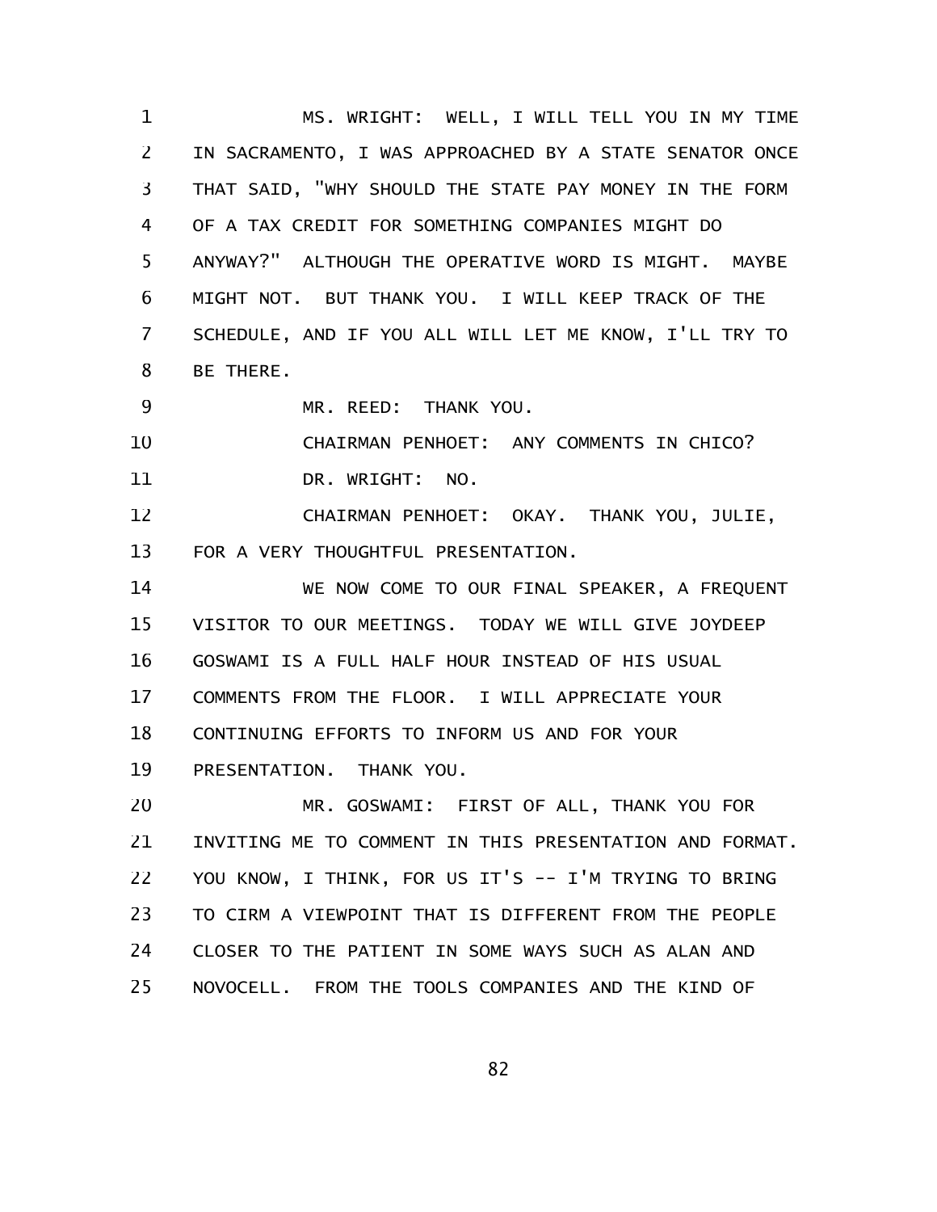MS. WRIGHT: WELL, I WILL TELL YOU IN MY TIME IN SACRAMENTO, I WAS APPROACHED BY A STATE SENATOR ONCE THAT SAID, "WHY SHOULD THE STATE PAY MONEY IN THE FORM OF A TAX CREDIT FOR SOMETHING COMPANIES MIGHT DO ANYWAY?" ALTHOUGH THE OPERATIVE WORD IS MIGHT. MAYBE MIGHT NOT. BUT THANK YOU. I WILL KEEP TRACK OF THE SCHEDULE, AND IF YOU ALL WILL LET ME KNOW, I'LL TRY TO BE THERE.

MR. REED: THANK YOU.

CHAIRMAN PENHOET: ANY COMMENTS IN CHICO?

DR. WRIGHT: NO.

CHAIRMAN PENHOET: OKAY. THANK YOU, JULIE, FOR A VERY THOUGHTFUL PRESENTATION.

WE NOW COME TO OUR FINAL SPEAKER, A FREQUENT VISITOR TO OUR MEETINGS. TODAY WE WILL GIVE JOYDEEP GOSWAMI IS A FULL HALF HOUR INSTEAD OF HIS USUAL COMMENTS FROM THE FLOOR. I WILL APPRECIATE YOUR CONTINUING EFFORTS TO INFORM US AND FOR YOUR PRESENTATION. THANK YOU.

MR. GOSWAMI: FIRST OF ALL, THANK YOU FOR INVITING ME TO COMMENT IN THIS PRESENTATION AND FORMAT. YOU KNOW, I THINK, FOR US IT'S -- I'M TRYING TO BRING TO CIRM A VIEWPOINT THAT IS DIFFERENT FROM THE PEOPLE CLOSER TO THE PATIENT IN SOME WAYS SUCH AS ALAN AND NOVOCELL. FROM THE TOOLS COMPANIES AND THE KIND OF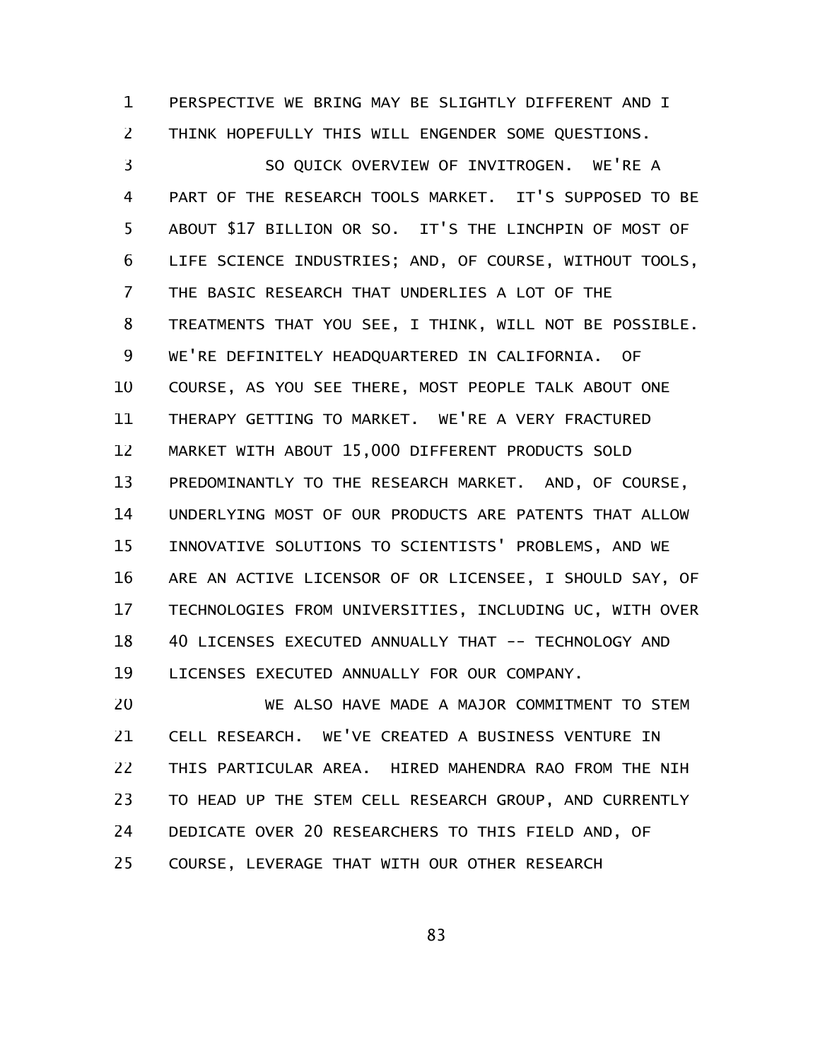PERSPECTIVE WE BRING MAY BE SLIGHTLY DIFFERENT AND I THINK HOPEFULLY THIS WILL ENGENDER SOME QUESTIONS.

SO QUICK OVERVIEW OF INVITROGEN. WE'RE A PART OF THE RESEARCH TOOLS MARKET. IT'S SUPPOSED TO BE ABOUT $17 BILLION OR SO. IT'S THE LINCHPIN OF MOST OF LIFE SCIENCE INDUSTRIES; AND, OF COURSE, WITHOUT TOOLS, THE BASIC RESEARCH THAT UNDERLIES A LOT OF THE TREATMENTS THAT YOU SEE, I THINK, WILL NOT BE POSSIBLE. WE'RE DEFINITELY HEADQUARTERED IN CALIFORNIA. OF COURSE, AS YOU SEE THERE, MOST PEOPLE TALK ABOUT ONE THERAPY GETTING TO MARKET. WE'RE A VERY FRACTURED MARKET WITH ABOUT 15,000 DIFFERENT PRODUCTS SOLD PREDOMINANTLY TO THE RESEARCH MARKET. AND, OF COURSE, UNDERLYING MOST OF OUR PRODUCTS ARE PATENTS THAT ALLOW INNOVATIVE SOLUTIONS TO SCIENTISTS' PROBLEMS, AND WE ARE AN ACTIVE LICENSOR OF OR LICENSEE, I SHOULD SAY, OF TECHNOLOGIES FROM UNIVERSITIES, INCLUDING UC, WITH OVER 40 LICENSES EXECUTED ANNUALLY THAT -- TECHNOLOGY AND LICENSES EXECUTED ANNUALLY FOR OUR COMPANY.

WE ALSO HAVE MADE A MAJOR COMMITMENT TO STEM CELL RESEARCH. WE'VE CREATED A BUSINESS VENTURE IN THIS PARTICULAR AREA. HIRED MAHENDRA RAO FROM THE NIH TO HEAD UP THE STEM CELL RESEARCH GROUP, AND CURRENTLY DEDICATE OVER 20 RESEARCHERS TO THIS FIELD AND, OF COURSE, LEVERAGE THAT WITH OUR OTHER RESEARCH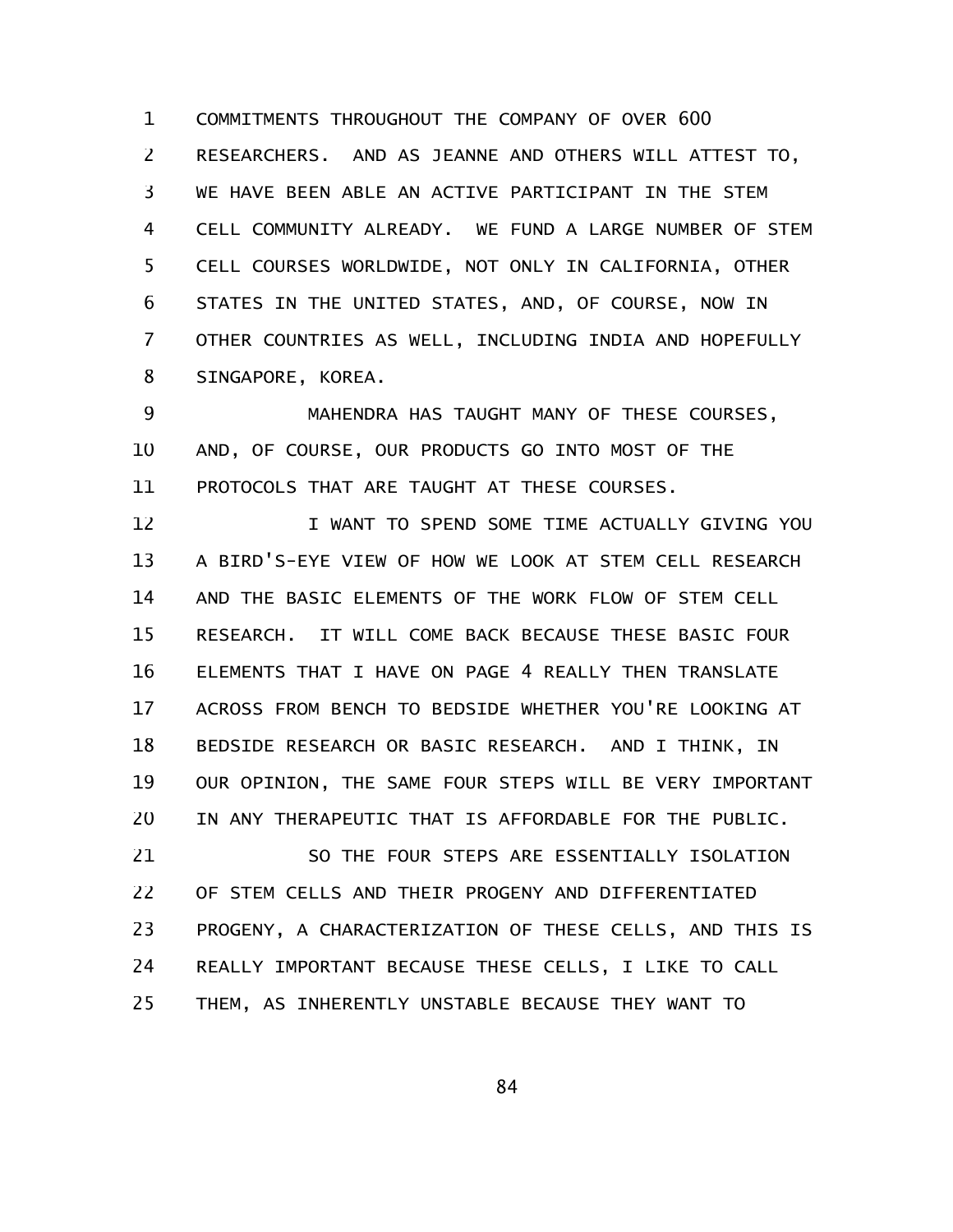COMMITMENTS THROUGHOUT THE COMPANY OF OVER 600 RESEARCHERS. AND AS JEANNE AND OTHERS WILL ATTEST TO, WE HAVE BEEN ABLE AN ACTIVE PARTICIPANT IN THE STEM CELL COMMUNITY ALREADY. WE FUND A LARGE NUMBER OF STEM CELL COURSES WORLDWIDE, NOT ONLY IN CALIFORNIA, OTHER STATES IN THE UNITED STATES, AND, OF COURSE, NOW IN OTHER COUNTRIES AS WELL, INCLUDING INDIA AND HOPEFULLY SINGAPORE, KOREA.

MAHENDRA HAS TAUGHT MANY OF THESE COURSES, AND, OF COURSE, OUR PRODUCTS GO INTO MOST OF THE PROTOCOLS THAT ARE TAUGHT AT THESE COURSES.

I WANT TO SPEND SOME TIME ACTUALLY GIVING YOU A BIRD'S-EYE VIEW OF HOW WE LOOK AT STEM CELL RESEARCH AND THE BASIC ELEMENTS OF THE WORK FLOW OF STEM CELL RESEARCH. IT WILL COME BACK BECAUSE THESE BASIC FOUR ELEMENTS THAT I HAVE ON PAGE 4 REALLY THEN TRANSLATE ACROSS FROM BENCH TO BEDSIDE WHETHER YOU'RE LOOKING AT BEDSIDE RESEARCH OR BASIC RESEARCH. AND I THINK, IN OUR OPINION, THE SAME FOUR STEPS WILL BE VERY IMPORTANT IN ANY THERAPEUTIC THAT IS AFFORDABLE FOR THE PUBLIC.

SO THE FOUR STEPS ARE ESSENTIALLY ISOLATION OF STEM CELLS AND THEIR PROGENY AND DIFFERENTIATED PROGENY, A CHARACTERIZATION OF THESE CELLS, AND THIS IS REALLY IMPORTANT BECAUSE THESE CELLS, I LIKE TO CALL THEM, AS INHERENTLY UNSTABLE BECAUSE THEY WANT TO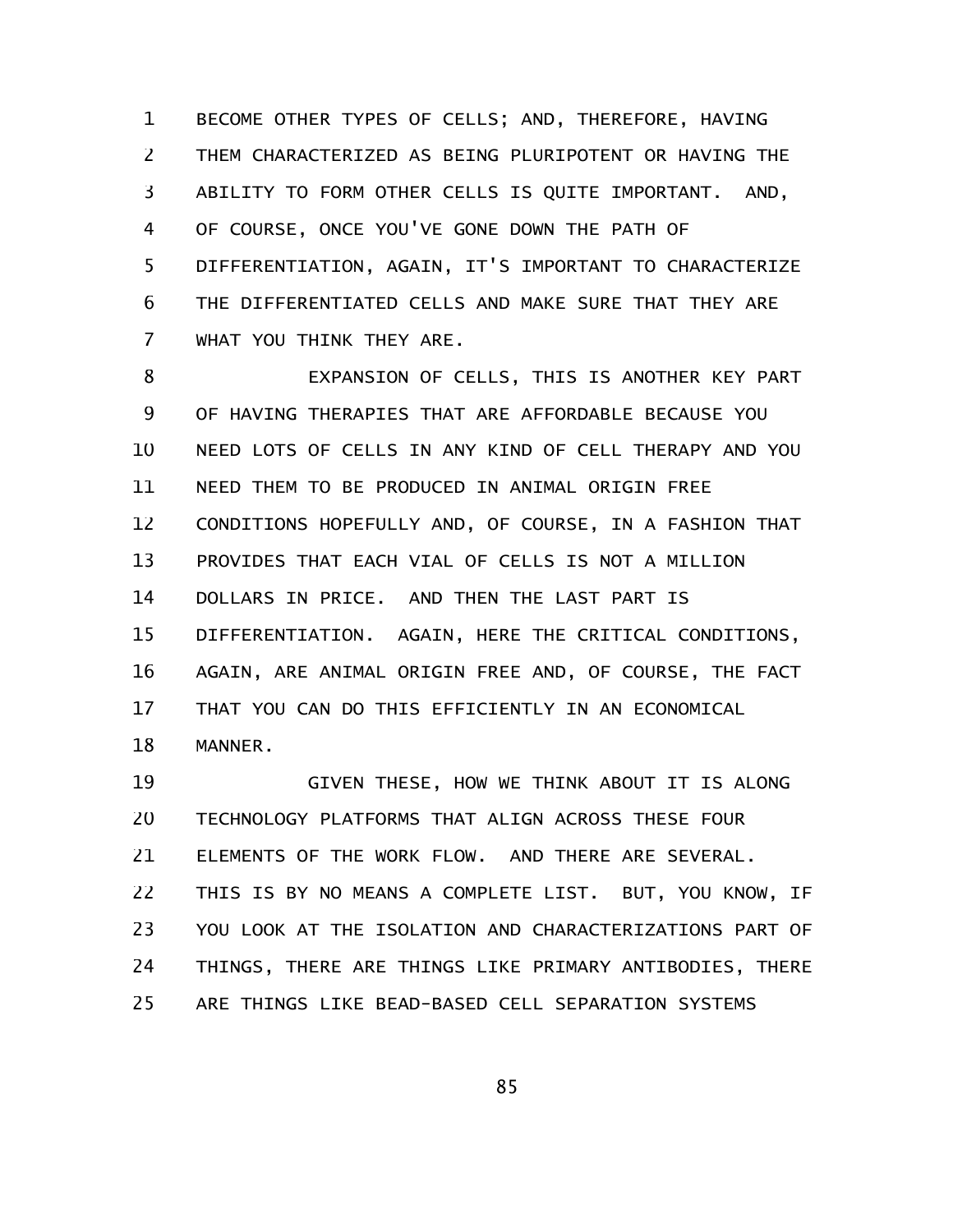BECOME OTHER TYPES OF CELLS; AND, THEREFORE, HAVING THEM CHARACTERIZED AS BEING PLURIPOTENT OR HAVING THE ABILITY TO FORM OTHER CELLS IS QUITE IMPORTANT. AND, OF COURSE, ONCE YOU'VE GONE DOWN THE PATH OF DIFFERENTIATION, AGAIN, IT'S IMPORTANT TO CHARACTERIZE THE DIFFERENTIATED CELLS AND MAKE SURE THAT THEY ARE WHAT YOU THINK THEY ARE.

EXPANSION OF CELLS, THIS IS ANOTHER KEY PART OF HAVING THERAPIES THAT ARE AFFORDABLE BECAUSE YOU NEED LOTS OF CELLS IN ANY KIND OF CELL THERAPY AND YOU NEED THEM TO BE PRODUCED IN ANIMAL ORIGIN FREE CONDITIONS HOPEFULLY AND, OF COURSE, IN A FASHION THAT PROVIDES THAT EACH VIAL OF CELLS IS NOT A MILLION DOLLARS IN PRICE. AND THEN THE LAST PART IS DIFFERENTIATION. AGAIN, HERE THE CRITICAL CONDITIONS, AGAIN, ARE ANIMAL ORIGIN FREE AND, OF COURSE, THE FACT THAT YOU CAN DO THIS EFFICIENTLY IN AN ECONOMICAL MANNER.

GIVEN THESE, HOW WE THINK ABOUT IT IS ALONG TECHNOLOGY PLATFORMS THAT ALIGN ACROSS THESE FOUR ELEMENTS OF THE WORK FLOW. AND THERE ARE SEVERAL. THIS IS BY NO MEANS A COMPLETE LIST. BUT, YOU KNOW, IF YOU LOOK AT THE ISOLATION AND CHARACTERIZATIONS PART OF THINGS, THERE ARE THINGS LIKE PRIMARY ANTIBODIES, THERE ARE THINGS LIKE BEAD-BASED CELL SEPARATION SYSTEMS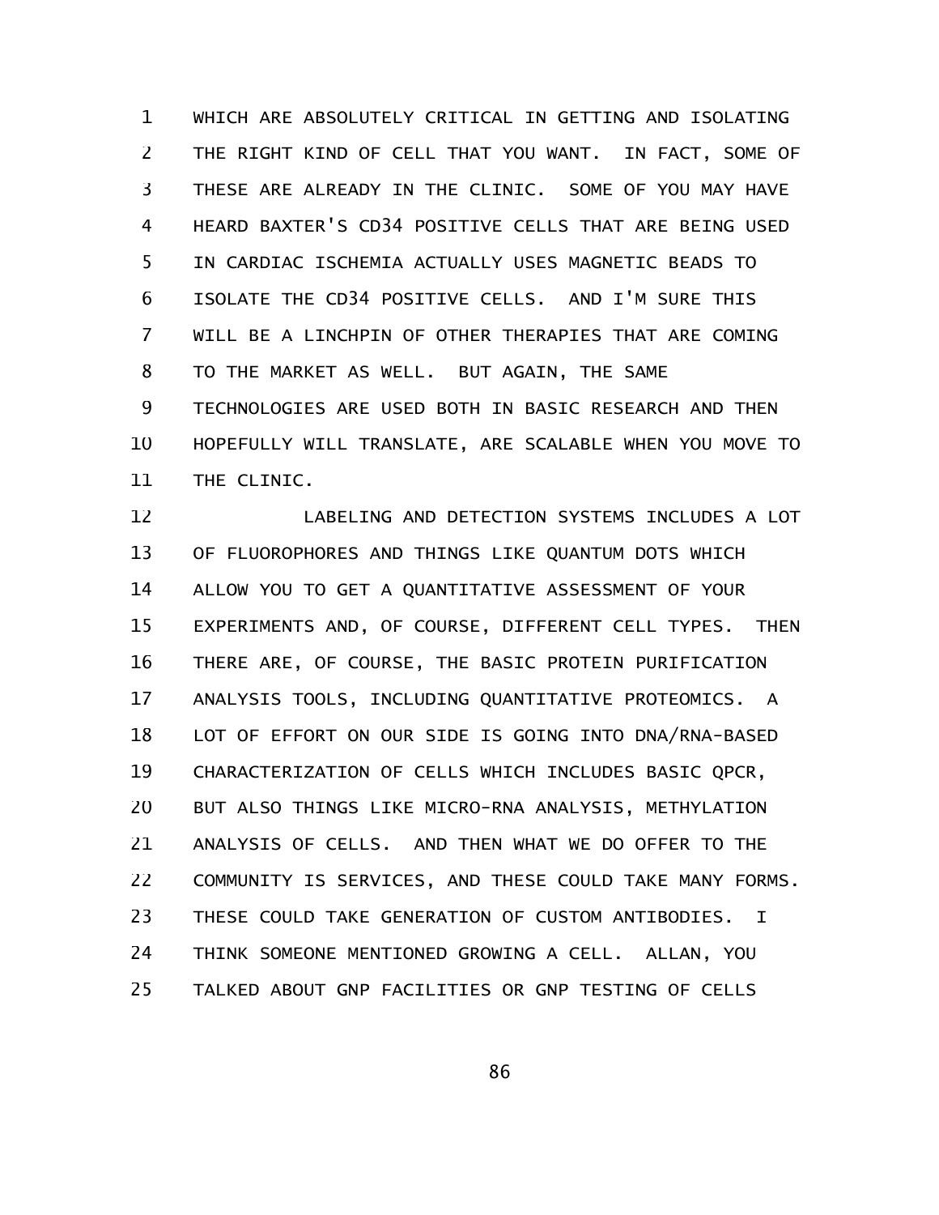WHICH ARE ABSOLUTELY CRITICAL IN GETTING AND ISOLATING THE RIGHT KIND OF CELL THAT YOU WANT. IN FACT, SOME OF THESE ARE ALREADY IN THE CLINIC. SOME OF YOU MAY HAVE HEARD BAXTER'S CD34 POSITIVE CELLS THAT ARE BEING USED IN CARDIAC ISCHEMIA ACTUALLY USES MAGNETIC BEADS TO ISOLATE THE CD34 POSITIVE CELLS. AND I'M SURE THIS WILL BE A LINCHPIN OF OTHER THERAPIES THAT ARE COMING TO THE MARKET AS WELL. BUT AGAIN, THE SAME TECHNOLOGIES ARE USED BOTH IN BASIC RESEARCH AND THEN HOPEFULLY WILL TRANSLATE, ARE SCALABLE WHEN YOU MOVE TO THE CLINIC.

LABELING AND DETECTION SYSTEMS INCLUDES A LOT OF FLUOROPHORES AND THINGS LIKE QUANTUM DOTS WHICH ALLOW YOU TO GET A QUANTITATIVE ASSESSMENT OF YOUR EXPERIMENTS AND, OF COURSE, DIFFERENT CELL TYPES. THEN THERE ARE, OF COURSE, THE BASIC PROTEIN PURIFICATION ANALYSIS TOOLS, INCLUDING QUANTITATIVE PROTEOMICS. A LOT OF EFFORT ON OUR SIDE IS GOING INTO DNA/RNA-BASED CHARACTERIZATION OF CELLS WHICH INCLUDES BASIC QPCR, BUT ALSO THINGS LIKE MICRO-RNA ANALYSIS, METHYLATION ANALYSIS OF CELLS. AND THEN WHAT WE DO OFFER TO THE COMMUNITY IS SERVICES, AND THESE COULD TAKE MANY FORMS. THESE COULD TAKE GENERATION OF CUSTOM ANTIBODIES. I THINK SOMEONE MENTIONED GROWING A CELL. ALLAN, YOU TALKED ABOUT GNP FACILITIES OR GNP TESTING OF CELLS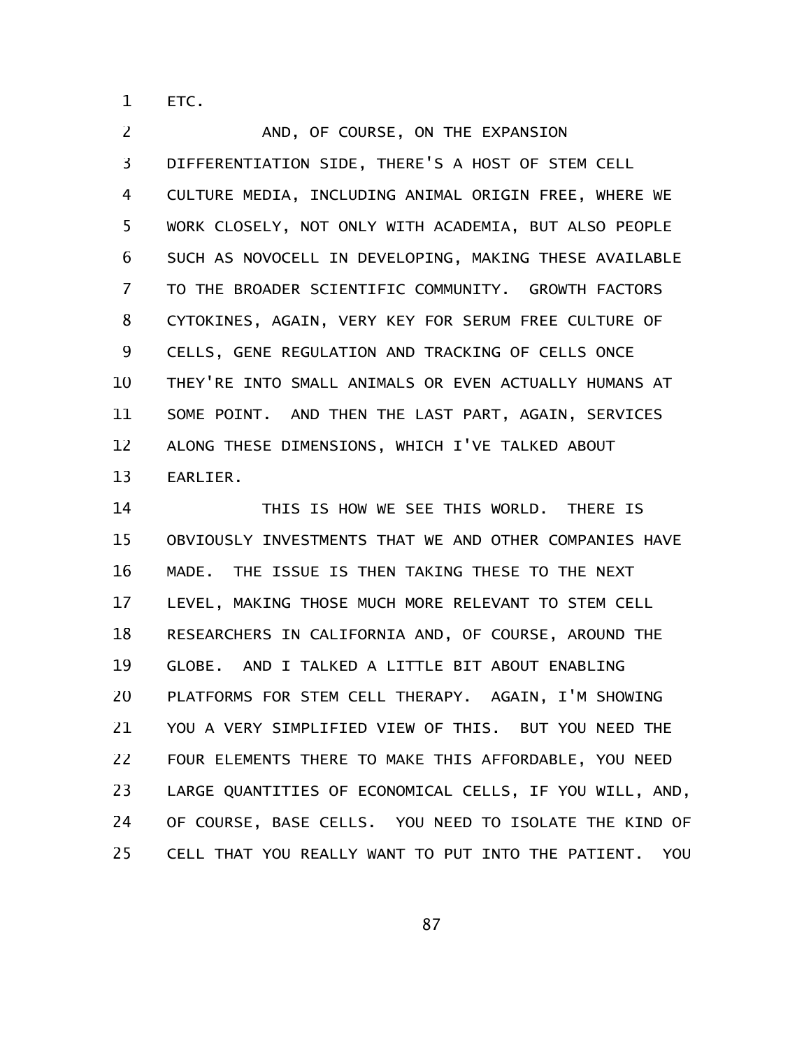ETC.

AND, OF COURSE, ON THE EXPANSION DIFFERENTIATION SIDE, THERE'S A HOST OF STEM CELL CULTURE MEDIA, INCLUDING ANIMAL ORIGIN FREE, WHERE WE WORK CLOSELY, NOT ONLY WITH ACADEMIA, BUT ALSO PEOPLE SUCH AS NOVOCELL IN DEVELOPING, MAKING THESE AVAILABLE TO THE BROADER SCIENTIFIC COMMUNITY. GROWTH FACTORS CYTOKINES, AGAIN, VERY KEY FOR SERUM FREE CULTURE OF CELLS, GENE REGULATION AND TRACKING OF CELLS ONCE THEY'RE INTO SMALL ANIMALS OR EVEN ACTUALLY HUMANS AT SOME POINT. AND THEN THE LAST PART, AGAIN, SERVICES ALONG THESE DIMENSIONS, WHICH I'VE TALKED ABOUT EARLIER.

THIS IS HOW WE SEE THIS WORLD. THERE IS OBVIOUSLY INVESTMENTS THAT WE AND OTHER COMPANIES HAVE MADE. THE ISSUE IS THEN TAKING THESE TO THE NEXT LEVEL, MAKING THOSE MUCH MORE RELEVANT TO STEM CELL RESEARCHERS IN CALIFORNIA AND, OF COURSE, AROUND THE GLOBE. AND I TALKED A LITTLE BIT ABOUT ENABLING PLATFORMS FOR STEM CELL THERAPY. AGAIN, I'M SHOWING YOU A VERY SIMPLIFIED VIEW OF THIS. BUT YOU NEED THE FOUR ELEMENTS THERE TO MAKE THIS AFFORDABLE, YOU NEED LARGE QUANTITIES OF ECONOMICAL CELLS, IF YOU WILL, AND, OF COURSE, BASE CELLS. YOU NEED TO ISOLATE THE KIND OF CELL THAT YOU REALLY WANT TO PUT INTO THE PATIENT. YOU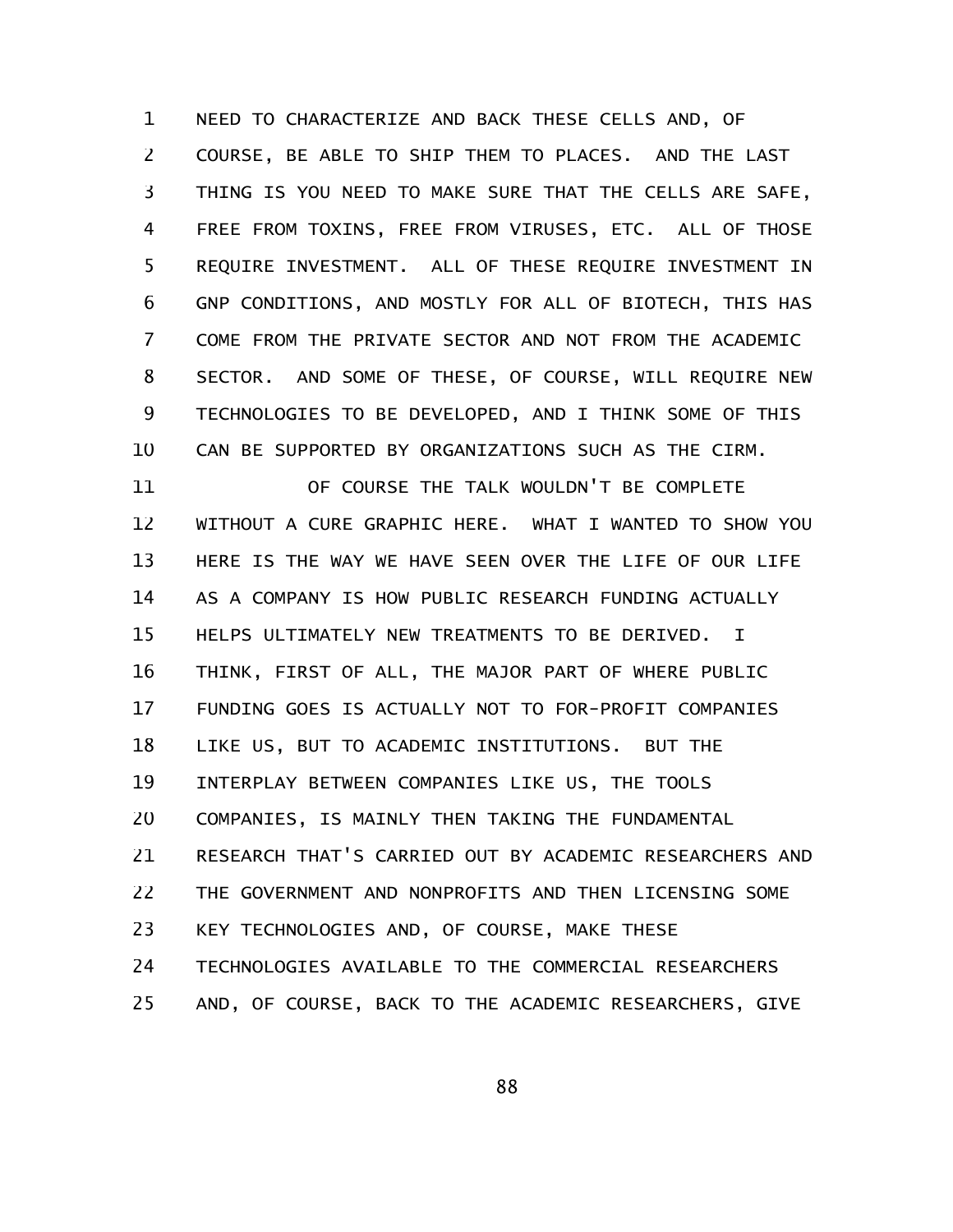NEED TO CHARACTERIZE AND BACK THESE CELLS AND, OF COURSE, BE ABLE TO SHIP THEM TO PLACES. AND THE LAST THING IS YOU NEED TO MAKE SURE THAT THE CELLS ARE SAFE, FREE FROM TOXINS, FREE FROM VIRUSES, ETC. ALL OF THOSE REQUIRE INVESTMENT. ALL OF THESE REQUIRE INVESTMENT IN GNP CONDITIONS, AND MOSTLY FOR ALL OF BIOTECH, THIS HAS COME FROM THE PRIVATE SECTOR AND NOT FROM THE ACADEMIC SECTOR. AND SOME OF THESE, OF COURSE, WILL REQUIRE NEW TECHNOLOGIES TO BE DEVELOPED, AND I THINK SOME OF THIS CAN BE SUPPORTED BY ORGANIZATIONS SUCH AS THE CIRM.

OF COURSE THE TALK WOULDN'T BE COMPLETE WITHOUT A CURE GRAPHIC HERE. WHAT I WANTED TO SHOW YOU HERE IS THE WAY WE HAVE SEEN OVER THE LIFE OF OUR LIFE AS A COMPANY IS HOW PUBLIC RESEARCH FUNDING ACTUALLY HELPS ULTIMATELY NEW TREATMENTS TO BE DERIVED. I THINK, FIRST OF ALL, THE MAJOR PART OF WHERE PUBLIC FUNDING GOES IS ACTUALLY NOT TO FOR-PROFIT COMPANIES LIKE US, BUT TO ACADEMIC INSTITUTIONS. BUT THE INTERPLAY BETWEEN COMPANIES LIKE US, THE TOOLS COMPANIES, IS MAINLY THEN TAKING THE FUNDAMENTAL RESEARCH THAT'S CARRIED OUT BY ACADEMIC RESEARCHERS AND THE GOVERNMENT AND NONPROFITS AND THEN LICENSING SOME KEY TECHNOLOGIES AND, OF COURSE, MAKE THESE TECHNOLOGIES AVAILABLE TO THE COMMERCIAL RESEARCHERS AND, OF COURSE, BACK TO THE ACADEMIC RESEARCHERS, GIVE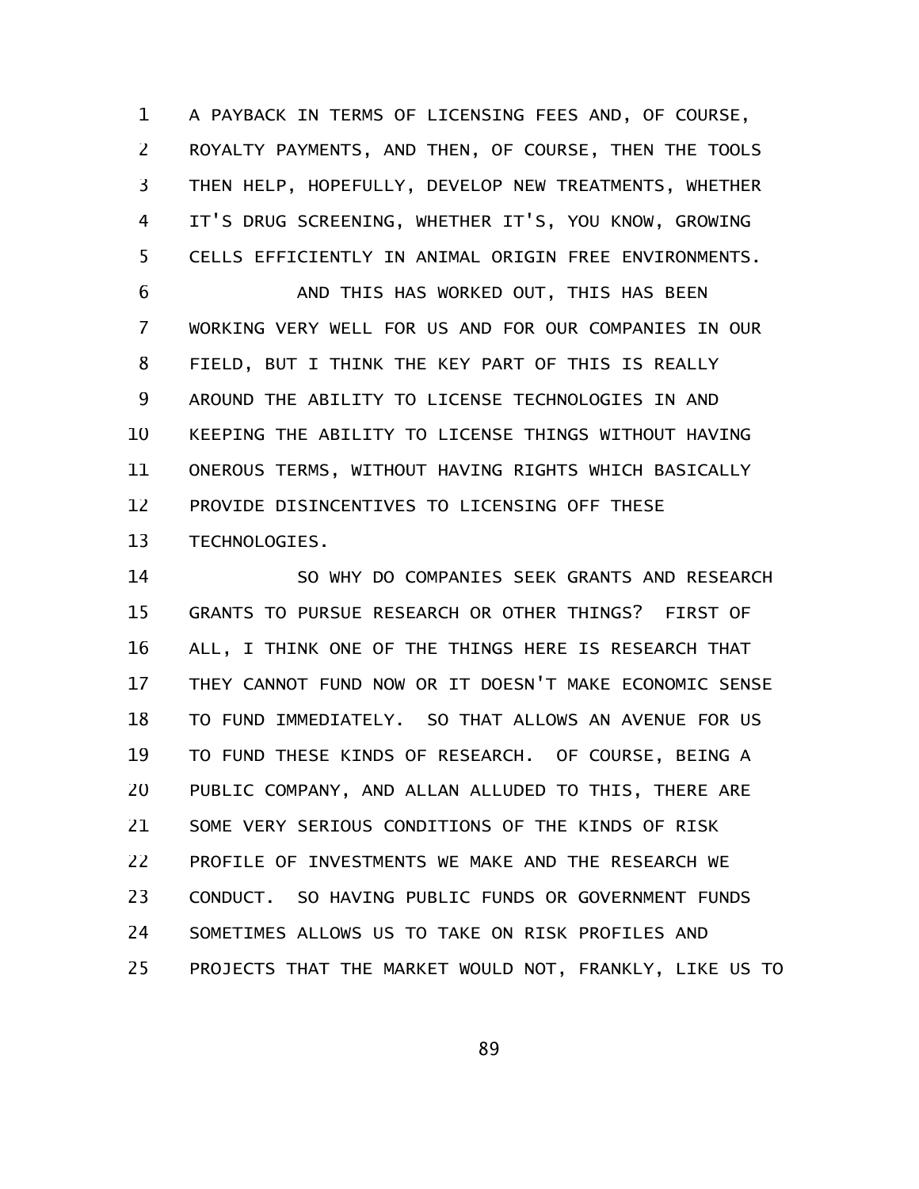A PAYBACK IN TERMS OF LICENSING FEES AND, OF COURSE, ROYALTY PAYMENTS, AND THEN, OF COURSE, THEN THE TOOLS THEN HELP, HOPEFULLY, DEVELOP NEW TREATMENTS, WHETHER IT'S DRUG SCREENING, WHETHER IT'S, YOU KNOW, GROWING CELLS EFFICIENTLY IN ANIMAL ORIGIN FREE ENVIRONMENTS.

AND THIS HAS WORKED OUT, THIS HAS BEEN WORKING VERY WELL FOR US AND FOR OUR COMPANIES IN OUR FIELD, BUT I THINK THE KEY PART OF THIS IS REALLY AROUND THE ABILITY TO LICENSE TECHNOLOGIES IN AND KEEPING THE ABILITY TO LICENSE THINGS WITHOUT HAVING ONEROUS TERMS, WITHOUT HAVING RIGHTS WHICH BASICALLY PROVIDE DISINCENTIVES TO LICENSING OFF THESE TECHNOLOGIES.

SO WHY DO COMPANIES SEEK GRANTS AND RESEARCH GRANTS TO PURSUE RESEARCH OR OTHER THINGS? FIRST OF ALL, I THINK ONE OF THE THINGS HERE IS RESEARCH THAT THEY CANNOT FUND NOW OR IT DOESN'T MAKE ECONOMIC SENSE TO FUND IMMEDIATELY. SO THAT ALLOWS AN AVENUE FOR US TO FUND THESE KINDS OF RESEARCH. OF COURSE, BEING A PUBLIC COMPANY, AND ALLAN ALLUDED TO THIS, THERE ARE SOME VERY SERIOUS CONDITIONS OF THE KINDS OF RISK PROFILE OF INVESTMENTS WE MAKE AND THE RESEARCH WE CONDUCT. SO HAVING PUBLIC FUNDS OR GOVERNMENT FUNDS SOMETIMES ALLOWS US TO TAKE ON RISK PROFILES AND PROJECTS THAT THE MARKET WOULD NOT, FRANKLY, LIKE US TO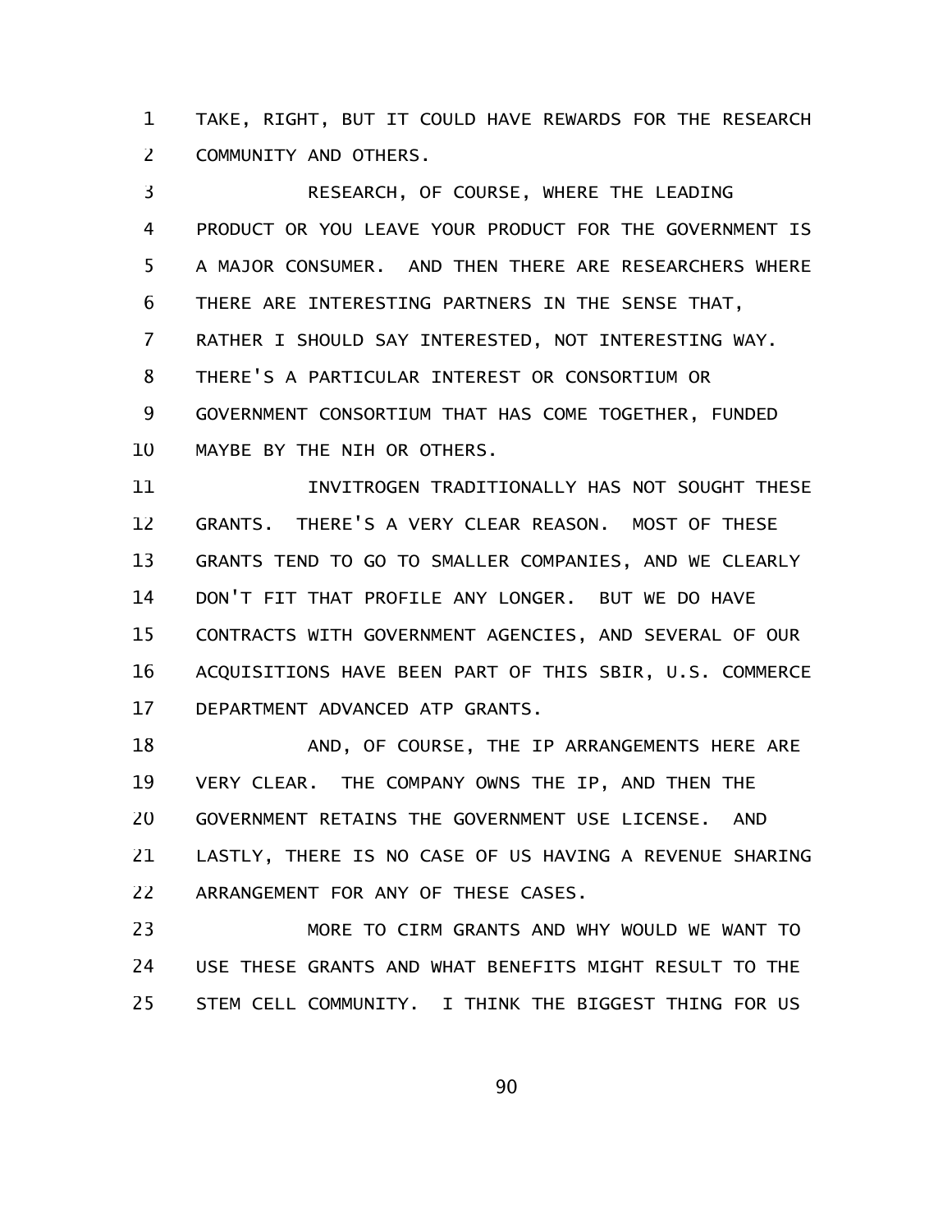TAKE, RIGHT, BUT IT COULD HAVE REWARDS FOR THE RESEARCH COMMUNITY AND OTHERS.

RESEARCH, OF COURSE, WHERE THE LEADING PRODUCT OR YOU LEAVE YOUR PRODUCT FOR THE GOVERNMENT IS A MAJOR CONSUMER. AND THEN THERE ARE RESEARCHERS WHERE THERE ARE INTERESTING PARTNERS IN THE SENSE THAT, RATHER I SHOULD SAY INTERESTED, NOT INTERESTING WAY. THERE'S A PARTICULAR INTEREST OR CONSORTIUM OR GOVERNMENT CONSORTIUM THAT HAS COME TOGETHER, FUNDED MAYBE BY THE NIH OR OTHERS.

INVITROGEN TRADITIONALLY HAS NOT SOUGHT THESE GRANTS. THERE'S A VERY CLEAR REASON. MOST OF THESE GRANTS TEND TO GO TO SMALLER COMPANIES, AND WE CLEARLY DON'T FIT THAT PROFILE ANY LONGER. BUT WE DO HAVE CONTRACTS WITH GOVERNMENT AGENCIES, AND SEVERAL OF OUR ACQUISITIONS HAVE BEEN PART OF THIS SBIR, U.S. COMMERCE DEPARTMENT ADVANCED ATP GRANTS.

AND, OF COURSE, THE IP ARRANGEMENTS HERE ARE VERY CLEAR. THE COMPANY OWNS THE IP, AND THEN THE GOVERNMENT RETAINS THE GOVERNMENT USE LICENSE. AND LASTLY, THERE IS NO CASE OF US HAVING A REVENUE SHARING ARRANGEMENT FOR ANY OF THESE CASES.

MORE TO CIRM GRANTS AND WHY WOULD WE WANT TO USE THESE GRANTS AND WHAT BENEFITS MIGHT RESULT TO THE STEM CELL COMMUNITY. I THINK THE BIGGEST THING FOR US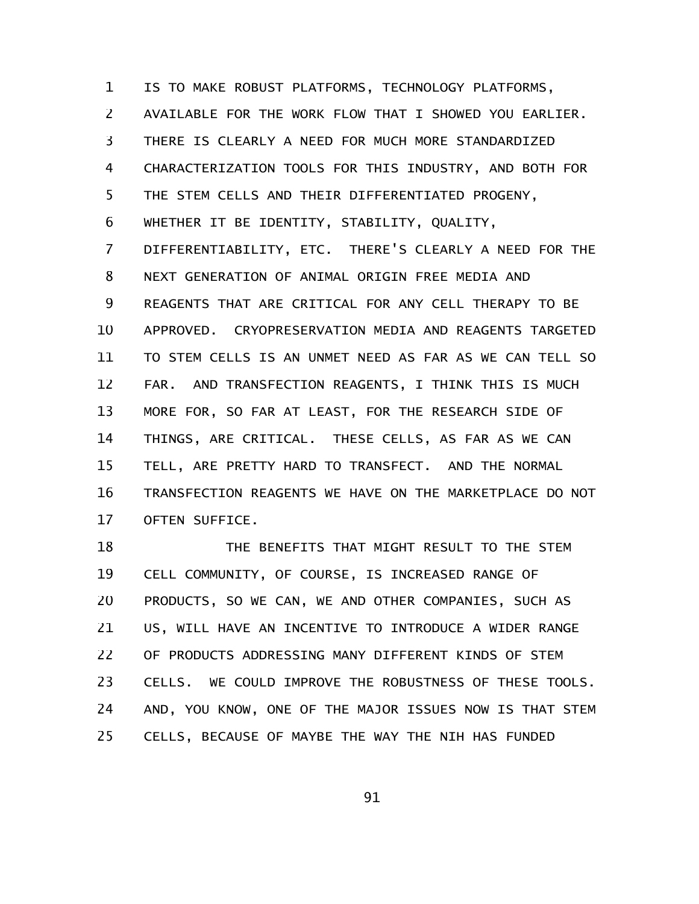IS TO MAKE ROBUST PLATFORMS, TECHNOLOGY PLATFORMS, AVAILABLE FOR THE WORK FLOW THAT I SHOWED YOU EARLIER. THERE IS CLEARLY A NEED FOR MUCH MORE STANDARDIZED CHARACTERIZATION TOOLS FOR THIS INDUSTRY, AND BOTH FOR THE STEM CELLS AND THEIR DIFFERENTIATED PROGENY, WHETHER IT BE IDENTITY, STABILITY, QUALITY, DIFFERENTIABILITY, ETC. THERE'S CLEARLY A NEED FOR THE NEXT GENERATION OF ANIMAL ORIGIN FREE MEDIA AND REAGENTS THAT ARE CRITICAL FOR ANY CELL THERAPY TO BE APPROVED. CRYOPRESERVATION MEDIA AND REAGENTS TARGETED TO STEM CELLS IS AN UNMET NEED AS FAR AS WE CAN TELL SO FAR. AND TRANSFECTION REAGENTS, I THINK THIS IS MUCH MORE FOR, SO FAR AT LEAST, FOR THE RESEARCH SIDE OF THINGS, ARE CRITICAL. THESE CELLS, AS FAR AS WE CAN TELL, ARE PRETTY HARD TO TRANSFECT. AND THE NORMAL TRANSFECTION REAGENTS WE HAVE ON THE MARKETPLACE DO NOT OFTEN SUFFICE.

THE BENEFITS THAT MIGHT RESULT TO THE STEM CELL COMMUNITY, OF COURSE, IS INCREASED RANGE OF PRODUCTS, SO WE CAN, WE AND OTHER COMPANIES, SUCH AS US, WILL HAVE AN INCENTIVE TO INTRODUCE A WIDER RANGE OF PRODUCTS ADDRESSING MANY DIFFERENT KINDS OF STEM CELLS. WE COULD IMPROVE THE ROBUSTNESS OF THESE TOOLS. AND, YOU KNOW, ONE OF THE MAJOR ISSUES NOW IS THAT STEM CELLS, BECAUSE OF MAYBE THE WAY THE NIH HAS FUNDED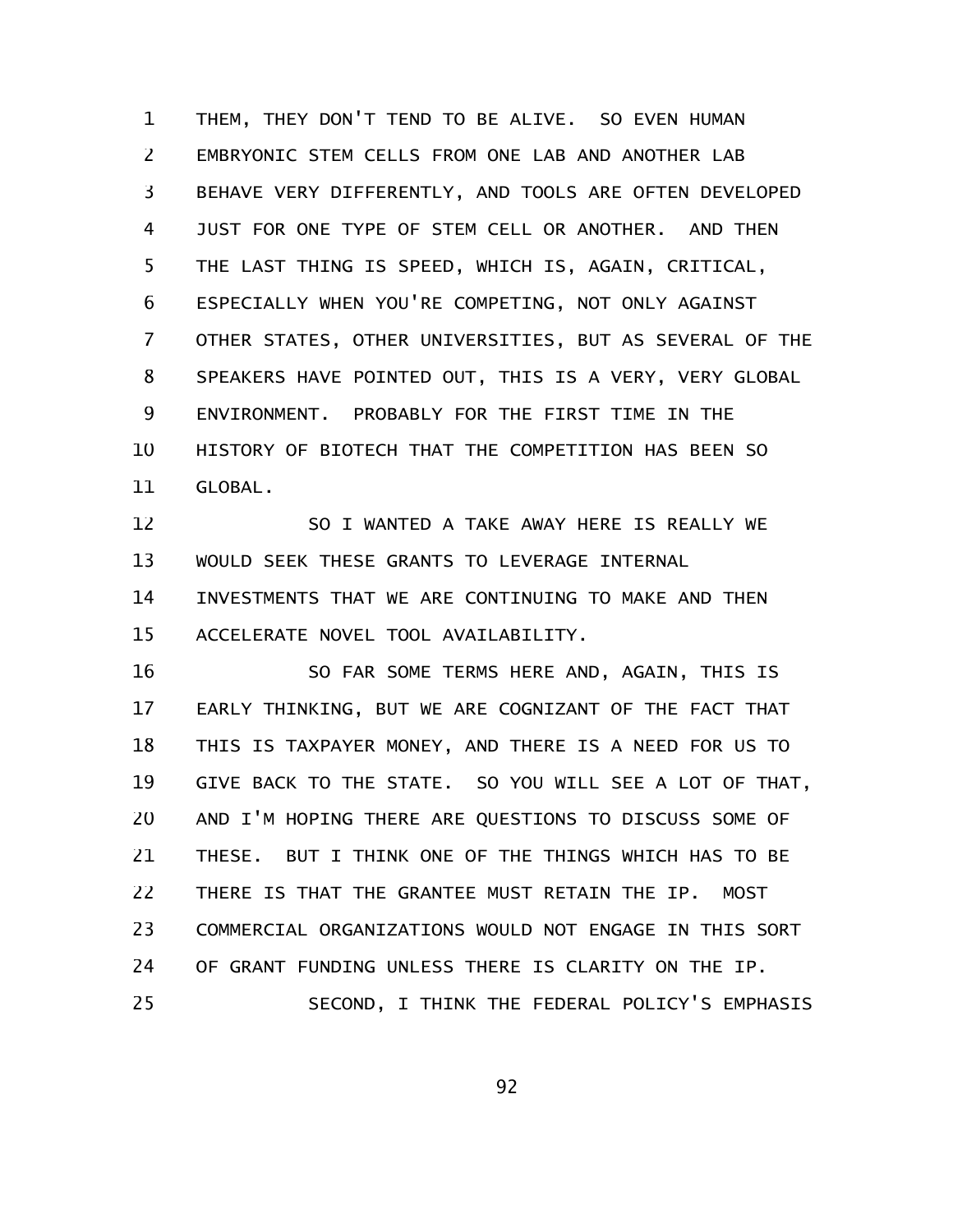THEM, THEY DON'T TEND TO BE ALIVE. SO EVEN HUMAN EMBRYONIC STEM CELLS FROM ONE LAB AND ANOTHER LAB BEHAVE VERY DIFFERENTLY, AND TOOLS ARE OFTEN DEVELOPED JUST FOR ONE TYPE OF STEM CELL OR ANOTHER. AND THEN THE LAST THING IS SPEED, WHICH IS, AGAIN, CRITICAL, ESPECIALLY WHEN YOU'RE COMPETING, NOT ONLY AGAINST OTHER STATES, OTHER UNIVERSITIES, BUT AS SEVERAL OF THE SPEAKERS HAVE POINTED OUT, THIS IS A VERY, VERY GLOBAL ENVIRONMENT. PROBABLY FOR THE FIRST TIME IN THE HISTORY OF BIOTECH THAT THE COMPETITION HAS BEEN SO GLOBAL.

SO I WANTED A TAKE AWAY HERE IS REALLY WE WOULD SEEK THESE GRANTS TO LEVERAGE INTERNAL INVESTMENTS THAT WE ARE CONTINUING TO MAKE AND THEN ACCELERATE NOVEL TOOL AVAILABILITY.

SO FAR SOME TERMS HERE AND, AGAIN, THIS IS EARLY THINKING, BUT WE ARE COGNIZANT OF THE FACT THAT THIS IS TAXPAYER MONEY, AND THERE IS A NEED FOR US TO GIVE BACK TO THE STATE. SO YOU WILL SEE A LOT OF THAT, AND I'M HOPING THERE ARE QUESTIONS TO DISCUSS SOME OF THESE. BUT I THINK ONE OF THE THINGS WHICH HAS TO BE THERE IS THAT THE GRANTEE MUST RETAIN THE IP. MOST COMMERCIAL ORGANIZATIONS WOULD NOT ENGAGE IN THIS SORT OF GRANT FUNDING UNLESS THERE IS CLARITY ON THE IP.

SECOND, I THINK THE FEDERAL POLICY'S EMPHASIS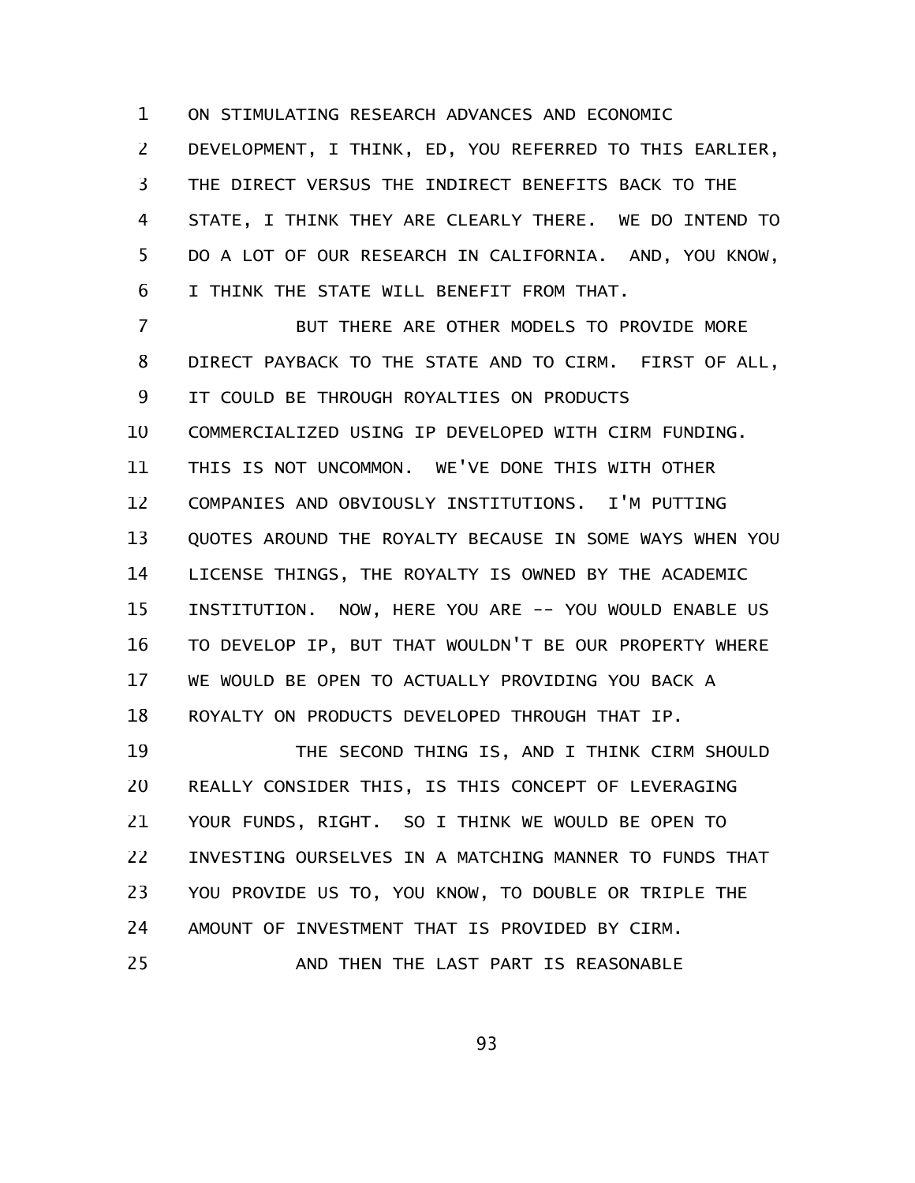ON STIMULATING RESEARCH ADVANCES AND ECONOMIC DEVELOPMENT, I THINK, ED, YOU REFERRED TO THIS EARLIER, THE DIRECT VERSUS THE INDIRECT BENEFITS BACK TO THE STATE, I THINK THEY ARE CLEARLY THERE. WE DO INTEND TO DO A LOT OF OUR RESEARCH IN CALIFORNIA. AND, YOU KNOW, I THINK THE STATE WILL BENEFIT FROM THAT.

BUT THERE ARE OTHER MODELS TO PROVIDE MORE DIRECT PAYBACK TO THE STATE AND TO CIRM. FIRST OF ALL, IT COULD BE THROUGH ROYALTIES ON PRODUCTS COMMERCIALIZED USING IP DEVELOPED WITH CIRM FUNDING. THIS IS NOT UNCOMMON. WE'VE DONE THIS WITH OTHER COMPANIES AND OBVIOUSLY INSTITUTIONS. I'M PUTTING QUOTES AROUND THE ROYALTY BECAUSE IN SOME WAYS WHEN YOU LICENSE THINGS, THE ROYALTY IS OWNED BY THE ACADEMIC INSTITUTION. NOW, HERE YOU ARE -- YOU WOULD ENABLE US TO DEVELOP IP, BUT THAT WOULDN'T BE OUR PROPERTY WHERE WE WOULD BE OPEN TO ACTUALLY PROVIDING YOU BACK A ROYALTY ON PRODUCTS DEVELOPED THROUGH THAT IP.

THE SECOND THING IS, AND I THINK CIRM SHOULD REALLY CONSIDER THIS, IS THIS CONCEPT OF LEVERAGING YOUR FUNDS, RIGHT. SO I THINK WE WOULD BE OPEN TO INVESTING OURSELVES IN A MATCHING MANNER TO FUNDS THAT YOU PROVIDE US TO, YOU KNOW, TO DOUBLE OR TRIPLE THE AMOUNT OF INVESTMENT THAT IS PROVIDED BY CIRM.

AND THEN THE LAST PART IS REASONABLE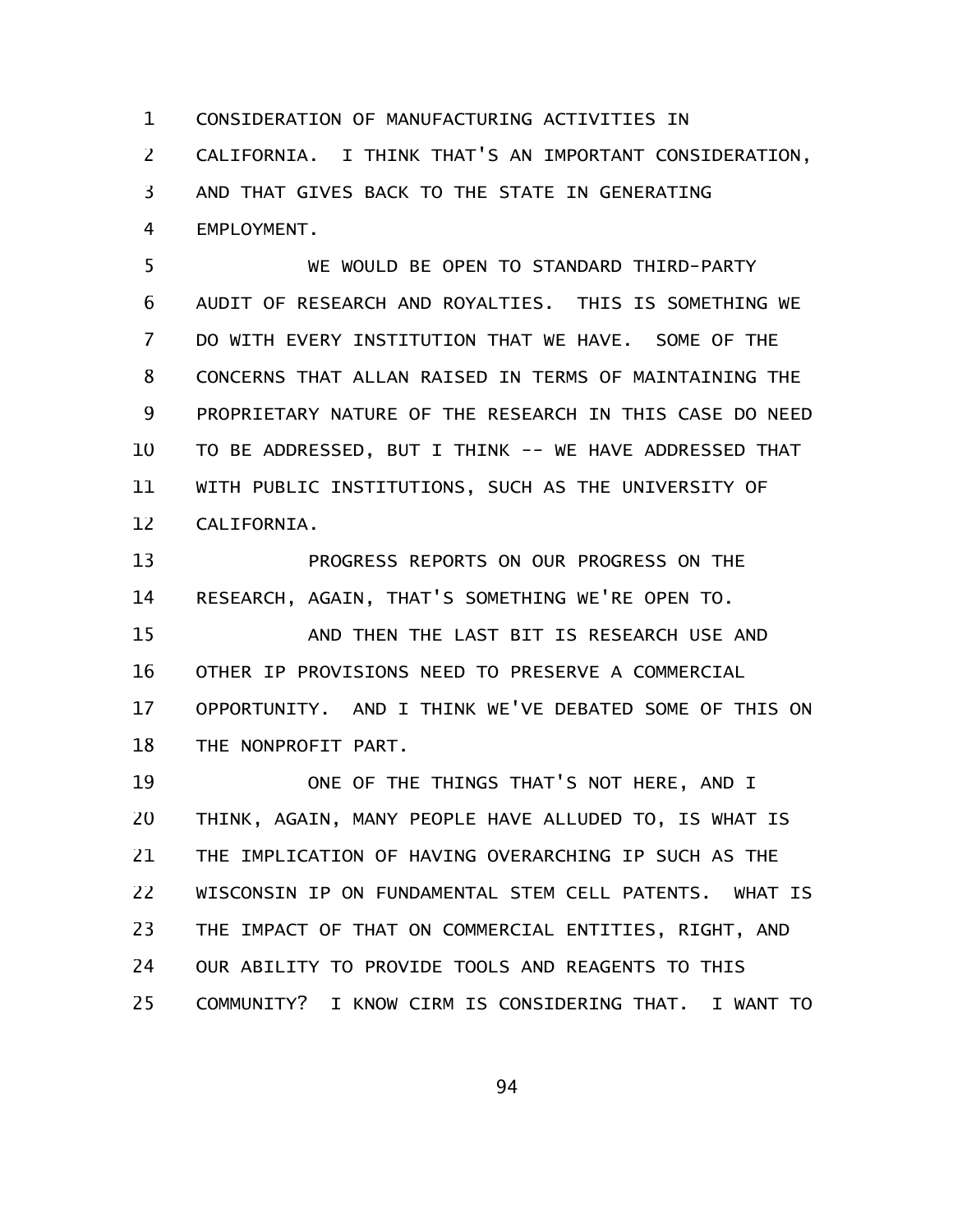CONSIDERATION OF MANUFACTURING ACTIVITIES IN CALIFORNIA. I THINK THAT'S AN IMPORTANT CONSIDERATION, AND THAT GIVES BACK TO THE STATE IN GENERATING EMPLOYMENT.

WE WOULD BE OPEN TO STANDARD THIRD-PARTY AUDIT OF RESEARCH AND ROYALTIES. THIS IS SOMETHING WE DO WITH EVERY INSTITUTION THAT WE HAVE. SOME OF THE CONCERNS THAT ALLAN RAISED IN TERMS OF MAINTAINING THE PROPRIETARY NATURE OF THE RESEARCH IN THIS CASE DO NEED TO BE ADDRESSED, BUT I THINK -- WE HAVE ADDRESSED THAT WITH PUBLIC INSTITUTIONS, SUCH AS THE UNIVERSITY OF CALIFORNIA.

PROGRESS REPORTS ON OUR PROGRESS ON THE RESEARCH, AGAIN, THAT'S SOMETHING WE'RE OPEN TO.

AND THEN THE LAST BIT IS RESEARCH USE AND OTHER IP PROVISIONS NEED TO PRESERVE A COMMERCIAL OPPORTUNITY. AND I THINK WE'VE DEBATED SOME OF THIS ON THE NONPROFIT PART.

ONE OF THE THINGS THAT'S NOT HERE, AND I THINK, AGAIN, MANY PEOPLE HAVE ALLUDED TO, IS WHAT IS THE IMPLICATION OF HAVING OVERARCHING IP SUCH AS THE WISCONSIN IP ON FUNDAMENTAL STEM CELL PATENTS. WHAT IS THE IMPACT OF THAT ON COMMERCIAL ENTITIES, RIGHT, AND OUR ABILITY TO PROVIDE TOOLS AND REAGENTS TO THIS COMMUNITY? I KNOW CIRM IS CONSIDERING THAT. I WANT TO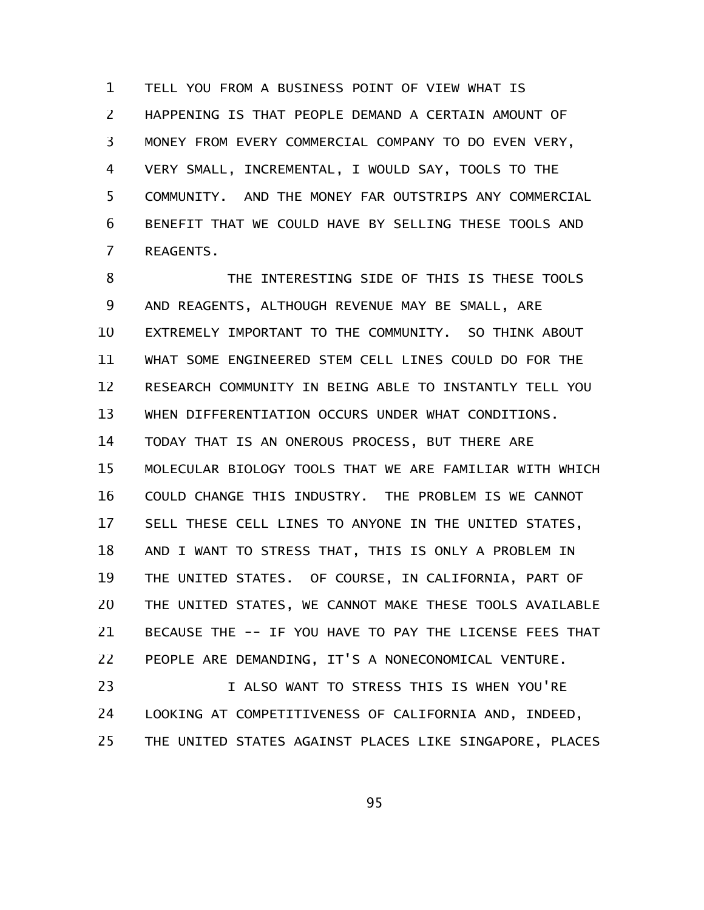TELL YOU FROM A BUSINESS POINT OF VIEW WHAT IS HAPPENING IS THAT PEOPLE DEMAND A CERTAIN AMOUNT OF MONEY FROM EVERY COMMERCIAL COMPANY TO DO EVEN VERY, VERY SMALL, INCREMENTAL, I WOULD SAY, TOOLS TO THE COMMUNITY. AND THE MONEY FAR OUTSTRIPS ANY COMMERCIAL BENEFIT THAT WE COULD HAVE BY SELLING THESE TOOLS AND REAGENTS.

THE INTERESTING SIDE OF THIS IS THESE TOOLS AND REAGENTS, ALTHOUGH REVENUE MAY BE SMALL, ARE EXTREMELY IMPORTANT TO THE COMMUNITY. SO THINK ABOUT WHAT SOME ENGINEERED STEM CELL LINES COULD DO FOR THE RESEARCH COMMUNITY IN BEING ABLE TO INSTANTLY TELL YOU WHEN DIFFERENTIATION OCCURS UNDER WHAT CONDITIONS. TODAY THAT IS AN ONEROUS PROCESS, BUT THERE ARE MOLECULAR BIOLOGY TOOLS THAT WE ARE FAMILIAR WITH WHICH COULD CHANGE THIS INDUSTRY. THE PROBLEM IS WE CANNOT SELL THESE CELL LINES TO ANYONE IN THE UNITED STATES, AND I WANT TO STRESS THAT, THIS IS ONLY A PROBLEM IN THE UNITED STATES. OF COURSE, IN CALIFORNIA, PART OF THE UNITED STATES, WE CANNOT MAKE THESE TOOLS AVAILABLE BECAUSE THE -- IF YOU HAVE TO PAY THE LICENSE FEES THAT PEOPLE ARE DEMANDING, IT'S A NONECONOMICAL VENTURE.

I ALSO WANT TO STRESS THIS IS WHEN YOU'RE LOOKING AT COMPETITIVENESS OF CALIFORNIA AND, INDEED, THE UNITED STATES AGAINST PLACES LIKE SINGAPORE, PLACES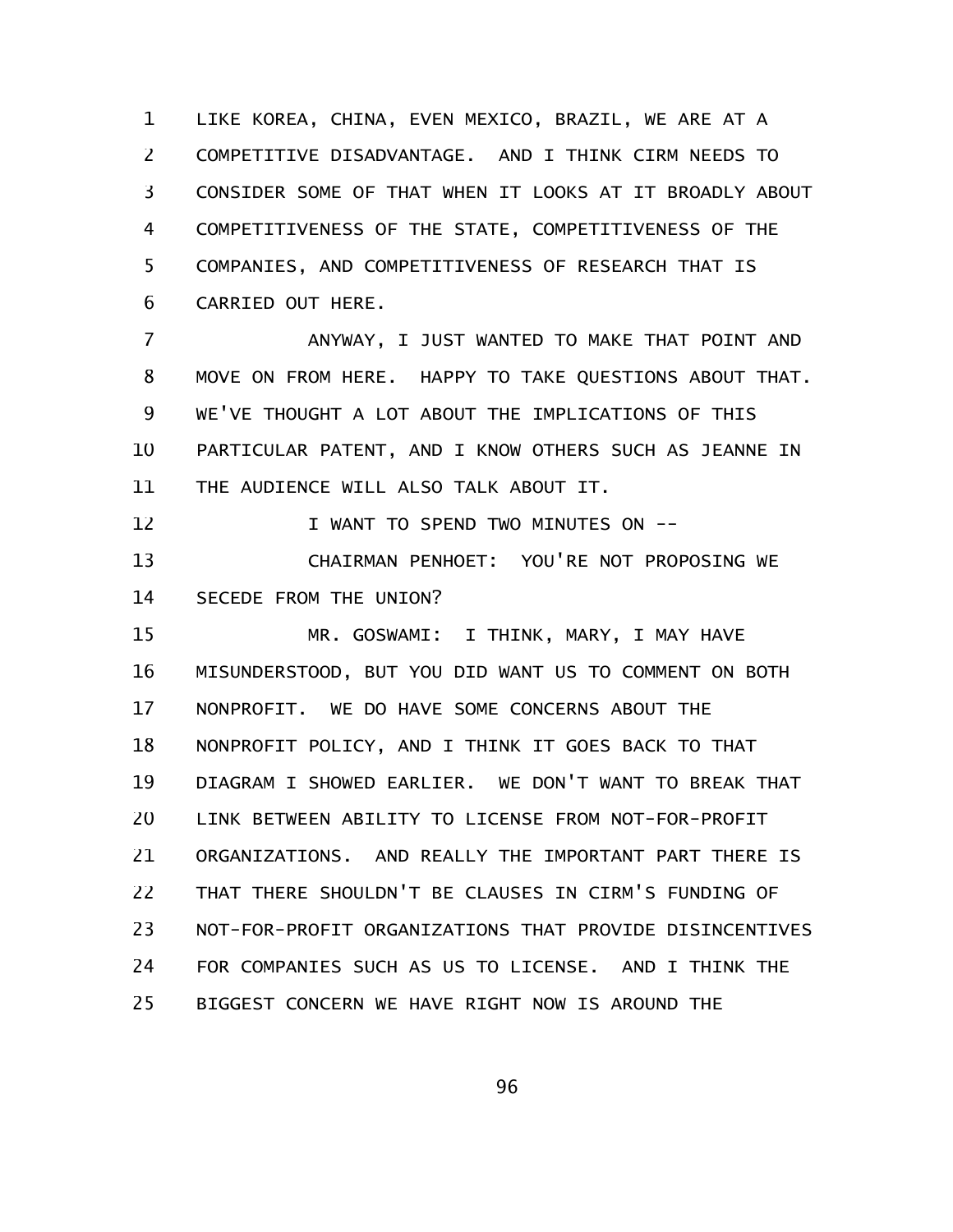LIKE KOREA, CHINA, EVEN MEXICO, BRAZIL, WE ARE AT A COMPETITIVE DISADVANTAGE. AND I THINK CIRM NEEDS TO CONSIDER SOME OF THAT WHEN IT LOOKS AT IT BROADLY ABOUT COMPETITIVENESS OF THE STATE, COMPETITIVENESS OF THE COMPANIES, AND COMPETITIVENESS OF RESEARCH THAT IS CARRIED OUT HERE.

ANYWAY, I JUST WANTED TO MAKE THAT POINT AND MOVE ON FROM HERE. HAPPY TO TAKE QUESTIONS ABOUT THAT. WE'VE THOUGHT A LOT ABOUT THE IMPLICATIONS OF THIS PARTICULAR PATENT, AND I KNOW OTHERS SUCH AS JEANNE IN THE AUDIENCE WILL ALSO TALK ABOUT IT.

I WANT TO SPEND TWO MINUTES ON --

CHAIRMAN PENHOET: YOU'RE NOT PROPOSING WE SECEDE FROM THE UNION?

MR. GOSWAMI: I THINK, MARY, I MAY HAVE MISUNDERSTOOD, BUT YOU DID WANT US TO COMMENT ON BOTH NONPROFIT. WE DO HAVE SOME CONCERNS ABOUT THE NONPROFIT POLICY, AND I THINK IT GOES BACK TO THAT DIAGRAM I SHOWED EARLIER. WE DON'T WANT TO BREAK THAT LINK BETWEEN ABILITY TO LICENSE FROM NOT-FOR-PROFIT ORGANIZATIONS. AND REALLY THE IMPORTANT PART THERE IS THAT THERE SHOULDN'T BE CLAUSES IN CIRM'S FUNDING OF NOT-FOR-PROFIT ORGANIZATIONS THAT PROVIDE DISINCENTIVES FOR COMPANIES SUCH AS US TO LICENSE. AND I THINK THE BIGGEST CONCERN WE HAVE RIGHT NOW IS AROUND THE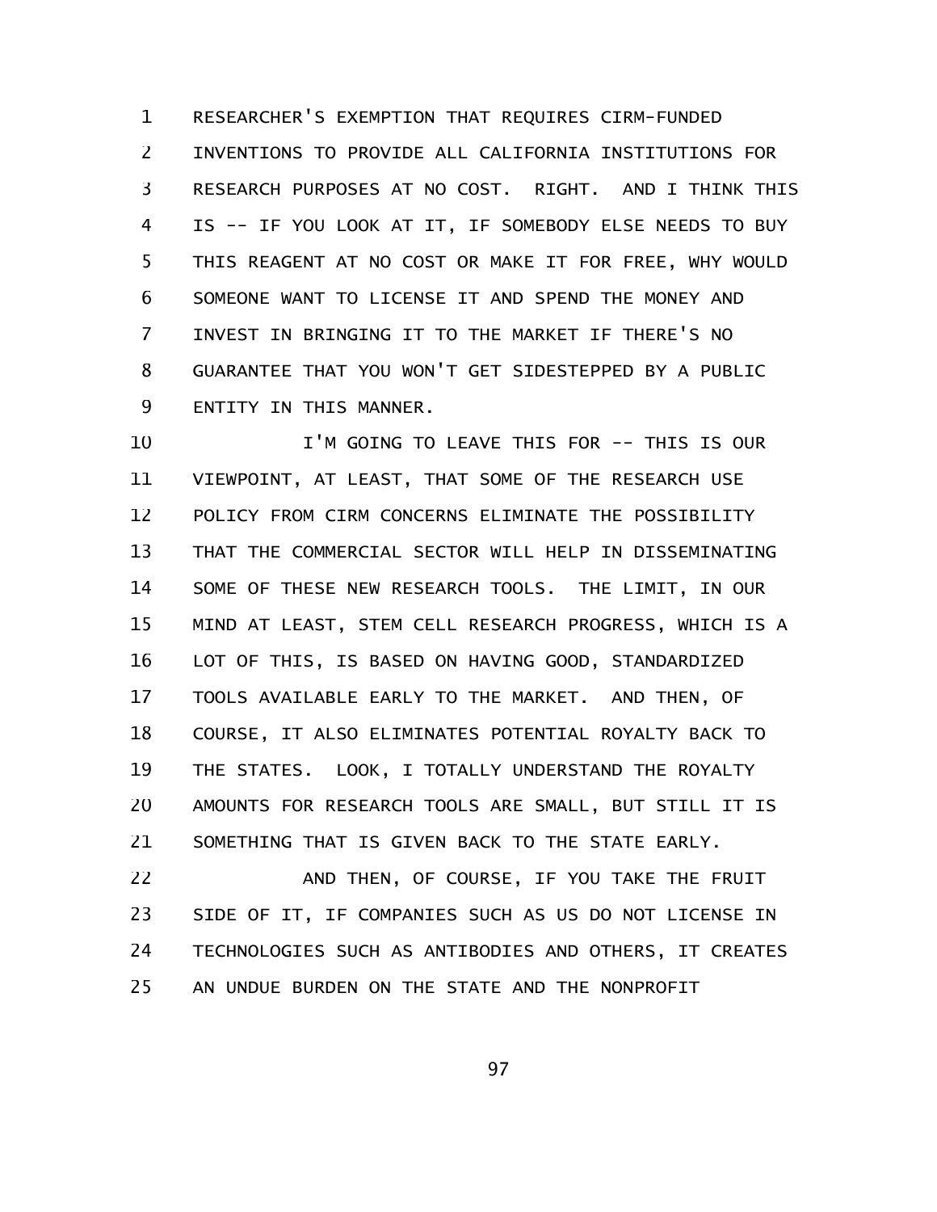RESEARCHER'S EXEMPTION THAT REQUIRES CIRM-FUNDED INVENTIONS TO PROVIDE ALL CALIFORNIA INSTITUTIONS FOR RESEARCH PURPOSES AT NO COST. RIGHT. AND I THINK THIS IS -- IF YOU LOOK AT IT, IF SOMEBODY ELSE NEEDS TO BUY THIS REAGENT AT NO COST OR MAKE IT FOR FREE, WHY WOULD SOMEONE WANT TO LICENSE IT AND SPEND THE MONEY AND INVEST IN BRINGING IT TO THE MARKET IF THERE'S NO GUARANTEE THAT YOU WON'T GET SIDESTEPPED BY A PUBLIC ENTITY IN THIS MANNER.

I'M GOING TO LEAVE THIS FOR -- THIS IS OUR VIEWPOINT, AT LEAST, THAT SOME OF THE RESEARCH USE POLICY FROM CIRM CONCERNS ELIMINATE THE POSSIBILITY THAT THE COMMERCIAL SECTOR WILL HELP IN DISSEMINATING SOME OF THESE NEW RESEARCH TOOLS. THE LIMIT, IN OUR MIND AT LEAST, STEM CELL RESEARCH PROGRESS, WHICH IS A LOT OF THIS, IS BASED ON HAVING GOOD, STANDARDIZED TOOLS AVAILABLE EARLY TO THE MARKET. AND THEN, OF COURSE, IT ALSO ELIMINATES POTENTIAL ROYALTY BACK TO THE STATES. LOOK, I TOTALLY UNDERSTAND THE ROYALTY AMOUNTS FOR RESEARCH TOOLS ARE SMALL, BUT STILL IT IS SOMETHING THAT IS GIVEN BACK TO THE STATE EARLY.

AND THEN, OF COURSE, IF YOU TAKE THE FRUIT SIDE OF IT, IF COMPANIES SUCH AS US DO NOT LICENSE IN TECHNOLOGIES SUCH AS ANTIBODIES AND OTHERS, IT CREATES AN UNDUE BURDEN ON THE STATE AND THE NONPROFIT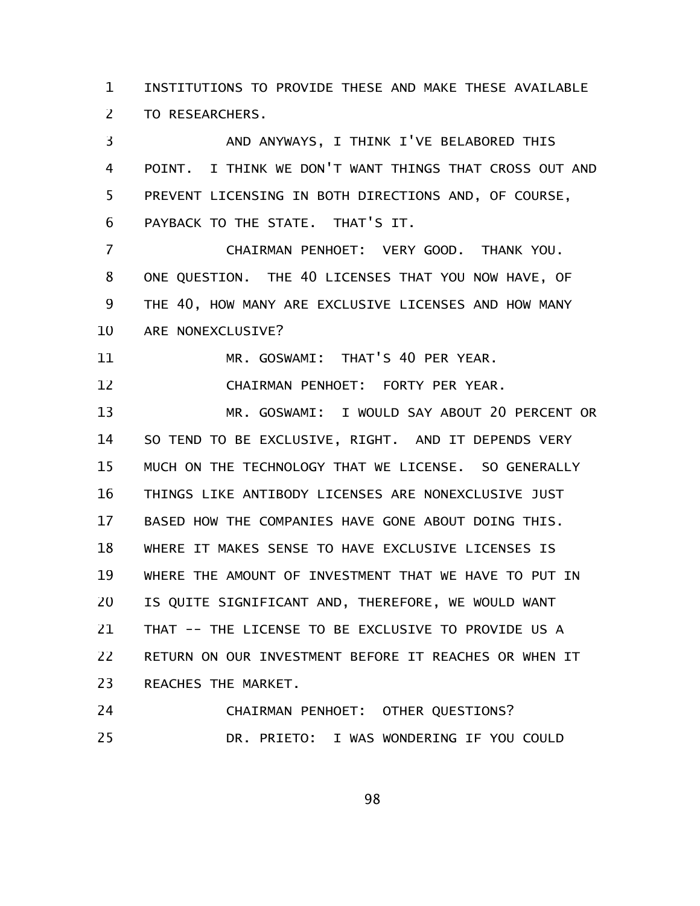INSTITUTIONS TO PROVIDE THESE AND MAKE THESE AVAILABLE TO RESEARCHERS.

AND ANYWAYS, I THINK I'VE BELABORED THIS POINT. I THINK WE DON'T WANT THINGS THAT CROSS OUT AND PREVENT LICENSING IN BOTH DIRECTIONS AND, OF COURSE, PAYBACK TO THE STATE. THAT'S IT.

CHAIRMAN PENHOET: VERY GOOD. THANK YOU. ONE QUESTION. THE 40 LICENSES THAT YOU NOW HAVE, OF THE 40, HOW MANY ARE EXCLUSIVE LICENSES AND HOW MANY ARE NONEXCLUSIVE?

MR. GOSWAMI: THAT'S 40 PER YEAR.

CHAIRMAN PENHOET: FORTY PER YEAR.

MR. GOSWAMI: I WOULD SAY ABOUT 20 PERCENT OR SO TEND TO BE EXCLUSIVE, RIGHT. AND IT DEPENDS VERY MUCH ON THE TECHNOLOGY THAT WE LICENSE. SO GENERALLY THINGS LIKE ANTIBODY LICENSES ARE NONEXCLUSIVE JUST BASED HOW THE COMPANIES HAVE GONE ABOUT DOING THIS. WHERE IT MAKES SENSE TO HAVE EXCLUSIVE LICENSES IS WHERE THE AMOUNT OF INVESTMENT THAT WE HAVE TO PUT IN IS QUITE SIGNIFICANT AND, THEREFORE, WE WOULD WANT THAT -- THE LICENSE TO BE EXCLUSIVE TO PROVIDE US A RETURN ON OUR INVESTMENT BEFORE IT REACHES OR WHEN IT REACHES THE MARKET.

CHAIRMAN PENHOET: OTHER QUESTIONS?

DR. PRIETO: I WAS WONDERING IF YOU COULD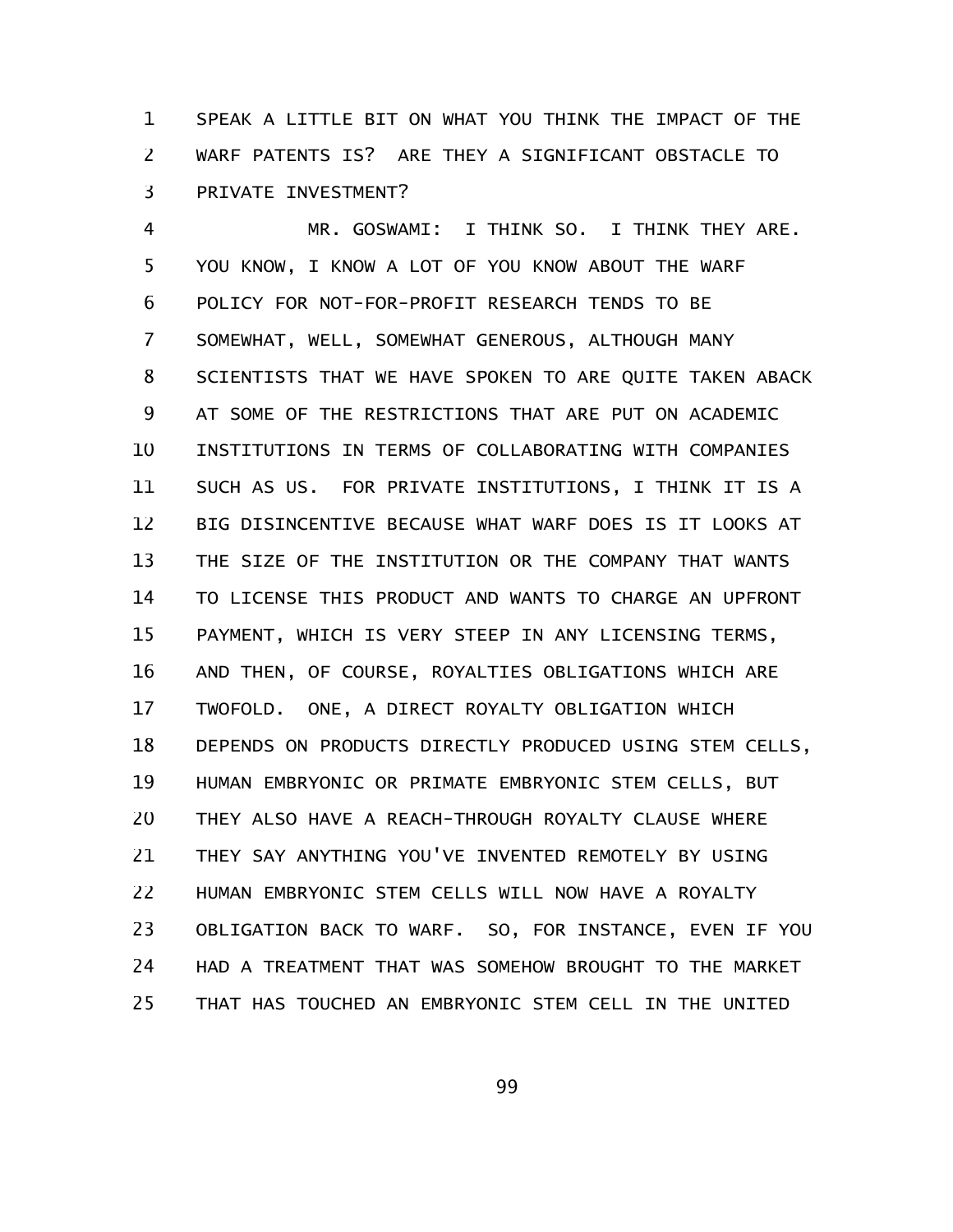SPEAK A LITTLE BIT ON WHAT YOU THINK THE IMPACT OF THE WARF PATENTS IS? ARE THEY A SIGNIFICANT OBSTACLE TO PRIVATE INVESTMENT?

MR. GOSWAMI: I THINK SO. I THINK THEY ARE. YOU KNOW, I KNOW A LOT OF YOU KNOW ABOUT THE WARF POLICY FOR NOT-FOR-PROFIT RESEARCH TENDS TO BE SOMEWHAT, WELL, SOMEWHAT GENEROUS, ALTHOUGH MANY SCIENTISTS THAT WE HAVE SPOKEN TO ARE QUITE TAKEN ABACK AT SOME OF THE RESTRICTIONS THAT ARE PUT ON ACADEMIC INSTITUTIONS IN TERMS OF COLLABORATING WITH COMPANIES SUCH AS US. FOR PRIVATE INSTITUTIONS, I THINK IT IS A BIG DISINCENTIVE BECAUSE WHAT WARF DOES IS IT LOOKS AT THE SIZE OF THE INSTITUTION OR THE COMPANY THAT WANTS TO LICENSE THIS PRODUCT AND WANTS TO CHARGE AN UPFRONT PAYMENT, WHICH IS VERY STEEP IN ANY LICENSING TERMS, AND THEN, OF COURSE, ROYALTIES OBLIGATIONS WHICH ARE TWOFOLD. ONE, A DIRECT ROYALTY OBLIGATION WHICH DEPENDS ON PRODUCTS DIRECTLY PRODUCED USING STEM CELLS, HUMAN EMBRYONIC OR PRIMATE EMBRYONIC STEM CELLS, BUT THEY ALSO HAVE A REACH-THROUGH ROYALTY CLAUSE WHERE THEY SAY ANYTHING YOU'VE INVENTED REMOTELY BY USING HUMAN EMBRYONIC STEM CELLS WILL NOW HAVE A ROYALTY OBLIGATION BACK TO WARF. SO, FOR INSTANCE, EVEN IF YOU HAD A TREATMENT THAT WAS SOMEHOW BROUGHT TO THE MARKET THAT HAS TOUCHED AN EMBRYONIC STEM CELL IN THE UNITED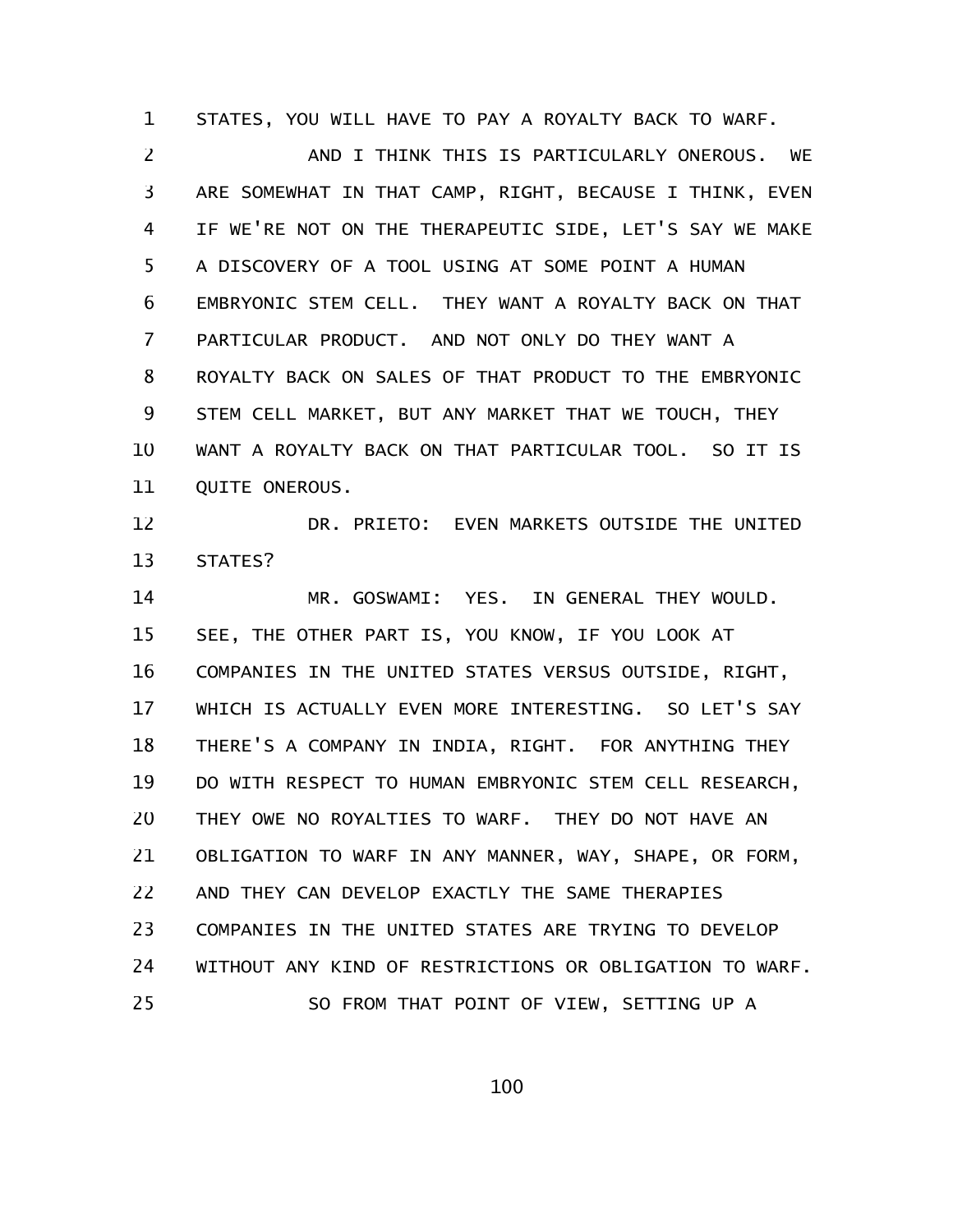STATES, YOU WILL HAVE TO PAY A ROYALTY BACK TO WARF.

AND I THINK THIS IS PARTICULARLY ONEROUS. WE ARE SOMEWHAT IN THAT CAMP, RIGHT, BECAUSE I THINK, EVEN IF WE'RE NOT ON THE THERAPEUTIC SIDE, LET'S SAY WE MAKE A DISCOVERY OF A TOOL USING AT SOME POINT A HUMAN EMBRYONIC STEM CELL. THEY WANT A ROYALTY BACK ON THAT PARTICULAR PRODUCT. AND NOT ONLY DO THEY WANT A ROYALTY BACK ON SALES OF THAT PRODUCT TO THE EMBRYONIC STEM CELL MARKET, BUT ANY MARKET THAT WE TOUCH, THEY WANT A ROYALTY BACK ON THAT PARTICULAR TOOL. SO IT IS QUITE ONEROUS.

DR. PRIETO: EVEN MARKETS OUTSIDE THE UNITED STATES?

MR. GOSWAMI: YES. IN GENERAL THEY WOULD. SEE, THE OTHER PART IS, YOU KNOW, IF YOU LOOK AT COMPANIES IN THE UNITED STATES VERSUS OUTSIDE, RIGHT, WHICH IS ACTUALLY EVEN MORE INTERESTING. SO LET'S SAY THERE'S A COMPANY IN INDIA, RIGHT. FOR ANYTHING THEY DO WITH RESPECT TO HUMAN EMBRYONIC STEM CELL RESEARCH, THEY OWE NO ROYALTIES TO WARF. THEY DO NOT HAVE AN OBLIGATION TO WARF IN ANY MANNER, WAY, SHAPE, OR FORM, AND THEY CAN DEVELOP EXACTLY THE SAME THERAPIES COMPANIES IN THE UNITED STATES ARE TRYING TO DEVELOP WITHOUT ANY KIND OF RESTRICTIONS OR OBLIGATION TO WARF.

SO FROM THAT POINT OF VIEW, SETTING UP A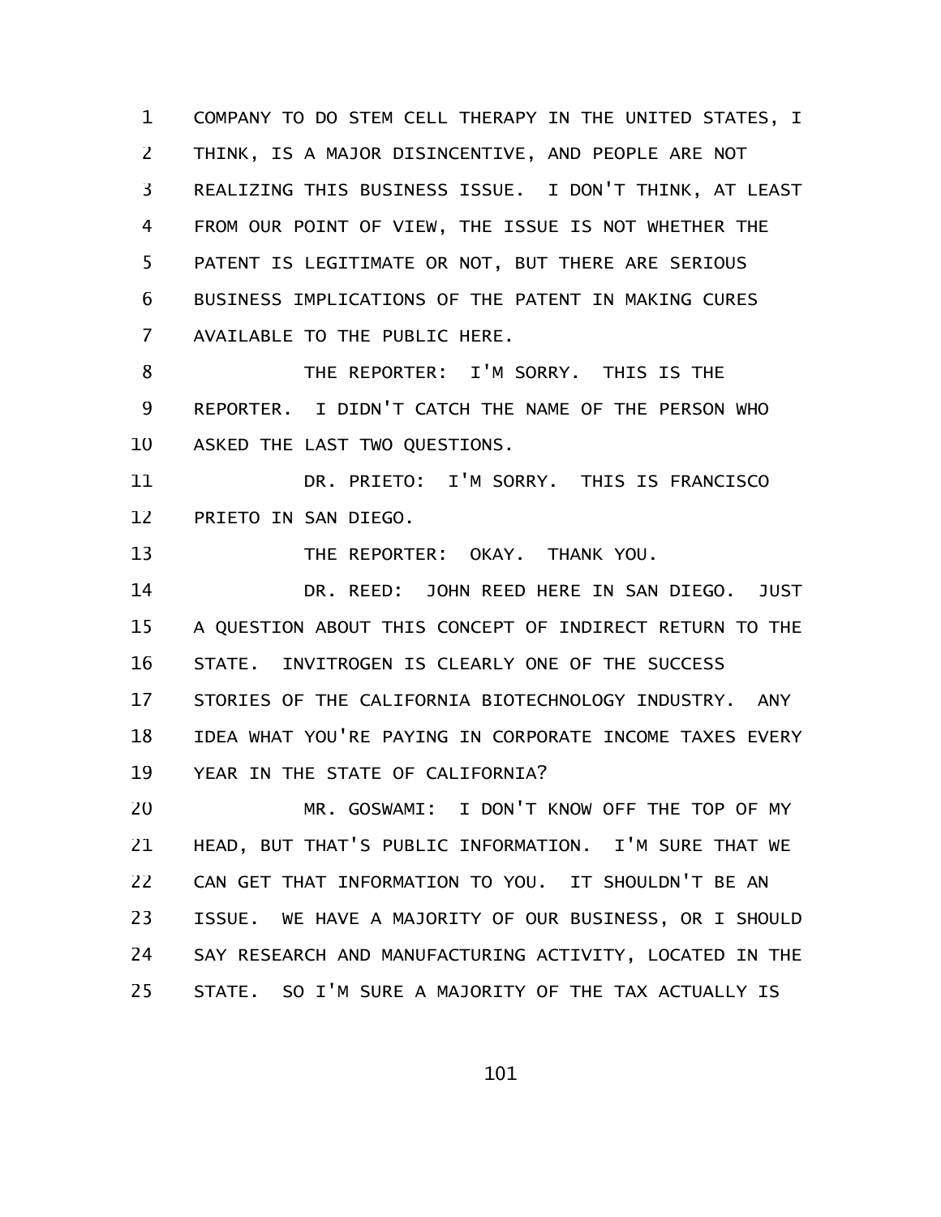COMPANY TO DO STEM CELL THERAPY IN THE UNITED STATES, I THINK, IS A MAJOR DISINCENTIVE, AND PEOPLE ARE NOT REALIZING THIS BUSINESS ISSUE. I DON'T THINK, AT LEAST FROM OUR POINT OF VIEW, THE ISSUE IS NOT WHETHER THE PATENT IS LEGITIMATE OR NOT, BUT THERE ARE SERIOUS BUSINESS IMPLICATIONS OF THE PATENT IN MAKING CURES AVAILABLE TO THE PUBLIC HERE.

THE REPORTER: I'M SORRY. THIS IS THE REPORTER. I DIDN'T CATCH THE NAME OF THE PERSON WHO ASKED THE LAST TWO QUESTIONS.

DR. PRIETO: I'M SORRY. THIS IS FRANCISCO PRIETO IN SAN DIEGO.

THE REPORTER: OKAY. THANK YOU.

DR. REED: JOHN REED HERE IN SAN DIEGO. JUST A QUESTION ABOUT THIS CONCEPT OF INDIRECT RETURN TO THE STATE. INVITROGEN IS CLEARLY ONE OF THE SUCCESS STORIES OF THE CALIFORNIA BIOTECHNOLOGY INDUSTRY. ANY IDEA WHAT YOU'RE PAYING IN CORPORATE INCOME TAXES EVERY YEAR IN THE STATE OF CALIFORNIA?

MR. GOSWAMI: I DON'T KNOW OFF THE TOP OF MY HEAD, BUT THAT'S PUBLIC INFORMATION. I'M SURE THAT WE CAN GET THAT INFORMATION TO YOU. IT SHOULDN'T BE AN ISSUE. WE HAVE A MAJORITY OF OUR BUSINESS, OR I SHOULD SAY RESEARCH AND MANUFACTURING ACTIVITY, LOCATED IN THE STATE. SO I'M SURE A MAJORITY OF THE TAX ACTUALLY IS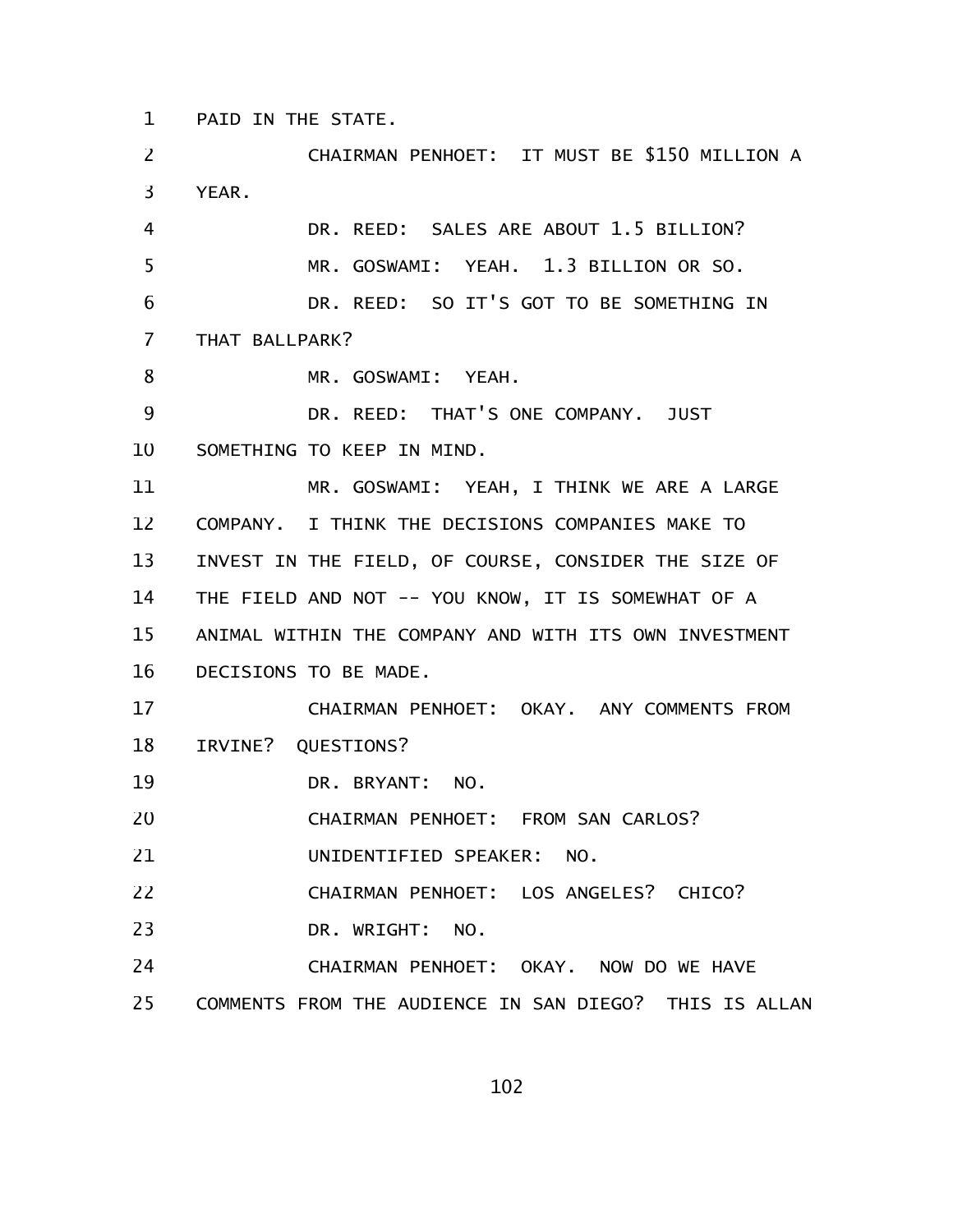PAID IN THE STATE.

CHAIRMAN PENHOET: IT MUST BE $150 MILLION A YEAR.

DR. REED: SALES ARE ABOUT 1.5 BILLION?

MR. GOSWAMI: YEAH. 1.3 BILLION OR SO.

DR. REED: SO IT'S GOT TO BE SOMETHING IN THAT BALLPARK?

MR. GOSWAMI: YEAH.

DR. REED: THAT'S ONE COMPANY. JUST SOMETHING TO KEEP IN MIND.

MR. GOSWAMI: YEAH, I THINK WE ARE A LARGE COMPANY. I THINK THE DECISIONS COMPANIES MAKE TO INVEST IN THE FIELD, OF COURSE, CONSIDER THE SIZE OF THE FIELD AND NOT -- YOU KNOW, IT IS SOMEWHAT OF A ANIMAL WITHIN THE COMPANY AND WITH ITS OWN INVESTMENT DECISIONS TO BE MADE.

CHAIRMAN PENHOET: OKAY. ANY COMMENTS FROM IRVINE? QUESTIONS?

DR. BRYANT: NO.

CHAIRMAN PENHOET: FROM SAN CARLOS?

UNIDENTIFIED SPEAKER: NO.

CHAIRMAN PENHOET: LOS ANGELES? CHICO?

DR. WRIGHT: NO.

CHAIRMAN PENHOET: OKAY. NOW DO WE HAVE COMMENTS FROM THE AUDIENCE IN SAN DIEGO? THIS IS ALLAN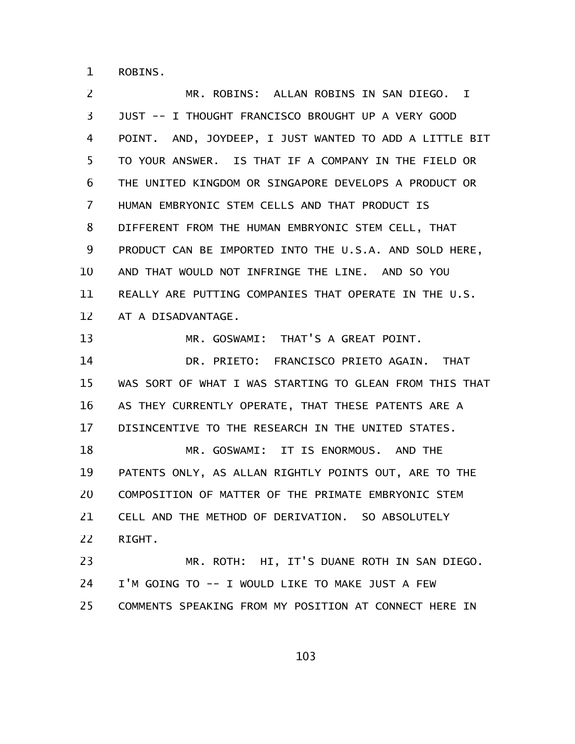ROBINS.

MR. ROBINS: ALLAN ROBINS IN SAN DIEGO. I JUST -- I THOUGHT FRANCISCO BROUGHT UP A VERY GOOD POINT. AND, JOYDEEP, I JUST WANTED TO ADD A LITTLE BIT TO YOUR ANSWER. IS THAT IF A COMPANY IN THE FIELD OR THE UNITED KINGDOM OR SINGAPORE DEVELOPS A PRODUCT OR HUMAN EMBRYONIC STEM CELLS AND THAT PRODUCT IS DIFFERENT FROM THE HUMAN EMBRYONIC STEM CELL, THAT PRODUCT CAN BE IMPORTED INTO THE U.S.A. AND SOLD HERE, AND THAT WOULD NOT INFRINGE THE LINE. AND SO YOU REALLY ARE PUTTING COMPANIES THAT OPERATE IN THE U.S. AT A DISADVANTAGE.

MR. GOSWAMI: THAT'S A GREAT POINT.

DR. PRIETO: FRANCISCO PRIETO AGAIN. THAT WAS SORT OF WHAT I WAS STARTING TO GLEAN FROM THIS THAT AS THEY CURRENTLY OPERATE, THAT THESE PATENTS ARE A DISINCENTIVE TO THE RESEARCH IN THE UNITED STATES.

MR. GOSWAMI: IT IS ENORMOUS. AND THE PATENTS ONLY, AS ALLAN RIGHTLY POINTS OUT, ARE TO THE COMPOSITION OF MATTER OF THE PRIMATE EMBRYONIC STEM CELL AND THE METHOD OF DERIVATION. SO ABSOLUTELY RIGHT.

MR. ROTH: HI, IT'S DUANE ROTH IN SAN DIEGO. I'M GOING TO -- I WOULD LIKE TO MAKE JUST A FEW COMMENTS SPEAKING FROM MY POSITION AT CONNECT HERE IN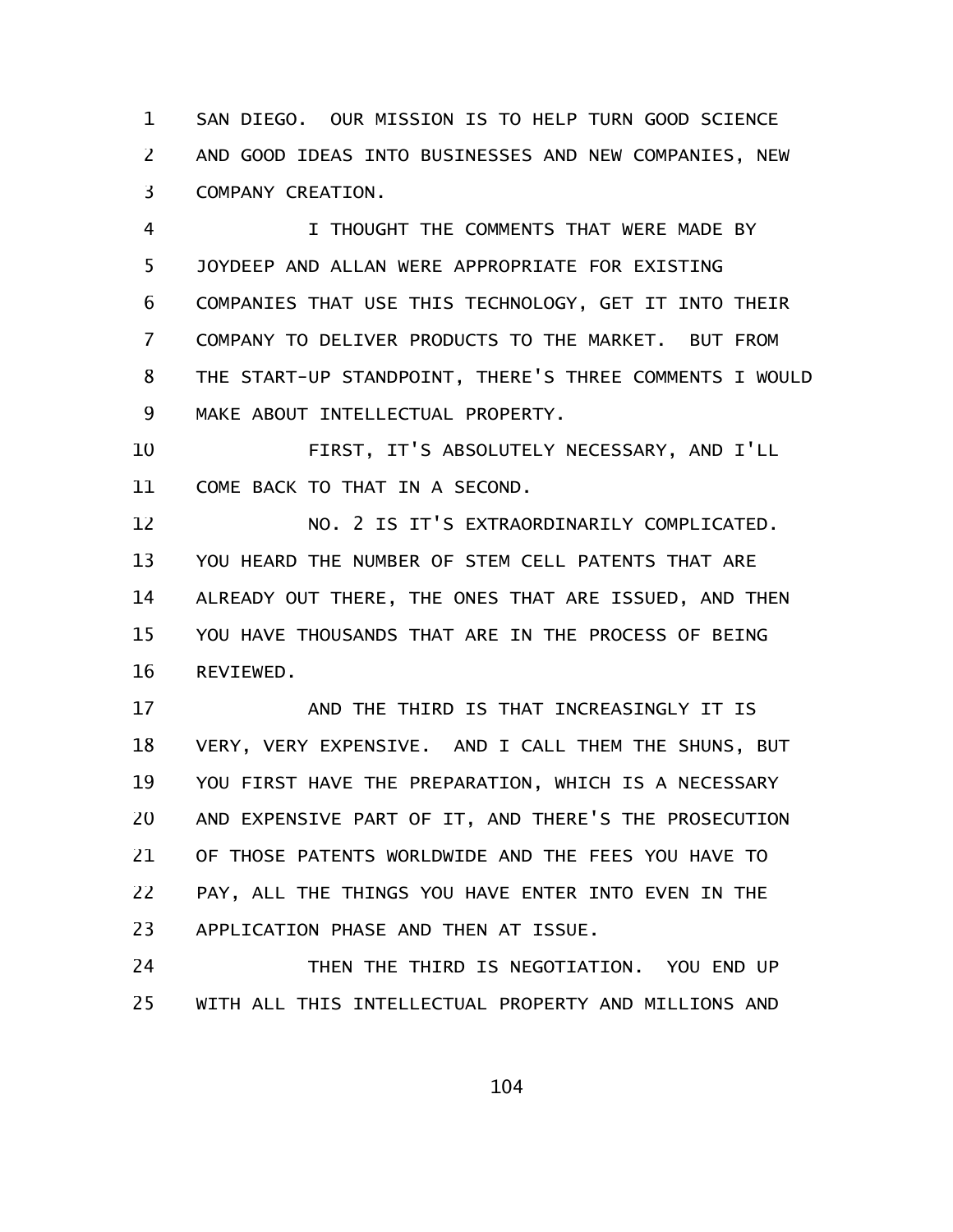SAN DIEGO. OUR MISSION IS TO HELP TURN GOOD SCIENCE AND GOOD IDEAS INTO BUSINESSES AND NEW COMPANIES, NEW COMPANY CREATION.

I THOUGHT THE COMMENTS THAT WERE MADE BY JOYDEEP AND ALLAN WERE APPROPRIATE FOR EXISTING COMPANIES THAT USE THIS TECHNOLOGY, GET IT INTO THEIR COMPANY TO DELIVER PRODUCTS TO THE MARKET. BUT FROM THE START-UP STANDPOINT, THERE'S THREE COMMENTS I WOULD MAKE ABOUT INTELLECTUAL PROPERTY.

FIRST, IT'S ABSOLUTELY NECESSARY, AND I'LL COME BACK TO THAT IN A SECOND.

NO. 2 IS IT'S EXTRAORDINARILY COMPLICATED. YOU HEARD THE NUMBER OF STEM CELL PATENTS THAT ARE ALREADY OUT THERE, THE ONES THAT ARE ISSUED, AND THEN YOU HAVE THOUSANDS THAT ARE IN THE PROCESS OF BEING REVIEWED.

AND THE THIRD IS THAT INCREASINGLY IT IS VERY, VERY EXPENSIVE. AND I CALL THEM THE SHUNS, BUT YOU FIRST HAVE THE PREPARATION, WHICH IS A NECESSARY AND EXPENSIVE PART OF IT, AND THERE'S THE PROSECUTION OF THOSE PATENTS WORLDWIDE AND THE FEES YOU HAVE TO PAY, ALL THE THINGS YOU HAVE ENTER INTO EVEN IN THE APPLICATION PHASE AND THEN AT ISSUE.

THEN THE THIRD IS NEGOTIATION. YOU END UP WITH ALL THIS INTELLECTUAL PROPERTY AND MILLIONS AND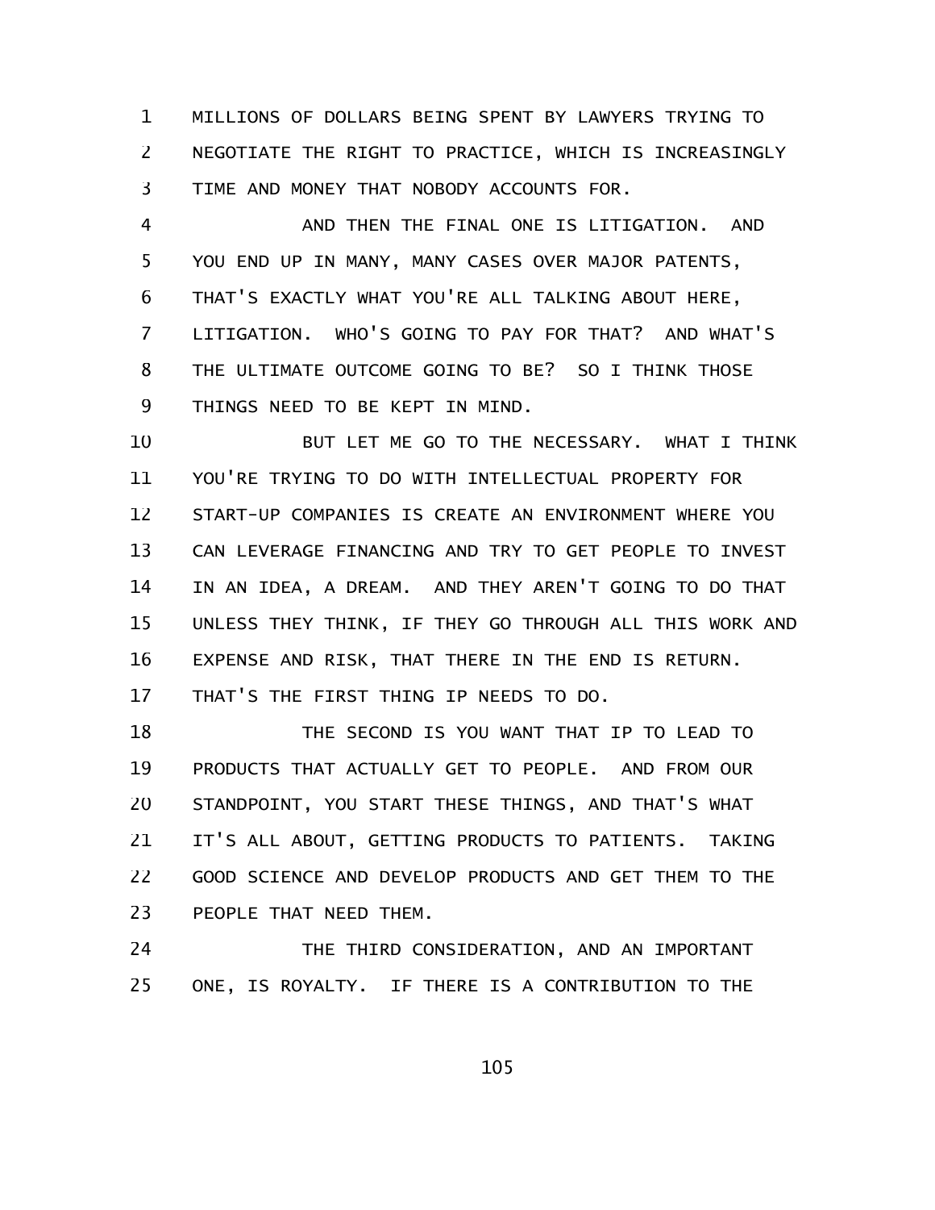MILLIONS OF DOLLARS BEING SPENT BY LAWYERS TRYING TO NEGOTIATE THE RIGHT TO PRACTICE, WHICH IS INCREASINGLY TIME AND MONEY THAT NOBODY ACCOUNTS FOR.

AND THEN THE FINAL ONE IS LITIGATION. AND YOU END UP IN MANY, MANY CASES OVER MAJOR PATENTS, THAT'S EXACTLY WHAT YOU'RE ALL TALKING ABOUT HERE, LITIGATION. WHO'S GOING TO PAY FOR THAT? AND WHAT'S THE ULTIMATE OUTCOME GOING TO BE? SO I THINK THOSE THINGS NEED TO BE KEPT IN MIND.

BUT LET ME GO TO THE NECESSARY. WHAT I THINK YOU'RE TRYING TO DO WITH INTELLECTUAL PROPERTY FOR START-UP COMPANIES IS CREATE AN ENVIRONMENT WHERE YOU CAN LEVERAGE FINANCING AND TRY TO GET PEOPLE TO INVEST IN AN IDEA, A DREAM. AND THEY AREN'T GOING TO DO THAT UNLESS THEY THINK, IF THEY GO THROUGH ALL THIS WORK AND EXPENSE AND RISK, THAT THERE IN THE END IS RETURN. THAT'S THE FIRST THING IP NEEDS TO DO.

THE SECOND IS YOU WANT THAT IP TO LEAD TO PRODUCTS THAT ACTUALLY GET TO PEOPLE. AND FROM OUR STANDPOINT, YOU START THESE THINGS, AND THAT'S WHAT IT'S ALL ABOUT, GETTING PRODUCTS TO PATIENTS. TAKING GOOD SCIENCE AND DEVELOP PRODUCTS AND GET THEM TO THE PEOPLE THAT NEED THEM.

THE THIRD CONSIDERATION, AND AN IMPORTANT ONE, IS ROYALTY. IF THERE IS A CONTRIBUTION TO THE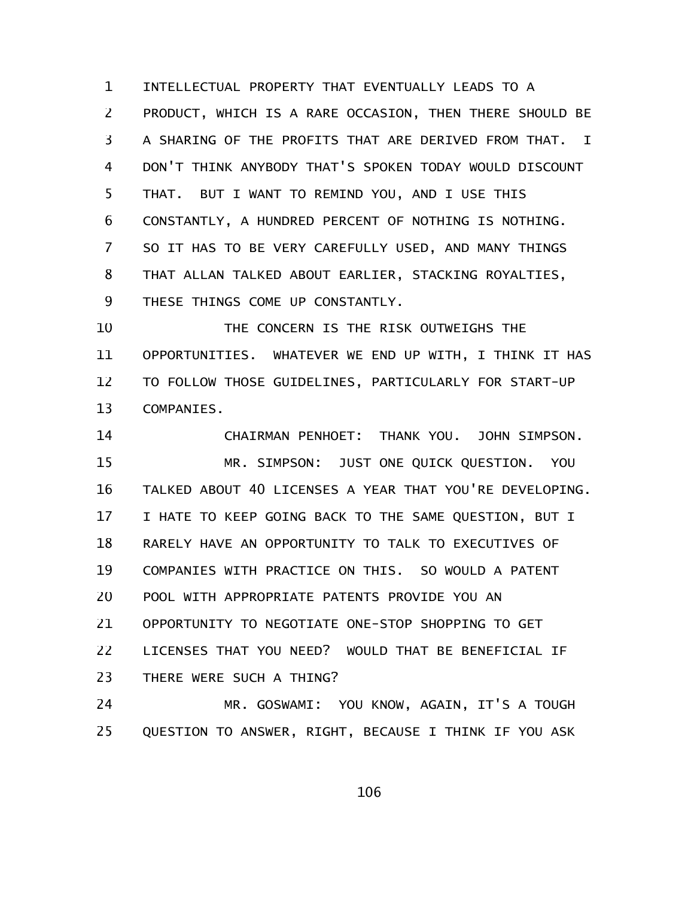INTELLECTUAL PROPERTY THAT EVENTUALLY LEADS TO A PRODUCT, WHICH IS A RARE OCCASION, THEN THERE SHOULD BE A SHARING OF THE PROFITS THAT ARE DERIVED FROM THAT. I DON'T THINK ANYBODY THAT'S SPOKEN TODAY WOULD DISCOUNT THAT. BUT I WANT TO REMIND YOU, AND I USE THIS CONSTANTLY, A HUNDRED PERCENT OF NOTHING IS NOTHING. SO IT HAS TO BE VERY CAREFULLY USED, AND MANY THINGS THAT ALLAN TALKED ABOUT EARLIER, STACKING ROYALTIES, THESE THINGS COME UP CONSTANTLY.

THE CONCERN IS THE RISK OUTWEIGHS THE OPPORTUNITIES. WHATEVER WE END UP WITH, I THINK IT HAS TO FOLLOW THOSE GUIDELINES, PARTICULARLY FOR START-UP COMPANIES.

CHAIRMAN PENHOET: THANK YOU. JOHN SIMPSON.

MR. SIMPSON: JUST ONE QUICK QUESTION. YOU TALKED ABOUT 40 LICENSES A YEAR THAT YOU'RE DEVELOPING. I HATE TO KEEP GOING BACK TO THE SAME QUESTION, BUT I RARELY HAVE AN OPPORTUNITY TO TALK TO EXECUTIVES OF COMPANIES WITH PRACTICE ON THIS. SO WOULD A PATENT POOL WITH APPROPRIATE PATENTS PROVIDE YOU AN OPPORTUNITY TO NEGOTIATE ONE-STOP SHOPPING TO GET LICENSES THAT YOU NEED? WOULD THAT BE BENEFICIAL IF THERE WERE SUCH A THING?

MR. GOSWAMI: YOU KNOW, AGAIN, IT'S A TOUGH QUESTION TO ANSWER, RIGHT, BECAUSE I THINK IF YOU ASK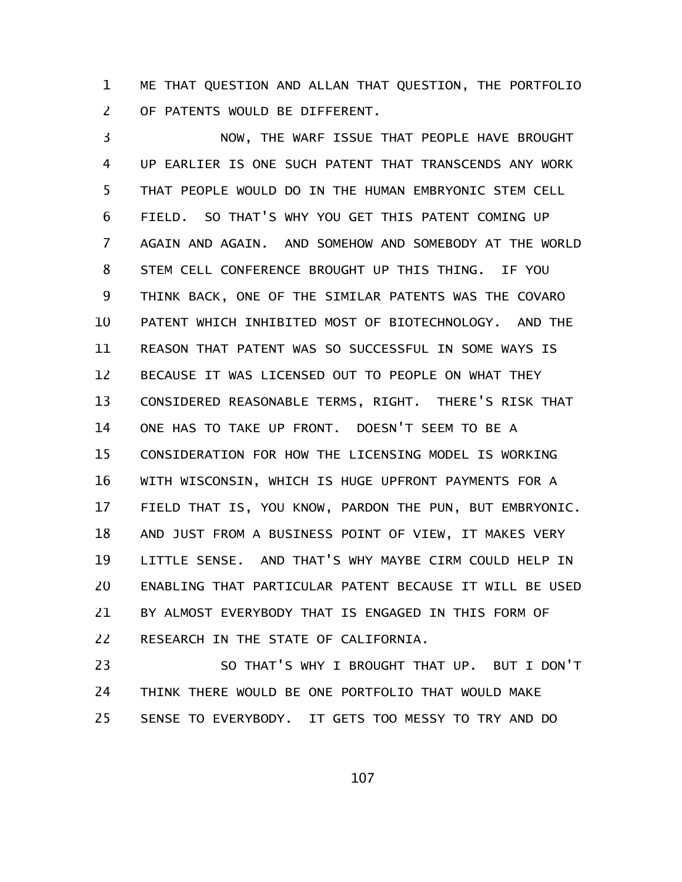ME THAT QUESTION AND ALLAN THAT QUESTION, THE PORTFOLIO OF PATENTS WOULD BE DIFFERENT.

NOW, THE WARF ISSUE THAT PEOPLE HAVE BROUGHT UP EARLIER IS ONE SUCH PATENT THAT TRANSCENDS ANY WORK THAT PEOPLE WOULD DO IN THE HUMAN EMBRYONIC STEM CELL FIELD. SO THAT'S WHY YOU GET THIS PATENT COMING UP AGAIN AND AGAIN. AND SOMEHOW AND SOMEBODY AT THE WORLD STEM CELL CONFERENCE BROUGHT UP THIS THING. IF YOU THINK BACK, ONE OF THE SIMILAR PATENTS WAS THE COVARO PATENT WHICH INHIBITED MOST OF BIOTECHNOLOGY. AND THE REASON THAT PATENT WAS SO SUCCESSFUL IN SOME WAYS IS BECAUSE IT WAS LICENSED OUT TO PEOPLE ON WHAT THEY CONSIDERED REASONABLE TERMS, RIGHT. THERE'S RISK THAT ONE HAS TO TAKE UP FRONT. DOESN'T SEEM TO BE A CONSIDERATION FOR HOW THE LICENSING MODEL IS WORKING WITH WISCONSIN, WHICH IS HUGE UPFRONT PAYMENTS FOR A FIELD THAT IS, YOU KNOW, PARDON THE PUN, BUT EMBRYONIC. AND JUST FROM A BUSINESS POINT OF VIEW, IT MAKES VERY LITTLE SENSE. AND THAT'S WHY MAYBE CIRM COULD HELP IN ENABLING THAT PARTICULAR PATENT BECAUSE IT WILL BE USED BY ALMOST EVERYBODY THAT IS ENGAGED IN THIS FORM OF RESEARCH IN THE STATE OF CALIFORNIA.

SO THAT'S WHY I BROUGHT THAT UP. BUT I DON'T THINK THERE WOULD BE ONE PORTFOLIO THAT WOULD MAKE SENSE TO EVERYBODY. IT GETS TOO MESSY TO TRY AND DO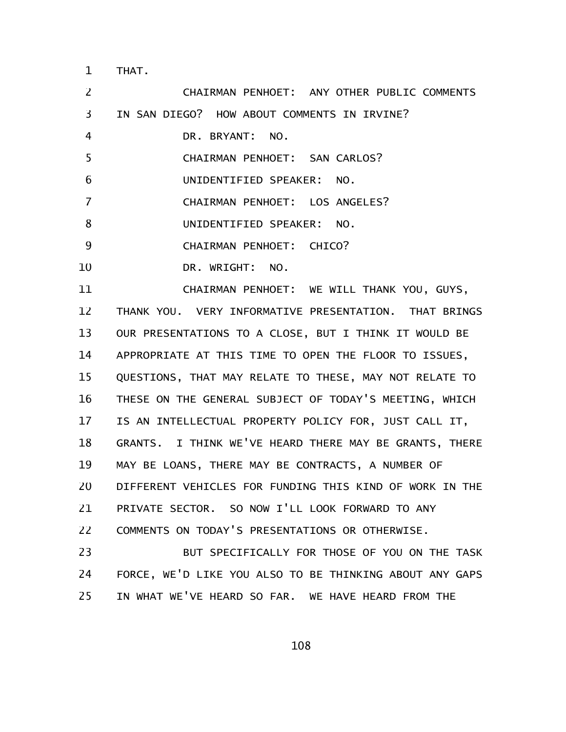THAT.

CHAIRMAN PENHOET: ANY OTHER PUBLIC COMMENTS IN SAN DIEGO? HOW ABOUT COMMENTS IN IRVINE?

DR. BRYANT: NO.

CHAIRMAN PENHOET: SAN CARLOS?

UNIDENTIFIED SPEAKER: NO.

CHAIRMAN PENHOET: LOS ANGELES?

UNIDENTIFIED SPEAKER: NO.

CHAIRMAN PENHOET: CHICO?

DR. WRIGHT: NO.

CHAIRMAN PENHOET: WE WILL THANK YOU, GUYS, THANK YOU. VERY INFORMATIVE PRESENTATION. THAT BRINGS OUR PRESENTATIONS TO A CLOSE, BUT I THINK IT WOULD BE APPROPRIATE AT THIS TIME TO OPEN THE FLOOR TO ISSUES, QUESTIONS, THAT MAY RELATE TO THESE, MAY NOT RELATE TO THESE ON THE GENERAL SUBJECT OF TODAY'S MEETING, WHICH IS AN INTELLECTUAL PROPERTY POLICY FOR, JUST CALL IT, GRANTS. I THINK WE'VE HEARD THERE MAY BE GRANTS, THERE MAY BE LOANS, THERE MAY BE CONTRACTS, A NUMBER OF DIFFERENT VEHICLES FOR FUNDING THIS KIND OF WORK IN THE PRIVATE SECTOR. SO NOW I'LL LOOK FORWARD TO ANY COMMENTS ON TODAY'S PRESENTATIONS OR OTHERWISE.

BUT SPECIFICALLY FOR THOSE OF YOU ON THE TASK FORCE, WE'D LIKE YOU ALSO TO BE THINKING ABOUT ANY GAPS IN WHAT WE'VE HEARD SO FAR. WE HAVE HEARD FROM THE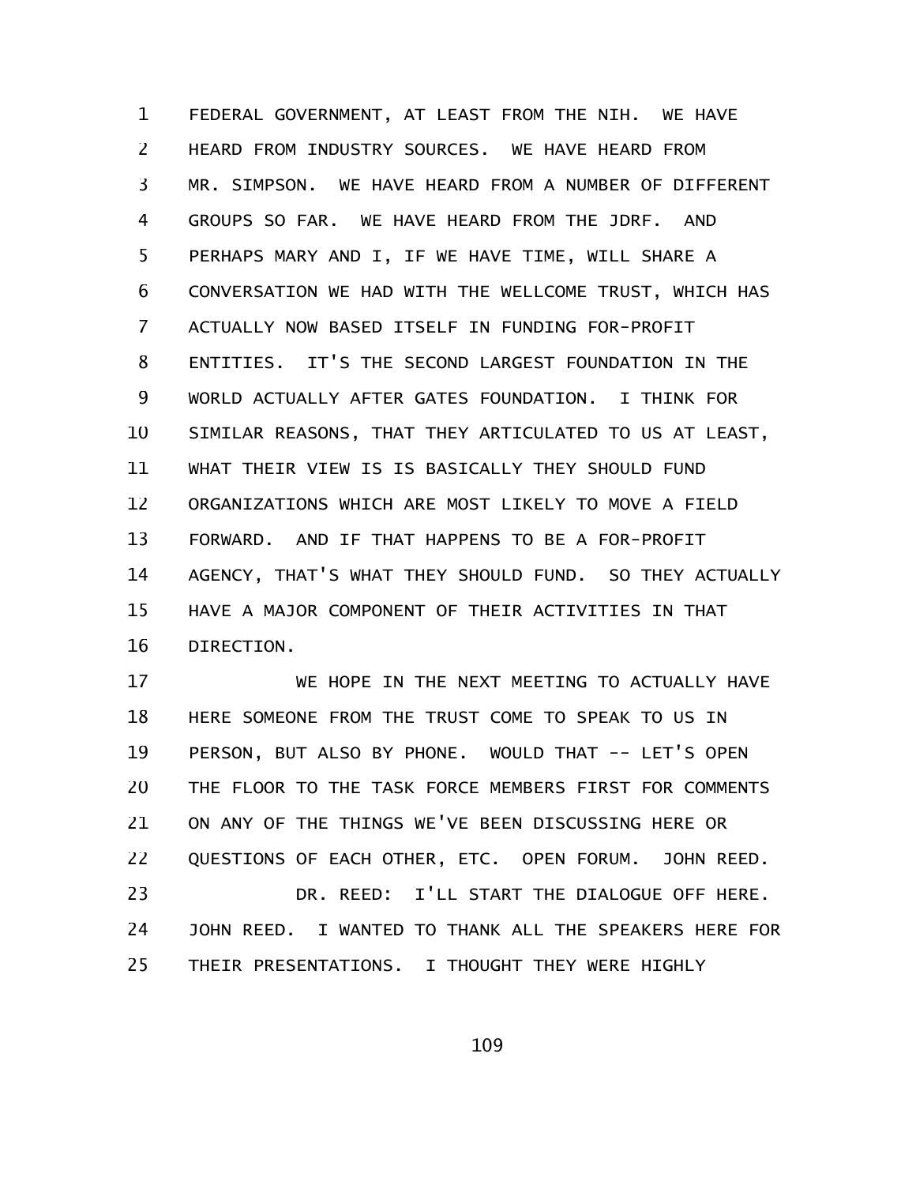FEDERAL GOVERNMENT, AT LEAST FROM THE NIH. WE HAVE HEARD FROM INDUSTRY SOURCES. WE HAVE HEARD FROM MR. SIMPSON. WE HAVE HEARD FROM A NUMBER OF DIFFERENT GROUPS SO FAR. WE HAVE HEARD FROM THE JDRF. AND PERHAPS MARY AND I, IF WE HAVE TIME, WILL SHARE A CONVERSATION WE HAD WITH THE WELLCOME TRUST, WHICH HAS ACTUALLY NOW BASED ITSELF IN FUNDING FOR-PROFIT ENTITIES. IT'S THE SECOND LARGEST FOUNDATION IN THE WORLD ACTUALLY AFTER GATES FOUNDATION. I THINK FOR SIMILAR REASONS, THAT THEY ARTICULATED TO US AT LEAST, WHAT THEIR VIEW IS IS BASICALLY THEY SHOULD FUND ORGANIZATIONS WHICH ARE MOST LIKELY TO MOVE A FIELD FORWARD. AND IF THAT HAPPENS TO BE A FOR-PROFIT AGENCY, THAT'S WHAT THEY SHOULD FUND. SO THEY ACTUALLY HAVE A MAJOR COMPONENT OF THEIR ACTIVITIES IN THAT DIRECTION.

WE HOPE IN THE NEXT MEETING TO ACTUALLY HAVE HERE SOMEONE FROM THE TRUST COME TO SPEAK TO US IN PERSON, BUT ALSO BY PHONE. WOULD THAT -- LET'S OPEN THE FLOOR TO THE TASK FORCE MEMBERS FIRST FOR COMMENTS ON ANY OF THE THINGS WE'VE BEEN DISCUSSING HERE OR QUESTIONS OF EACH OTHER, ETC. OPEN FORUM. JOHN REED.

DR. REED: I'LL START THE DIALOGUE OFF HERE. JOHN REED. I WANTED TO THANK ALL THE SPEAKERS HERE FOR THEIR PRESENTATIONS. I THOUGHT THEY WERE HIGHLY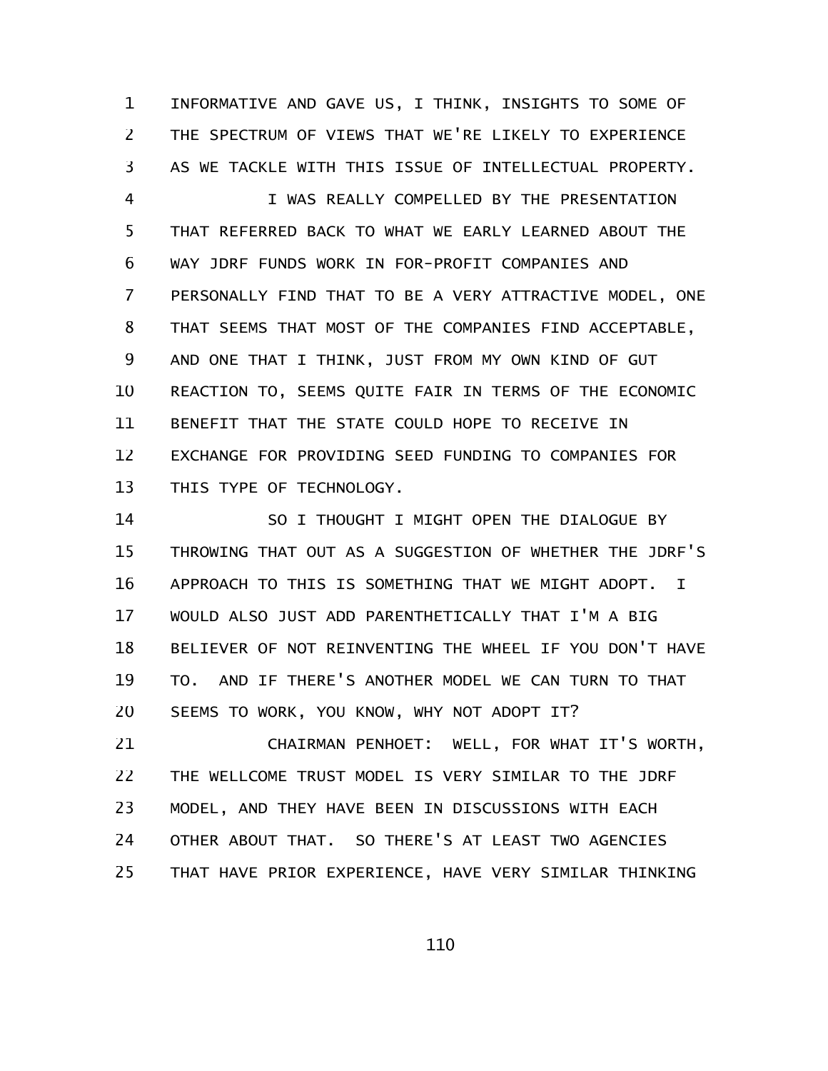INFORMATIVE AND GAVE US, I THINK, INSIGHTS TO SOME OF THE SPECTRUM OF VIEWS THAT WE'RE LIKELY TO EXPERIENCE AS WE TACKLE WITH THIS ISSUE OF INTELLECTUAL PROPERTY.

I WAS REALLY COMPELLED BY THE PRESENTATION THAT REFERRED BACK TO WHAT WE EARLY LEARNED ABOUT THE WAY JDRF FUNDS WORK IN FOR-PROFIT COMPANIES AND PERSONALLY FIND THAT TO BE A VERY ATTRACTIVE MODEL, ONE THAT SEEMS THAT MOST OF THE COMPANIES FIND ACCEPTABLE, AND ONE THAT I THINK, JUST FROM MY OWN KIND OF GUT REACTION TO, SEEMS QUITE FAIR IN TERMS OF THE ECONOMIC BENEFIT THAT THE STATE COULD HOPE TO RECEIVE IN EXCHANGE FOR PROVIDING SEED FUNDING TO COMPANIES FOR THIS TYPE OF TECHNOLOGY.

SO I THOUGHT I MIGHT OPEN THE DIALOGUE BY THROWING THAT OUT AS A SUGGESTION OF WHETHER THE JDRF'S APPROACH TO THIS IS SOMETHING THAT WE MIGHT ADOPT. I WOULD ALSO JUST ADD PARENTHETICALLY THAT I'M A BIG BELIEVER OF NOT REINVENTING THE WHEEL IF YOU DON'T HAVE TO. AND IF THERE'S ANOTHER MODEL WE CAN TURN TO THAT SEEMS TO WORK, YOU KNOW, WHY NOT ADOPT IT?

CHAIRMAN PENHOET: WELL, FOR WHAT IT'S WORTH, THE WELLCOME TRUST MODEL IS VERY SIMILAR TO THE JDRF MODEL, AND THEY HAVE BEEN IN DISCUSSIONS WITH EACH OTHER ABOUT THAT. SO THERE'S AT LEAST TWO AGENCIES THAT HAVE PRIOR EXPERIENCE, HAVE VERY SIMILAR THINKING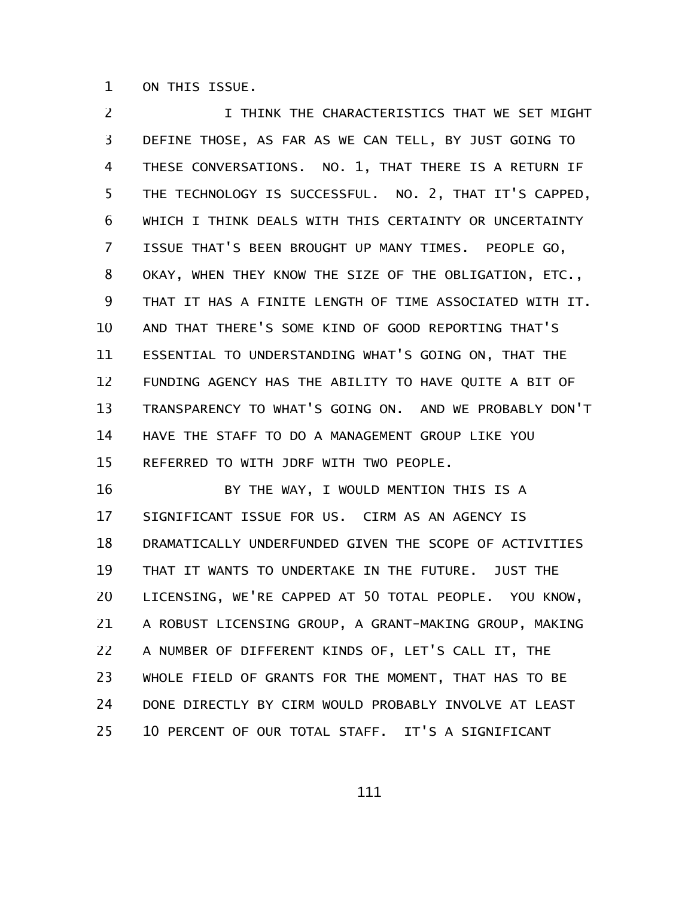ON THIS ISSUE.

I THINK THE CHARACTERISTICS THAT WE SET MIGHT DEFINE THOSE, AS FAR AS WE CAN TELL, BY JUST GOING TO THESE CONVERSATIONS. NO. 1, THAT THERE IS A RETURN IF THE TECHNOLOGY IS SUCCESSFUL. NO. 2, THAT IT'S CAPPED, WHICH I THINK DEALS WITH THIS CERTAINTY OR UNCERTAINTY ISSUE THAT'S BEEN BROUGHT UP MANY TIMES. PEOPLE GO, OKAY, WHEN THEY KNOW THE SIZE OF THE OBLIGATION, ETC., THAT IT HAS A FINITE LENGTH OF TIME ASSOCIATED WITH IT. AND THAT THERE'S SOME KIND OF GOOD REPORTING THAT'S ESSENTIAL TO UNDERSTANDING WHAT'S GOING ON, THAT THE FUNDING AGENCY HAS THE ABILITY TO HAVE QUITE A BIT OF TRANSPARENCY TO WHAT'S GOING ON. AND WE PROBABLY DON'T HAVE THE STAFF TO DO A MANAGEMENT GROUP LIKE YOU REFERRED TO WITH JDRF WITH TWO PEOPLE.

BY THE WAY, I WOULD MENTION THIS IS A SIGNIFICANT ISSUE FOR US. CIRM AS AN AGENCY IS DRAMATICALLY UNDERFUNDED GIVEN THE SCOPE OF ACTIVITIES THAT IT WANTS TO UNDERTAKE IN THE FUTURE. JUST THE LICENSING, WE'RE CAPPED AT 50 TOTAL PEOPLE. YOU KNOW, A ROBUST LICENSING GROUP, A GRANT-MAKING GROUP, MAKING A NUMBER OF DIFFERENT KINDS OF, LET'S CALL IT, THE WHOLE FIELD OF GRANTS FOR THE MOMENT, THAT HAS TO BE DONE DIRECTLY BY CIRM WOULD PROBABLY INVOLVE AT LEAST 10 PERCENT OF OUR TOTAL STAFF. IT'S A SIGNIFICANT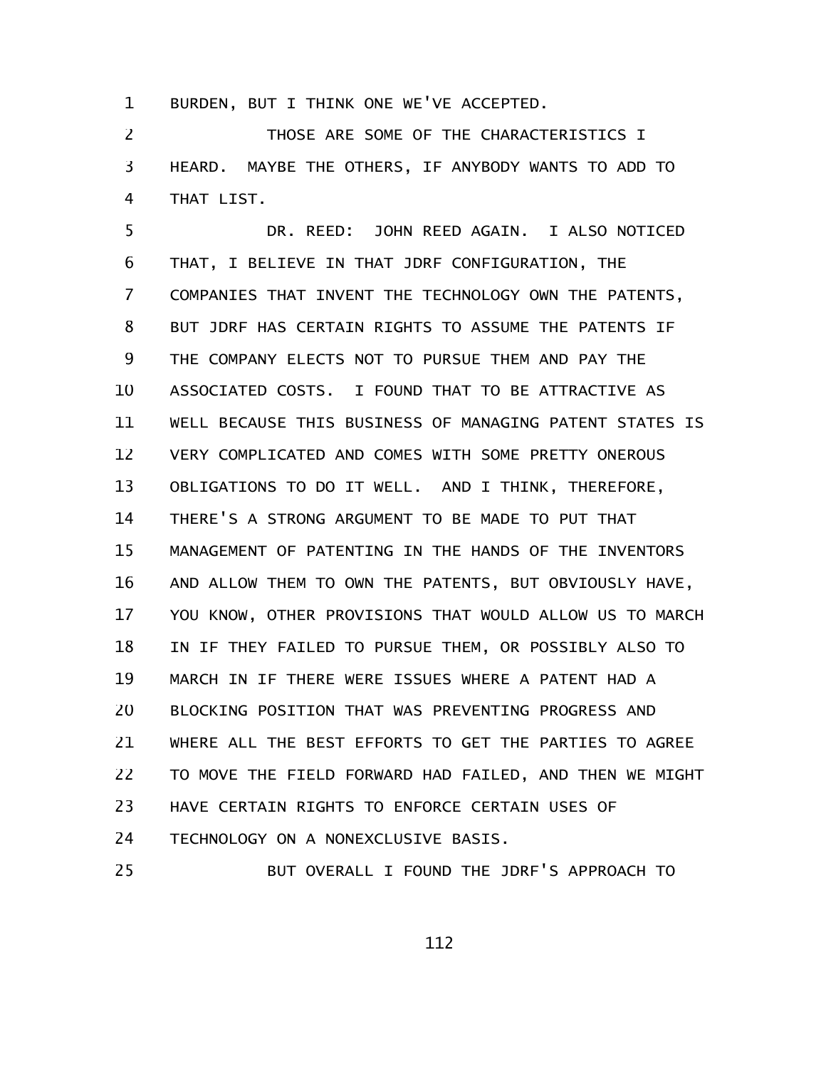BURDEN, BUT I THINK ONE WE'VE ACCEPTED.

THOSE ARE SOME OF THE CHARACTERISTICS I HEARD. MAYBE THE OTHERS, IF ANYBODY WANTS TO ADD TO THAT LIST.

DR. REED: JOHN REED AGAIN. I ALSO NOTICED THAT, I BELIEVE IN THAT JDRF CONFIGURATION, THE COMPANIES THAT INVENT THE TECHNOLOGY OWN THE PATENTS, BUT JDRF HAS CERTAIN RIGHTS TO ASSUME THE PATENTS IF THE COMPANY ELECTS NOT TO PURSUE THEM AND PAY THE ASSOCIATED COSTS. I FOUND THAT TO BE ATTRACTIVE AS WELL BECAUSE THIS BUSINESS OF MANAGING PATENT STATES IS VERY COMPLICATED AND COMES WITH SOME PRETTY ONEROUS OBLIGATIONS TO DO IT WELL. AND I THINK, THEREFORE, THERE'S A STRONG ARGUMENT TO BE MADE TO PUT THAT MANAGEMENT OF PATENTING IN THE HANDS OF THE INVENTORS AND ALLOW THEM TO OWN THE PATENTS, BUT OBVIOUSLY HAVE, YOU KNOW, OTHER PROVISIONS THAT WOULD ALLOW US TO MARCH IN IF THEY FAILED TO PURSUE THEM, OR POSSIBLY ALSO TO MARCH IN IF THERE WERE ISSUES WHERE A PATENT HAD A BLOCKING POSITION THAT WAS PREVENTING PROGRESS AND WHERE ALL THE BEST EFFORTS TO GET THE PARTIES TO AGREE TO MOVE THE FIELD FORWARD HAD FAILED, AND THEN WE MIGHT HAVE CERTAIN RIGHTS TO ENFORCE CERTAIN USES OF TECHNOLOGY ON A NONEXCLUSIVE BASIS.

BUT OVERALL I FOUND THE JDRF'S APPROACH TO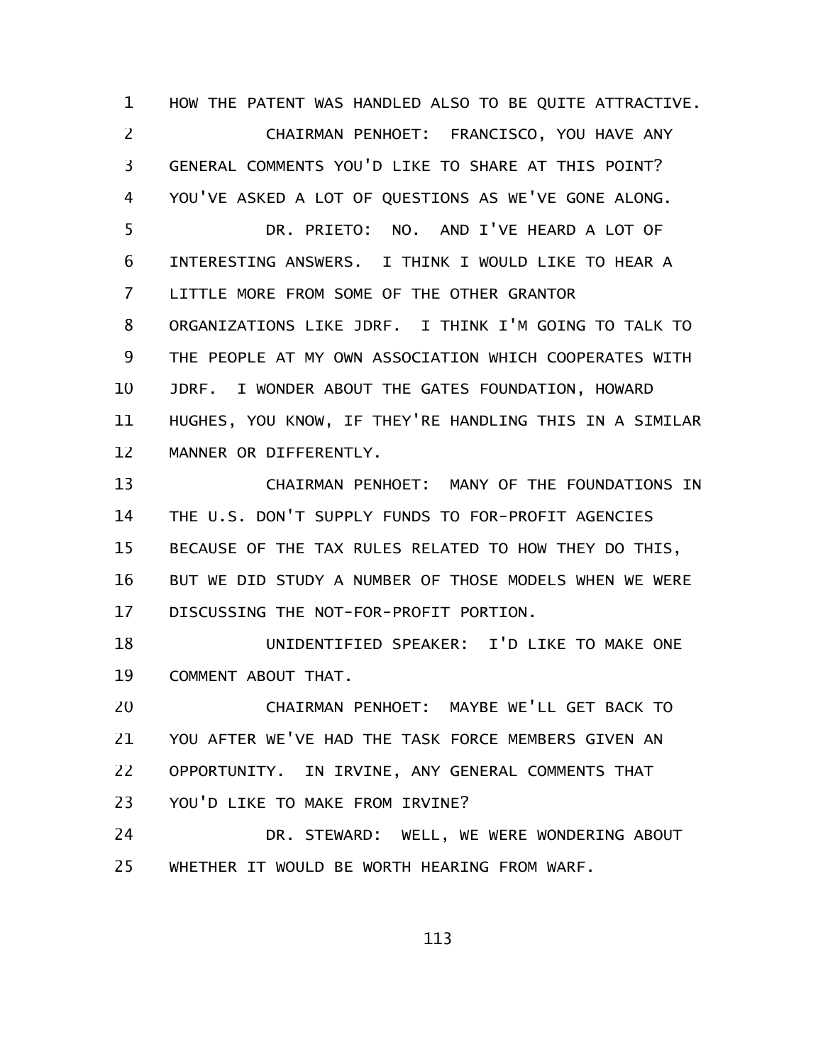HOW THE PATENT WAS HANDLED ALSO TO BE QUITE ATTRACTIVE.

CHAIRMAN PENHOET: FRANCISCO, YOU HAVE ANY GENERAL COMMENTS YOU'D LIKE TO SHARE AT THIS POINT? YOU'VE ASKED A LOT OF QUESTIONS AS WE'VE GONE ALONG.

DR. PRIETO: NO. AND I'VE HEARD A LOT OF INTERESTING ANSWERS. I THINK I WOULD LIKE TO HEAR A LITTLE MORE FROM SOME OF THE OTHER GRANTOR ORGANIZATIONS LIKE JDRF. I THINK I'M GOING TO TALK TO THE PEOPLE AT MY OWN ASSOCIATION WHICH COOPERATES WITH JDRF. I WONDER ABOUT THE GATES FOUNDATION, HOWARD HUGHES, YOU KNOW, IF THEY'RE HANDLING THIS IN A SIMILAR MANNER OR DIFFERENTLY.

CHAIRMAN PENHOET: MANY OF THE FOUNDATIONS IN THE U.S. DON'T SUPPLY FUNDS TO FOR-PROFIT AGENCIES BECAUSE OF THE TAX RULES RELATED TO HOW THEY DO THIS, BUT WE DID STUDY A NUMBER OF THOSE MODELS WHEN WE WERE DISCUSSING THE NOT-FOR-PROFIT PORTION.

UNIDENTIFIED SPEAKER: I'D LIKE TO MAKE ONE COMMENT ABOUT THAT.

CHAIRMAN PENHOET: MAYBE WE'LL GET BACK TO YOU AFTER WE'VE HAD THE TASK FORCE MEMBERS GIVEN AN OPPORTUNITY. IN IRVINE, ANY GENERAL COMMENTS THAT YOU'D LIKE TO MAKE FROM IRVINE?

DR. STEWARD: WELL, WE WERE WONDERING ABOUT WHETHER IT WOULD BE WORTH HEARING FROM WARF.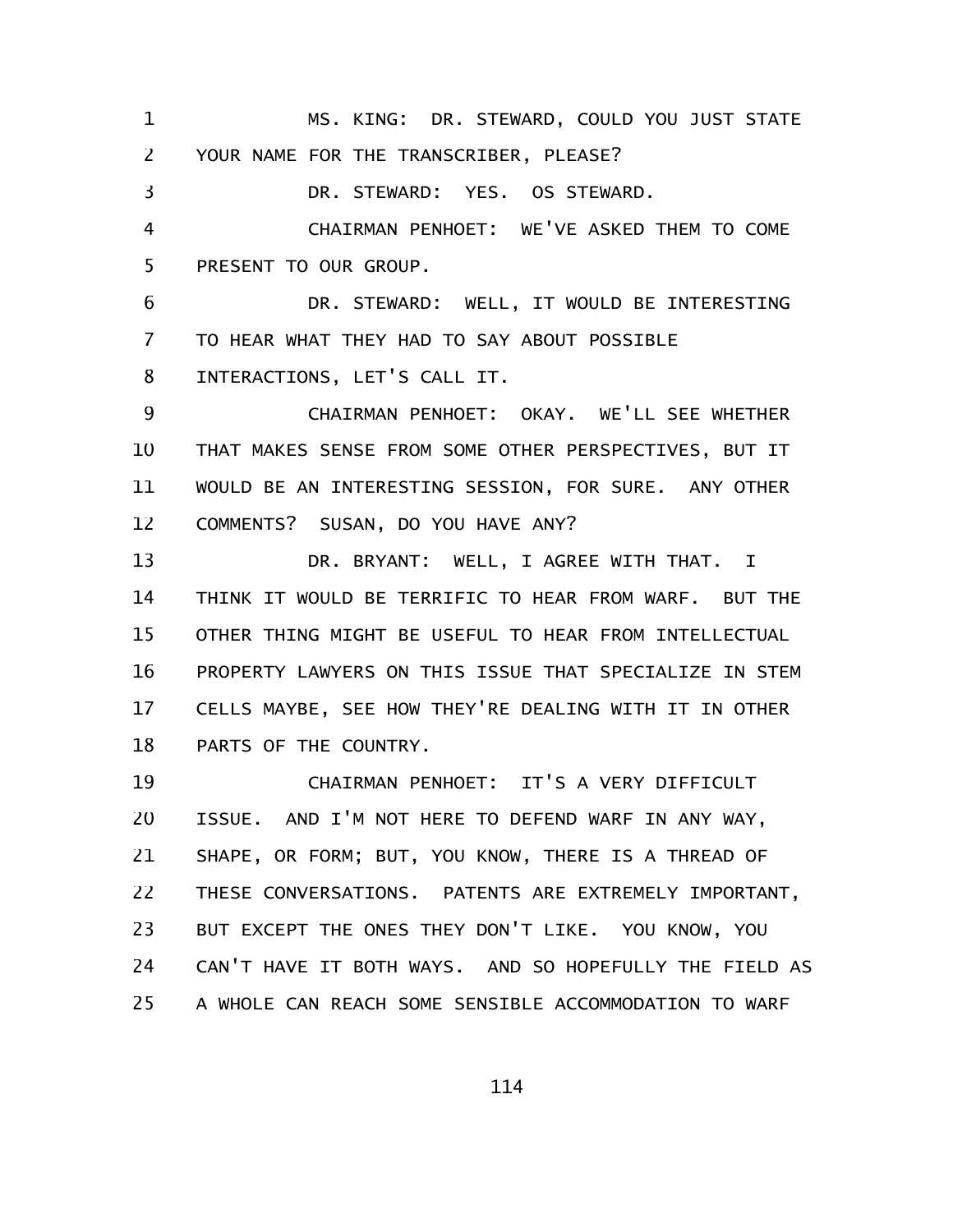MS. KING: DR. STEWARD, COULD YOU JUST STATE YOUR NAME FOR THE TRANSCRIBER, PLEASE?

DR. STEWARD: YES. OS STEWARD.

CHAIRMAN PENHOET: WE'VE ASKED THEM TO COME PRESENT TO OUR GROUP.

DR. STEWARD: WELL, IT WOULD BE INTERESTING TO HEAR WHAT THEY HAD TO SAY ABOUT POSSIBLE INTERACTIONS, LET'S CALL IT.

CHAIRMAN PENHOET: OKAY. WE'LL SEE WHETHER THAT MAKES SENSE FROM SOME OTHER PERSPECTIVES, BUT IT WOULD BE AN INTERESTING SESSION, FOR SURE. ANY OTHER COMMENTS? SUSAN, DO YOU HAVE ANY?

DR. BRYANT: WELL, I AGREE WITH THAT. I THINK IT WOULD BE TERRIFIC TO HEAR FROM WARF. BUT THE OTHER THING MIGHT BE USEFUL TO HEAR FROM INTELLECTUAL PROPERTY LAWYERS ON THIS ISSUE THAT SPECIALIZE IN STEM CELLS MAYBE, SEE HOW THEY'RE DEALING WITH IT IN OTHER PARTS OF THE COUNTRY.

CHAIRMAN PENHOET: IT'S A VERY DIFFICULT ISSUE. AND I'M NOT HERE TO DEFEND WARF IN ANY WAY, SHAPE, OR FORM; BUT, YOU KNOW, THERE IS A THREAD OF THESE CONVERSATIONS. PATENTS ARE EXTREMELY IMPORTANT, BUT EXCEPT THE ONES THEY DON'T LIKE. YOU KNOW, YOU CAN'T HAVE IT BOTH WAYS. AND SO HOPEFULLY THE FIELD AS A WHOLE CAN REACH SOME SENSIBLE ACCOMMODATION TO WARF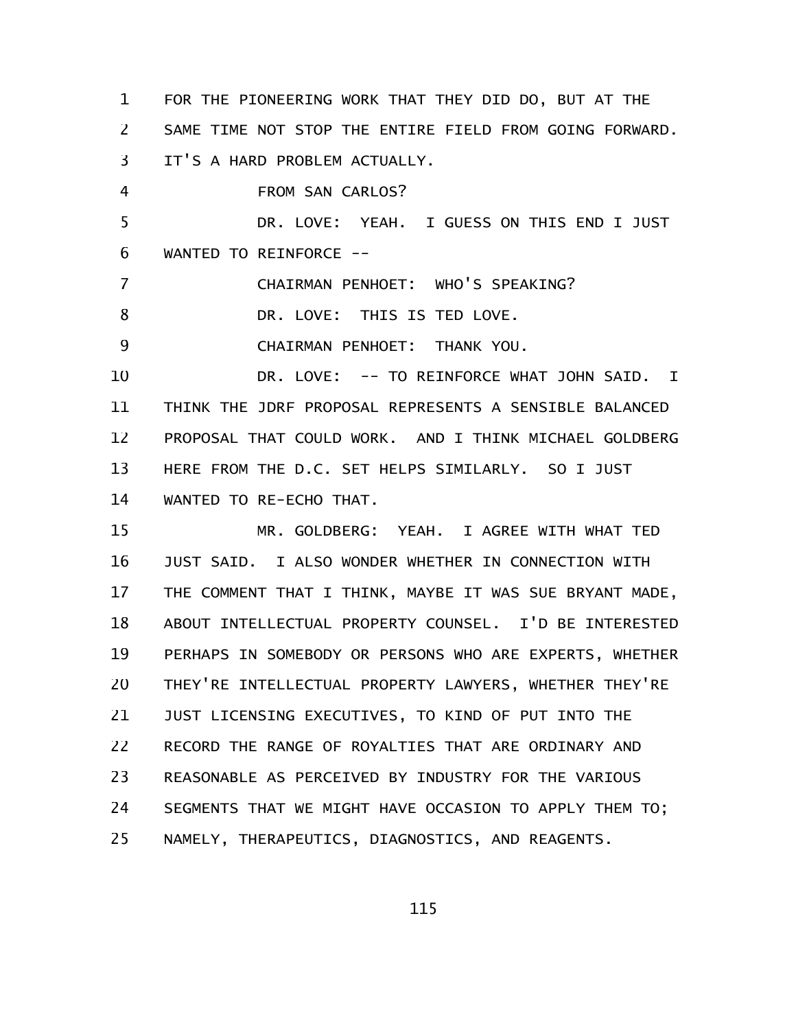FOR THE PIONEERING WORK THAT THEY DID DO, BUT AT THE SAME TIME NOT STOP THE ENTIRE FIELD FROM GOING FORWARD. IT'S A HARD PROBLEM ACTUALLY.

FROM SAN CARLOS?

DR. LOVE: YEAH. I GUESS ON THIS END I JUST WANTED TO REINFORCE --

CHAIRMAN PENHOET: WHO'S SPEAKING?

DR. LOVE: THIS IS TED LOVE.

CHAIRMAN PENHOET: THANK YOU.

DR. LOVE: -- TO REINFORCE WHAT JOHN SAID. I THINK THE JDRF PROPOSAL REPRESENTS A SENSIBLE BALANCED PROPOSAL THAT COULD WORK. AND I THINK MICHAEL GOLDBERG HERE FROM THE D.C. SET HELPS SIMILARLY. SO I JUST WANTED TO RE-ECHO THAT.

MR. GOLDBERG: YEAH. I AGREE WITH WHAT TED JUST SAID. I ALSO WONDER WHETHER IN CONNECTION WITH THE COMMENT THAT I THINK, MAYBE IT WAS SUE BRYANT MADE, ABOUT INTELLECTUAL PROPERTY COUNSEL. I'D BE INTERESTED PERHAPS IN SOMEBODY OR PERSONS WHO ARE EXPERTS, WHETHER THEY'RE INTELLECTUAL PROPERTY LAWYERS, WHETHER THEY'RE JUST LICENSING EXECUTIVES, TO KIND OF PUT INTO THE RECORD THE RANGE OF ROYALTIES THAT ARE ORDINARY AND REASONABLE AS PERCEIVED BY INDUSTRY FOR THE VARIOUS SEGMENTS THAT WE MIGHT HAVE OCCASION TO APPLY THEM TO; NAMELY, THERAPEUTICS, DIAGNOSTICS, AND REAGENTS.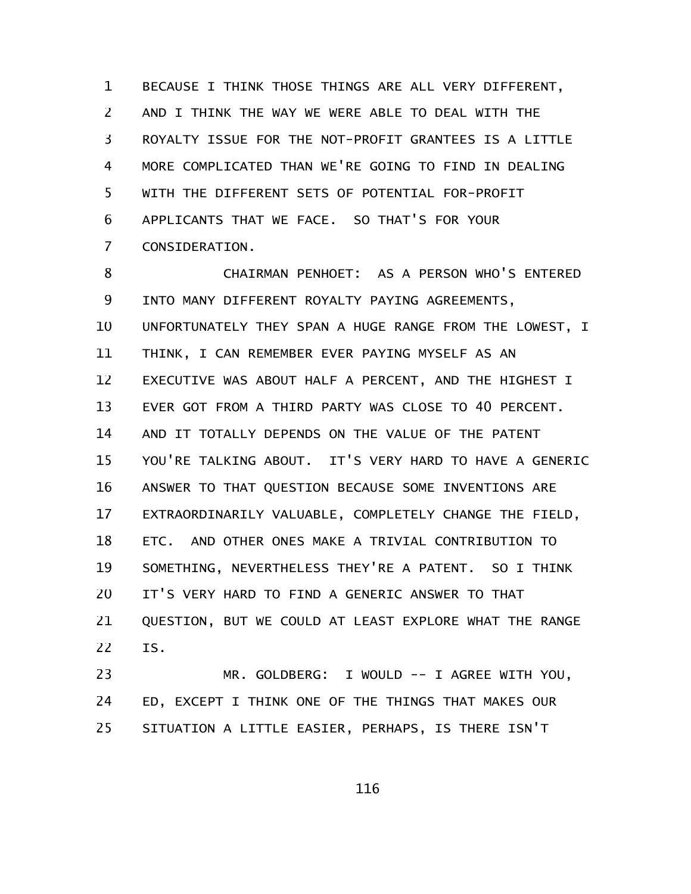BECAUSE I THINK THOSE THINGS ARE ALL VERY DIFFERENT, AND I THINK THE WAY WE WERE ABLE TO DEAL WITH THE ROYALTY ISSUE FOR THE NOT-PROFIT GRANTEES IS A LITTLE MORE COMPLICATED THAN WE'RE GOING TO FIND IN DEALING WITH THE DIFFERENT SETS OF POTENTIAL FOR-PROFIT APPLICANTS THAT WE FACE. SO THAT'S FOR YOUR CONSIDERATION.

CHAIRMAN PENHOET: AS A PERSON WHO'S ENTERED INTO MANY DIFFERENT ROYALTY PAYING AGREEMENTS, UNFORTUNATELY THEY SPAN A HUGE RANGE FROM THE LOWEST, I THINK, I CAN REMEMBER EVER PAYING MYSELF AS AN EXECUTIVE WAS ABOUT HALF A PERCENT, AND THE HIGHEST I EVER GOT FROM A THIRD PARTY WAS CLOSE TO 40 PERCENT. AND IT TOTALLY DEPENDS ON THE VALUE OF THE PATENT YOU'RE TALKING ABOUT. IT'S VERY HARD TO HAVE A GENERIC ANSWER TO THAT QUESTION BECAUSE SOME INVENTIONS ARE EXTRAORDINARILY VALUABLE, COMPLETELY CHANGE THE FIELD, ETC. AND OTHER ONES MAKE A TRIVIAL CONTRIBUTION TO SOMETHING, NEVERTHELESS THEY'RE A PATENT. SO I THINK IT'S VERY HARD TO FIND A GENERIC ANSWER TO THAT QUESTION, BUT WE COULD AT LEAST EXPLORE WHAT THE RANGE IS.

MR. GOLDBERG: I WOULD -- I AGREE WITH YOU, ED, EXCEPT I THINK ONE OF THE THINGS THAT MAKES OUR SITUATION A LITTLE EASIER, PERHAPS, IS THERE ISN'T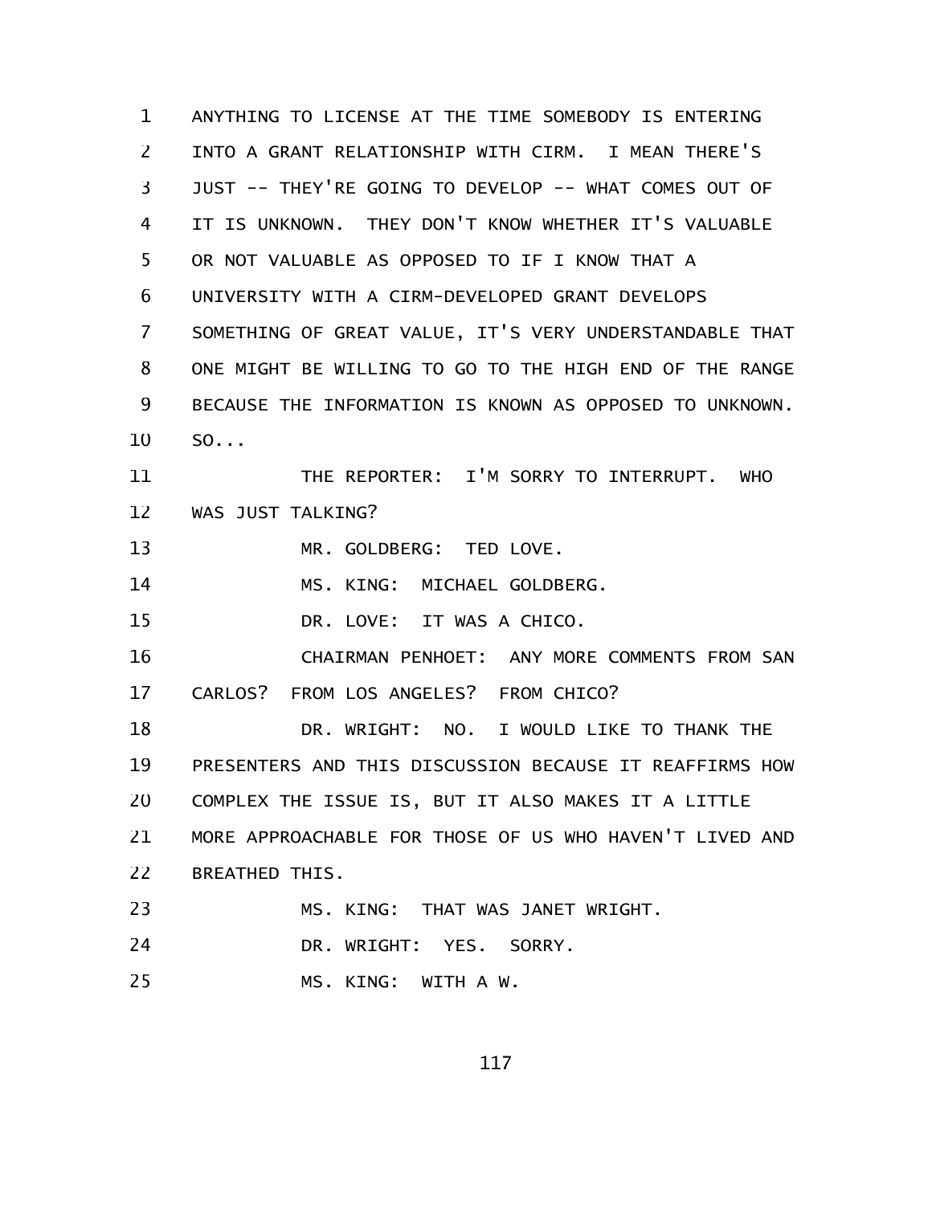ANYTHING TO LICENSE AT THE TIME SOMEBODY IS ENTERING INTO A GRANT RELATIONSHIP WITH CIRM. I MEAN THERE'S JUST -- THEY'RE GOING TO DEVELOP -- WHAT COMES OUT OF IT IS UNKNOWN. THEY DON'T KNOW WHETHER IT'S VALUABLE OR NOT VALUABLE AS OPPOSED TO IF I KNOW THAT A UNIVERSITY WITH A CIRM-DEVELOPED GRANT DEVELOPS SOMETHING OF GREAT VALUE, IT'S VERY UNDERSTANDABLE THAT ONE MIGHT BE WILLING TO GO TO THE HIGH END OF THE RANGE BECAUSE THE INFORMATION IS KNOWN AS OPPOSED TO UNKNOWN. SO...

THE REPORTER: I'M SORRY TO INTERRUPT. WHO WAS JUST TALKING?

MR. GOLDBERG: TED LOVE.

MS. KING: MICHAEL GOLDBERG.

DR. LOVE: IT WAS A CHICO.

CHAIRMAN PENHOET: ANY MORE COMMENTS FROM SAN CARLOS? FROM LOS ANGELES? FROM CHICO?

DR. WRIGHT: NO. I WOULD LIKE TO THANK THE PRESENTERS AND THIS DISCUSSION BECAUSE IT REAFFIRMS HOW COMPLEX THE ISSUE IS, BUT IT ALSO MAKES IT A LITTLE MORE APPROACHABLE FOR THOSE OF US WHO HAVEN'T LIVED AND BREATHED THIS.

MS. KING: THAT WAS JANET WRIGHT.

DR. WRIGHT: YES. SORRY.

MS. KING: WITH A W.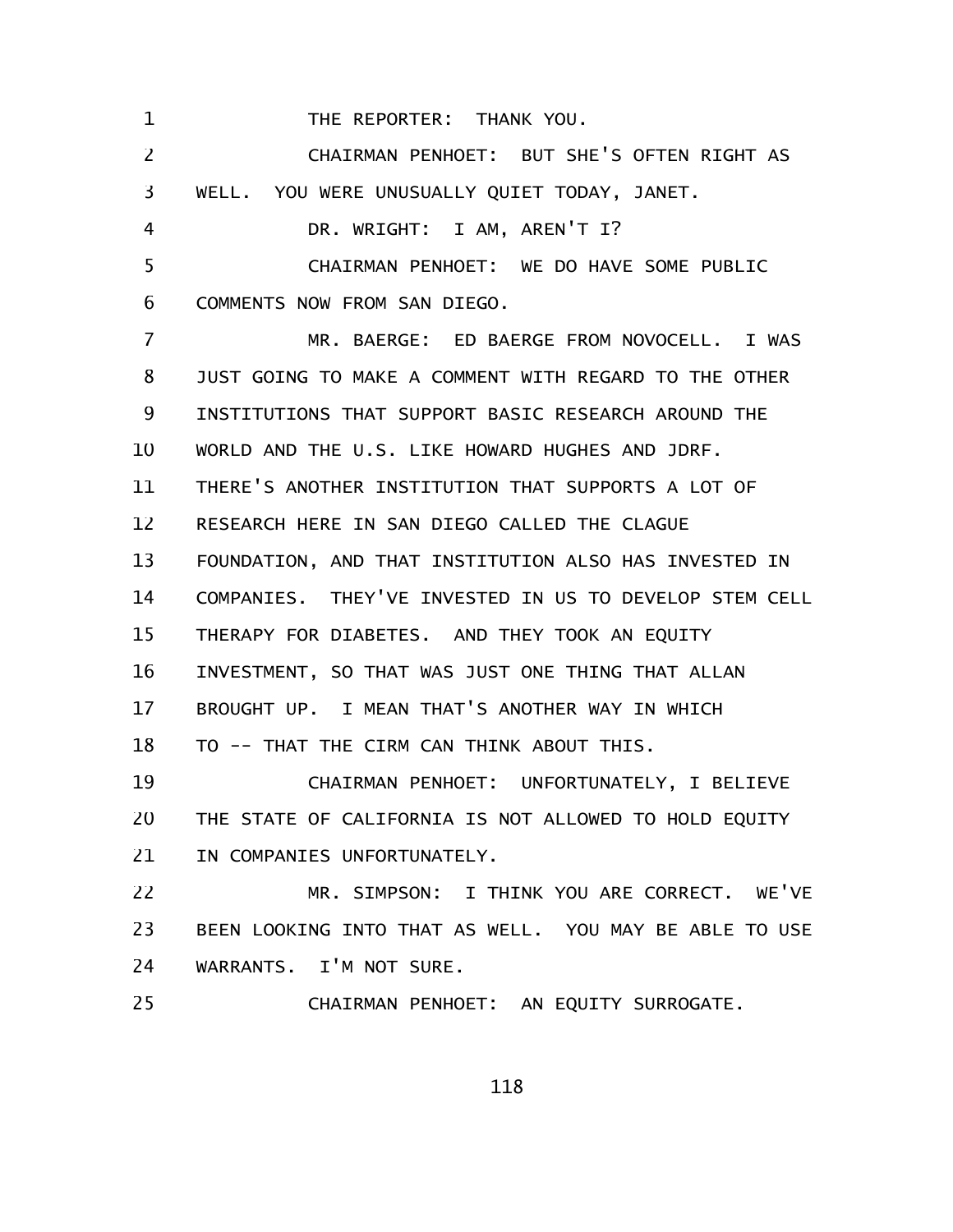THE REPORTER: THANK YOU.

CHAIRMAN PENHOET: BUT SHE'S OFTEN RIGHT AS WELL. YOU WERE UNUSUALLY QUIET TODAY, JANET.

DR. WRIGHT: I AM, AREN'T I?

CHAIRMAN PENHOET: WE DO HAVE SOME PUBLIC COMMENTS NOW FROM SAN DIEGO.

MR. BAERGE: ED BAERGE FROM NOVOCELL. I WAS JUST GOING TO MAKE A COMMENT WITH REGARD TO THE OTHER INSTITUTIONS THAT SUPPORT BASIC RESEARCH AROUND THE WORLD AND THE U.S. LIKE HOWARD HUGHES AND JDRF. THERE'S ANOTHER INSTITUTION THAT SUPPORTS A LOT OF RESEARCH HERE IN SAN DIEGO CALLED THE CLAGUE FOUNDATION, AND THAT INSTITUTION ALSO HAS INVESTED IN COMPANIES. THEY'VE INVESTED IN US TO DEVELOP STEM CELL THERAPY FOR DIABETES. AND THEY TOOK AN EQUITY INVESTMENT, SO THAT WAS JUST ONE THING THAT ALLAN BROUGHT UP. I MEAN THAT'S ANOTHER WAY IN WHICH TO -- THAT THE CIRM CAN THINK ABOUT THIS.

CHAIRMAN PENHOET: UNFORTUNATELY, I BELIEVE THE STATE OF CALIFORNIA IS NOT ALLOWED TO HOLD EQUITY IN COMPANIES UNFORTUNATELY.

MR. SIMPSON: I THINK YOU ARE CORRECT. WE'VE BEEN LOOKING INTO THAT AS WELL. YOU MAY BE ABLE TO USE WARRANTS. I'M NOT SURE.

CHAIRMAN PENHOET: AN EQUITY SURROGATE.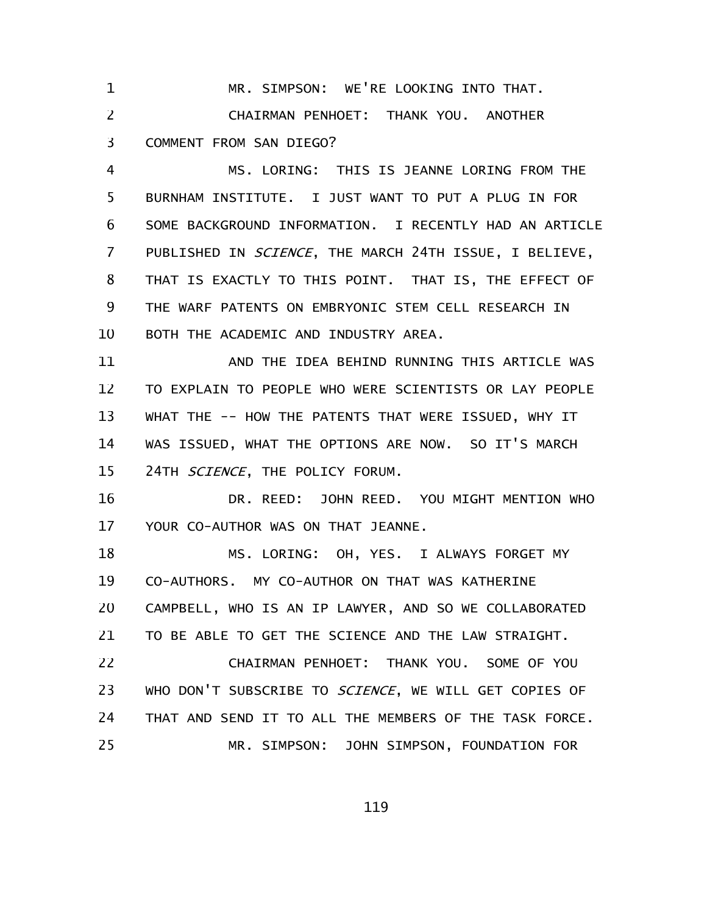MR. SIMPSON: WE'RE LOOKING INTO THAT.

CHAIRMAN PENHOET: THANK YOU. ANOTHER COMMENT FROM SAN DIEGO?

MS. LORING: THIS IS JEANNE LORING FROM THE BURNHAM INSTITUTE. I JUST WANT TO PUT A PLUG IN FOR SOME BACKGROUND INFORMATION. I RECENTLY HAD AN ARTICLE PUBLISHED IN *SCIENCE*, THE MARCH 24TH ISSUE, I BELIEVE, THAT IS EXACTLY TO THIS POINT. THAT IS, THE EFFECT OF THE WARF PATENTS ON EMBRYONIC STEM CELL RESEARCH IN BOTH THE ACADEMIC AND INDUSTRY AREA.

AND THE IDEA BEHIND RUNNING THIS ARTICLE WAS TO EXPLAIN TO PEOPLE WHO WERE SCIENTISTS OR LAY PEOPLE WHAT THE -- HOW THE PATENTS THAT WERE ISSUED, WHY IT WAS ISSUED, WHAT THE OPTIONS ARE NOW. SO IT'S MARCH 24TH *SCIENCE*, THE POLICY FORUM.

DR. REED: JOHN REED. YOU MIGHT MENTION WHO YOUR CO-AUTHOR WAS ON THAT JEANNE.

MS. LORING: OH, YES. I ALWAYS FORGET MY CO-AUTHORS. MY CO-AUTHOR ON THAT WAS KATHERINE CAMPBELL, WHO IS AN IP LAWYER, AND SO WE COLLABORATED TO BE ABLE TO GET THE SCIENCE AND THE LAW STRAIGHT.

CHAIRMAN PENHOET: THANK YOU. SOME OF YOU WHO DON'T SUBSCRIBE TO *SCIENCE*, WE WILL GET COPIES OF THAT AND SEND IT TO ALL THE MEMBERS OF THE TASK FORCE.

MR. SIMPSON: JOHN SIMPSON, FOUNDATION FOR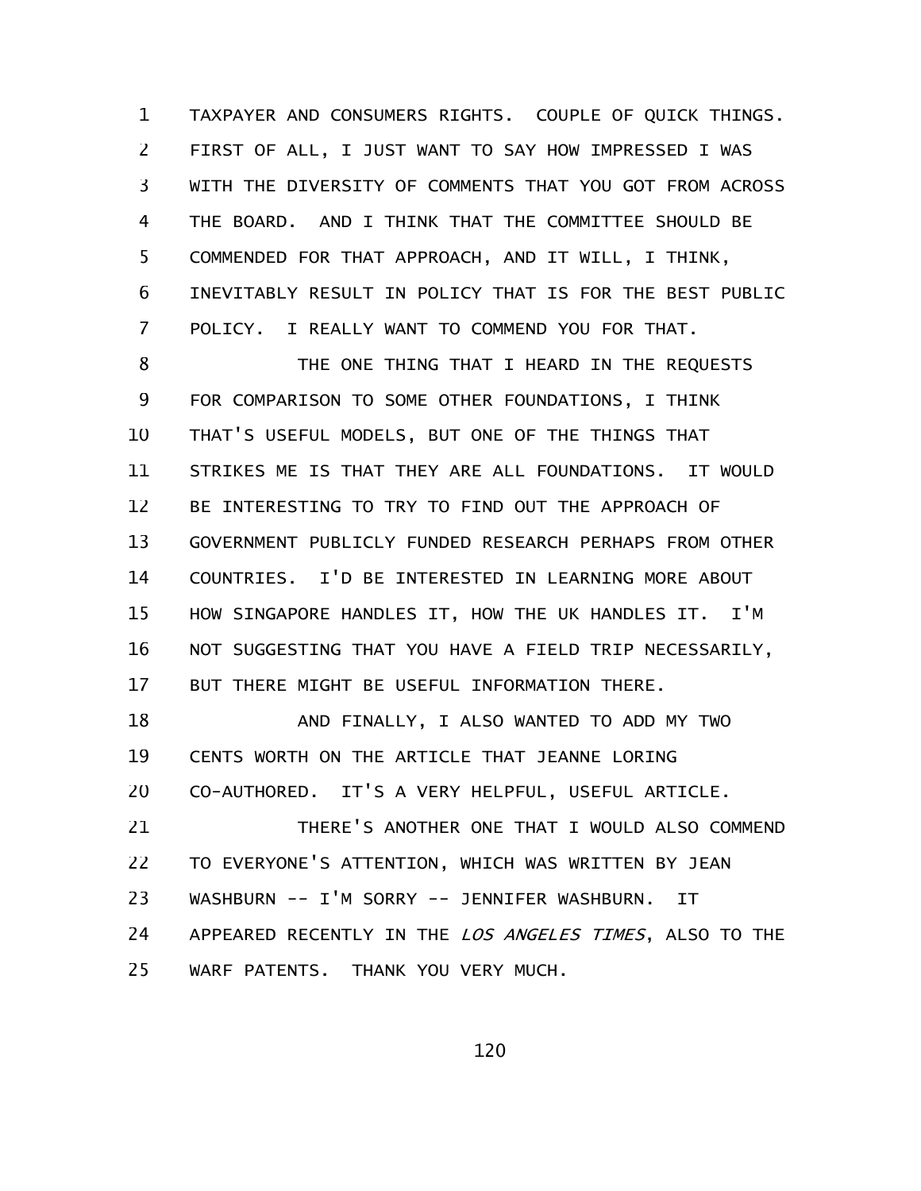TAXPAYER AND CONSUMERS RIGHTS. COUPLE OF QUICK THINGS. FIRST OF ALL, I JUST WANT TO SAY HOW IMPRESSED I WAS WITH THE DIVERSITY OF COMMENTS THAT YOU GOT FROM ACROSS THE BOARD. AND I THINK THAT THE COMMITTEE SHOULD BE COMMENDED FOR THAT APPROACH, AND IT WILL, I THINK, INEVITABLY RESULT IN POLICY THAT IS FOR THE BEST PUBLIC POLICY. I REALLY WANT TO COMMEND YOU FOR THAT.

THE ONE THING THAT I HEARD IN THE REQUESTS FOR COMPARISON TO SOME OTHER FOUNDATIONS, I THINK THAT'S USEFUL MODELS, BUT ONE OF THE THINGS THAT STRIKES ME IS THAT THEY ARE ALL FOUNDATIONS. IT WOULD BE INTERESTING TO TRY TO FIND OUT THE APPROACH OF GOVERNMENT PUBLICLY FUNDED RESEARCH PERHAPS FROM OTHER COUNTRIES. I'D BE INTERESTED IN LEARNING MORE ABOUT HOW SINGAPORE HANDLES IT, HOW THE UK HANDLES IT. I'M NOT SUGGESTING THAT YOU HAVE A FIELD TRIP NECESSARILY, BUT THERE MIGHT BE USEFUL INFORMATION THERE.

AND FINALLY, I ALSO WANTED TO ADD MY TWO CENTS WORTH ON THE ARTICLE THAT JEANNE LORING CO-AUTHORED. IT'S A VERY HELPFUL, USEFUL ARTICLE.

THERE'S ANOTHER ONE THAT I WOULD ALSO COMMEND TO EVERYONE'S ATTENTION, WHICH WAS WRITTEN BY JEAN WASHBURN -- I'M SORRY -- JENNIFER WASHBURN. IT APPEARED RECENTLY IN THE *LOS ANGELES TIMES*, ALSO TO THE WARF PATENTS. THANK YOU VERY MUCH.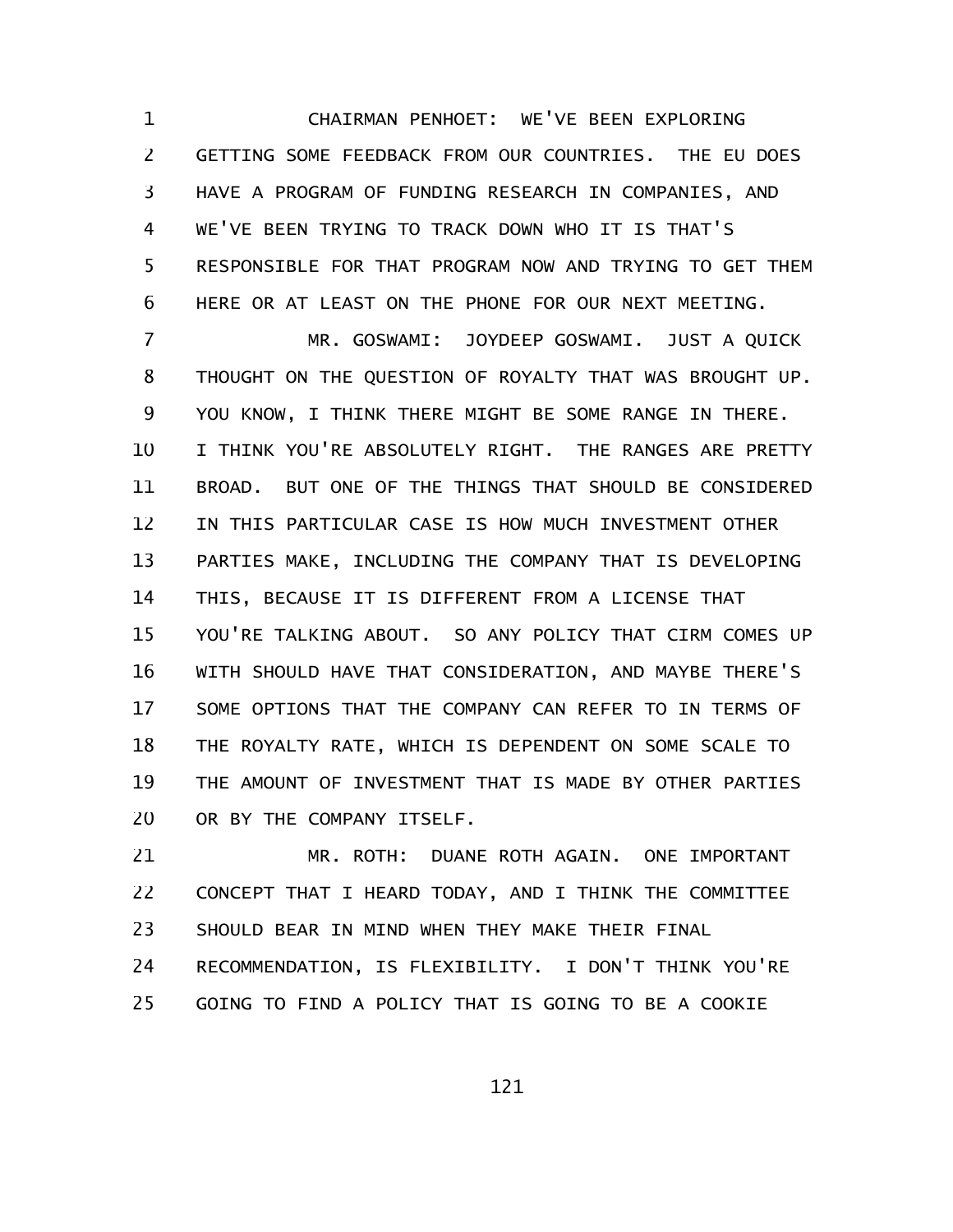CHAIRMAN PENHOET: WE'VE BEEN EXPLORING GETTING SOME FEEDBACK FROM OUR COUNTRIES. THE EU DOES HAVE A PROGRAM OF FUNDING RESEARCH IN COMPANIES, AND WE'VE BEEN TRYING TO TRACK DOWN WHO IT IS THAT'S RESPONSIBLE FOR THAT PROGRAM NOW AND TRYING TO GET THEM HERE OR AT LEAST ON THE PHONE FOR OUR NEXT MEETING.

MR. GOSWAMI: JOYDEEP GOSWAMI. JUST A QUICK THOUGHT ON THE QUESTION OF ROYALTY THAT WAS BROUGHT UP. YOU KNOW, I THINK THERE MIGHT BE SOME RANGE IN THERE. I THINK YOU'RE ABSOLUTELY RIGHT. THE RANGES ARE PRETTY BROAD. BUT ONE OF THE THINGS THAT SHOULD BE CONSIDERED IN THIS PARTICULAR CASE IS HOW MUCH INVESTMENT OTHER PARTIES MAKE, INCLUDING THE COMPANY THAT IS DEVELOPING THIS, BECAUSE IT IS DIFFERENT FROM A LICENSE THAT YOU'RE TALKING ABOUT. SO ANY POLICY THAT CIRM COMES UP WITH SHOULD HAVE THAT CONSIDERATION, AND MAYBE THERE'S SOME OPTIONS THAT THE COMPANY CAN REFER TO IN TERMS OF THE ROYALTY RATE, WHICH IS DEPENDENT ON SOME SCALE TO THE AMOUNT OF INVESTMENT THAT IS MADE BY OTHER PARTIES OR BY THE COMPANY ITSELF.

MR. ROTH: DUANE ROTH AGAIN. ONE IMPORTANT CONCEPT THAT I HEARD TODAY, AND I THINK THE COMMITTEE SHOULD BEAR IN MIND WHEN THEY MAKE THEIR FINAL RECOMMENDATION, IS FLEXIBILITY. I DON'T THINK YOU'RE GOING TO FIND A POLICY THAT IS GOING TO BE A COOKIE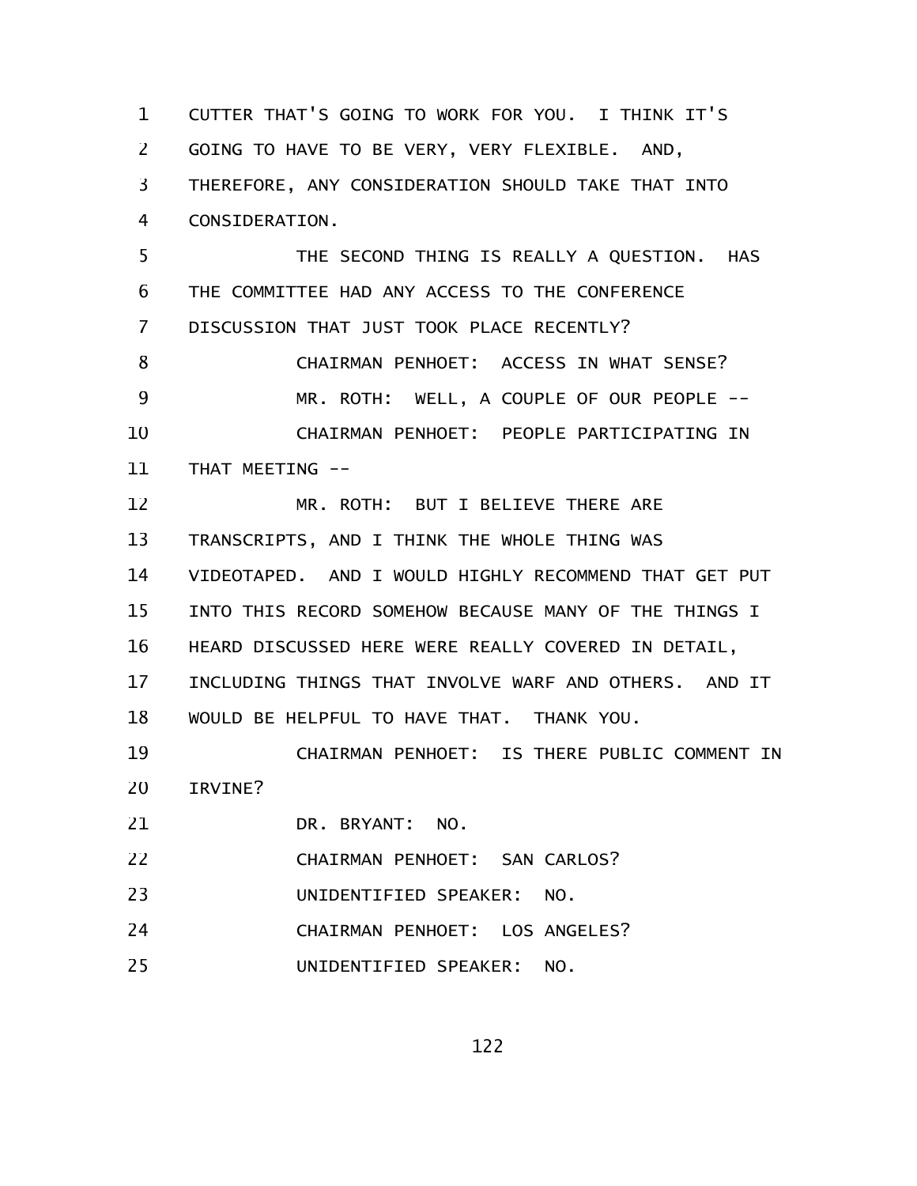CUTTER THAT'S GOING TO WORK FOR YOU. I THINK IT'S GOING TO HAVE TO BE VERY, VERY FLEXIBLE. AND, THEREFORE, ANY CONSIDERATION SHOULD TAKE THAT INTO CONSIDERATION.

THE SECOND THING IS REALLY A QUESTION. HAS THE COMMITTEE HAD ANY ACCESS TO THE CONFERENCE DISCUSSION THAT JUST TOOK PLACE RECENTLY?

CHAIRMAN PENHOET: ACCESS IN WHAT SENSE?

MR. ROTH: WELL, A COUPLE OF OUR PEOPLE --

CHAIRMAN PENHOET: PEOPLE PARTICIPATING IN THAT MEETING --

MR. ROTH: BUT I BELIEVE THERE ARE TRANSCRIPTS, AND I THINK THE WHOLE THING WAS VIDEOTAPED. AND I WOULD HIGHLY RECOMMEND THAT GET PUT INTO THIS RECORD SOMEHOW BECAUSE MANY OF THE THINGS I HEARD DISCUSSED HERE WERE REALLY COVERED IN DETAIL, INCLUDING THINGS THAT INVOLVE WARF AND OTHERS. AND IT WOULD BE HELPFUL TO HAVE THAT. THANK YOU.

CHAIRMAN PENHOET: IS THERE PUBLIC COMMENT IN IRVINE?

DR. BRYANT: NO.

CHAIRMAN PENHOET: SAN CARLOS?

UNIDENTIFIED SPEAKER: NO.

CHAIRMAN PENHOET: LOS ANGELES?

UNIDENTIFIED SPEAKER: NO.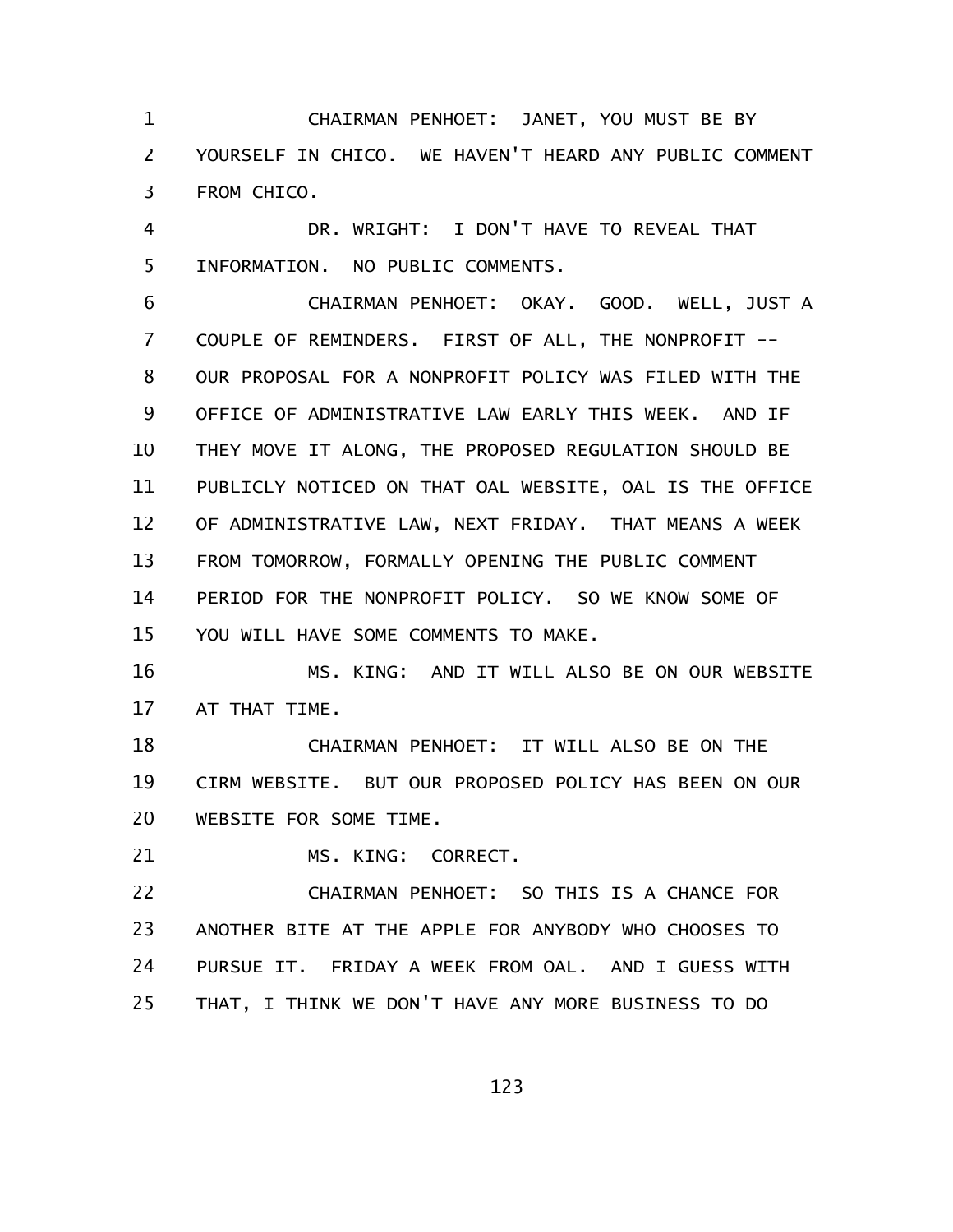CHAIRMAN PENHOET: JANET, YOU MUST BE BY YOURSELF IN CHICO. WE HAVEN'T HEARD ANY PUBLIC COMMENT FROM CHICO.

DR. WRIGHT: I DON'T HAVE TO REVEAL THAT INFORMATION. NO PUBLIC COMMENTS.

CHAIRMAN PENHOET: OKAY. GOOD. WELL, JUST A COUPLE OF REMINDERS. FIRST OF ALL, THE NONPROFIT -- OUR PROPOSAL FOR A NONPROFIT POLICY WAS FILED WITH THE OFFICE OF ADMINISTRATIVE LAW EARLY THIS WEEK. AND IF THEY MOVE IT ALONG, THE PROPOSED REGULATION SHOULD BE PUBLICLY NOTICED ON THAT OAL WEBSITE, OAL IS THE OFFICE OF ADMINISTRATIVE LAW, NEXT FRIDAY. THAT MEANS A WEEK FROM TOMORROW, FORMALLY OPENING THE PUBLIC COMMENT PERIOD FOR THE NONPROFIT POLICY. SO WE KNOW SOME OF YOU WILL HAVE SOME COMMENTS TO MAKE.

MS. KING: AND IT WILL ALSO BE ON OUR WEBSITE AT THAT TIME.

CHAIRMAN PENHOET: IT WILL ALSO BE ON THE CIRM WEBSITE. BUT OUR PROPOSED POLICY HAS BEEN ON OUR WEBSITE FOR SOME TIME.

MS. KING: CORRECT.

CHAIRMAN PENHOET: SO THIS IS A CHANCE FOR ANOTHER BITE AT THE APPLE FOR ANYBODY WHO CHOOSES TO PURSUE IT. FRIDAY A WEEK FROM OAL. AND I GUESS WITH THAT, I THINK WE DON'T HAVE ANY MORE BUSINESS TO DO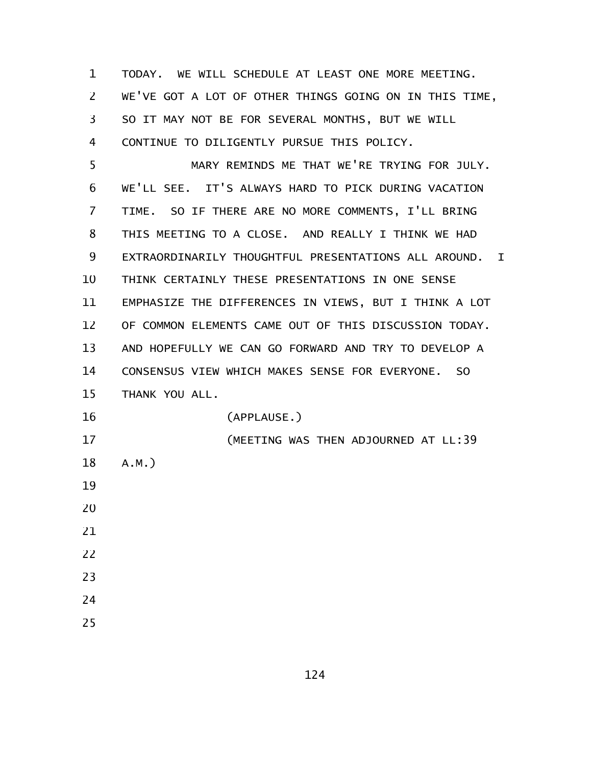TODAY. WE WILL SCHEDULE AT LEAST ONE MORE MEETING. WE'VE GOT A LOT OF OTHER THINGS GOING ON IN THIS TIME, SO IT MAY NOT BE FOR SEVERAL MONTHS, BUT WE WILL CONTINUE TO DILIGENTLY PURSUE THIS POLICY.

MARY REMINDS ME THAT WE'RE TRYING FOR JULY. WE'LL SEE. IT'S ALWAYS HARD TO PICK DURING VACATION TIME. SO IF THERE ARE NO MORE COMMENTS, I'LL BRING THIS MEETING TO A CLOSE. AND REALLY I THINK WE HAD EXTRAORDINARILY THOUGHTFUL PRESENTATIONS ALL AROUND. I THINK CERTAINLY THESE PRESENTATIONS IN ONE SENSE EMPHASIZE THE DIFFERENCES IN VIEWS, BUT I THINK A LOT OF COMMON ELEMENTS CAME OUT OF THIS DISCUSSION TODAY. AND HOPEFULLY WE CAN GO FORWARD AND TRY TO DEVELOP A CONSENSUS VIEW WHICH MAKES SENSE FOR EVERYONE. SO THANK YOU ALL.

(APPLAUSE.)

(MEETING WAS THEN ADJOURNED AT LL:39 A.M.)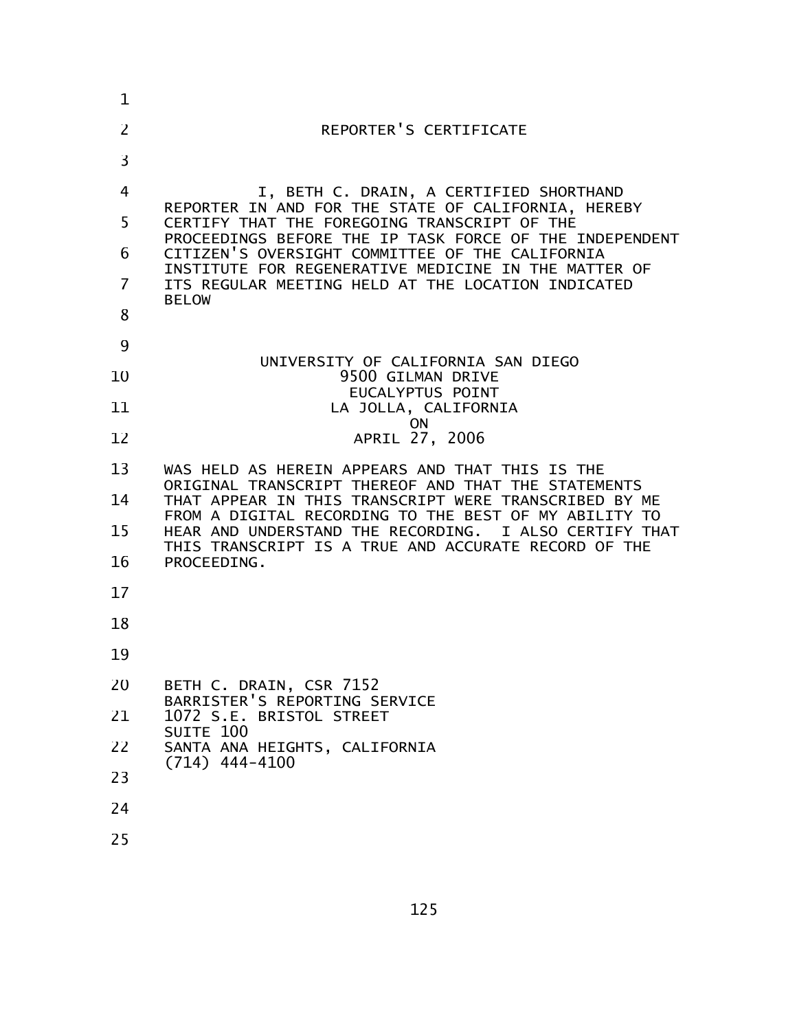## REPORTER'S CERTIFICATE

I, BETH C. DRAIN, A CERTIFIED SHORTHAND REPORTER IN AND FOR THE STATE OF CALIFORNIA, HEREBY CERTIFY THAT THE FOREGOING TRANSCRIPT OF THE PROCEEDINGS BEFORE THE IP TASK FORCE OF THE INDEPENDENT CITIZEN'S OVERSIGHT COMMITTEE OF THE CALIFORNIA INSTITUTE FOR REGENERATIVE MEDICINE IN THE MATTER OF ITS REGULAR MEETING HELD AT THE LOCATION INDICATED BELOW

UNIVERSITY OF CALIFORNIA SAN DIEGO
9500 GILMAN DRIVE
EUCALYPTUS POINT
LA JOLLA, CALIFORNIA
ON
APRIL 27, 2006

WAS HELD AS HEREIN APPEARS AND THAT THIS IS THE ORIGINAL TRANSCRIPT THEREOF AND THAT THE STATEMENTS THAT APPEAR IN THIS TRANSCRIPT WERE TRANSCRIBED BY ME FROM A DIGITAL RECORDING TO THE BEST OF MY ABILITY TO HEAR AND UNDERSTAND THE RECORDING. I ALSO CERTIFY THAT THIS TRANSCRIPT IS A TRUE AND ACCURATE RECORD OF THE PROCEEDING.

BETH C. DRAIN, CSR 7152
BARRISTER'S REPORTING SERVICE
1072 S.E. BRISTOL STREET
SUITE 100
SANTA ANA HEIGHTS, CALIFORNIA
(714) 444-4100